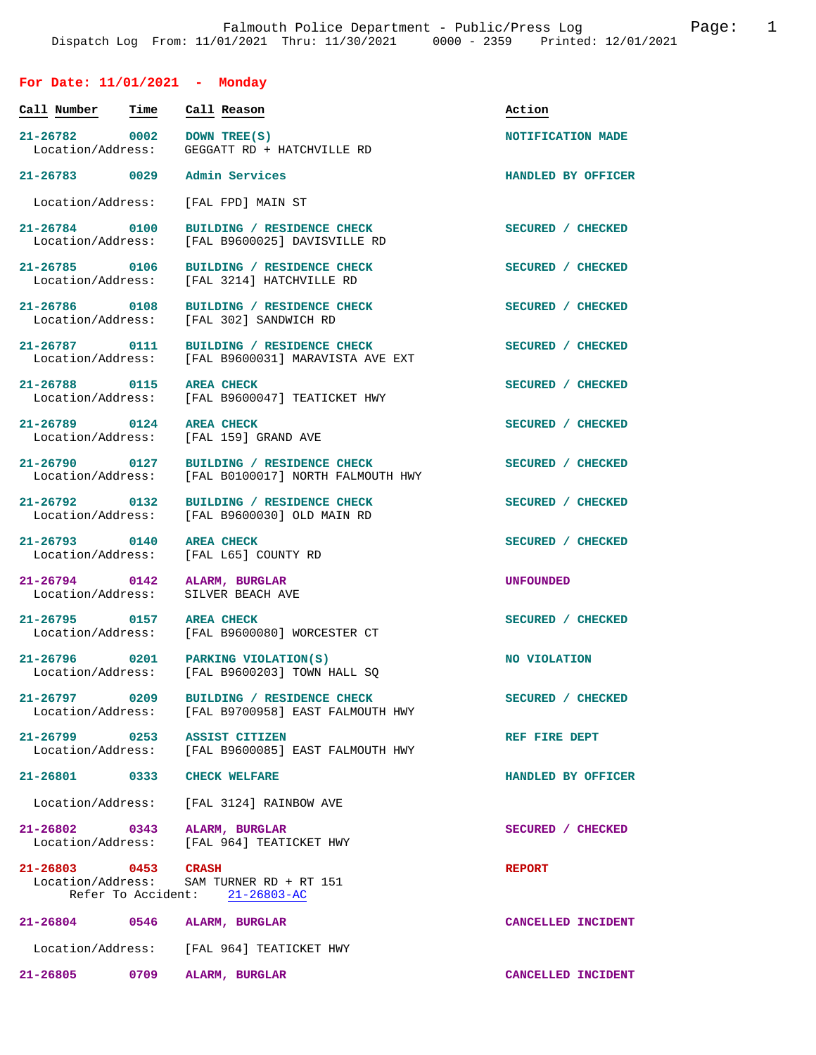Falmouth Police Department - Public/Press Log

Dispatch Log From: 11/01/2021 Thru: 11/30/2021 0000 - 2359 Printed: 12/01/2021

## For Date: 11/01/2021 - Monday

| Call Number | Time | Call Reason | Action |
|---|---|---|---|
| 21-26782 | 0002 | DOWN TREE(S)<br>Location/Address: GEGGATT RD + HATCHVILLE RD | NOTIFICATION MADE |
| 21-26783 | 0029 | Admin Services<br>Location/Address: [FAL FPD] MAIN ST | HANDLED BY OFFICER |
| 21-26784 | 0100 | BUILDING / RESIDENCE CHECK<br>Location/Address: [FAL B9600025] DAVISVILLE RD | SECURED / CHECKED |
| 21-26785 | 0106 | BUILDING / RESIDENCE CHECK<br>Location/Address: [FAL 3214] HATCHVILLE RD | SECURED / CHECKED |
| 21-26786 | 0108 | BUILDING / RESIDENCE CHECK<br>Location/Address: [FAL 302] SANDWICH RD | SECURED / CHECKED |
| 21-26787 | 0111 | BUILDING / RESIDENCE CHECK<br>Location/Address: [FAL B9600031] MARAVISTA AVE EXT | SECURED / CHECKED |
| 21-26788 | 0115 | AREA CHECK<br>Location/Address: [FAL B9600047] TEATICKET HWY | SECURED / CHECKED |
| 21-26789 | 0124 | AREA CHECK<br>Location/Address: [FAL 159] GRAND AVE | SECURED / CHECKED |
| 21-26790 | 0127 | BUILDING / RESIDENCE CHECK<br>Location/Address: [FAL B0100017] NORTH FALMOUTH HWY | SECURED / CHECKED |
| 21-26792 | 0132 | BUILDING / RESIDENCE CHECK<br>Location/Address: [FAL B9600030] OLD MAIN RD | SECURED / CHECKED |
| 21-26793 | 0140 | AREA CHECK<br>Location/Address: [FAL L65] COUNTY RD | SECURED / CHECKED |
| 21-26794 | 0142 | ALARM, BURGLAR<br>Location/Address: SILVER BEACH AVE | UNFOUNDED |
| 21-26795 | 0157 | AREA CHECK<br>Location/Address: [FAL B9600080] WORCESTER CT | SECURED / CHECKED |
| 21-26796 | 0201 | PARKING VIOLATION(S)<br>Location/Address: [FAL B9600203] TOWN HALL SQ | NO VIOLATION |
| 21-26797 | 0209 | BUILDING / RESIDENCE CHECK<br>Location/Address: [FAL B9700958] EAST FALMOUTH HWY | SECURED / CHECKED |
| 21-26799 | 0253 | ASSIST CITIZEN<br>Location/Address: [FAL B9600085] EAST FALMOUTH HWY | REF FIRE DEPT |
| 21-26801 | 0333 | CHECK WELFARE<br>Location/Address: [FAL 3124] RAINBOW AVE | HANDLED BY OFFICER |
| 21-26802 | 0343 | ALARM, BURGLAR<br>Location/Address: [FAL 964] TEATICKET HWY | SECURED / CHECKED |
| 21-26803 | 0453 | CRASH<br>Location/Address: SAM TURNER RD + RT 151<br>Refer To Accident: 21-26803-AC | REPORT |
| 21-26804 | 0546 | ALARM, BURGLAR<br>Location/Address: [FAL 964] TEATICKET HWY | CANCELLED INCIDENT |
| 21-26805 | 0709 | ALARM, BURGLAR | CANCELLED INCIDENT |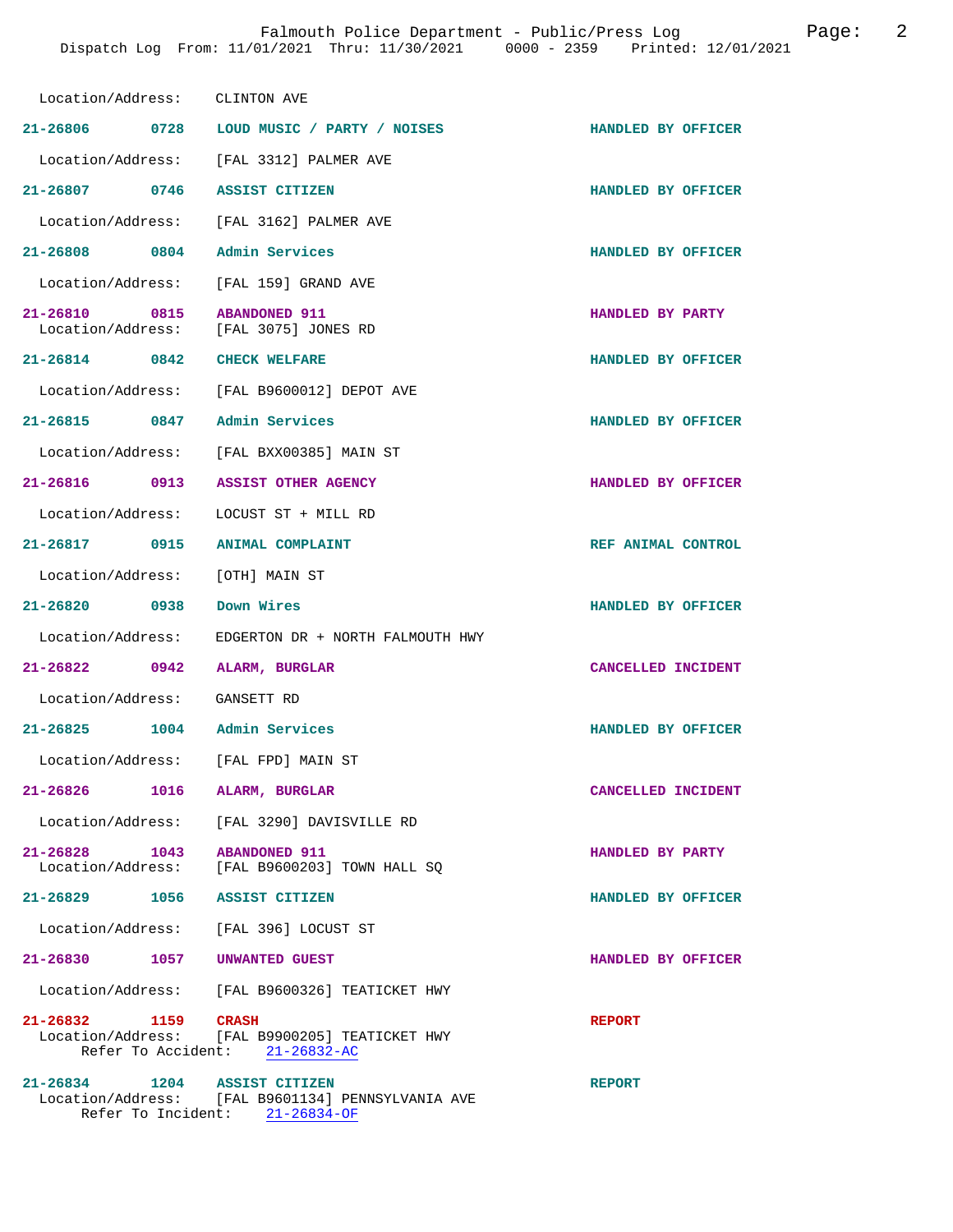Location/Address: CLINTON AVE

**21-26806 0728 LOUD MUSIC / PARTY / NOISES** HANDLED BY OFFICER
Location/Address: [FAL 3312] PALMER AVE

**21-26807 0746 ASSIST CITIZEN** HANDLED BY OFFICER
Location/Address: [FAL 3162] PALMER AVE

**21-26808 0804 Admin Services** HANDLED BY OFFICER
Location/Address: [FAL 159] GRAND AVE

**21-26810 0815 ABANDONED 911** HANDLED BY PARTY
Location/Address: [FAL 3075] JONES RD

**21-26814 0842 CHECK WELFARE** HANDLED BY OFFICER
Location/Address: [FAL B9600012] DEPOT AVE

**21-26815 0847 Admin Services** HANDLED BY OFFICER
Location/Address: [FAL BXX00385] MAIN ST

**21-26816 0913 ASSIST OTHER AGENCY** HANDLED BY OFFICER
Location/Address: LOCUST ST + MILL RD

**21-26817 0915 ANIMAL COMPLAINT** REF ANIMAL CONTROL
Location/Address: [OTH] MAIN ST

**21-26820 0938 Down Wires** HANDLED BY OFFICER
Location/Address: EDGERTON DR + NORTH FALMOUTH HWY

**21-26822 0942 ALARM, BURGLAR** CANCELLED INCIDENT
Location/Address: GANSETT RD

**21-26825 1004 Admin Services** HANDLED BY OFFICER
Location/Address: [FAL FPD] MAIN ST

**21-26826 1016 ALARM, BURGLAR** CANCELLED INCIDENT
Location/Address: [FAL 3290] DAVISVILLE RD

**21-26828 1043 ABANDONED 911** HANDLED BY PARTY
Location/Address: [FAL B9600203] TOWN HALL SQ

**21-26829 1056 ASSIST CITIZEN** HANDLED BY OFFICER
Location/Address: [FAL 396] LOCUST ST

**21-26830 1057 UNWANTED GUEST** HANDLED BY OFFICER
Location/Address: [FAL B9600326] TEATICKET HWY

**21-26832 1159 CRASH** REPORT
Location/Address: [FAL B9900205] TEATICKET HWY
Refer To Accident: 21-26832-AC

**21-26834 1204 ASSIST CITIZEN** REPORT
Location/Address: [FAL B9601134] PENNSYLVANIA AVE
Refer To Incident: 21-26834-OF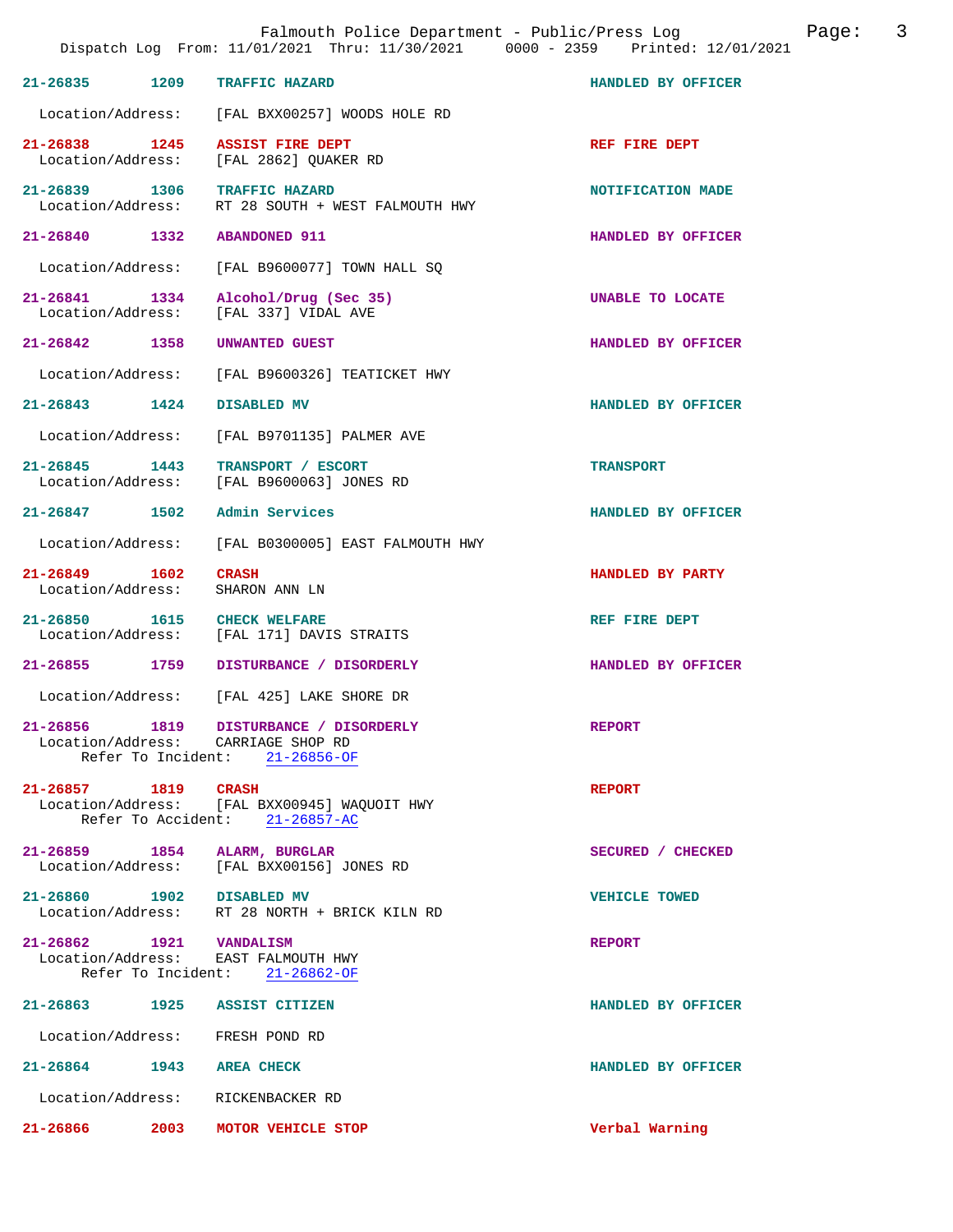Falmouth Police Department - Public/Press Log

Dispatch Log From: 11/01/2021 Thru: 11/30/2021 0000 - 2359 Printed: 12/01/2021

**21-26835 1209 TRAFFIC HAZARD** — HANDLED BY OFFICER
Location/Address: [FAL BXX00257] WOODS HOLE RD

**21-26838 1245 ASSIST FIRE DEPT** — REF FIRE DEPT
Location/Address: [FAL 2862] QUAKER RD

**21-26839 1306 TRAFFIC HAZARD** — NOTIFICATION MADE
Location/Address: RT 28 SOUTH + WEST FALMOUTH HWY

**21-26840 1332 ABANDONED 911** — HANDLED BY OFFICER
Location/Address: [FAL B9600077] TOWN HALL SQ

**21-26841 1334 Alcohol/Drug (Sec 35)** — UNABLE TO LOCATE
Location/Address: [FAL 337] VIDAL AVE

**21-26842 1358 UNWANTED GUEST** — HANDLED BY OFFICER
Location/Address: [FAL B9600326] TEATICKET HWY

**21-26843 1424 DISABLED MV** — HANDLED BY OFFICER
Location/Address: [FAL B9701135] PALMER AVE

**21-26845 1443 TRANSPORT / ESCORT** — TRANSPORT
Location/Address: [FAL B9600063] JONES RD

**21-26847 1502 Admin Services** — HANDLED BY OFFICER
Location/Address: [FAL B0300005] EAST FALMOUTH HWY

**21-26849 1602 CRASH** — HANDLED BY PARTY
Location/Address: SHARON ANN LN

**21-26850 1615 CHECK WELFARE** — REF FIRE DEPT
Location/Address: [FAL 171] DAVIS STRAITS

**21-26855 1759 DISTURBANCE / DISORDERLY** — HANDLED BY OFFICER
Location/Address: [FAL 425] LAKE SHORE DR

**21-26856 1819 DISTURBANCE / DISORDERLY** — REPORT
Location/Address: CARRIAGE SHOP RD
Refer To Incident: 21-26856-OF

**21-26857 1819 CRASH** — REPORT
Location/Address: [FAL BXX00945] WAQUOIT HWY
Refer To Accident: 21-26857-AC

**21-26859 1854 ALARM, BURGLAR** — SECURED / CHECKED
Location/Address: [FAL BXX00156] JONES RD

**21-26860 1902 DISABLED MV** — VEHICLE TOWED
Location/Address: RT 28 NORTH + BRICK KILN RD

**21-26862 1921 VANDALISM** — REPORT
Location/Address: EAST FALMOUTH HWY
Refer To Incident: 21-26862-OF

**21-26863 1925 ASSIST CITIZEN** — HANDLED BY OFFICER
Location/Address: FRESH POND RD

**21-26864 1943 AREA CHECK** — HANDLED BY OFFICER
Location/Address: RICKENBACKER RD

**21-26866 2003 MOTOR VEHICLE STOP** — Verbal Warning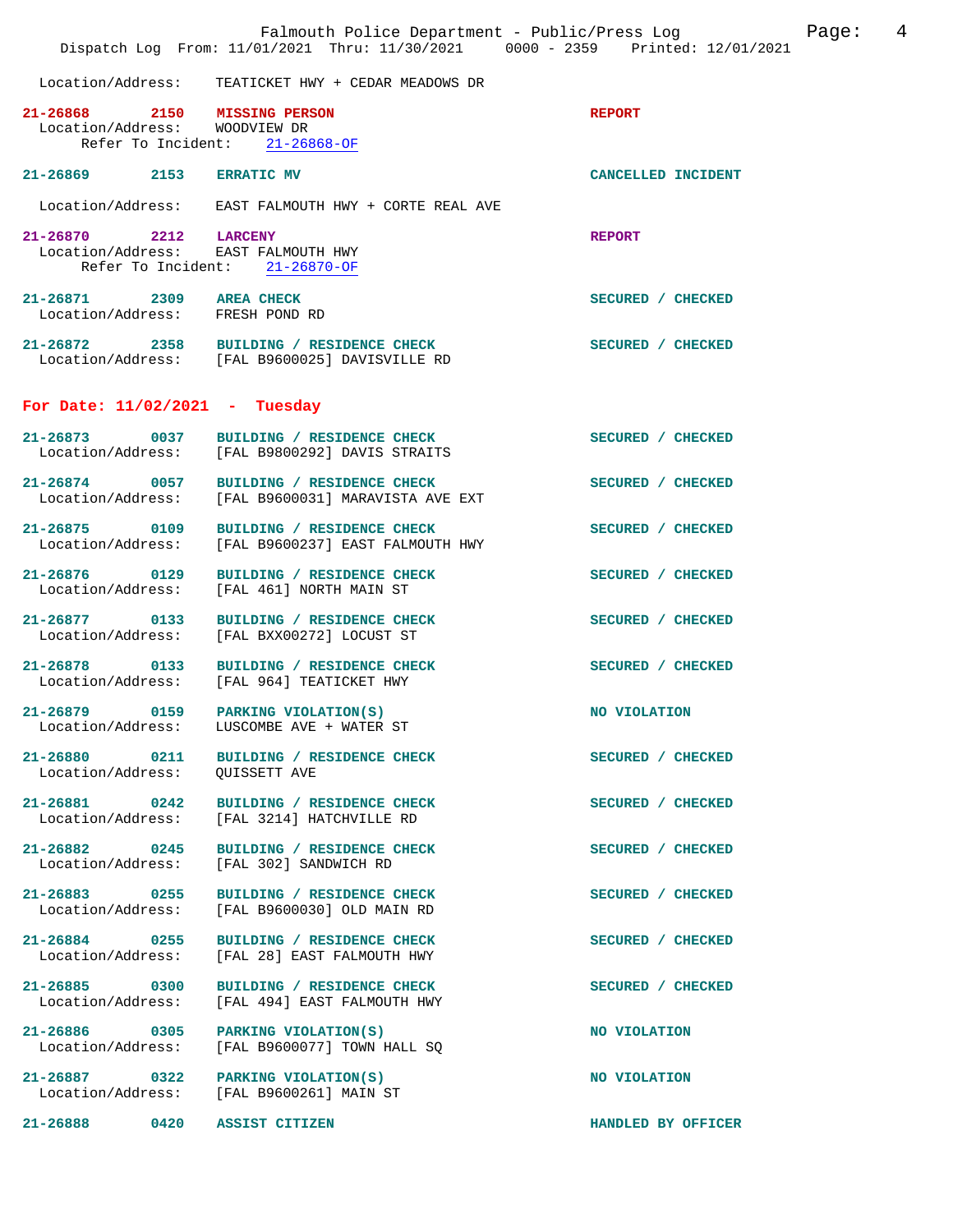Location/Address: TEATICKET HWY + CEDAR MEADOWS DR

**21-26868 2150 MISSING PERSON** REPORT
Location/Address: WOODVIEW DR
Refer To Incident: 21-26868-OF

**21-26869 2153 ERRATIC MV** CANCELLED INCIDENT

Location/Address: EAST FALMOUTH HWY + CORTE REAL AVE

**21-26870 2212 LARCENY** REPORT
Location/Address: EAST FALMOUTH HWY
Refer To Incident: 21-26870-OF

**21-26871 2309 AREA CHECK** SECURED / CHECKED
Location/Address: FRESH POND RD

**21-26872 2358 BUILDING / RESIDENCE CHECK** SECURED / CHECKED
Location/Address: [FAL B9600025] DAVISVILLE RD

## For Date: 11/02/2021 - Tuesday

**21-26873 0037 BUILDING / RESIDENCE CHECK** SECURED / CHECKED
Location/Address: [FAL B9800292] DAVIS STRAITS

**21-26874 0057 BUILDING / RESIDENCE CHECK** SECURED / CHECKED
Location/Address: [FAL B9600031] MARAVISTA AVE EXT

**21-26875 0109 BUILDING / RESIDENCE CHECK** SECURED / CHECKED
Location/Address: [FAL B9600237] EAST FALMOUTH HWY

**21-26876 0129 BUILDING / RESIDENCE CHECK** SECURED / CHECKED
Location/Address: [FAL 461] NORTH MAIN ST

**21-26877 0133 BUILDING / RESIDENCE CHECK** SECURED / CHECKED
Location/Address: [FAL BXX00272] LOCUST ST

**21-26878 0133 BUILDING / RESIDENCE CHECK** SECURED / CHECKED
Location/Address: [FAL 964] TEATICKET HWY

**21-26879 0159 PARKING VIOLATION(S)** NO VIOLATION
Location/Address: LUSCOMBE AVE + WATER ST

**21-26880 0211 BUILDING / RESIDENCE CHECK** SECURED / CHECKED
Location/Address: QUISSETT AVE

**21-26881 0242 BUILDING / RESIDENCE CHECK** SECURED / CHECKED
Location/Address: [FAL 3214] HATCHVILLE RD

**21-26882 0245 BUILDING / RESIDENCE CHECK** SECURED / CHECKED
Location/Address: [FAL 302] SANDWICH RD

**21-26883 0255 BUILDING / RESIDENCE CHECK** SECURED / CHECKED
Location/Address: [FAL B9600030] OLD MAIN RD

**21-26884 0255 BUILDING / RESIDENCE CHECK** SECURED / CHECKED
Location/Address: [FAL 28] EAST FALMOUTH HWY

**21-26885 0300 BUILDING / RESIDENCE CHECK** SECURED / CHECKED
Location/Address: [FAL 494] EAST FALMOUTH HWY

**21-26886 0305 PARKING VIOLATION(S)** NO VIOLATION
Location/Address: [FAL B9600077] TOWN HALL SQ

**21-26887 0322 PARKING VIOLATION(S)** NO VIOLATION
Location/Address: [FAL B9600261] MAIN ST

**21-26888 0420 ASSIST CITIZEN** HANDLED BY OFFICER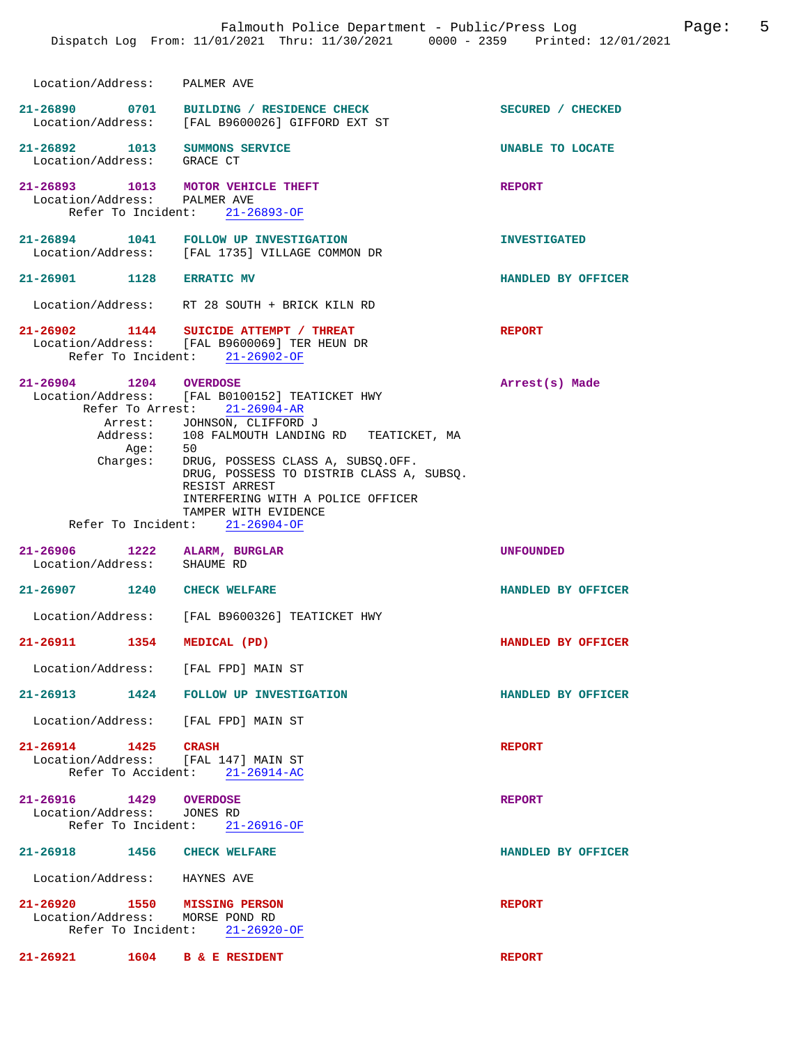Location/Address: PALMER AVE

**21-26890 0701 BUILDING / RESIDENCE CHECK** — SECURED / CHECKED
Location/Address: [FAL B9600026] GIFFORD EXT ST

**21-26892 1013 SUMMONS SERVICE** — UNABLE TO LOCATE
Location/Address: GRACE CT

**21-26893 1013 MOTOR VEHICLE THEFT** — REPORT
Location/Address: PALMER AVE
Refer To Incident: 21-26893-OF

**21-26894 1041 FOLLOW UP INVESTIGATION** — INVESTIGATED
Location/Address: [FAL 1735] VILLAGE COMMON DR

**21-26901 1128 ERRATIC MV** — HANDLED BY OFFICER
Location/Address: RT 28 SOUTH + BRICK KILN RD

**21-26902 1144 SUICIDE ATTEMPT / THREAT** — REPORT
Location/Address: [FAL B9600069] TER HEUN DR
Refer To Incident: 21-26902-OF

**21-26904 1204 OVERDOSE** — Arrest(s) Made
Location/Address: [FAL B0100152] TEATICKET HWY
Refer To Arrest: 21-26904-AR
Arrest: JOHNSON, CLIFFORD J
Address: 108 FALMOUTH LANDING RD TEATICKET, MA
Age: 50
Charges: DRUG, POSSESS CLASS A, SUBSQ.OFF.
DRUG, POSSESS TO DISTRIB CLASS A, SUBSQ.
RESIST ARREST
INTERFERING WITH A POLICE OFFICER
TAMPER WITH EVIDENCE
Refer To Incident: 21-26904-OF

**21-26906 1222 ALARM, BURGLAR** — UNFOUNDED
Location/Address: SHAUME RD

**21-26907 1240 CHECK WELFARE** — HANDLED BY OFFICER
Location/Address: [FAL B9600326] TEATICKET HWY

**21-26911 1354 MEDICAL (PD)** — HANDLED BY OFFICER
Location/Address: [FAL FPD] MAIN ST

**21-26913 1424 FOLLOW UP INVESTIGATION** — HANDLED BY OFFICER
Location/Address: [FAL FPD] MAIN ST

**21-26914 1425 CRASH** — REPORT
Location/Address: [FAL 147] MAIN ST
Refer To Accident: 21-26914-AC

**21-26916 1429 OVERDOSE** — REPORT
Location/Address: JONES RD
Refer To Incident: 21-26916-OF

**21-26918 1456 CHECK WELFARE** — HANDLED BY OFFICER
Location/Address: HAYNES AVE

**21-26920 1550 MISSING PERSON** — REPORT
Location/Address: MORSE POND RD
Refer To Incident: 21-26920-OF

**21-26921 1604 B & E RESIDENT** — REPORT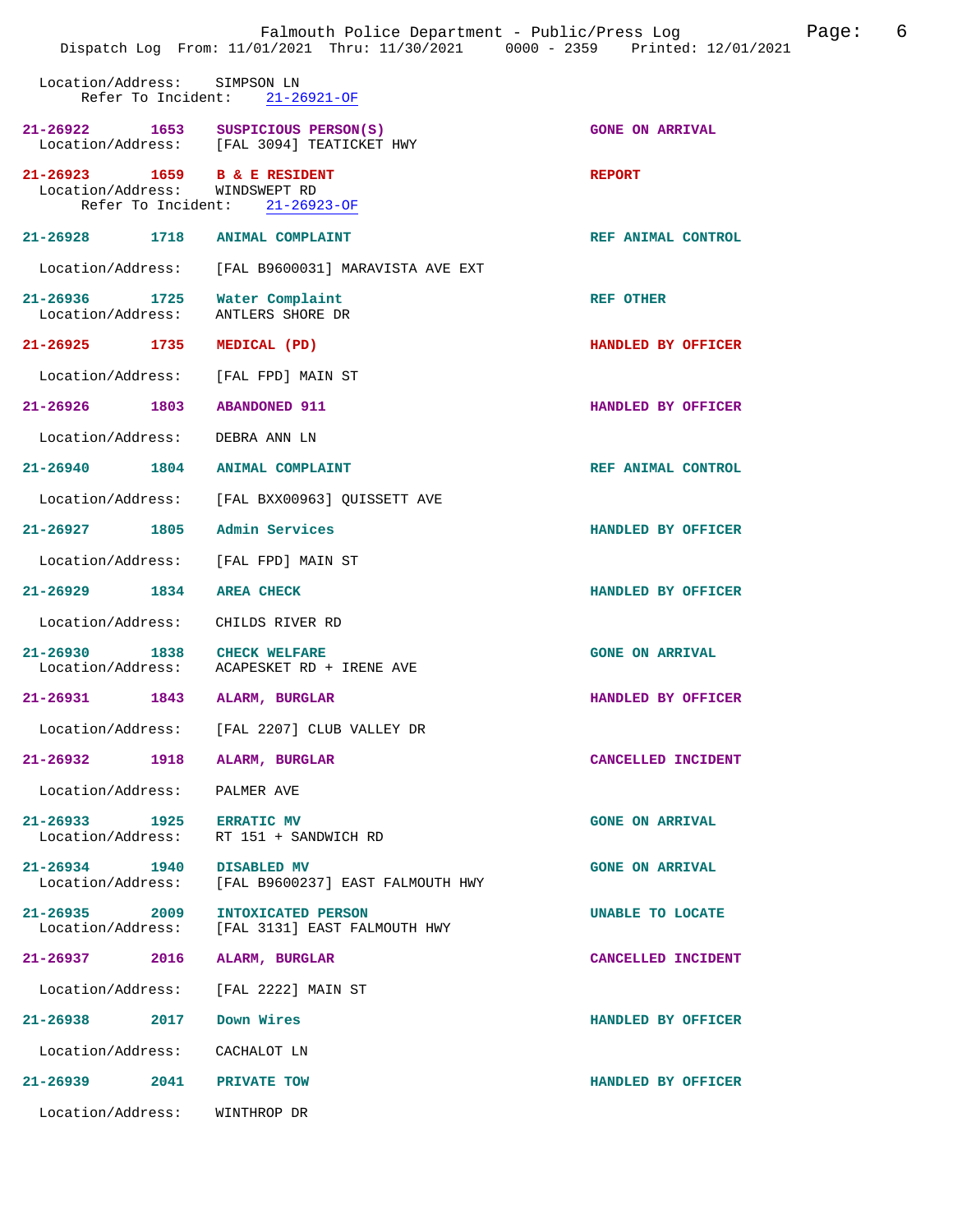Location/Address: SIMPSON LN
Refer To Incident: 21-26921-OF

| Incident | Time | Type | Disposition |
|---|---|---|---|
| 21-26922 | 1653 | SUSPICIOUS PERSON(S) | GONE ON ARRIVAL |

Location/Address: [FAL 3094] TEATICKET HWY

| Incident | Time | Type | Disposition |
|---|---|---|---|
| 21-26923 | 1659 | B & E RESIDENT | REPORT |

Location/Address: WINDSWEPT RD
Refer To Incident: 21-26923-OF

**21-26928** 1718 ANIMAL COMPLAINT — REF ANIMAL CONTROL
Location/Address: [FAL B9600031] MARAVISTA AVE EXT

**21-26936** 1725 Water Complaint — REF OTHER
Location/Address: ANTLERS SHORE DR

**21-26925** 1735 MEDICAL (PD) — HANDLED BY OFFICER
Location/Address: [FAL FPD] MAIN ST

**21-26926** 1803 ABANDONED 911 — HANDLED BY OFFICER
Location/Address: DEBRA ANN LN

**21-26940** 1804 ANIMAL COMPLAINT — REF ANIMAL CONTROL
Location/Address: [FAL BXX00963] QUISSETT AVE

**21-26927** 1805 Admin Services — HANDLED BY OFFICER
Location/Address: [FAL FPD] MAIN ST

**21-26929** 1834 AREA CHECK — HANDLED BY OFFICER
Location/Address: CHILDS RIVER RD

**21-26930** 1838 CHECK WELFARE — GONE ON ARRIVAL
Location/Address: ACAPESKET RD + IRENE AVE

**21-26931** 1843 ALARM, BURGLAR — HANDLED BY OFFICER
Location/Address: [FAL 2207] CLUB VALLEY DR

**21-26932** 1918 ALARM, BURGLAR — CANCELLED INCIDENT
Location/Address: PALMER AVE

**21-26933** 1925 ERRATIC MV — GONE ON ARRIVAL
Location/Address: RT 151 + SANDWICH RD

**21-26934** 1940 DISABLED MV — GONE ON ARRIVAL
Location/Address: [FAL B9600237] EAST FALMOUTH HWY

**21-26935** 2009 INTOXICATED PERSON — UNABLE TO LOCATE
Location/Address: [FAL 3131] EAST FALMOUTH HWY

**21-26937** 2016 ALARM, BURGLAR — CANCELLED INCIDENT
Location/Address: [FAL 2222] MAIN ST

**21-26938** 2017 Down Wires — HANDLED BY OFFICER
Location/Address: CACHALOT LN

**21-26939** 2041 PRIVATE TOW — HANDLED BY OFFICER
Location/Address: WINTHROP DR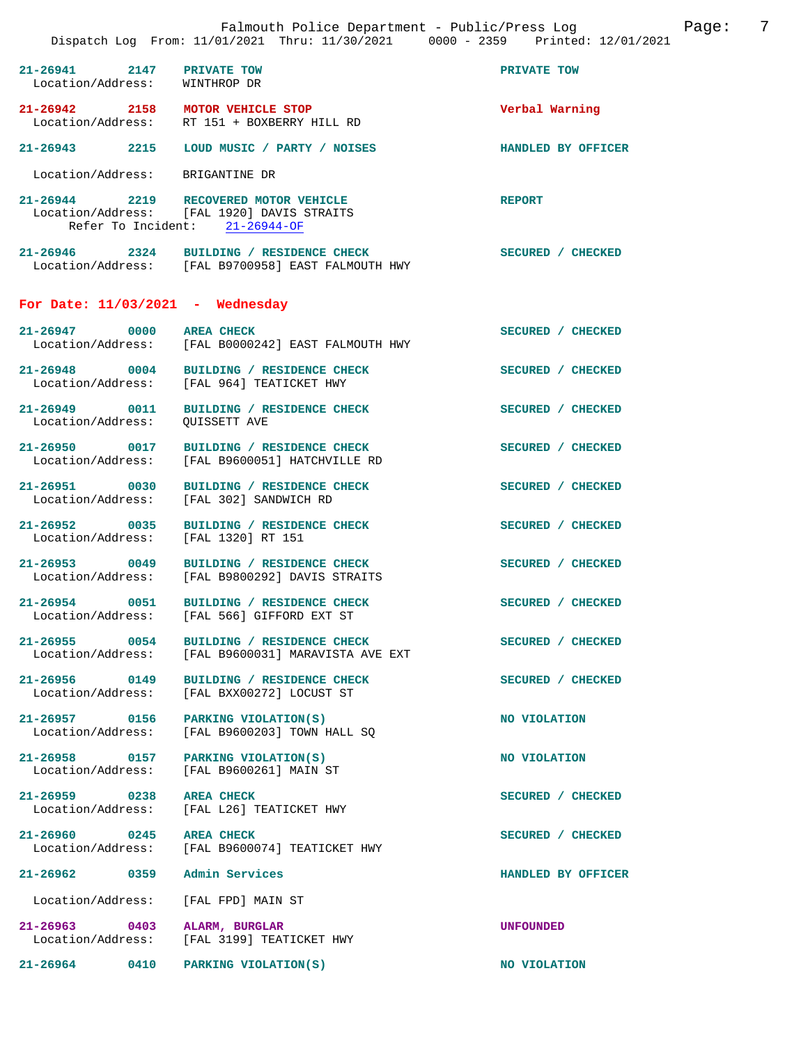| Incident | Time | Call Type | Disposition |
|---|---|---|---|
| 21-26941 | 2147 | PRIVATE TOW | PRIVATE TOW |
| Location/Address: | | WINTHROP DR | |
| 21-26942 | 2158 | MOTOR VEHICLE STOP | Verbal Warning |
| Location/Address: | | RT 151 + BOXBERRY HILL RD | |
| 21-26943 | 2215 | LOUD MUSIC / PARTY / NOISES | HANDLED BY OFFICER |
| Location/Address: | | BRIGANTINE DR | |
| 21-26944 | 2219 | RECOVERED MOTOR VEHICLE | REPORT |
| Location/Address: | | [FAL 1920] DAVIS STRAITS | |
| Refer To Incident: | | 21-26944-OF | |
| 21-26946 | 2324 | BUILDING / RESIDENCE CHECK | SECURED / CHECKED |
| Location/Address: | | [FAL B9700958] EAST FALMOUTH HWY | |

## For Date: 11/03/2021 - Wednesday

| Incident | Time | Call Type | Disposition |
|---|---|---|---|
| 21-26947 | 0000 | AREA CHECK | SECURED / CHECKED |
| Location/Address: | | [FAL B0000242] EAST FALMOUTH HWY | |
| 21-26948 | 0004 | BUILDING / RESIDENCE CHECK | SECURED / CHECKED |
| Location/Address: | | [FAL 964] TEATICKET HWY | |
| 21-26949 | 0011 | BUILDING / RESIDENCE CHECK | SECURED / CHECKED |
| Location/Address: | | QUISSETT AVE | |
| 21-26950 | 0017 | BUILDING / RESIDENCE CHECK | SECURED / CHECKED |
| Location/Address: | | [FAL B9600051] HATCHVILLE RD | |
| 21-26951 | 0030 | BUILDING / RESIDENCE CHECK | SECURED / CHECKED |
| Location/Address: | | [FAL 302] SANDWICH RD | |
| 21-26952 | 0035 | BUILDING / RESIDENCE CHECK | SECURED / CHECKED |
| Location/Address: | | [FAL 1320] RT 151 | |
| 21-26953 | 0049 | BUILDING / RESIDENCE CHECK | SECURED / CHECKED |
| Location/Address: | | [FAL B9800292] DAVIS STRAITS | |
| 21-26954 | 0051 | BUILDING / RESIDENCE CHECK | SECURED / CHECKED |
| Location/Address: | | [FAL 566] GIFFORD EXT ST | |
| 21-26955 | 0054 | BUILDING / RESIDENCE CHECK | SECURED / CHECKED |
| Location/Address: | | [FAL B9600031] MARAVISTA AVE EXT | |
| 21-26956 | 0149 | BUILDING / RESIDENCE CHECK | SECURED / CHECKED |
| Location/Address: | | [FAL BXX00272] LOCUST ST | |
| 21-26957 | 0156 | PARKING VIOLATION(S) | NO VIOLATION |
| Location/Address: | | [FAL B9600203] TOWN HALL SQ | |
| 21-26958 | 0157 | PARKING VIOLATION(S) | NO VIOLATION |
| Location/Address: | | [FAL B9600261] MAIN ST | |
| 21-26959 | 0238 | AREA CHECK | SECURED / CHECKED |
| Location/Address: | | [FAL L26] TEATICKET HWY | |
| 21-26960 | 0245 | AREA CHECK | SECURED / CHECKED |
| Location/Address: | | [FAL B9600074] TEATICKET HWY | |
| 21-26962 | 0359 | Admin Services | HANDLED BY OFFICER |
| Location/Address: | | [FAL FPD] MAIN ST | |
| 21-26963 | 0403 | ALARM, BURGLAR | UNFOUNDED |
| Location/Address: | | [FAL 3199] TEATICKET HWY | |
| 21-26964 | 0410 | PARKING VIOLATION(S) | NO VIOLATION |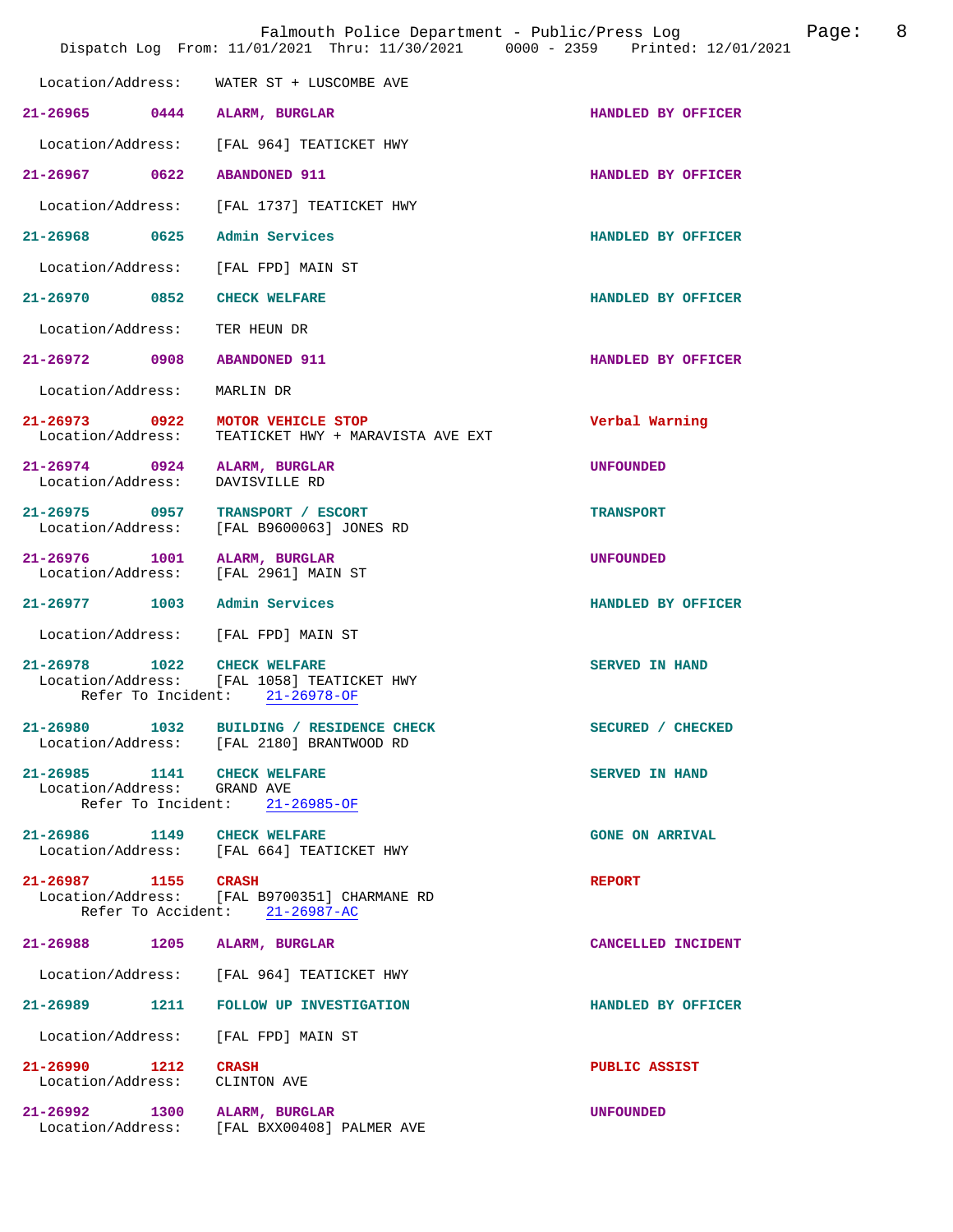Location/Address: WATER ST + LUSCOMBE AVE

**21-26965** 0444 **ALARM, BURGLAR** HANDLED BY OFFICER
Location/Address: [FAL 964] TEATICKET HWY

**21-26967** 0622 **ABANDONED 911** HANDLED BY OFFICER
Location/Address: [FAL 1737] TEATICKET HWY

**21-26968** 0625 **Admin Services** HANDLED BY OFFICER
Location/Address: [FAL FPD] MAIN ST

**21-26970** 0852 **CHECK WELFARE** HANDLED BY OFFICER
Location/Address: TER HEUN DR

**21-26972** 0908 **ABANDONED 911** HANDLED BY OFFICER
Location/Address: MARLIN DR

**21-26973** 0922 **MOTOR VEHICLE STOP** Verbal Warning
Location/Address: TEATICKET HWY + MARAVISTA AVE EXT

**21-26974** 0924 **ALARM, BURGLAR** UNFOUNDED
Location/Address: DAVISVILLE RD

**21-26975** 0957 **TRANSPORT / ESCORT** TRANSPORT
Location/Address: [FAL B9600063] JONES RD

**21-26976** 1001 **ALARM, BURGLAR** UNFOUNDED
Location/Address: [FAL 2961] MAIN ST

**21-26977** 1003 **Admin Services** HANDLED BY OFFICER
Location/Address: [FAL FPD] MAIN ST

**21-26978** 1022 **CHECK WELFARE** SERVED IN HAND
Location/Address: [FAL 1058] TEATICKET HWY
Refer To Incident: 21-26978-OF

**21-26980** 1032 **BUILDING / RESIDENCE CHECK** SECURED / CHECKED
Location/Address: [FAL 2180] BRANTWOOD RD

**21-26985** 1141 **CHECK WELFARE** SERVED IN HAND
Location/Address: GRAND AVE
Refer To Incident: 21-26985-OF

**21-26986** 1149 **CHECK WELFARE** GONE ON ARRIVAL
Location/Address: [FAL 664] TEATICKET HWY

**21-26987** 1155 **CRASH** REPORT
Location/Address: [FAL B9700351] CHARMANE RD
Refer To Accident: 21-26987-AC

**21-26988** 1205 **ALARM, BURGLAR** CANCELLED INCIDENT
Location/Address: [FAL 964] TEATICKET HWY

**21-26989** 1211 **FOLLOW UP INVESTIGATION** HANDLED BY OFFICER
Location/Address: [FAL FPD] MAIN ST

**21-26990** 1212 **CRASH** PUBLIC ASSIST
Location/Address: CLINTON AVE

**21-26992** 1300 **ALARM, BURGLAR** UNFOUNDED
Location/Address: [FAL BXX00408] PALMER AVE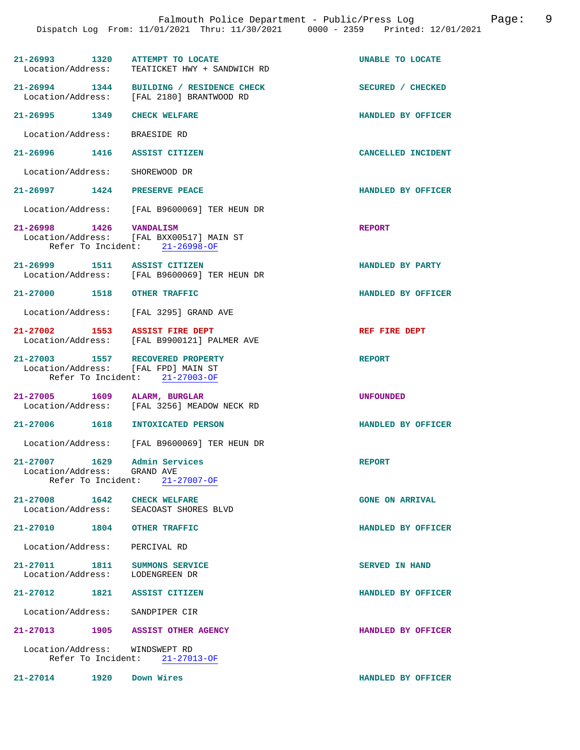| Incident # | Time | Call Type | Disposition |
|---|---|---|---|
| 21-26993 | 1320 | ATTEMPT TO LOCATE | UNABLE TO LOCATE |
| Location/Address: TEATICKET HWY + SANDWICH RD | | | |
| 21-26994 | 1344 | BUILDING / RESIDENCE CHECK | SECURED / CHECKED |
| Location/Address: [FAL 2180] BRANTWOOD RD | | | |
| 21-26995 | 1349 | CHECK WELFARE | HANDLED BY OFFICER |
| Location/Address: BRAESIDE RD | | | |
| 21-26996 | 1416 | ASSIST CITIZEN | CANCELLED INCIDENT |
| Location/Address: SHOREWOOD DR | | | |
| 21-26997 | 1424 | PRESERVE PEACE | HANDLED BY OFFICER |
| Location/Address: [FAL B9600069] TER HEUN DR | | | |
| 21-26998 | 1426 | VANDALISM | REPORT |
| Location/Address: [FAL BXX00517] MAIN ST; Refer To Incident: 21-26998-OF | | | |
| 21-26999 | 1511 | ASSIST CITIZEN | HANDLED BY PARTY |
| Location/Address: [FAL B9600069] TER HEUN DR | | | |
| 21-27000 | 1518 | OTHER TRAFFIC | HANDLED BY OFFICER |
| Location/Address: [FAL 3295] GRAND AVE | | | |
| 21-27002 | 1553 | ASSIST FIRE DEPT | REF FIRE DEPT |
| Location/Address: [FAL B9900121] PALMER AVE | | | |
| 21-27003 | 1557 | RECOVERED PROPERTY | REPORT |
| Location/Address: [FAL FPD] MAIN ST; Refer To Incident: 21-27003-OF | | | |
| 21-27005 | 1609 | ALARM, BURGLAR | UNFOUNDED |
| Location/Address: [FAL 3256] MEADOW NECK RD | | | |
| 21-27006 | 1618 | INTOXICATED PERSON | HANDLED BY OFFICER |
| Location/Address: [FAL B9600069] TER HEUN DR | | | |
| 21-27007 | 1629 | Admin Services | REPORT |
| Location/Address: GRAND AVE; Refer To Incident: 21-27007-OF | | | |
| 21-27008 | 1642 | CHECK WELFARE | GONE ON ARRIVAL |
| Location/Address: SEACOAST SHORES BLVD | | | |
| 21-27010 | 1804 | OTHER TRAFFIC | HANDLED BY OFFICER |
| Location/Address: PERCIVAL RD | | | |
| 21-27011 | 1811 | SUMMONS SERVICE | SERVED IN HAND |
| Location/Address: LODENGREEN DR | | | |
| 21-27012 | 1821 | ASSIST CITIZEN | HANDLED BY OFFICER |
| Location/Address: SANDPIPER CIR | | | |
| 21-27013 | 1905 | ASSIST OTHER AGENCY | HANDLED BY OFFICER |
| Location/Address: WINDSWEPT RD; Refer To Incident: 21-27013-OF | | | |
| 21-27014 | 1920 | Down Wires | HANDLED BY OFFICER |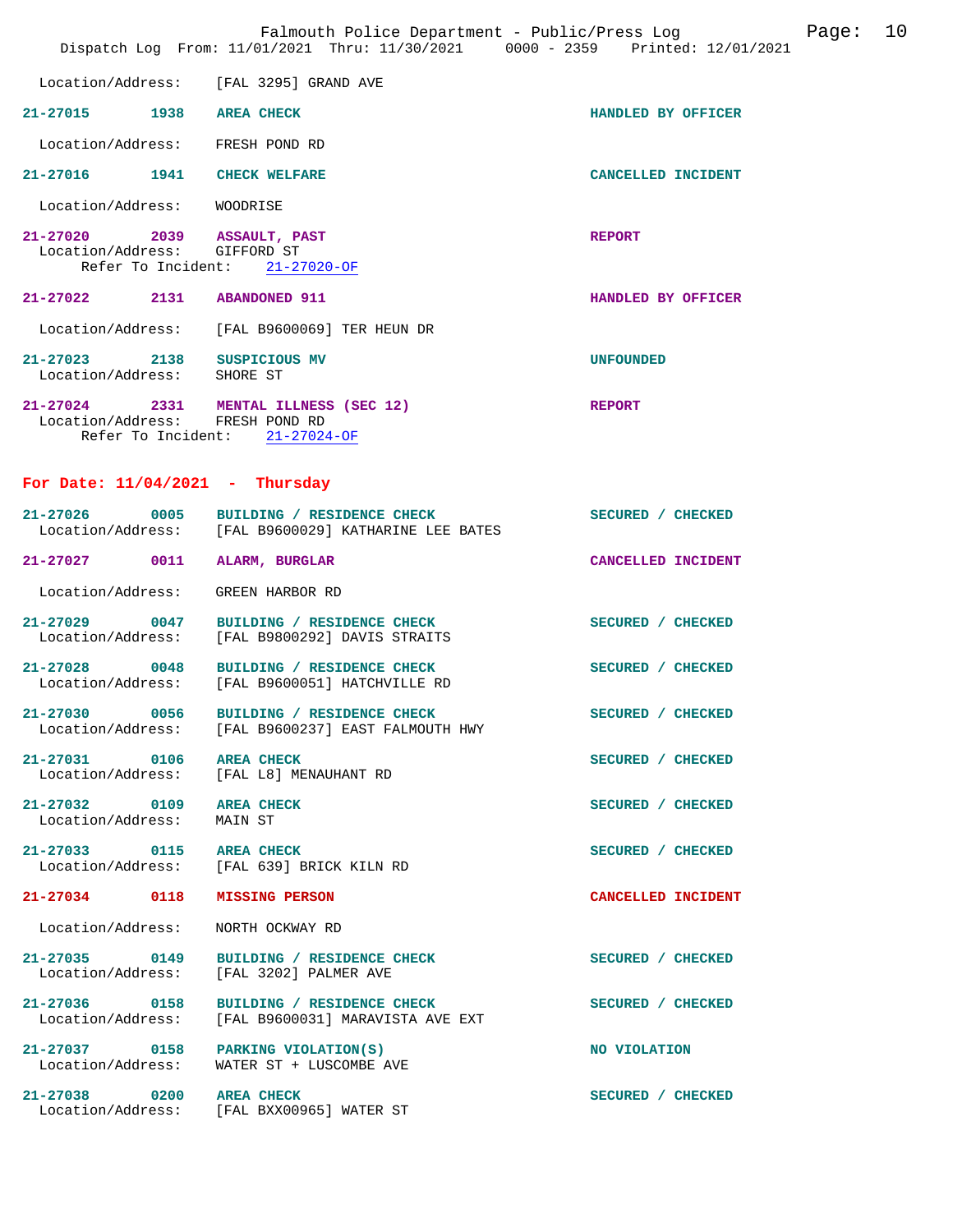Location/Address: [FAL 3295] GRAND AVE

**21-27015** 1938 **AREA CHECK** — HANDLED BY OFFICER
Location/Address: FRESH POND RD

**21-27016** 1941 **CHECK WELFARE** — CANCELLED INCIDENT
Location/Address: WOODRISE

**21-27020** 2039 **ASSAULT, PAST** — REPORT
Location/Address: GIFFORD ST
Refer To Incident: 21-27020-OF

**21-27022** 2131 **ABANDONED 911** — HANDLED BY OFFICER
Location/Address: [FAL B9600069] TER HEUN DR

**21-27023** 2138 **SUSPICIOUS MV** — UNFOUNDED
Location/Address: SHORE ST

**21-27024** 2331 **MENTAL ILLNESS (SEC 12)** — REPORT
Location/Address: FRESH POND RD
Refer To Incident: 21-27024-OF

## For Date: 11/04/2021 - Thursday

**21-27026** 0005 **BUILDING / RESIDENCE CHECK** — SECURED / CHECKED
Location/Address: [FAL B9600029] KATHARINE LEE BATES

**21-27027** 0011 **ALARM, BURGLAR** — CANCELLED INCIDENT
Location/Address: GREEN HARBOR RD

**21-27029** 0047 **BUILDING / RESIDENCE CHECK** — SECURED / CHECKED
Location/Address: [FAL B9800292] DAVIS STRAITS

**21-27028** 0048 **BUILDING / RESIDENCE CHECK** — SECURED / CHECKED
Location/Address: [FAL B9600051] HATCHVILLE RD

**21-27030** 0056 **BUILDING / RESIDENCE CHECK** — SECURED / CHECKED
Location/Address: [FAL B9600237] EAST FALMOUTH HWY

**21-27031** 0106 **AREA CHECK** — SECURED / CHECKED
Location/Address: [FAL L8] MENAUHANT RD

**21-27032** 0109 **AREA CHECK** — SECURED / CHECKED
Location/Address: MAIN ST

**21-27033** 0115 **AREA CHECK** — SECURED / CHECKED
Location/Address: [FAL 639] BRICK KILN RD

**21-27034** 0118 **MISSING PERSON** — CANCELLED INCIDENT
Location/Address: NORTH OCKWAY RD

**21-27035** 0149 **BUILDING / RESIDENCE CHECK** — SECURED / CHECKED
Location/Address: [FAL 3202] PALMER AVE

**21-27036** 0158 **BUILDING / RESIDENCE CHECK** — SECURED / CHECKED
Location/Address: [FAL B9600031] MARAVISTA AVE EXT

**21-27037** 0158 **PARKING VIOLATION(S)** — NO VIOLATION
Location/Address: WATER ST + LUSCOMBE AVE

**21-27038** 0200 **AREA CHECK** — SECURED / CHECKED
Location/Address: [FAL BXX00965] WATER ST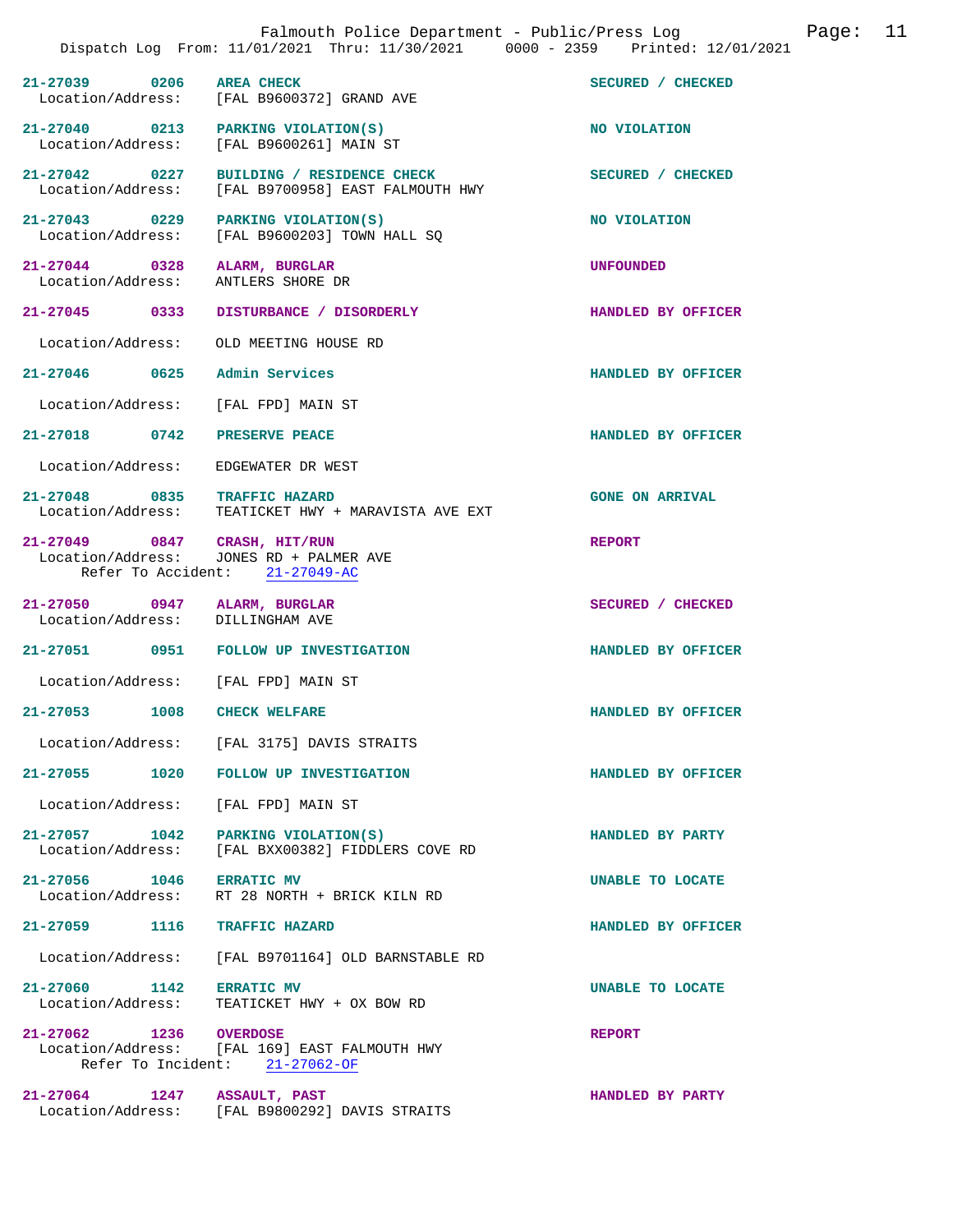| Call # | Time | Type | Location/Address | Disposition |
|---|---|---|---|---|
| 21-27039 | 0206 | AREA CHECK | [FAL B9600372] GRAND AVE | SECURED / CHECKED |
| 21-27040 | 0213 | PARKING VIOLATION(S) | [FAL B9600261] MAIN ST | NO VIOLATION |
| 21-27042 | 0227 | BUILDING / RESIDENCE CHECK | [FAL B9700958] EAST FALMOUTH HWY | SECURED / CHECKED |
| 21-27043 | 0229 | PARKING VIOLATION(S) | [FAL B9600203] TOWN HALL SQ | NO VIOLATION |
| 21-27044 | 0328 | ALARM, BURGLAR | ANTLERS SHORE DR | UNFOUNDED |
| 21-27045 | 0333 | DISTURBANCE / DISORDERLY | OLD MEETING HOUSE RD | HANDLED BY OFFICER |
| 21-27046 | 0625 | Admin Services | [FAL FPD] MAIN ST | HANDLED BY OFFICER |
| 21-27018 | 0742 | PRESERVE PEACE | EDGEWATER DR WEST | HANDLED BY OFFICER |
| 21-27048 | 0835 | TRAFFIC HAZARD | TEATICKET HWY + MARAVISTA AVE EXT | GONE ON ARRIVAL |
| 21-27049 | 0847 | CRASH, HIT/RUN | JONES RD + PALMER AVE (Refer To Accident: 21-27049-AC) | REPORT |
| 21-27050 | 0947 | ALARM, BURGLAR | DILLINGHAM AVE | SECURED / CHECKED |
| 21-27051 | 0951 | FOLLOW UP INVESTIGATION | [FAL FPD] MAIN ST | HANDLED BY OFFICER |
| 21-27053 | 1008 | CHECK WELFARE | [FAL 3175] DAVIS STRAITS | HANDLED BY OFFICER |
| 21-27055 | 1020 | FOLLOW UP INVESTIGATION | [FAL FPD] MAIN ST | HANDLED BY OFFICER |
| 21-27057 | 1042 | PARKING VIOLATION(S) | [FAL BXX00382] FIDDLERS COVE RD | HANDLED BY PARTY |
| 21-27056 | 1046 | ERRATIC MV | RT 28 NORTH + BRICK KILN RD | UNABLE TO LOCATE |
| 21-27059 | 1116 | TRAFFIC HAZARD | [FAL B9701164] OLD BARNSTABLE RD | HANDLED BY OFFICER |
| 21-27060 | 1142 | ERRATIC MV | TEATICKET HWY + OX BOW RD | UNABLE TO LOCATE |
| 21-27062 | 1236 | OVERDOSE | [FAL 169] EAST FALMOUTH HWY (Refer To Incident: 21-27062-OF) | REPORT |
| 21-27064 | 1247 | ASSAULT, PAST | [FAL B9800292] DAVIS STRAITS | HANDLED BY PARTY |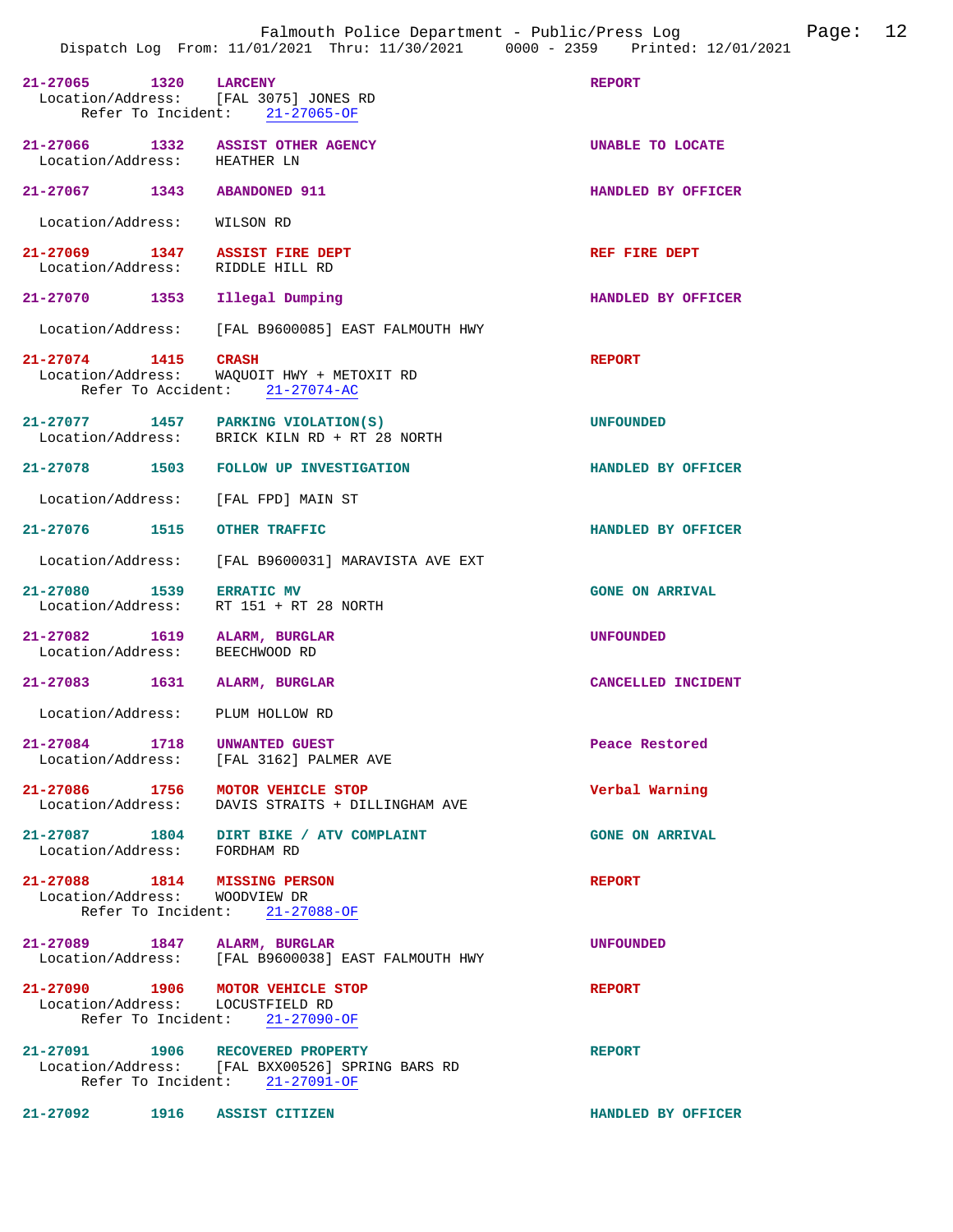Falmouth Police Department - Public/Press Log
Dispatch Log From: 11/01/2021 Thru: 11/30/2021 0000 - 2359 Printed: 12/01/2021

**21-27065 1320 LARCENY** — REPORT
Location/Address: [FAL 3075] JONES RD
Refer To Incident: 21-27065-OF

**21-27066 1332 ASSIST OTHER AGENCY** — UNABLE TO LOCATE
Location/Address: HEATHER LN

**21-27067 1343 ABANDONED 911** — HANDLED BY OFFICER
Location/Address: WILSON RD

**21-27069 1347 ASSIST FIRE DEPT** — REF FIRE DEPT
Location/Address: RIDDLE HILL RD

**21-27070 1353 Illegal Dumping** — HANDLED BY OFFICER
Location/Address: [FAL B9600085] EAST FALMOUTH HWY

**21-27074 1415 CRASH** — REPORT
Location/Address: WAQUOIT HWY + METOXIT RD
Refer To Accident: 21-27074-AC

**21-27077 1457 PARKING VIOLATION(S)** — UNFOUNDED
Location/Address: BRICK KILN RD + RT 28 NORTH

**21-27078 1503 FOLLOW UP INVESTIGATION** — HANDLED BY OFFICER
Location/Address: [FAL FPD] MAIN ST

**21-27076 1515 OTHER TRAFFIC** — HANDLED BY OFFICER
Location/Address: [FAL B9600031] MARAVISTA AVE EXT

**21-27080 1539 ERRATIC MV** — GONE ON ARRIVAL
Location/Address: RT 151 + RT 28 NORTH

**21-27082 1619 ALARM, BURGLAR** — UNFOUNDED
Location/Address: BEECHWOOD RD

**21-27083 1631 ALARM, BURGLAR** — CANCELLED INCIDENT
Location/Address: PLUM HOLLOW RD

**21-27084 1718 UNWANTED GUEST** — Peace Restored
Location/Address: [FAL 3162] PALMER AVE

**21-27086 1756 MOTOR VEHICLE STOP** — Verbal Warning
Location/Address: DAVIS STRAITS + DILLINGHAM AVE

**21-27087 1804 DIRT BIKE / ATV COMPLAINT** — GONE ON ARRIVAL
Location/Address: FORDHAM RD

**21-27088 1814 MISSING PERSON** — REPORT
Location/Address: WOODVIEW DR
Refer To Incident: 21-27088-OF

**21-27089 1847 ALARM, BURGLAR** — UNFOUNDED
Location/Address: [FAL B9600038] EAST FALMOUTH HWY

**21-27090 1906 MOTOR VEHICLE STOP** — REPORT
Location/Address: LOCUSTFIELD RD
Refer To Incident: 21-27090-OF

**21-27091 1906 RECOVERED PROPERTY** — REPORT
Location/Address: [FAL BXX00526] SPRING BARS RD
Refer To Incident: 21-27091-OF

**21-27092 1916 ASSIST CITIZEN** — HANDLED BY OFFICER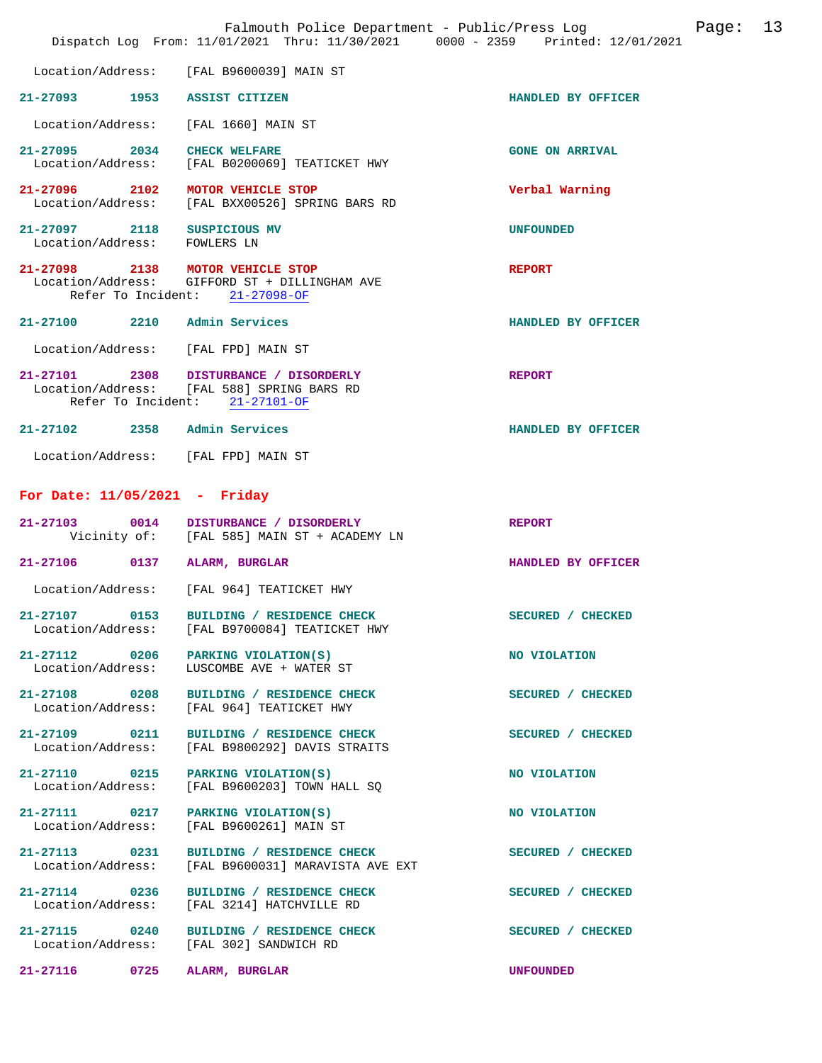Location/Address: [FAL B9600039] MAIN ST

**21-27093** 1953 **ASSIST CITIZEN** HANDLED BY OFFICER

Location/Address: [FAL 1660] MAIN ST

**21-27095** 2034 **CHECK WELFARE** GONE ON ARRIVAL
Location/Address: [FAL B0200069] TEATICKET HWY

**21-27096** 2102 **MOTOR VEHICLE STOP** Verbal Warning
Location/Address: [FAL BXX00526] SPRING BARS RD

**21-27097** 2118 **SUSPICIOUS MV** UNFOUNDED
Location/Address: FOWLERS LN

**21-27098** 2138 **MOTOR VEHICLE STOP** REPORT
Location/Address: GIFFORD ST + DILLINGHAM AVE
Refer To Incident: 21-27098-OF

**21-27100** 2210 **Admin Services** HANDLED BY OFFICER

Location/Address: [FAL FPD] MAIN ST

**21-27101** 2308 **DISTURBANCE / DISORDERLY** REPORT
Location/Address: [FAL 588] SPRING BARS RD
Refer To Incident: 21-27101-OF

**21-27102** 2358 **Admin Services** HANDLED BY OFFICER

Location/Address: [FAL FPD] MAIN ST

## For Date: 11/05/2021 - Friday

**21-27103** 0014 **DISTURBANCE / DISORDERLY** REPORT
Vicinity of: [FAL 585] MAIN ST + ACADEMY LN

**21-27106** 0137 **ALARM, BURGLAR** HANDLED BY OFFICER

Location/Address: [FAL 964] TEATICKET HWY

**21-27107** 0153 **BUILDING / RESIDENCE CHECK** SECURED / CHECKED
Location/Address: [FAL B9700084] TEATICKET HWY

**21-27112** 0206 **PARKING VIOLATION(S)** NO VIOLATION
Location/Address: LUSCOMBE AVE + WATER ST

**21-27108** 0208 **BUILDING / RESIDENCE CHECK** SECURED / CHECKED
Location/Address: [FAL 964] TEATICKET HWY

**21-27109** 0211 **BUILDING / RESIDENCE CHECK** SECURED / CHECKED
Location/Address: [FAL B9800292] DAVIS STRAITS

**21-27110** 0215 **PARKING VIOLATION(S)** NO VIOLATION
Location/Address: [FAL B9600203] TOWN HALL SQ

**21-27111** 0217 **PARKING VIOLATION(S)** NO VIOLATION
Location/Address: [FAL B9600261] MAIN ST

**21-27113** 0231 **BUILDING / RESIDENCE CHECK** SECURED / CHECKED
Location/Address: [FAL B9600031] MARAVISTA AVE EXT

**21-27114** 0236 **BUILDING / RESIDENCE CHECK** SECURED / CHECKED
Location/Address: [FAL 3214] HATCHVILLE RD

**21-27115** 0240 **BUILDING / RESIDENCE CHECK** SECURED / CHECKED
Location/Address: [FAL 302] SANDWICH RD

**21-27116** 0725 **ALARM, BURGLAR** UNFOUNDED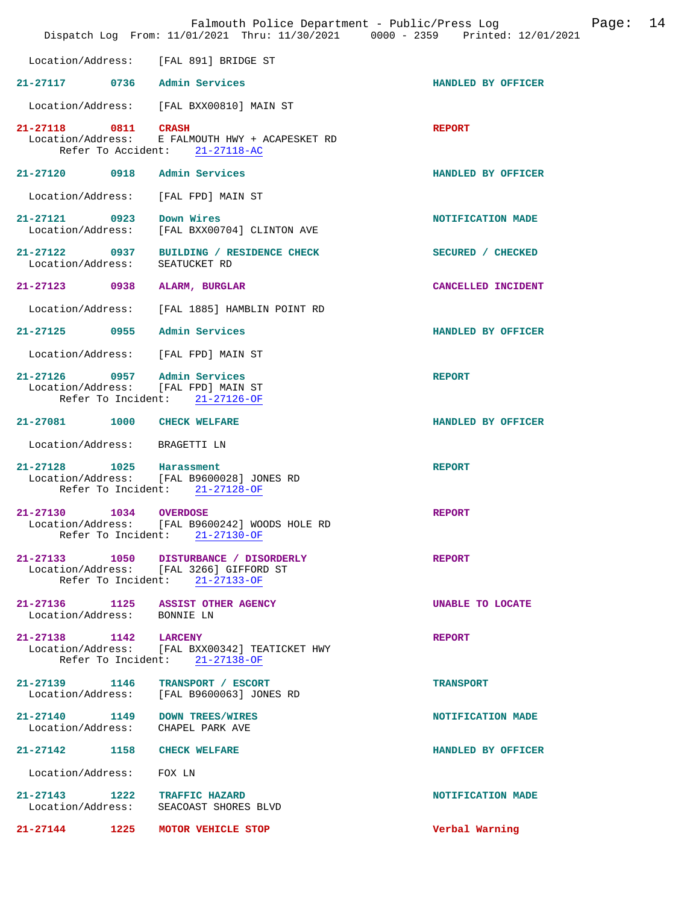Location/Address: [FAL 891] BRIDGE ST

| Call # | Time | Call Reason | Action |
|---|---|---|---|
| 21-27117 | 0736 | Admin Services | HANDLED BY OFFICER |
| | | Location/Address: [FAL BXX00810] MAIN ST | |
| 21-27118 | 0811 | CRASH | REPORT |
| | | Location/Address: E FALMOUTH HWY + ACAPESKET RD | |
| | | Refer To Accident: 21-27118-AC | |
| 21-27120 | 0918 | Admin Services | HANDLED BY OFFICER |
| | | Location/Address: [FAL FPD] MAIN ST | |
| 21-27121 | 0923 | Down Wires | NOTIFICATION MADE |
| | | Location/Address: [FAL BXX00704] CLINTON AVE | |
| 21-27122 | 0937 | BUILDING / RESIDENCE CHECK | SECURED / CHECKED |
| | | Location/Address: SEATUCKET RD | |
| 21-27123 | 0938 | ALARM, BURGLAR | CANCELLED INCIDENT |
| | | Location/Address: [FAL 1885] HAMBLIN POINT RD | |
| 21-27125 | 0955 | Admin Services | HANDLED BY OFFICER |
| | | Location/Address: [FAL FPD] MAIN ST | |
| 21-27126 | 0957 | Admin Services | REPORT |
| | | Location/Address: [FAL FPD] MAIN ST | |
| | | Refer To Incident: 21-27126-OF | |
| 21-27081 | 1000 | CHECK WELFARE | HANDLED BY OFFICER |
| | | Location/Address: BRAGETTI LN | |
| 21-27128 | 1025 | Harassment | REPORT |
| | | Location/Address: [FAL B9600028] JONES RD | |
| | | Refer To Incident: 21-27128-OF | |
| 21-27130 | 1034 | OVERDOSE | REPORT |
| | | Location/Address: [FAL B9600242] WOODS HOLE RD | |
| | | Refer To Incident: 21-27130-OF | |
| 21-27133 | 1050 | DISTURBANCE / DISORDERLY | REPORT |
| | | Location/Address: [FAL 3266] GIFFORD ST | |
| | | Refer To Incident: 21-27133-OF | |
| 21-27136 | 1125 | ASSIST OTHER AGENCY | UNABLE TO LOCATE |
| | | Location/Address: BONNIE LN | |
| 21-27138 | 1142 | LARCENY | REPORT |
| | | Location/Address: [FAL BXX00342] TEATICKET HWY | |
| | | Refer To Incident: 21-27138-OF | |
| 21-27139 | 1146 | TRANSPORT / ESCORT | TRANSPORT |
| | | Location/Address: [FAL B9600063] JONES RD | |
| 21-27140 | 1149 | DOWN TREES/WIRES | NOTIFICATION MADE |
| | | Location/Address: CHAPEL PARK AVE | |
| 21-27142 | 1158 | CHECK WELFARE | HANDLED BY OFFICER |
| | | Location/Address: FOX LN | |
| 21-27143 | 1222 | TRAFFIC HAZARD | NOTIFICATION MADE |
| | | Location/Address: SEACOAST SHORES BLVD | |
| 21-27144 | 1225 | MOTOR VEHICLE STOP | Verbal Warning |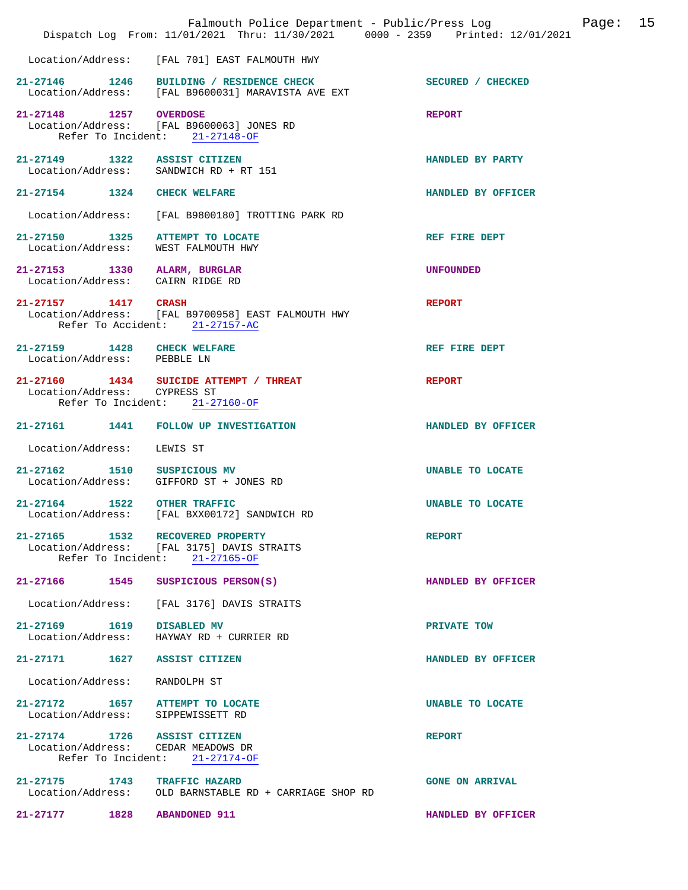Location/Address: [FAL 701] EAST FALMOUTH HWY

| Call # | Time | Type | Disposition |
|---|---|---|---|
| 21-27146 | 1246 | BUILDING / RESIDENCE CHECK | SECURED / CHECKED |

Location/Address: [FAL B9600031] MARAVISTA AVE EXT

**21-27148** 1257 **OVERDOSE** — REPORT
Location/Address: [FAL B9600063] JONES RD
Refer To Incident: 21-27148-OF

**21-27149** 1322 **ASSIST CITIZEN** — HANDLED BY PARTY
Location/Address: SANDWICH RD + RT 151

**21-27154** 1324 **CHECK WELFARE** — HANDLED BY OFFICER
Location/Address: [FAL B9800180] TROTTING PARK RD

**21-27150** 1325 **ATTEMPT TO LOCATE** — REF FIRE DEPT
Location/Address: WEST FALMOUTH HWY

**21-27153** 1330 **ALARM, BURGLAR** — UNFOUNDED
Location/Address: CAIRN RIDGE RD

**21-27157** 1417 **CRASH** — REPORT
Location/Address: [FAL B9700958] EAST FALMOUTH HWY
Refer To Accident: 21-27157-AC

**21-27159** 1428 **CHECK WELFARE** — REF FIRE DEPT
Location/Address: PEBBLE LN

**21-27160** 1434 **SUICIDE ATTEMPT / THREAT** — REPORT
Location/Address: CYPRESS ST
Refer To Incident: 21-27160-OF

**21-27161** 1441 **FOLLOW UP INVESTIGATION** — HANDLED BY OFFICER
Location/Address: LEWIS ST

**21-27162** 1510 **SUSPICIOUS MV** — UNABLE TO LOCATE
Location/Address: GIFFORD ST + JONES RD

**21-27164** 1522 **OTHER TRAFFIC** — UNABLE TO LOCATE
Location/Address: [FAL BXX00172] SANDWICH RD

**21-27165** 1532 **RECOVERED PROPERTY** — REPORT
Location/Address: [FAL 3175] DAVIS STRAITS
Refer To Incident: 21-27165-OF

**21-27166** 1545 **SUSPICIOUS PERSON(S)** — HANDLED BY OFFICER
Location/Address: [FAL 3176] DAVIS STRAITS

**21-27169** 1619 **DISABLED MV** — PRIVATE TOW
Location/Address: HAYWAY RD + CURRIER RD

**21-27171** 1627 **ASSIST CITIZEN** — HANDLED BY OFFICER
Location/Address: RANDOLPH ST

**21-27172** 1657 **ATTEMPT TO LOCATE** — UNABLE TO LOCATE
Location/Address: SIPPEWISSETT RD

**21-27174** 1726 **ASSIST CITIZEN** — REPORT
Location/Address: CEDAR MEADOWS DR
Refer To Incident: 21-27174-OF

**21-27175** 1743 **TRAFFIC HAZARD** — GONE ON ARRIVAL
Location/Address: OLD BARNSTABLE RD + CARRIAGE SHOP RD

**21-27177** 1828 **ABANDONED 911** — HANDLED BY OFFICER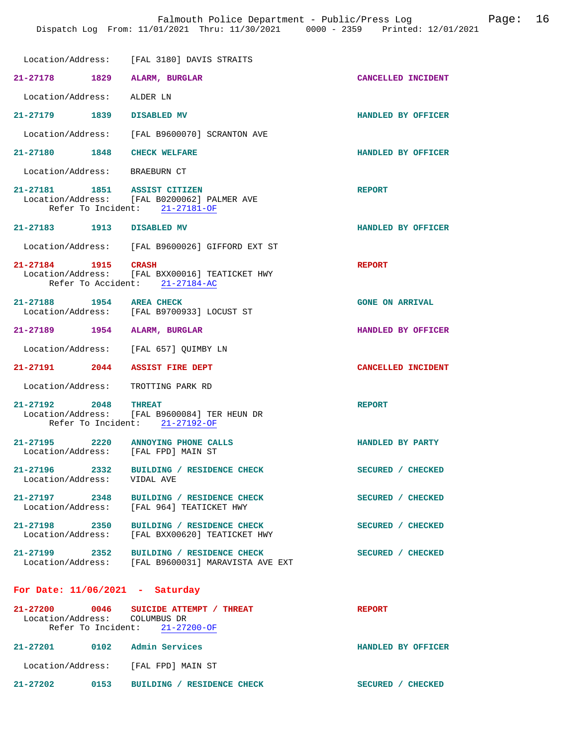Location/Address: [FAL 3180] DAVIS STRAITS

**21-27178** 1829 **ALARM, BURGLAR** — CANCELLED INCIDENT
Location/Address: ALDER LN

**21-27179** 1839 **DISABLED MV** — HANDLED BY OFFICER
Location/Address: [FAL B9600070] SCRANTON AVE

**21-27180** 1848 **CHECK WELFARE** — HANDLED BY OFFICER
Location/Address: BRAEBURN CT

**21-27181** 1851 **ASSIST CITIZEN** — REPORT
Location/Address: [FAL B0200062] PALMER AVE
Refer To Incident: 21-27181-OF

**21-27183** 1913 **DISABLED MV** — HANDLED BY OFFICER
Location/Address: [FAL B9600026] GIFFORD EXT ST

**21-27184** 1915 **CRASH** — REPORT
Location/Address: [FAL BXX00016] TEATICKET HWY
Refer To Accident: 21-27184-AC

**21-27188** 1954 **AREA CHECK** — GONE ON ARRIVAL
Location/Address: [FAL B9700933] LOCUST ST

**21-27189** 1954 **ALARM, BURGLAR** — HANDLED BY OFFICER
Location/Address: [FAL 657] QUIMBY LN

**21-27191** 2044 **ASSIST FIRE DEPT** — CANCELLED INCIDENT
Location/Address: TROTTING PARK RD

**21-27192** 2048 **THREAT** — REPORT
Location/Address: [FAL B9600084] TER HEUN DR
Refer To Incident: 21-27192-OF

**21-27195** 2220 **ANNOYING PHONE CALLS** — HANDLED BY PARTY
Location/Address: [FAL FPD] MAIN ST

**21-27196** 2332 **BUILDING / RESIDENCE CHECK** — SECURED / CHECKED
Location/Address: VIDAL AVE

**21-27197** 2348 **BUILDING / RESIDENCE CHECK** — SECURED / CHECKED
Location/Address: [FAL 964] TEATICKET HWY

**21-27198** 2350 **BUILDING / RESIDENCE CHECK** — SECURED / CHECKED
Location/Address: [FAL BXX00620] TEATICKET HWY

**21-27199** 2352 **BUILDING / RESIDENCE CHECK** — SECURED / CHECKED
Location/Address: [FAL B9600031] MARAVISTA AVE EXT

## For Date: 11/06/2021 - Saturday

**21-27200** 0046 **SUICIDE ATTEMPT / THREAT** — REPORT
Location/Address: COLUMBUS DR
Refer To Incident: 21-27200-OF

**21-27201** 0102 **Admin Services** — HANDLED BY OFFICER
Location/Address: [FAL FPD] MAIN ST

**21-27202** 0153 **BUILDING / RESIDENCE CHECK** — SECURED / CHECKED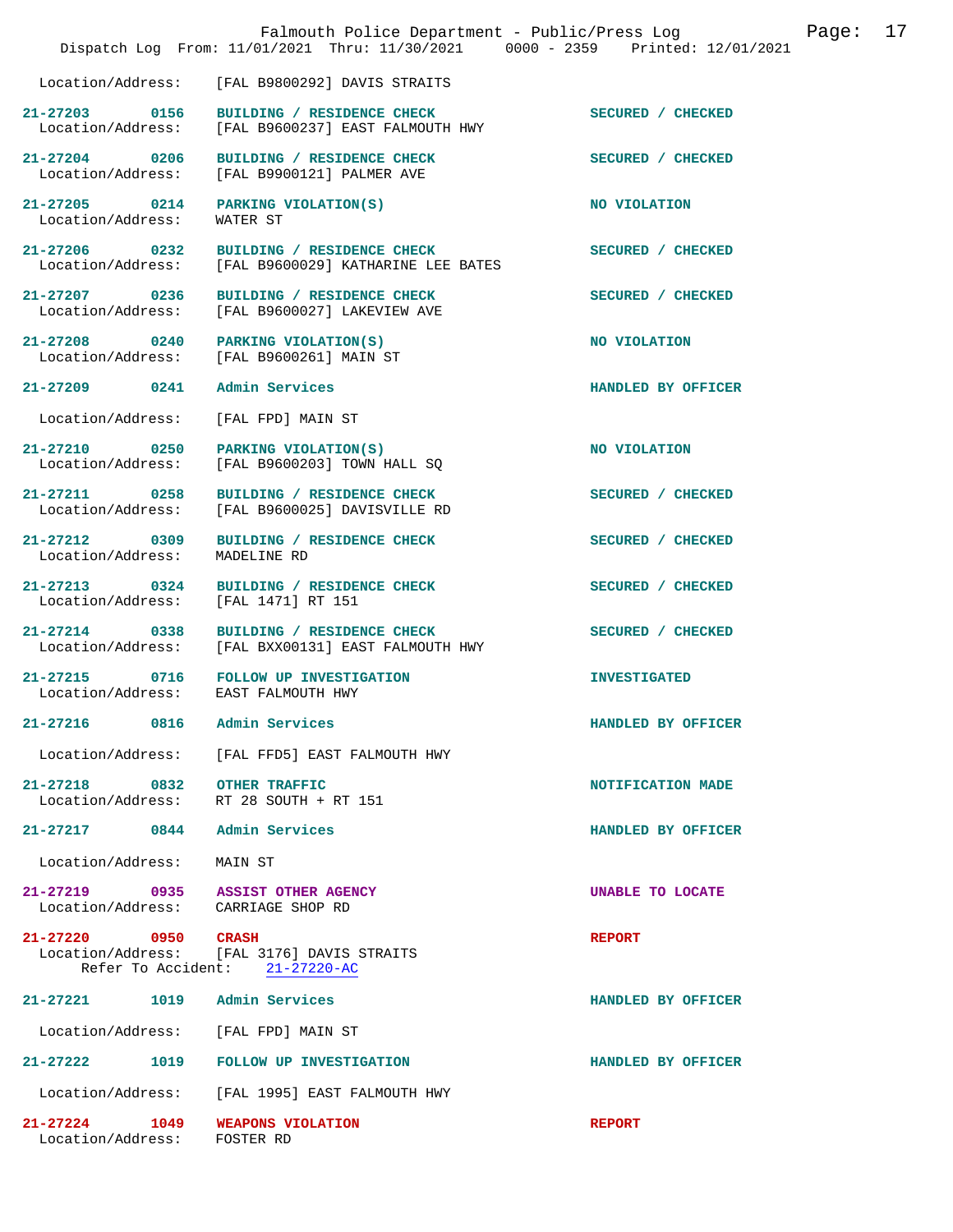Location/Address: [FAL B9800292] DAVIS STRAITS

| Call # | Time | Type | Disposition |
| --- | --- | --- | --- |
| 21-27203 | 0156 | BUILDING / RESIDENCE CHECK | SECURED / CHECKED |
| Location/Address: | | [FAL B9600237] EAST FALMOUTH HWY | |
| 21-27204 | 0206 | BUILDING / RESIDENCE CHECK | SECURED / CHECKED |
| Location/Address: | | [FAL B9900121] PALMER AVE | |
| 21-27205 | 0214 | PARKING VIOLATION(S) | NO VIOLATION |
| Location/Address: | | WATER ST | |
| 21-27206 | 0232 | BUILDING / RESIDENCE CHECK | SECURED / CHECKED |
| Location/Address: | | [FAL B9600029] KATHARINE LEE BATES | |
| 21-27207 | 0236 | BUILDING / RESIDENCE CHECK | SECURED / CHECKED |
| Location/Address: | | [FAL B9600027] LAKEVIEW AVE | |
| 21-27208 | 0240 | PARKING VIOLATION(S) | NO VIOLATION |
| Location/Address: | | [FAL B9600261] MAIN ST | |
| 21-27209 | 0241 | Admin Services | HANDLED BY OFFICER |
| Location/Address: | | [FAL FPD] MAIN ST | |
| 21-27210 | 0250 | PARKING VIOLATION(S) | NO VIOLATION |
| Location/Address: | | [FAL B9600203] TOWN HALL SQ | |
| 21-27211 | 0258 | BUILDING / RESIDENCE CHECK | SECURED / CHECKED |
| Location/Address: | | [FAL B9600025] DAVISVILLE RD | |
| 21-27212 | 0309 | BUILDING / RESIDENCE CHECK | SECURED / CHECKED |
| Location/Address: | | MADELINE RD | |
| 21-27213 | 0324 | BUILDING / RESIDENCE CHECK | SECURED / CHECKED |
| Location/Address: | | [FAL 1471] RT 151 | |
| 21-27214 | 0338 | BUILDING / RESIDENCE CHECK | SECURED / CHECKED |
| Location/Address: | | [FAL BXX00131] EAST FALMOUTH HWY | |
| 21-27215 | 0716 | FOLLOW UP INVESTIGATION | INVESTIGATED |
| Location/Address: | | EAST FALMOUTH HWY | |
| 21-27216 | 0816 | Admin Services | HANDLED BY OFFICER |
| Location/Address: | | [FAL FFD5] EAST FALMOUTH HWY | |
| 21-27218 | 0832 | OTHER TRAFFIC | NOTIFICATION MADE |
| Location/Address: | | RT 28 SOUTH + RT 151 | |
| 21-27217 | 0844 | Admin Services | HANDLED BY OFFICER |
| Location/Address: | | MAIN ST | |
| 21-27219 | 0935 | ASSIST OTHER AGENCY | UNABLE TO LOCATE |
| Location/Address: | | CARRIAGE SHOP RD | |
| 21-27220 | 0950 | CRASH | REPORT |
| Location/Address: | | [FAL 3176] DAVIS STRAITS | |
| Refer To Accident: | | 21-27220-AC | |
| 21-27221 | 1019 | Admin Services | HANDLED BY OFFICER |
| Location/Address: | | [FAL FPD] MAIN ST | |
| 21-27222 | 1019 | FOLLOW UP INVESTIGATION | HANDLED BY OFFICER |
| Location/Address: | | [FAL 1995] EAST FALMOUTH HWY | |
| 21-27224 | 1049 | WEAPONS VIOLATION | REPORT |
| Location/Address: | | FOSTER RD | |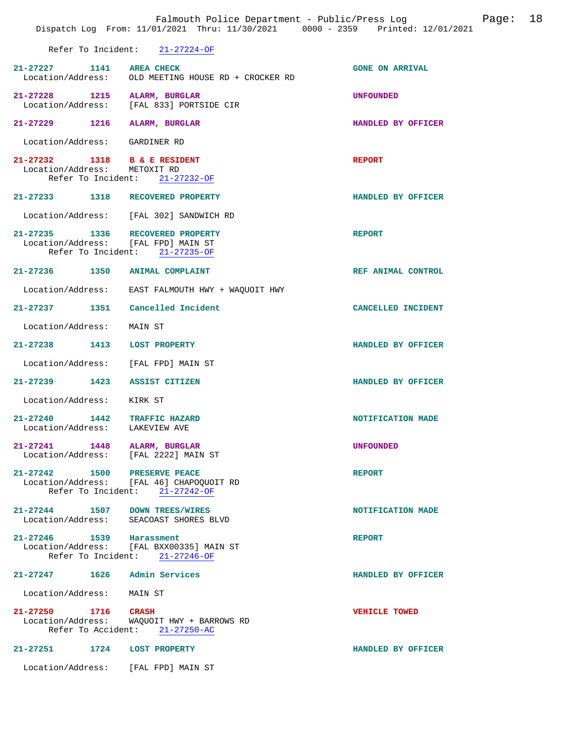Refer To Incident: 21-27224-OF

**21-27227 1141 AREA CHECK** — GONE ON ARRIVAL
Location/Address: OLD MEETING HOUSE RD + CROCKER RD

**21-27228 1215 ALARM, BURGLAR** — UNFOUNDED
Location/Address: [FAL 833] PORTSIDE CIR

**21-27229 1216 ALARM, BURGLAR** — HANDLED BY OFFICER
Location/Address: GARDINER RD

**21-27232 1318 B & E RESIDENT** — REPORT
Location/Address: METOXIT RD
Refer To Incident: 21-27232-OF

**21-27233 1318 RECOVERED PROPERTY** — HANDLED BY OFFICER
Location/Address: [FAL 302] SANDWICH RD

**21-27235 1336 RECOVERED PROPERTY** — REPORT
Location/Address: [FAL FPD] MAIN ST
Refer To Incident: 21-27235-OF

**21-27236 1350 ANIMAL COMPLAINT** — REF ANIMAL CONTROL
Location/Address: EAST FALMOUTH HWY + WAQUOIT HWY

**21-27237 1351 Cancelled Incident** — CANCELLED INCIDENT
Location/Address: MAIN ST

**21-27238 1413 LOST PROPERTY** — HANDLED BY OFFICER
Location/Address: [FAL FPD] MAIN ST

**21-27239 1423 ASSIST CITIZEN** — HANDLED BY OFFICER
Location/Address: KIRK ST

**21-27240 1442 TRAFFIC HAZARD** — NOTIFICATION MADE
Location/Address: LAKEVIEW AVE

**21-27241 1448 ALARM, BURGLAR** — UNFOUNDED
Location/Address: [FAL 2222] MAIN ST

**21-27242 1500 PRESERVE PEACE** — REPORT
Location/Address: [FAL 46] CHAPOQUOIT RD
Refer To Incident: 21-27242-OF

**21-27244 1507 DOWN TREES/WIRES** — NOTIFICATION MADE
Location/Address: SEACOAST SHORES BLVD

**21-27246 1539 Harassment** — REPORT
Location/Address: [FAL BXX00335] MAIN ST
Refer To Incident: 21-27246-OF

**21-27247 1626 Admin Services** — HANDLED BY OFFICER
Location/Address: MAIN ST

**21-27250 1716 CRASH** — VEHICLE TOWED
Location/Address: WAQUOIT HWY + BARROWS RD
Refer To Accident: 21-27250-AC

**21-27251 1724 LOST PROPERTY** — HANDLED BY OFFICER
Location/Address: [FAL FPD] MAIN ST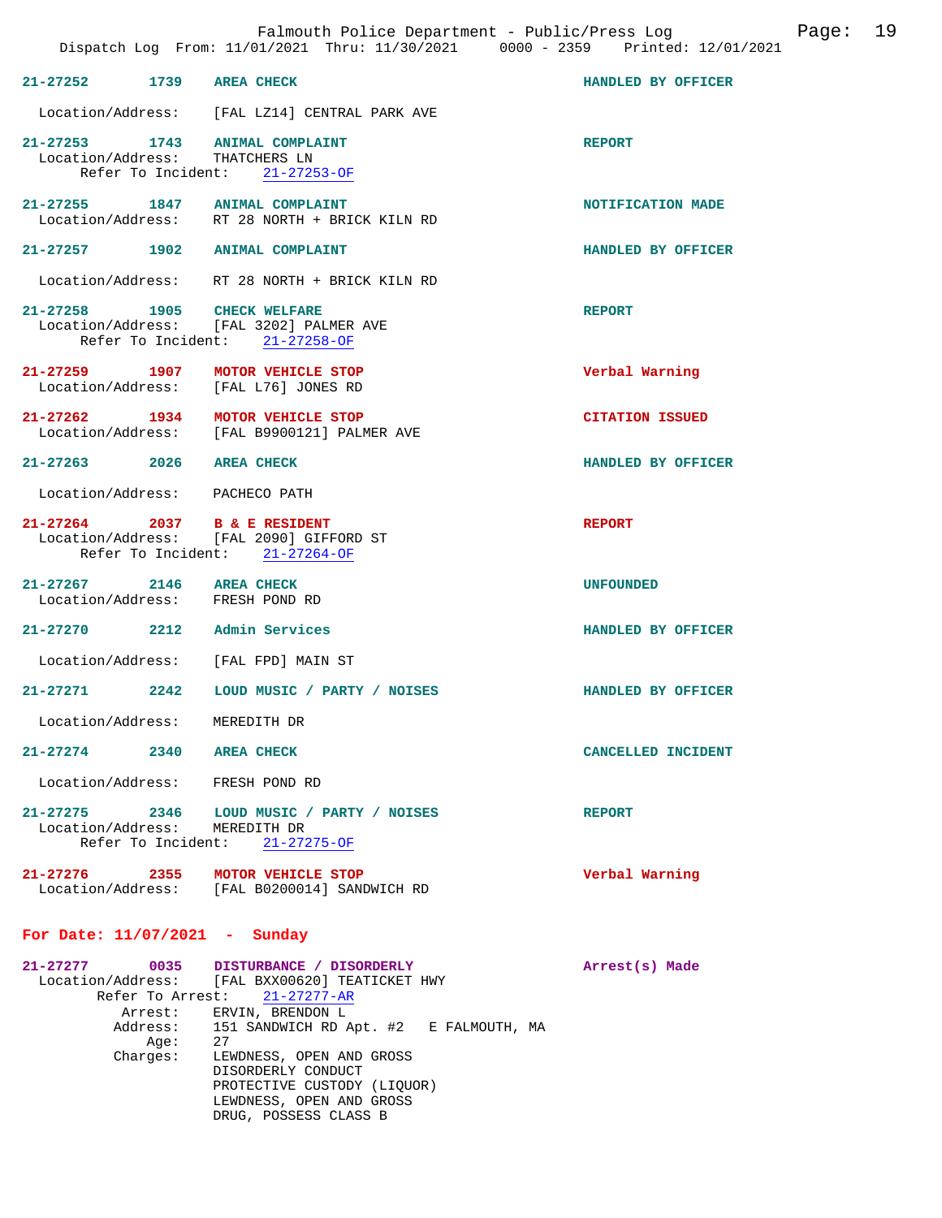**21-27252** 1739 **AREA CHECK** — HANDLED BY OFFICER
Location/Address: [FAL LZ14] CENTRAL PARK AVE

**21-27253** 1743 **ANIMAL COMPLAINT** — REPORT
Location/Address: THATCHERS LN
Refer To Incident: 21-27253-OF

**21-27255** 1847 **ANIMAL COMPLAINT** — NOTIFICATION MADE
Location/Address: RT 28 NORTH + BRICK KILN RD

**21-27257** 1902 **ANIMAL COMPLAINT** — HANDLED BY OFFICER
Location/Address: RT 28 NORTH + BRICK KILN RD

**21-27258** 1905 **CHECK WELFARE** — REPORT
Location/Address: [FAL 3202] PALMER AVE
Refer To Incident: 21-27258-OF

**21-27259** 1907 **MOTOR VEHICLE STOP** — Verbal Warning
Location/Address: [FAL L76] JONES RD

**21-27262** 1934 **MOTOR VEHICLE STOP** — CITATION ISSUED
Location/Address: [FAL B9900121] PALMER AVE

**21-27263** 2026 **AREA CHECK** — HANDLED BY OFFICER
Location/Address: PACHECO PATH

**21-27264** 2037 **B & E RESIDENT** — REPORT
Location/Address: [FAL 2090] GIFFORD ST
Refer To Incident: 21-27264-OF

**21-27267** 2146 **AREA CHECK** — UNFOUNDED
Location/Address: FRESH POND RD

**21-27270** 2212 **Admin Services** — HANDLED BY OFFICER
Location/Address: [FAL FPD] MAIN ST

**21-27271** 2242 **LOUD MUSIC / PARTY / NOISES** — HANDLED BY OFFICER
Location/Address: MEREDITH DR

**21-27274** 2340 **AREA CHECK** — CANCELLED INCIDENT
Location/Address: FRESH POND RD

**21-27275** 2346 **LOUD MUSIC / PARTY / NOISES** — REPORT
Location/Address: MEREDITH DR
Refer To Incident: 21-27275-OF

**21-27276** 2355 **MOTOR VEHICLE STOP** — Verbal Warning
Location/Address: [FAL B0200014] SANDWICH RD

## For Date: 11/07/2021 - Sunday

**21-27277** 0035 **DISTURBANCE / DISORDERLY** — Arrest(s) Made
Location/Address: [FAL BXX00620] TEATICKET HWY
Refer To Arrest: 21-27277-AR
Arrest: ERVIN, BRENDON L
Address: 151 SANDWICH RD Apt. #2 E FALMOUTH, MA
Age: 27
Charges:
LEWDNESS, OPEN AND GROSS
DISORDERLY CONDUCT
PROTECTIVE CUSTODY (LIQUOR)
LEWDNESS, OPEN AND GROSS
DRUG, POSSESS CLASS B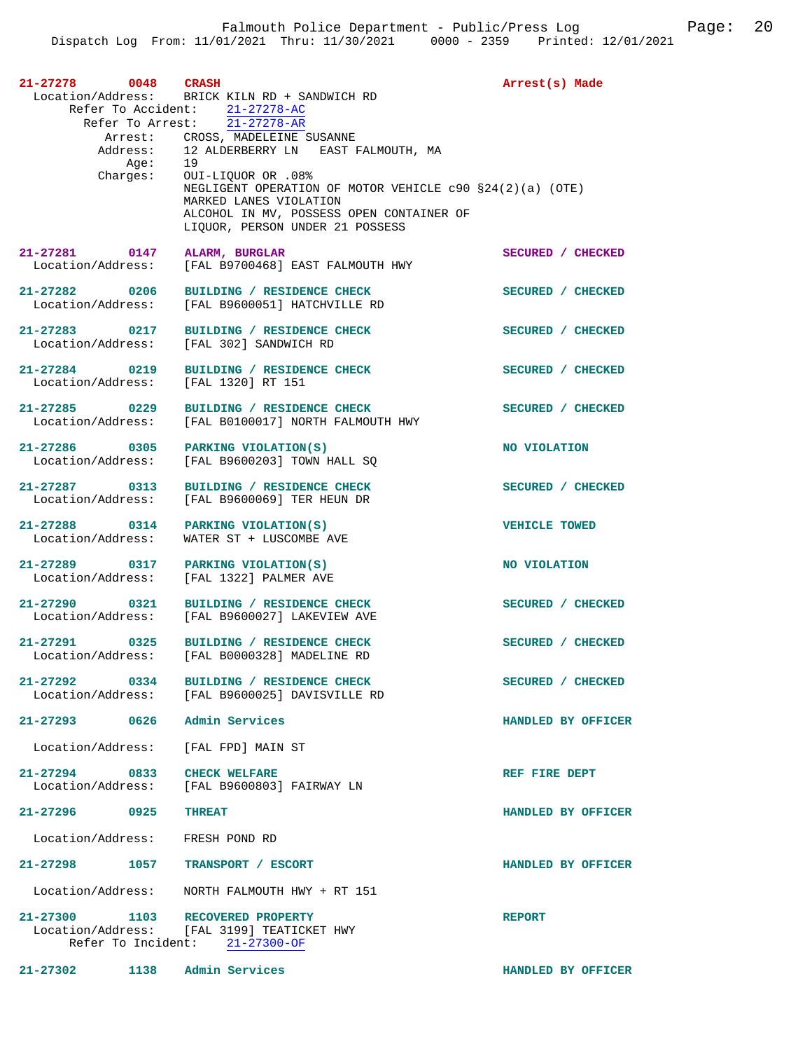**21-27278** 0048 **CRASH** — Arrest(s) Made
Location/Address: BRICK KILN RD + SANDWICH RD
Refer To Accident: 21-27278-AC
Refer To Arrest: 21-27278-AR
Arrest: CROSS, MADELEINE SUSANNE
Address: 12 ALDERBERRY LN EAST FALMOUTH, MA
Age: 19
Charges: OUI-LIQUOR OR .08%
NEGLIGENT OPERATION OF MOTOR VEHICLE c90 §24(2)(a) (OTE)
MARKED LANES VIOLATION
ALCOHOL IN MV, POSSESS OPEN CONTAINER OF
LIQUOR, PERSON UNDER 21 POSSESS

**21-27281** 0147 **ALARM, BURGLAR** — SECURED / CHECKED
Location/Address: [FAL B9700468] EAST FALMOUTH HWY

**21-27282** 0206 **BUILDING / RESIDENCE CHECK** — SECURED / CHECKED
Location/Address: [FAL B9600051] HATCHVILLE RD

**21-27283** 0217 **BUILDING / RESIDENCE CHECK** — SECURED / CHECKED
Location/Address: [FAL 302] SANDWICH RD

**21-27284** 0219 **BUILDING / RESIDENCE CHECK** — SECURED / CHECKED
Location/Address: [FAL 1320] RT 151

**21-27285** 0229 **BUILDING / RESIDENCE CHECK** — SECURED / CHECKED
Location/Address: [FAL B0100017] NORTH FALMOUTH HWY

**21-27286** 0305 **PARKING VIOLATION(S)** — NO VIOLATION
Location/Address: [FAL B9600203] TOWN HALL SQ

**21-27287** 0313 **BUILDING / RESIDENCE CHECK** — SECURED / CHECKED
Location/Address: [FAL B9600069] TER HEUN DR

**21-27288** 0314 **PARKING VIOLATION(S)** — VEHICLE TOWED
Location/Address: WATER ST + LUSCOMBE AVE

**21-27289** 0317 **PARKING VIOLATION(S)** — NO VIOLATION
Location/Address: [FAL 1322] PALMER AVE

**21-27290** 0321 **BUILDING / RESIDENCE CHECK** — SECURED / CHECKED
Location/Address: [FAL B9600027] LAKEVIEW AVE

**21-27291** 0325 **BUILDING / RESIDENCE CHECK** — SECURED / CHECKED
Location/Address: [FAL B0000328] MADELINE RD

**21-27292** 0334 **BUILDING / RESIDENCE CHECK** — SECURED / CHECKED
Location/Address: [FAL B9600025] DAVISVILLE RD

**21-27293** 0626 **Admin Services** — HANDLED BY OFFICER
Location/Address: [FAL FPD] MAIN ST

**21-27294** 0833 **CHECK WELFARE** — REF FIRE DEPT
Location/Address: [FAL B9600803] FAIRWAY LN

**21-27296** 0925 **THREAT** — HANDLED BY OFFICER
Location/Address: FRESH POND RD

**21-27298** 1057 **TRANSPORT / ESCORT** — HANDLED BY OFFICER
Location/Address: NORTH FALMOUTH HWY + RT 151

**21-27300** 1103 **RECOVERED PROPERTY** — REPORT
Location/Address: [FAL 3199] TEATICKET HWY
Refer To Incident: 21-27300-OF

**21-27302** 1138 **Admin Services** — HANDLED BY OFFICER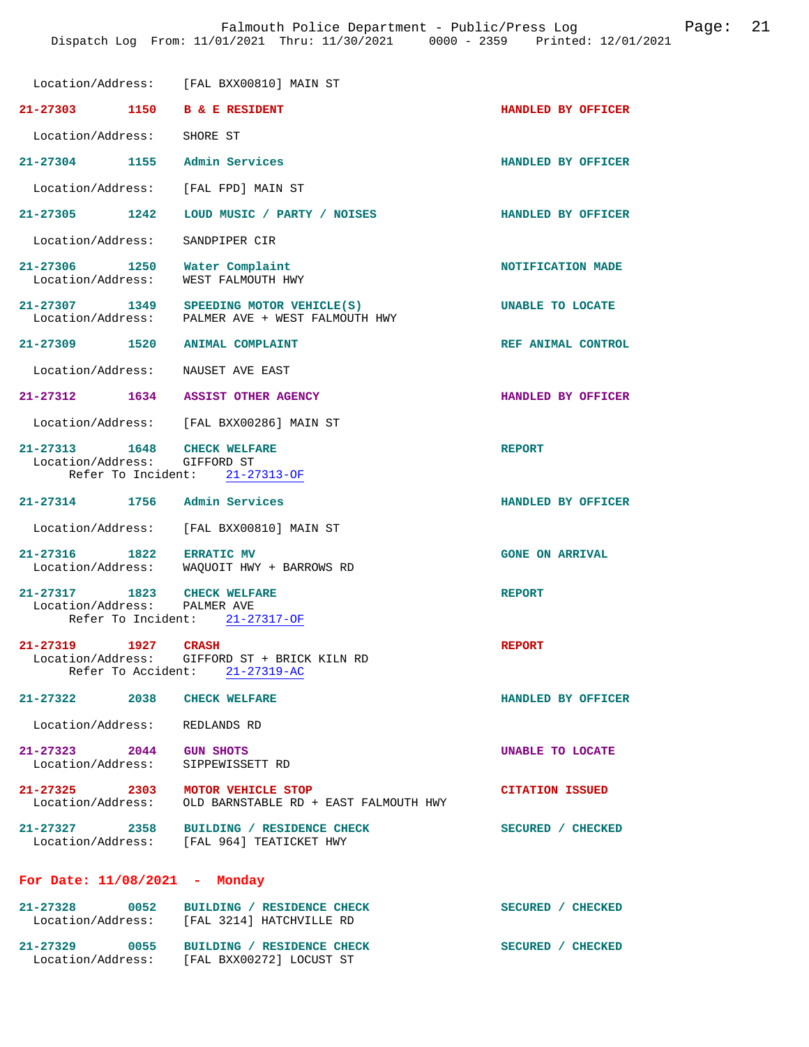Location/Address: [FAL BXX00810] MAIN ST

**21-27303** 1150 **B & E RESIDENT** HANDLED BY OFFICER
Location/Address: SHORE ST

**21-27304** 1155 **Admin Services** HANDLED BY OFFICER
Location/Address: [FAL FPD] MAIN ST

**21-27305** 1242 **LOUD MUSIC / PARTY / NOISES** HANDLED BY OFFICER
Location/Address: SANDPIPER CIR

**21-27306** 1250 **Water Complaint** NOTIFICATION MADE
Location/Address: WEST FALMOUTH HWY

**21-27307** 1349 **SPEEDING MOTOR VEHICLE(S)** UNABLE TO LOCATE
Location/Address: PALMER AVE + WEST FALMOUTH HWY

**21-27309** 1520 **ANIMAL COMPLAINT** REF ANIMAL CONTROL
Location/Address: NAUSET AVE EAST

**21-27312** 1634 **ASSIST OTHER AGENCY** HANDLED BY OFFICER
Location/Address: [FAL BXX00286] MAIN ST

**21-27313** 1648 **CHECK WELFARE** REPORT
Location/Address: GIFFORD ST
Refer To Incident: 21-27313-OF

**21-27314** 1756 **Admin Services** HANDLED BY OFFICER
Location/Address: [FAL BXX00810] MAIN ST

**21-27316** 1822 **ERRATIC MV** GONE ON ARRIVAL
Location/Address: WAQUOIT HWY + BARROWS RD

**21-27317** 1823 **CHECK WELFARE** REPORT
Location/Address: PALMER AVE
Refer To Incident: 21-27317-OF

**21-27319** 1927 **CRASH** REPORT
Location/Address: GIFFORD ST + BRICK KILN RD
Refer To Accident: 21-27319-AC

**21-27322** 2038 **CHECK WELFARE** HANDLED BY OFFICER
Location/Address: REDLANDS RD

**21-27323** 2044 **GUN SHOTS** UNABLE TO LOCATE
Location/Address: SIPPEWISSETT RD

**21-27325** 2303 **MOTOR VEHICLE STOP** CITATION ISSUED
Location/Address: OLD BARNSTABLE RD + EAST FALMOUTH HWY

**21-27327** 2358 **BUILDING / RESIDENCE CHECK** SECURED / CHECKED
Location/Address: [FAL 964] TEATICKET HWY

## For Date: 11/08/2021 - Monday

**21-27328** 0052 **BUILDING / RESIDENCE CHECK** SECURED / CHECKED
Location/Address: [FAL 3214] HATCHVILLE RD

**21-27329** 0055 **BUILDING / RESIDENCE CHECK** SECURED / CHECKED
Location/Address: [FAL BXX00272] LOCUST ST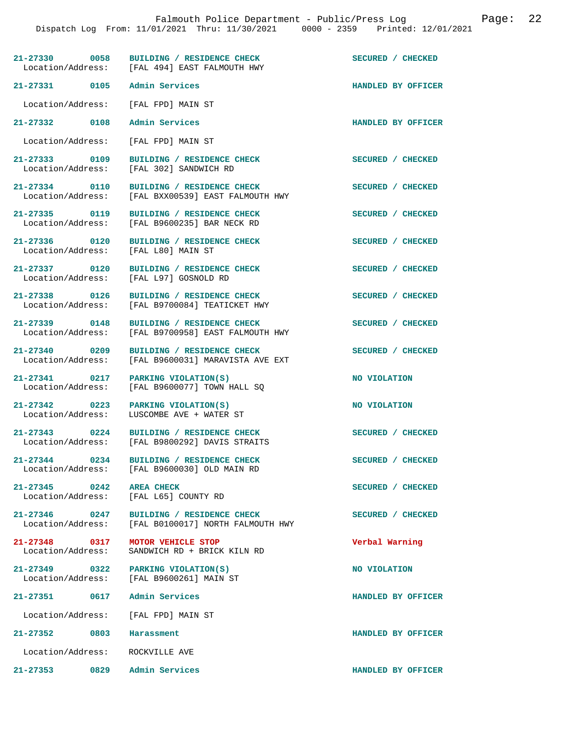| Call # | Time | Call Type | Location/Address | Disposition |
|---|---|---|---|---|
| 21-27330 | 0058 | BUILDING / RESIDENCE CHECK | [FAL 494] EAST FALMOUTH HWY | SECURED / CHECKED |
| 21-27331 | 0105 | Admin Services | [FAL FPD] MAIN ST | HANDLED BY OFFICER |
| 21-27332 | 0108 | Admin Services | [FAL FPD] MAIN ST | HANDLED BY OFFICER |
| 21-27333 | 0109 | BUILDING / RESIDENCE CHECK | [FAL 302] SANDWICH RD | SECURED / CHECKED |
| 21-27334 | 0110 | BUILDING / RESIDENCE CHECK | [FAL BXX00539] EAST FALMOUTH HWY | SECURED / CHECKED |
| 21-27335 | 0119 | BUILDING / RESIDENCE CHECK | [FAL B9600235] BAR NECK RD | SECURED / CHECKED |
| 21-27336 | 0120 | BUILDING / RESIDENCE CHECK | [FAL L80] MAIN ST | SECURED / CHECKED |
| 21-27337 | 0120 | BUILDING / RESIDENCE CHECK | [FAL L97] GOSNOLD RD | SECURED / CHECKED |
| 21-27338 | 0126 | BUILDING / RESIDENCE CHECK | [FAL B9700084] TEATICKET HWY | SECURED / CHECKED |
| 21-27339 | 0148 | BUILDING / RESIDENCE CHECK | [FAL B9700958] EAST FALMOUTH HWY | SECURED / CHECKED |
| 21-27340 | 0209 | BUILDING / RESIDENCE CHECK | [FAL B9600031] MARAVISTA AVE EXT | SECURED / CHECKED |
| 21-27341 | 0217 | PARKING VIOLATION(S) | [FAL B9600077] TOWN HALL SQ | NO VIOLATION |
| 21-27342 | 0223 | PARKING VIOLATION(S) | LUSCOMBE AVE + WATER ST | NO VIOLATION |
| 21-27343 | 0224 | BUILDING / RESIDENCE CHECK | [FAL B9800292] DAVIS STRAITS | SECURED / CHECKED |
| 21-27344 | 0234 | BUILDING / RESIDENCE CHECK | [FAL B9600030] OLD MAIN RD | SECURED / CHECKED |
| 21-27345 | 0242 | AREA CHECK | [FAL L65] COUNTY RD | SECURED / CHECKED |
| 21-27346 | 0247 | BUILDING / RESIDENCE CHECK | [FAL B0100017] NORTH FALMOUTH HWY | SECURED / CHECKED |
| 21-27348 | 0317 | MOTOR VEHICLE STOP | SANDWICH RD + BRICK KILN RD | Verbal Warning |
| 21-27349 | 0322 | PARKING VIOLATION(S) | [FAL B9600261] MAIN ST | NO VIOLATION |
| 21-27351 | 0617 | Admin Services | [FAL FPD] MAIN ST | HANDLED BY OFFICER |
| 21-27352 | 0803 | Harassment | ROCKVILLE AVE | HANDLED BY OFFICER |
| 21-27353 | 0829 | Admin Services | | HANDLED BY OFFICER |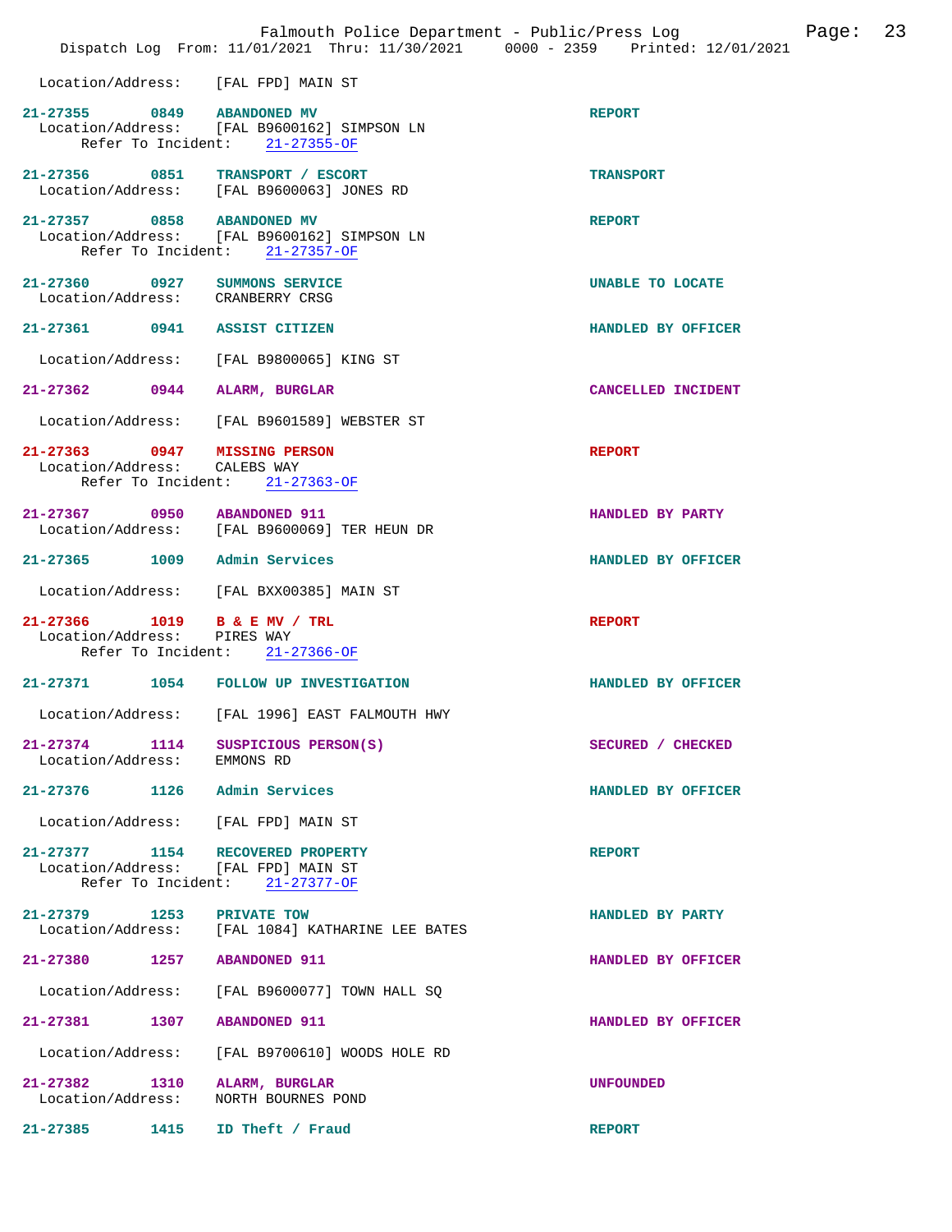Location/Address: [FAL FPD] MAIN ST

**21-27355** 0849 **ABANDONED MV** — **REPORT**
Location/Address: [FAL B9600162] SIMPSON LN
Refer To Incident: 21-27355-OF

**21-27356** 0851 **TRANSPORT / ESCORT** — **TRANSPORT**
Location/Address: [FAL B9600063] JONES RD

**21-27357** 0858 **ABANDONED MV** — **REPORT**
Location/Address: [FAL B9600162] SIMPSON LN
Refer To Incident: 21-27357-OF

**21-27360** 0927 **SUMMONS SERVICE** — **UNABLE TO LOCATE**
Location/Address: CRANBERRY CRSG

**21-27361** 0941 **ASSIST CITIZEN** — **HANDLED BY OFFICER**
Location/Address: [FAL B9800065] KING ST

**21-27362** 0944 **ALARM, BURGLAR** — **CANCELLED INCIDENT**
Location/Address: [FAL B9601589] WEBSTER ST

**21-27363** 0947 **MISSING PERSON** — **REPORT**
Location/Address: CALEBS WAY
Refer To Incident: 21-27363-OF

**21-27367** 0950 **ABANDONED 911** — **HANDLED BY PARTY**
Location/Address: [FAL B9600069] TER HEUN DR

**21-27365** 1009 **Admin Services** — **HANDLED BY OFFICER**
Location/Address: [FAL BXX00385] MAIN ST

**21-27366** 1019 **B & E MV / TRL** — **REPORT**
Location/Address: PIRES WAY
Refer To Incident: 21-27366-OF

**21-27371** 1054 **FOLLOW UP INVESTIGATION** — **HANDLED BY OFFICER**
Location/Address: [FAL 1996] EAST FALMOUTH HWY

**21-27374** 1114 **SUSPICIOUS PERSON(S)** — **SECURED / CHECKED**
Location/Address: EMMONS RD

**21-27376** 1126 **Admin Services** — **HANDLED BY OFFICER**
Location/Address: [FAL FPD] MAIN ST

**21-27377** 1154 **RECOVERED PROPERTY** — **REPORT**
Location/Address: [FAL FPD] MAIN ST
Refer To Incident: 21-27377-OF

**21-27379** 1253 **PRIVATE TOW** — **HANDLED BY PARTY**
Location/Address: [FAL 1084] KATHARINE LEE BATES

**21-27380** 1257 **ABANDONED 911** — **HANDLED BY OFFICER**
Location/Address: [FAL B9600077] TOWN HALL SQ

**21-27381** 1307 **ABANDONED 911** — **HANDLED BY OFFICER**
Location/Address: [FAL B9700610] WOODS HOLE RD

**21-27382** 1310 **ALARM, BURGLAR** — **UNFOUNDED**
Location/Address: NORTH BOURNES POND

**21-27385** 1415 **ID Theft / Fraud** — **REPORT**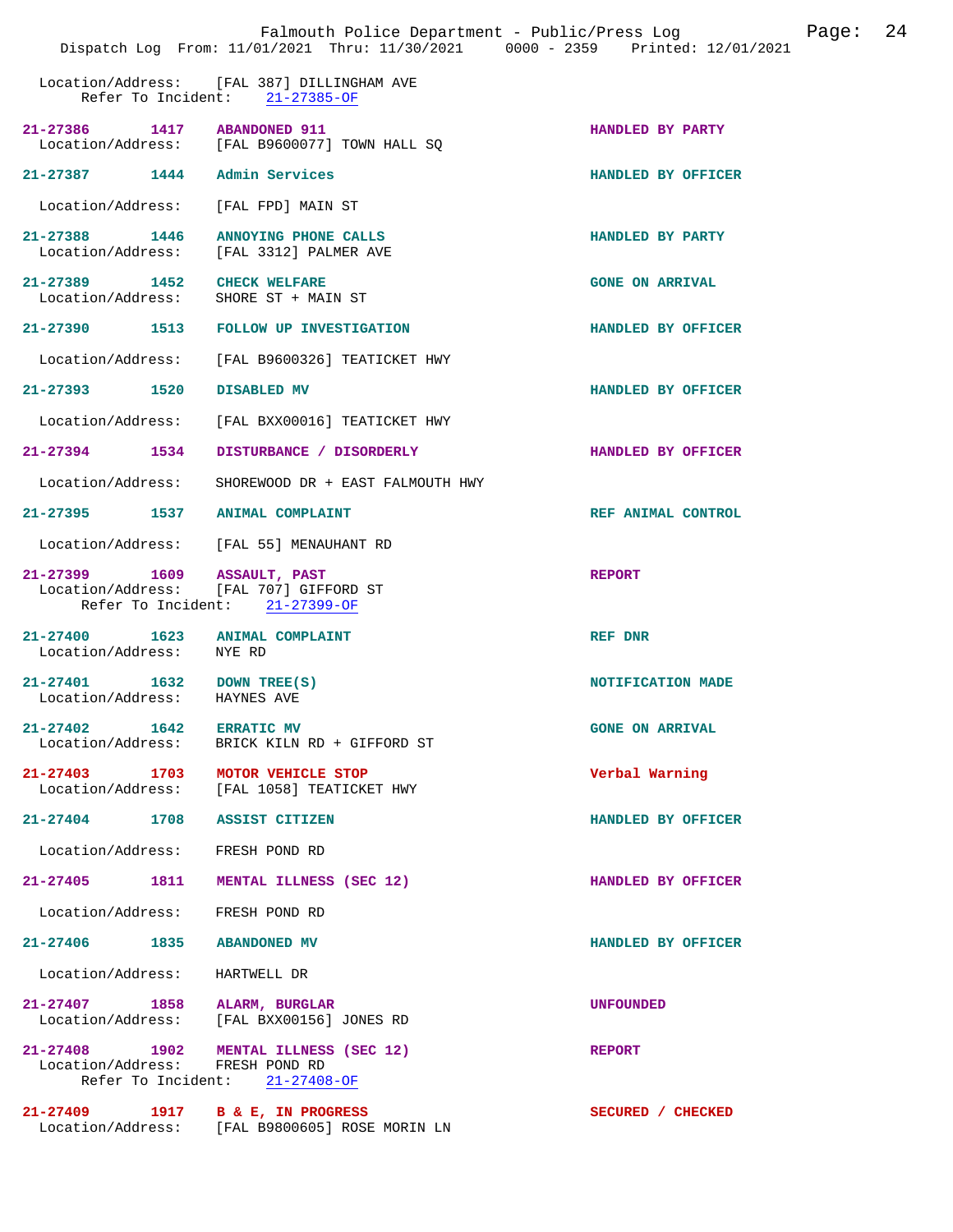Location/Address: [FAL 387] DILLINGHAM AVE
Refer To Incident: 21-27385-OF

21-27386 1417 ABANDONED 911 HANDLED BY PARTY
Location/Address: [FAL B9600077] TOWN HALL SQ

21-27387 1444 Admin Services HANDLED BY OFFICER
Location/Address: [FAL FPD] MAIN ST

21-27388 1446 ANNOYING PHONE CALLS HANDLED BY PARTY
Location/Address: [FAL 3312] PALMER AVE

21-27389 1452 CHECK WELFARE GONE ON ARRIVAL
Location/Address: SHORE ST + MAIN ST

21-27390 1513 FOLLOW UP INVESTIGATION HANDLED BY OFFICER
Location/Address: [FAL B9600326] TEATICKET HWY

21-27393 1520 DISABLED MV HANDLED BY OFFICER
Location/Address: [FAL BXX00016] TEATICKET HWY

21-27394 1534 DISTURBANCE / DISORDERLY HANDLED BY OFFICER
Location/Address: SHOREWOOD DR + EAST FALMOUTH HWY

21-27395 1537 ANIMAL COMPLAINT REF ANIMAL CONTROL
Location/Address: [FAL 55] MENAUHANT RD

21-27399 1609 ASSAULT, PAST REPORT
Location/Address: [FAL 707] GIFFORD ST
Refer To Incident: 21-27399-OF

21-27400 1623 ANIMAL COMPLAINT REF DNR
Location/Address: NYE RD

21-27401 1632 DOWN TREE(S) NOTIFICATION MADE
Location/Address: HAYNES AVE

21-27402 1642 ERRATIC MV GONE ON ARRIVAL
Location/Address: BRICK KILN RD + GIFFORD ST

21-27403 1703 MOTOR VEHICLE STOP Verbal Warning
Location/Address: [FAL 1058] TEATICKET HWY

21-27404 1708 ASSIST CITIZEN HANDLED BY OFFICER
Location/Address: FRESH POND RD

21-27405 1811 MENTAL ILLNESS (SEC 12) HANDLED BY OFFICER
Location/Address: FRESH POND RD

21-27406 1835 ABANDONED MV HANDLED BY OFFICER
Location/Address: HARTWELL DR

21-27407 1858 ALARM, BURGLAR UNFOUNDED
Location/Address: [FAL BXX00156] JONES RD

21-27408 1902 MENTAL ILLNESS (SEC 12) REPORT
Location/Address: FRESH POND RD
Refer To Incident: 21-27408-OF

21-27409 1917 B & E, IN PROGRESS SECURED / CHECKED
Location/Address: [FAL B9800605] ROSE MORIN LN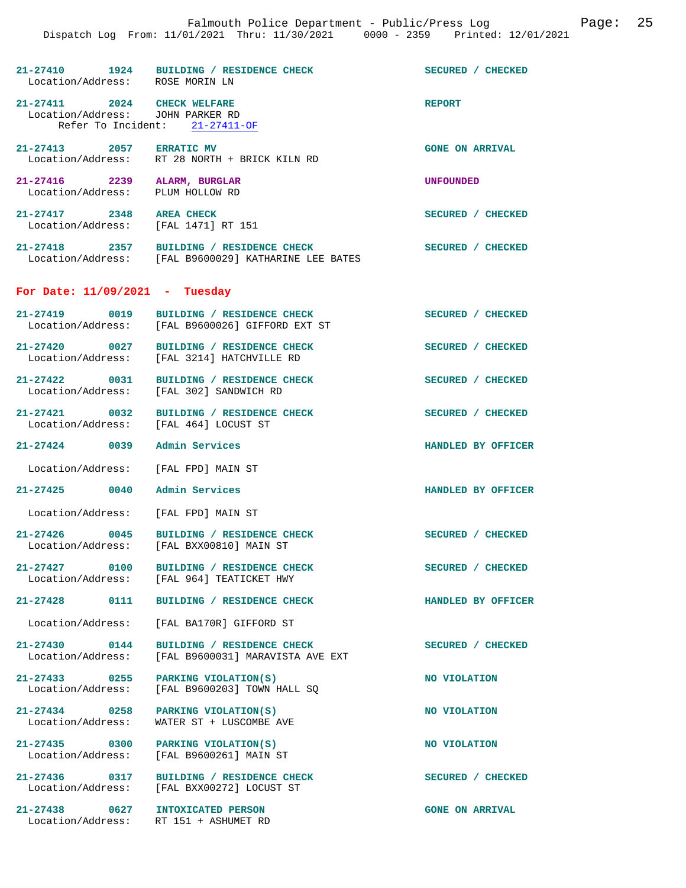| | | | |
|---|---|---|---|
| 21-27410 | 1924 | BUILDING / RESIDENCE CHECK | SECURED / CHECKED |
| Location/Address: | | ROSE MORIN LN | |
| 21-27411 | 2024 | CHECK WELFARE | REPORT |
| Location/Address: | | JOHN PARKER RD | |
| Refer To Incident: | | 21-27411-OF | |
| 21-27413 | 2057 | ERRATIC MV | GONE ON ARRIVAL |
| Location/Address: | | RT 28 NORTH + BRICK KILN RD | |
| 21-27416 | 2239 | ALARM, BURGLAR | UNFOUNDED |
| Location/Address: | | PLUM HOLLOW RD | |
| 21-27417 | 2348 | AREA CHECK | SECURED / CHECKED |
| Location/Address: | | [FAL 1471] RT 151 | |
| 21-27418 | 2357 | BUILDING / RESIDENCE CHECK | SECURED / CHECKED |
| Location/Address: | | [FAL B9600029] KATHARINE LEE BATES | |

**For Date: 11/09/2021 - Tuesday**

| | | | |
|---|---|---|---|
| 21-27419 | 0019 | BUILDING / RESIDENCE CHECK | SECURED / CHECKED |
| Location/Address: | | [FAL B9600026] GIFFORD EXT ST | |
| 21-27420 | 0027 | BUILDING / RESIDENCE CHECK | SECURED / CHECKED |
| Location/Address: | | [FAL 3214] HATCHVILLE RD | |
| 21-27422 | 0031 | BUILDING / RESIDENCE CHECK | SECURED / CHECKED |
| Location/Address: | | [FAL 302] SANDWICH RD | |
| 21-27421 | 0032 | BUILDING / RESIDENCE CHECK | SECURED / CHECKED |
| Location/Address: | | [FAL 464] LOCUST ST | |
| 21-27424 | 0039 | Admin Services | HANDLED BY OFFICER |
| Location/Address: | | [FAL FPD] MAIN ST | |
| 21-27425 | 0040 | Admin Services | HANDLED BY OFFICER |
| Location/Address: | | [FAL FPD] MAIN ST | |
| 21-27426 | 0045 | BUILDING / RESIDENCE CHECK | SECURED / CHECKED |
| Location/Address: | | [FAL BXX00810] MAIN ST | |
| 21-27427 | 0100 | BUILDING / RESIDENCE CHECK | SECURED / CHECKED |
| Location/Address: | | [FAL 964] TEATICKET HWY | |
| 21-27428 | 0111 | BUILDING / RESIDENCE CHECK | HANDLED BY OFFICER |
| Location/Address: | | [FAL BA170R] GIFFORD ST | |
| 21-27430 | 0144 | BUILDING / RESIDENCE CHECK | SECURED / CHECKED |
| Location/Address: | | [FAL B9600031] MARAVISTA AVE EXT | |
| 21-27433 | 0255 | PARKING VIOLATION(S) | NO VIOLATION |
| Location/Address: | | [FAL B9600203] TOWN HALL SQ | |
| 21-27434 | 0258 | PARKING VIOLATION(S) | NO VIOLATION |
| Location/Address: | | WATER ST + LUSCOMBE AVE | |
| 21-27435 | 0300 | PARKING VIOLATION(S) | NO VIOLATION |
| Location/Address: | | [FAL B9600261] MAIN ST | |
| 21-27436 | 0317 | BUILDING / RESIDENCE CHECK | SECURED / CHECKED |
| Location/Address: | | [FAL BXX00272] LOCUST ST | |
| 21-27438 | 0627 | INTOXICATED PERSON | GONE ON ARRIVAL |
| Location/Address: | | RT 151 + ASHUMET RD | |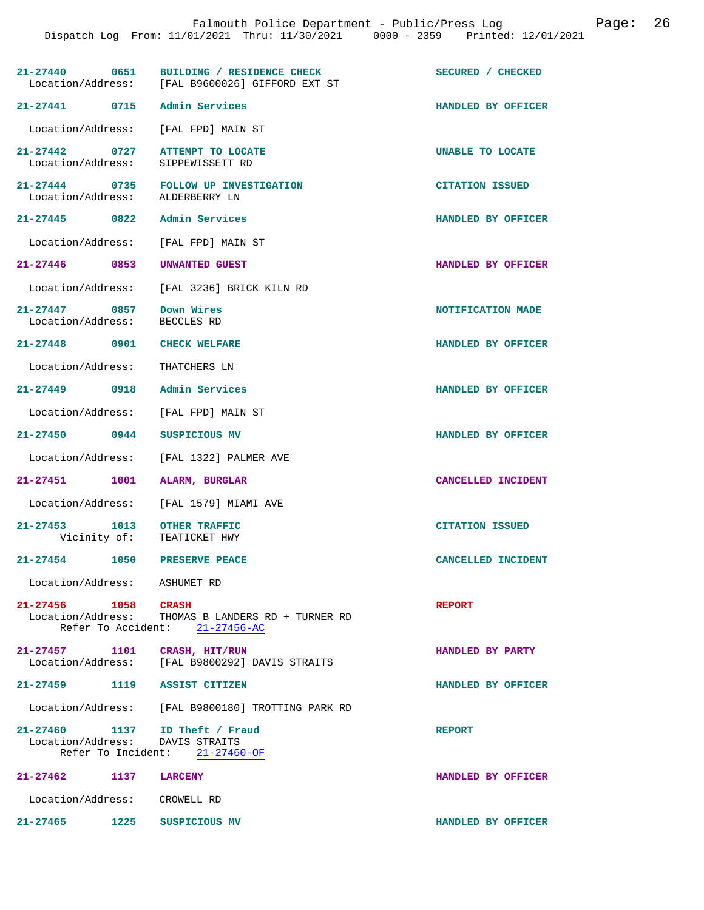Falmouth Police Department - Public/Press Log

Dispatch Log From: 11/01/2021 Thru: 11/30/2021 0000 - 2359 Printed: 12/01/2021

**21-27440 0651 BUILDING / RESIDENCE CHECK** — SECURED / CHECKED
Location/Address: [FAL B9600026] GIFFORD EXT ST

**21-27441 0715 Admin Services** — HANDLED BY OFFICER
Location/Address: [FAL FPD] MAIN ST

**21-27442 0727 ATTEMPT TO LOCATE** — UNABLE TO LOCATE
Location/Address: SIPPEWISSETT RD

**21-27444 0735 FOLLOW UP INVESTIGATION** — CITATION ISSUED
Location/Address: ALDERBERRY LN

**21-27445 0822 Admin Services** — HANDLED BY OFFICER
Location/Address: [FAL FPD] MAIN ST

**21-27446 0853 UNWANTED GUEST** — HANDLED BY OFFICER
Location/Address: [FAL 3236] BRICK KILN RD

**21-27447 0857 Down Wires** — NOTIFICATION MADE
Location/Address: BECCLES RD

**21-27448 0901 CHECK WELFARE** — HANDLED BY OFFICER
Location/Address: THATCHERS LN

**21-27449 0918 Admin Services** — HANDLED BY OFFICER
Location/Address: [FAL FPD] MAIN ST

**21-27450 0944 SUSPICIOUS MV** — HANDLED BY OFFICER
Location/Address: [FAL 1322] PALMER AVE

**21-27451 1001 ALARM, BURGLAR** — CANCELLED INCIDENT
Location/Address: [FAL 1579] MIAMI AVE

**21-27453 1013 OTHER TRAFFIC** — CITATION ISSUED
Vicinity of: TEATICKET HWY

**21-27454 1050 PRESERVE PEACE** — CANCELLED INCIDENT
Location/Address: ASHUMET RD

**21-27456 1058 CRASH** — REPORT
Location/Address: THOMAS B LANDERS RD + TURNER RD
Refer To Accident: 21-27456-AC

**21-27457 1101 CRASH, HIT/RUN** — HANDLED BY PARTY
Location/Address: [FAL B9800292] DAVIS STRAITS

**21-27459 1119 ASSIST CITIZEN** — HANDLED BY OFFICER
Location/Address: [FAL B9800180] TROTTING PARK RD

**21-27460 1137 ID Theft / Fraud** — REPORT
Location/Address: DAVIS STRAITS
Refer To Incident: 21-27460-OF

**21-27462 1137 LARCENY** — HANDLED BY OFFICER
Location/Address: CROWELL RD

**21-27465 1225 SUSPICIOUS MV** — HANDLED BY OFFICER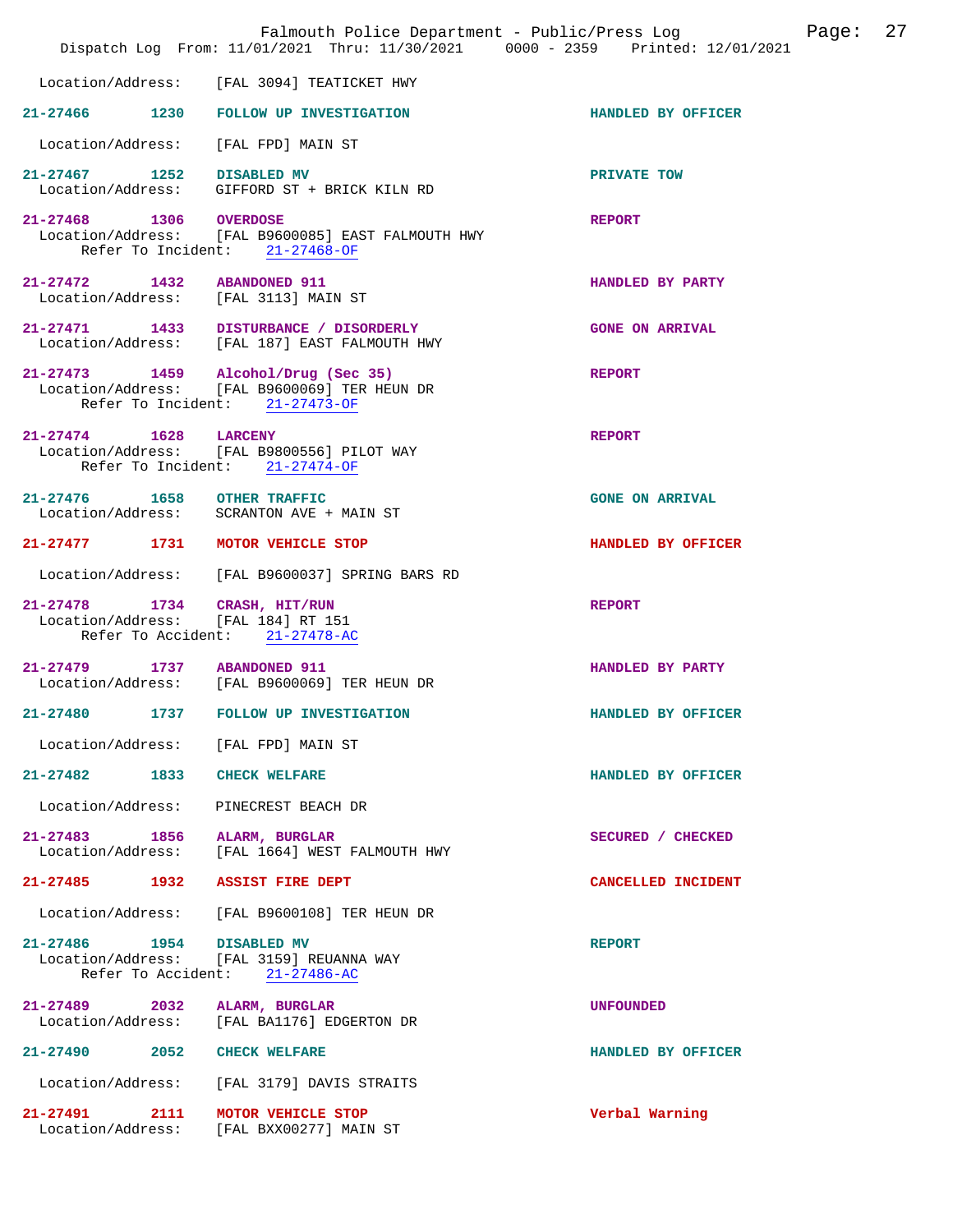Location/Address: [FAL 3094] TEATICKET HWY

**21-27466** **1230** **FOLLOW UP INVESTIGATION** **HANDLED BY OFFICER**
Location/Address: [FAL FPD] MAIN ST

**21-27467** **1252** **DISABLED MV** **PRIVATE TOW**
Location/Address: GIFFORD ST + BRICK KILN RD

**21-27468** **1306** **OVERDOSE** **REPORT**
Location/Address: [FAL B9600085] EAST FALMOUTH HWY
Refer To Incident: 21-27468-OF

**21-27472** **1432** **ABANDONED 911** **HANDLED BY PARTY**
Location/Address: [FAL 3113] MAIN ST

**21-27471** **1433** **DISTURBANCE / DISORDERLY** **GONE ON ARRIVAL**
Location/Address: [FAL 187] EAST FALMOUTH HWY

**21-27473** **1459** **Alcohol/Drug (Sec 35)** **REPORT**
Location/Address: [FAL B9600069] TER HEUN DR
Refer To Incident: 21-27473-OF

**21-27474** **1628** **LARCENY** **REPORT**
Location/Address: [FAL B9800556] PILOT WAY
Refer To Incident: 21-27474-OF

**21-27476** **1658** **OTHER TRAFFIC** **GONE ON ARRIVAL**
Location/Address: SCRANTON AVE + MAIN ST

**21-27477** **1731** **MOTOR VEHICLE STOP** **HANDLED BY OFFICER**
Location/Address: [FAL B9600037] SPRING BARS RD

**21-27478** **1734** **CRASH, HIT/RUN** **REPORT**
Location/Address: [FAL 184] RT 151
Refer To Accident: 21-27478-AC

**21-27479** **1737** **ABANDONED 911** **HANDLED BY PARTY**
Location/Address: [FAL B9600069] TER HEUN DR

**21-27480** **1737** **FOLLOW UP INVESTIGATION** **HANDLED BY OFFICER**
Location/Address: [FAL FPD] MAIN ST

**21-27482** **1833** **CHECK WELFARE** **HANDLED BY OFFICER**
Location/Address: PINECREST BEACH DR

**21-27483** **1856** **ALARM, BURGLAR** **SECURED / CHECKED**
Location/Address: [FAL 1664] WEST FALMOUTH HWY

**21-27485** **1932** **ASSIST FIRE DEPT** **CANCELLED INCIDENT**
Location/Address: [FAL B9600108] TER HEUN DR

**21-27486** **1954** **DISABLED MV** **REPORT**
Location/Address: [FAL 3159] REUANNA WAY
Refer To Accident: 21-27486-AC

**21-27489** **2032** **ALARM, BURGLAR** **UNFOUNDED**
Location/Address: [FAL BA1176] EDGERTON DR

**21-27490** **2052** **CHECK WELFARE** **HANDLED BY OFFICER**
Location/Address: [FAL 3179] DAVIS STRAITS

**21-27491** **2111** **MOTOR VEHICLE STOP** **Verbal Warning**
Location/Address: [FAL BXX00277] MAIN ST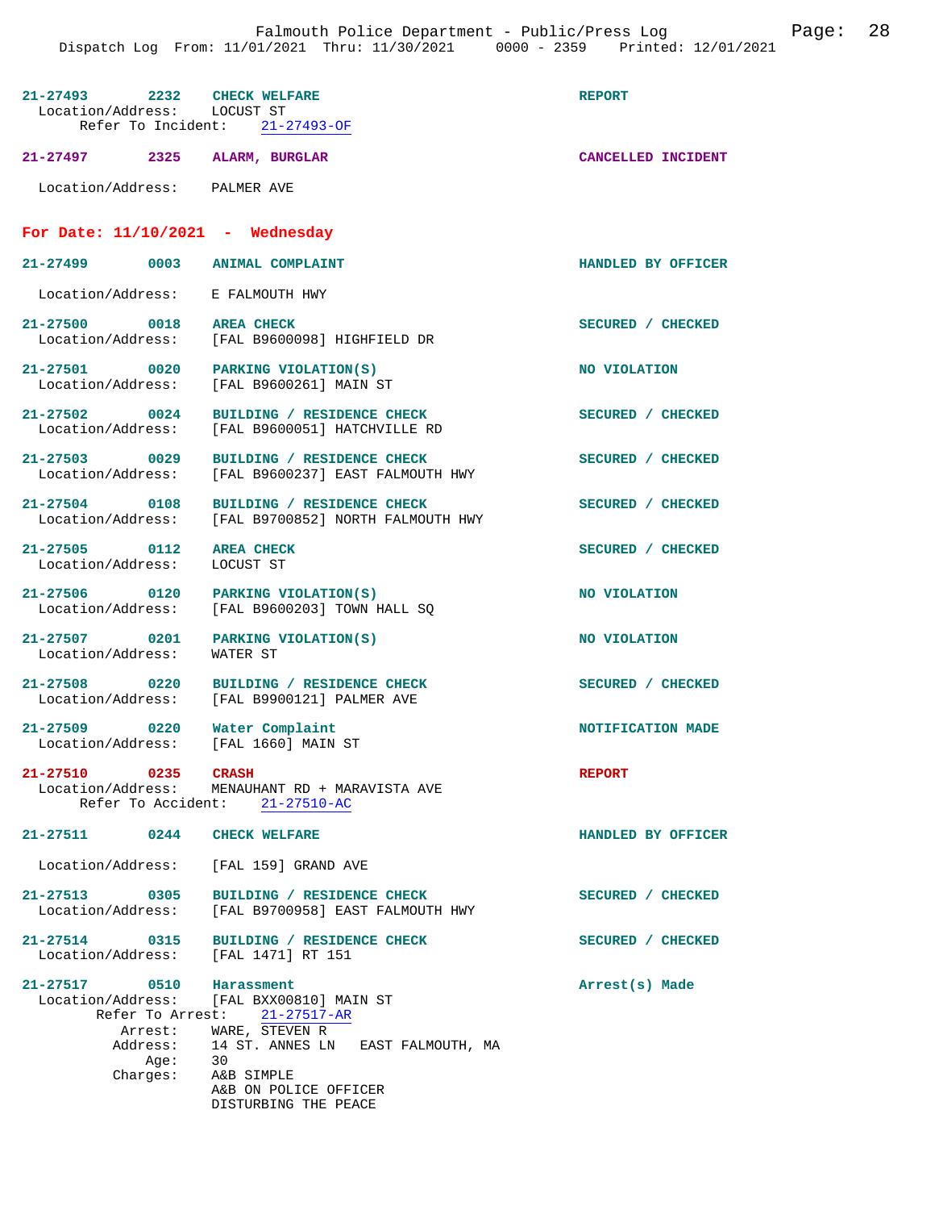**21-27493** 2232 **CHECK WELFARE** — **REPORT**
Location/Address: LOCUST ST
Refer To Incident: 21-27493-OF

**21-27497** 2325 **ALARM, BURGLAR** — **CANCELLED INCIDENT**
Location/Address: PALMER AVE

## For Date: 11/10/2021 - Wednesday

**21-27499** 0003 **ANIMAL COMPLAINT** — **HANDLED BY OFFICER**
Location/Address: E FALMOUTH HWY

**21-27500** 0018 **AREA CHECK** — **SECURED / CHECKED**
Location/Address: [FAL B9600098] HIGHFIELD DR

**21-27501** 0020 **PARKING VIOLATION(S)** — **NO VIOLATION**
Location/Address: [FAL B9600261] MAIN ST

**21-27502** 0024 **BUILDING / RESIDENCE CHECK** — **SECURED / CHECKED**
Location/Address: [FAL B9600051] HATCHVILLE RD

**21-27503** 0029 **BUILDING / RESIDENCE CHECK** — **SECURED / CHECKED**
Location/Address: [FAL B9600237] EAST FALMOUTH HWY

**21-27504** 0108 **BUILDING / RESIDENCE CHECK** — **SECURED / CHECKED**
Location/Address: [FAL B9700852] NORTH FALMOUTH HWY

**21-27505** 0112 **AREA CHECK** — **SECURED / CHECKED**
Location/Address: LOCUST ST

**21-27506** 0120 **PARKING VIOLATION(S)** — **NO VIOLATION**
Location/Address: [FAL B9600203] TOWN HALL SQ

**21-27507** 0201 **PARKING VIOLATION(S)** — **NO VIOLATION**
Location/Address: WATER ST

**21-27508** 0220 **BUILDING / RESIDENCE CHECK** — **SECURED / CHECKED**
Location/Address: [FAL B9900121] PALMER AVE

**21-27509** 0220 **Water Complaint** — **NOTIFICATION MADE**
Location/Address: [FAL 1660] MAIN ST

**21-27510** 0235 **CRASH** — **REPORT**
Location/Address: MENAUHANT RD + MARAVISTA AVE
Refer To Accident: 21-27510-AC

**21-27511** 0244 **CHECK WELFARE** — **HANDLED BY OFFICER**
Location/Address: [FAL 159] GRAND AVE

**21-27513** 0305 **BUILDING / RESIDENCE CHECK** — **SECURED / CHECKED**
Location/Address: [FAL B9700958] EAST FALMOUTH HWY

**21-27514** 0315 **BUILDING / RESIDENCE CHECK** — **SECURED / CHECKED**
Location/Address: [FAL 1471] RT 151

**21-27517** 0510 **Harassment** — **Arrest(s) Made**
Location/Address: [FAL BXX00810] MAIN ST
Refer To Arrest: 21-27517-AR
Arrest: WARE, STEVEN R
Address: 14 ST. ANNES LN EAST FALMOUTH, MA
Age: 30
Charges: A&B SIMPLE
A&B ON POLICE OFFICER
DISTURBING THE PEACE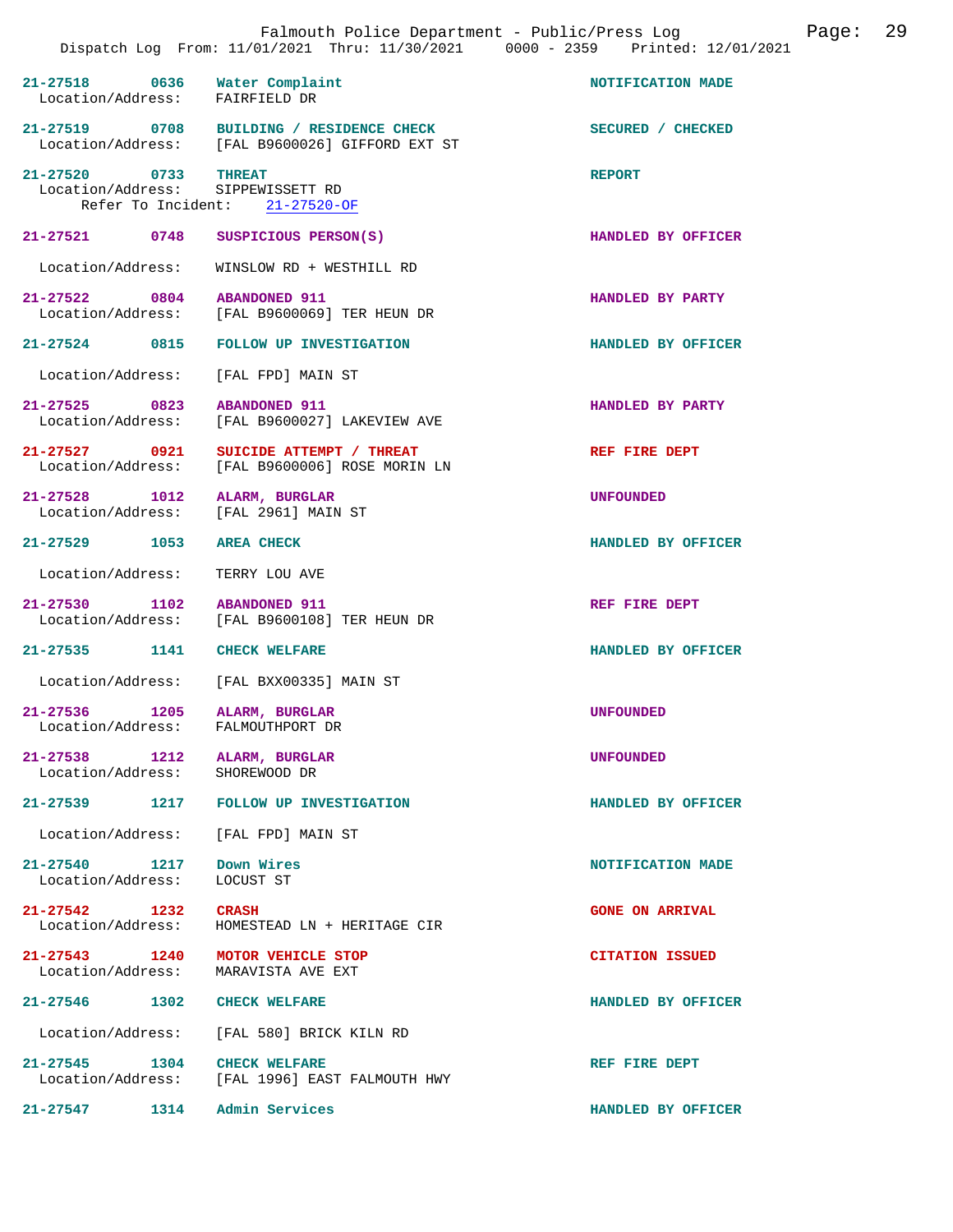Falmouth Police Department - Public/Press Log

Dispatch Log From: 11/01/2021 Thru: 11/30/2021 0000 - 2359 Printed: 12/01/2021

| Call # | Time | Call Type | Disposition |
|---|---|---|---|
| 21-27518 | 0636 | Water Complaint | NOTIFICATION MADE |
| Location/Address: | | FAIRFIELD DR | |
| 21-27519 | 0708 | BUILDING / RESIDENCE CHECK | SECURED / CHECKED |
| Location/Address: | | [FAL B9600026] GIFFORD EXT ST | |
| 21-27520 | 0733 | THREAT | REPORT |
| Location/Address: | | SIPPEWISSETT RD | |
| Refer To Incident: | | 21-27520-OF | |
| 21-27521 | 0748 | SUSPICIOUS PERSON(S) | HANDLED BY OFFICER |
| Location/Address: | | WINSLOW RD + WESTHILL RD | |
| 21-27522 | 0804 | ABANDONED 911 | HANDLED BY PARTY |
| Location/Address: | | [FAL B9600069] TER HEUN DR | |
| 21-27524 | 0815 | FOLLOW UP INVESTIGATION | HANDLED BY OFFICER |
| Location/Address: | | [FAL FPD] MAIN ST | |
| 21-27525 | 0823 | ABANDONED 911 | HANDLED BY PARTY |
| Location/Address: | | [FAL B9600027] LAKEVIEW AVE | |
| 21-27527 | 0921 | SUICIDE ATTEMPT / THREAT | REF FIRE DEPT |
| Location/Address: | | [FAL B9600006] ROSE MORIN LN | |
| 21-27528 | 1012 | ALARM, BURGLAR | UNFOUNDED |
| Location/Address: | | [FAL 2961] MAIN ST | |
| 21-27529 | 1053 | AREA CHECK | HANDLED BY OFFICER |
| Location/Address: | | TERRY LOU AVE | |
| 21-27530 | 1102 | ABANDONED 911 | REF FIRE DEPT |
| Location/Address: | | [FAL B9600108] TER HEUN DR | |
| 21-27535 | 1141 | CHECK WELFARE | HANDLED BY OFFICER |
| Location/Address: | | [FAL BXX00335] MAIN ST | |
| 21-27536 | 1205 | ALARM, BURGLAR | UNFOUNDED |
| Location/Address: | | FALMOUTHPORT DR | |
| 21-27538 | 1212 | ALARM, BURGLAR | UNFOUNDED |
| Location/Address: | | SHOREWOOD DR | |
| 21-27539 | 1217 | FOLLOW UP INVESTIGATION | HANDLED BY OFFICER |
| Location/Address: | | [FAL FPD] MAIN ST | |
| 21-27540 | 1217 | Down Wires | NOTIFICATION MADE |
| Location/Address: | | LOCUST ST | |
| 21-27542 | 1232 | CRASH | GONE ON ARRIVAL |
| Location/Address: | | HOMESTEAD LN + HERITAGE CIR | |
| 21-27543 | 1240 | MOTOR VEHICLE STOP | CITATION ISSUED |
| Location/Address: | | MARAVISTA AVE EXT | |
| 21-27546 | 1302 | CHECK WELFARE | HANDLED BY OFFICER |
| Location/Address: | | [FAL 580] BRICK KILN RD | |
| 21-27545 | 1304 | CHECK WELFARE | REF FIRE DEPT |
| Location/Address: | | [FAL 1996] EAST FALMOUTH HWY | |
| 21-27547 | 1314 | Admin Services | HANDLED BY OFFICER |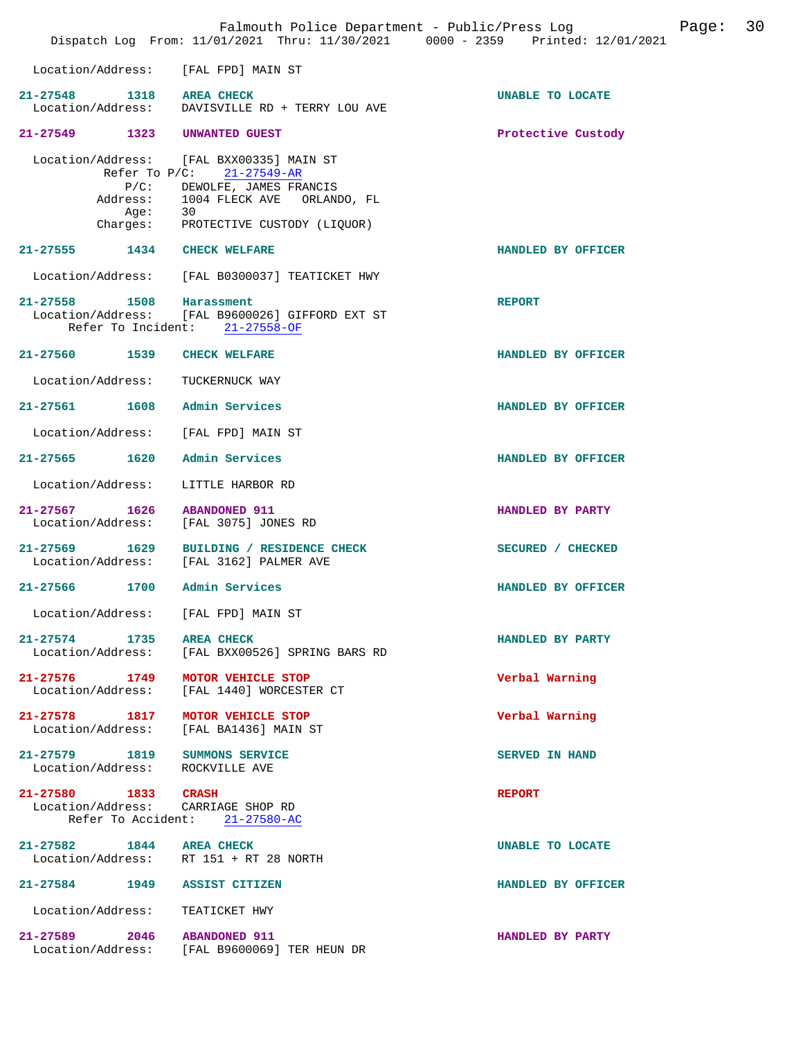Location/Address: [FAL FPD] MAIN ST

**21-27548 1318 AREA CHECK** UNABLE TO LOCATE
Location/Address: DAVISVILLE RD + TERRY LOU AVE

**21-27549 1323 UNWANTED GUEST** Protective Custody

Location/Address: [FAL BXX00335] MAIN ST
Refer To P/C: 21-27549-AR
P/C: DEWOLFE, JAMES FRANCIS
Address: 1004 FLECK AVE ORLANDO, FL
Age: 30
Charges: PROTECTIVE CUSTODY (LIQUOR)

**21-27555 1434 CHECK WELFARE** HANDLED BY OFFICER

Location/Address: [FAL B0300037] TEATICKET HWY

**21-27558 1508 Harassment** REPORT
Location/Address: [FAL B9600026] GIFFORD EXT ST
Refer To Incident: 21-27558-OF

**21-27560 1539 CHECK WELFARE** HANDLED BY OFFICER

Location/Address: TUCKERNUCK WAY

**21-27561 1608 Admin Services** HANDLED BY OFFICER

Location/Address: [FAL FPD] MAIN ST

**21-27565 1620 Admin Services** HANDLED BY OFFICER

Location/Address: LITTLE HARBOR RD

**21-27567 1626 ABANDONED 911** HANDLED BY PARTY
Location/Address: [FAL 3075] JONES RD

**21-27569 1629 BUILDING / RESIDENCE CHECK** SECURED / CHECKED
Location/Address: [FAL 3162] PALMER AVE

**21-27566 1700 Admin Services** HANDLED BY OFFICER

Location/Address: [FAL FPD] MAIN ST

**21-27574 1735 AREA CHECK** HANDLED BY PARTY
Location/Address: [FAL BXX00526] SPRING BARS RD

**21-27576 1749 MOTOR VEHICLE STOP** Verbal Warning
Location/Address: [FAL 1440] WORCESTER CT

**21-27578 1817 MOTOR VEHICLE STOP** Verbal Warning
Location/Address: [FAL BA1436] MAIN ST

**21-27579 1819 SUMMONS SERVICE** SERVED IN HAND
Location/Address: ROCKVILLE AVE

**21-27580 1833 CRASH** REPORT
Location/Address: CARRIAGE SHOP RD
Refer To Accident: 21-27580-AC

**21-27582 1844 AREA CHECK** UNABLE TO LOCATE
Location/Address: RT 151 + RT 28 NORTH

**21-27584 1949 ASSIST CITIZEN** HANDLED BY OFFICER

Location/Address: TEATICKET HWY

**21-27589 2046 ABANDONED 911** HANDLED BY PARTY
Location/Address: [FAL B9600069] TER HEUN DR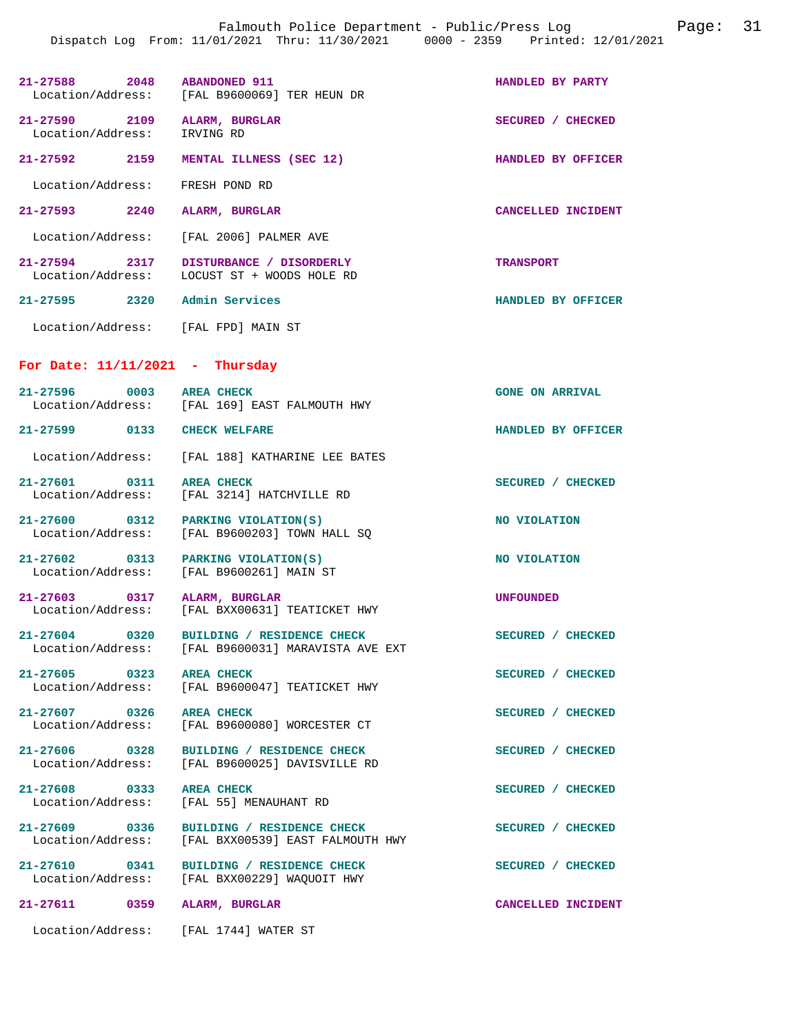| Call # | Time | Call Reason | Action |
|---|---|---|---|
| 21-27588 | 2048 | ABANDONED 911 | HANDLED BY PARTY |
| Location/Address: | | [FAL B9600069] TER HEUN DR | |
| 21-27590 | 2109 | ALARM, BURGLAR | SECURED / CHECKED |
| Location/Address: | | IRVING RD | |
| 21-27592 | 2159 | MENTAL ILLNESS (SEC 12) | HANDLED BY OFFICER |
| Location/Address: | | FRESH POND RD | |
| 21-27593 | 2240 | ALARM, BURGLAR | CANCELLED INCIDENT |
| Location/Address: | | [FAL 2006] PALMER AVE | |
| 21-27594 | 2317 | DISTURBANCE / DISORDERLY | TRANSPORT |
| Location/Address: | | LOCUST ST + WOODS HOLE RD | |
| 21-27595 | 2320 | Admin Services | HANDLED BY OFFICER |
| Location/Address: | | [FAL FPD] MAIN ST | |

## For Date: 11/11/2021 - Thursday

| Call # | Time | Call Reason | Action |
|---|---|---|---|
| 21-27596 | 0003 | AREA CHECK | GONE ON ARRIVAL |
| Location/Address: | | [FAL 169] EAST FALMOUTH HWY | |
| 21-27599 | 0133 | CHECK WELFARE | HANDLED BY OFFICER |
| Location/Address: | | [FAL 188] KATHARINE LEE BATES | |
| 21-27601 | 0311 | AREA CHECK | SECURED / CHECKED |
| Location/Address: | | [FAL 3214] HATCHVILLE RD | |
| 21-27600 | 0312 | PARKING VIOLATION(S) | NO VIOLATION |
| Location/Address: | | [FAL B9600203] TOWN HALL SQ | |
| 21-27602 | 0313 | PARKING VIOLATION(S) | NO VIOLATION |
| Location/Address: | | [FAL B9600261] MAIN ST | |
| 21-27603 | 0317 | ALARM, BURGLAR | UNFOUNDED |
| Location/Address: | | [FAL BXX00631] TEATICKET HWY | |
| 21-27604 | 0320 | BUILDING / RESIDENCE CHECK | SECURED / CHECKED |
| Location/Address: | | [FAL B9600031] MARAVISTA AVE EXT | |
| 21-27605 | 0323 | AREA CHECK | SECURED / CHECKED |
| Location/Address: | | [FAL B9600047] TEATICKET HWY | |
| 21-27607 | 0326 | AREA CHECK | SECURED / CHECKED |
| Location/Address: | | [FAL B9600080] WORCESTER CT | |
| 21-27606 | 0328 | BUILDING / RESIDENCE CHECK | SECURED / CHECKED |
| Location/Address: | | [FAL B9600025] DAVISVILLE RD | |
| 21-27608 | 0333 | AREA CHECK | SECURED / CHECKED |
| Location/Address: | | [FAL 55] MENAUHANT RD | |
| 21-27609 | 0336 | BUILDING / RESIDENCE CHECK | SECURED / CHECKED |
| Location/Address: | | [FAL BXX00539] EAST FALMOUTH HWY | |
| 21-27610 | 0341 | BUILDING / RESIDENCE CHECK | SECURED / CHECKED |
| Location/Address: | | [FAL BXX00229] WAQUOIT HWY | |
| 21-27611 | 0359 | ALARM, BURGLAR | CANCELLED INCIDENT |
| Location/Address: | | [FAL 1744] WATER ST | |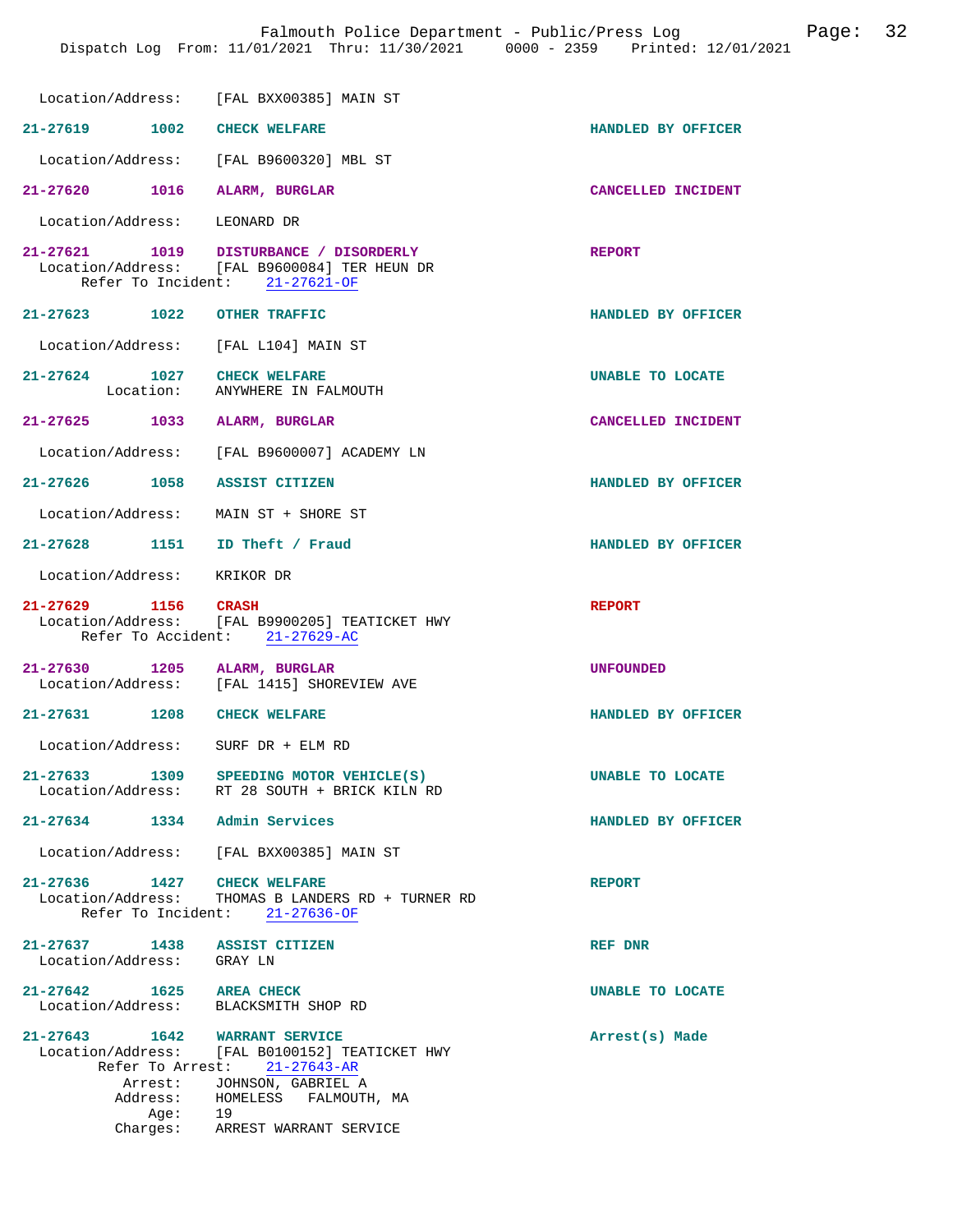Location/Address: [FAL BXX00385] MAIN ST

**21-27619 1002 CHECK WELFARE** — HANDLED BY OFFICER
Location/Address: [FAL B9600320] MBL ST

**21-27620 1016 ALARM, BURGLAR** — CANCELLED INCIDENT
Location/Address: LEONARD DR

**21-27621 1019 DISTURBANCE / DISORDERLY** — REPORT
Location/Address: [FAL B9600084] TER HEUN DR
Refer To Incident: 21-27621-OF

**21-27623 1022 OTHER TRAFFIC** — HANDLED BY OFFICER
Location/Address: [FAL L104] MAIN ST

**21-27624 1027 CHECK WELFARE** — UNABLE TO LOCATE
Location: ANYWHERE IN FALMOUTH

**21-27625 1033 ALARM, BURGLAR** — CANCELLED INCIDENT
Location/Address: [FAL B9600007] ACADEMY LN

**21-27626 1058 ASSIST CITIZEN** — HANDLED BY OFFICER
Location/Address: MAIN ST + SHORE ST

**21-27628 1151 ID Theft / Fraud** — HANDLED BY OFFICER
Location/Address: KRIKOR DR

**21-27629 1156 CRASH** — REPORT
Location/Address: [FAL B9900205] TEATICKET HWY
Refer To Accident: 21-27629-AC

**21-27630 1205 ALARM, BURGLAR** — UNFOUNDED
Location/Address: [FAL 1415] SHOREVIEW AVE

**21-27631 1208 CHECK WELFARE** — HANDLED BY OFFICER
Location/Address: SURF DR + ELM RD

**21-27633 1309 SPEEDING MOTOR VEHICLE(S)** — UNABLE TO LOCATE
Location/Address: RT 28 SOUTH + BRICK KILN RD

**21-27634 1334 Admin Services** — HANDLED BY OFFICER
Location/Address: [FAL BXX00385] MAIN ST

**21-27636 1427 CHECK WELFARE** — REPORT
Location/Address: THOMAS B LANDERS RD + TURNER RD
Refer To Incident: 21-27636-OF

**21-27637 1438 ASSIST CITIZEN** — REF DNR
Location/Address: GRAY LN

**21-27642 1625 AREA CHECK** — UNABLE TO LOCATE
Location/Address: BLACKSMITH SHOP RD

**21-27643 1642 WARRANT SERVICE** — Arrest(s) Made
Location/Address: [FAL B0100152] TEATICKET HWY
Refer To Arrest: 21-27643-AR
Arrest: JOHNSON, GABRIEL A
Address: HOMELESS FALMOUTH, MA
Age: 19
Charges: ARREST WARRANT SERVICE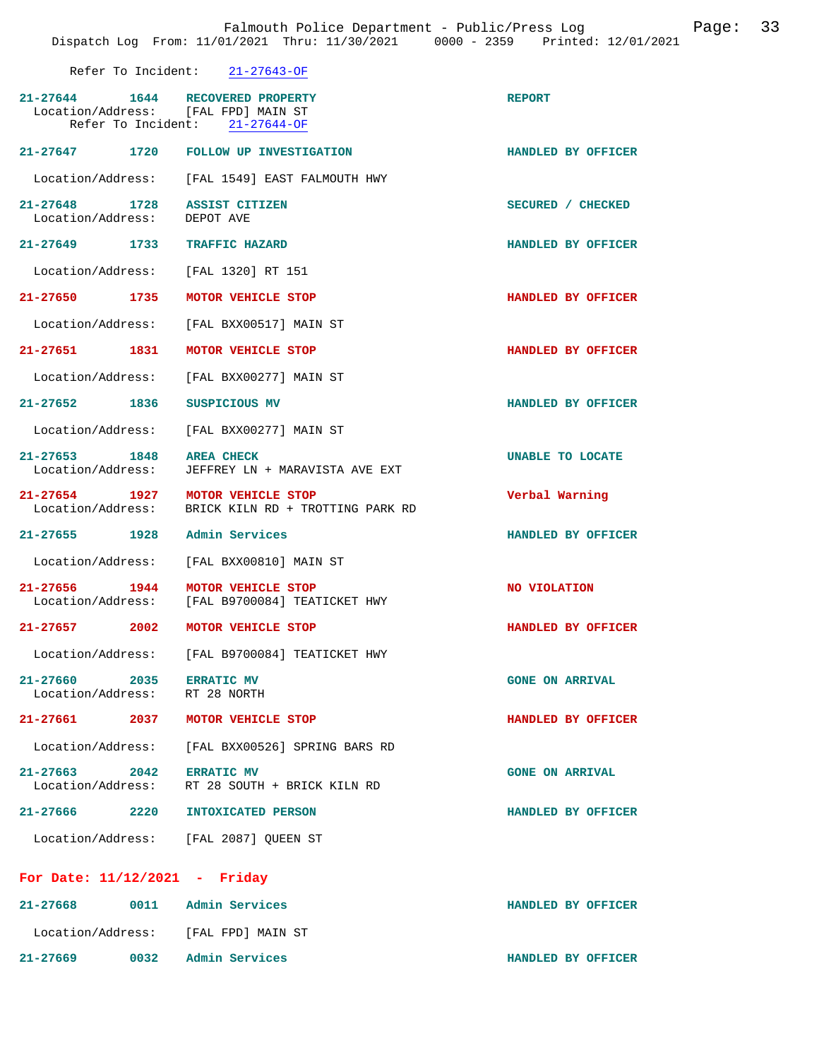Refer To Incident: 21-27643-OF

**21-27644** 1644 **RECOVERED PROPERTY** — REPORT
Location/Address: [FAL FPD] MAIN ST
Refer To Incident: 21-27644-OF

**21-27647** 1720 **FOLLOW UP INVESTIGATION** — HANDLED BY OFFICER
Location/Address: [FAL 1549] EAST FALMOUTH HWY

**21-27648** 1728 **ASSIST CITIZEN** — SECURED / CHECKED
Location/Address: DEPOT AVE

**21-27649** 1733 **TRAFFIC HAZARD** — HANDLED BY OFFICER
Location/Address: [FAL 1320] RT 151

**21-27650** 1735 **MOTOR VEHICLE STOP** — HANDLED BY OFFICER
Location/Address: [FAL BXX00517] MAIN ST

**21-27651** 1831 **MOTOR VEHICLE STOP** — HANDLED BY OFFICER
Location/Address: [FAL BXX00277] MAIN ST

**21-27652** 1836 **SUSPICIOUS MV** — HANDLED BY OFFICER
Location/Address: [FAL BXX00277] MAIN ST

**21-27653** 1848 **AREA CHECK** — UNABLE TO LOCATE
Location/Address: JEFFREY LN + MARAVISTA AVE EXT

**21-27654** 1927 **MOTOR VEHICLE STOP** — Verbal Warning
Location/Address: BRICK KILN RD + TROTTING PARK RD

**21-27655** 1928 **Admin Services** — HANDLED BY OFFICER
Location/Address: [FAL BXX00810] MAIN ST

**21-27656** 1944 **MOTOR VEHICLE STOP** — NO VIOLATION
Location/Address: [FAL B9700084] TEATICKET HWY

**21-27657** 2002 **MOTOR VEHICLE STOP** — HANDLED BY OFFICER
Location/Address: [FAL B9700084] TEATICKET HWY

**21-27660** 2035 **ERRATIC MV** — GONE ON ARRIVAL
Location/Address: RT 28 NORTH

**21-27661** 2037 **MOTOR VEHICLE STOP** — HANDLED BY OFFICER
Location/Address: [FAL BXX00526] SPRING BARS RD

**21-27663** 2042 **ERRATIC MV** — GONE ON ARRIVAL
Location/Address: RT 28 SOUTH + BRICK KILN RD

**21-27666** 2220 **INTOXICATED PERSON** — HANDLED BY OFFICER
Location/Address: [FAL 2087] QUEEN ST

## For Date: 11/12/2021 - Friday

**21-27668** 0011 **Admin Services** — HANDLED BY OFFICER
Location/Address: [FAL FPD] MAIN ST

**21-27669** 0032 **Admin Services** — HANDLED BY OFFICER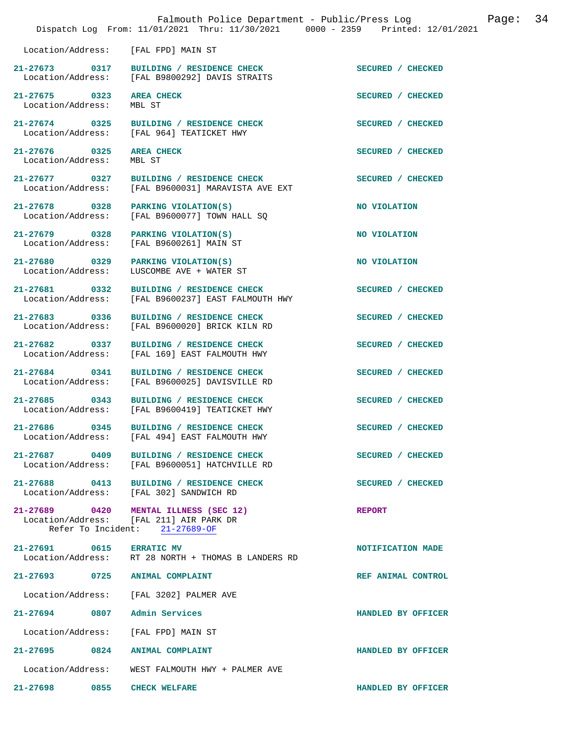Location/Address: [FAL FPD] MAIN ST

**21-27673 0317 BUILDING / RESIDENCE CHECK** SECURED / CHECKED
Location/Address: [FAL B9800292] DAVIS STRAITS

**21-27675 0323 AREA CHECK** SECURED / CHECKED
Location/Address: MBL ST

**21-27674 0325 BUILDING / RESIDENCE CHECK** SECURED / CHECKED
Location/Address: [FAL 964] TEATICKET HWY

**21-27676 0325 AREA CHECK** SECURED / CHECKED
Location/Address: MBL ST

**21-27677 0327 BUILDING / RESIDENCE CHECK** SECURED / CHECKED
Location/Address: [FAL B9600031] MARAVISTA AVE EXT

**21-27678 0328 PARKING VIOLATION(S)** NO VIOLATION
Location/Address: [FAL B9600077] TOWN HALL SQ

**21-27679 0328 PARKING VIOLATION(S)** NO VIOLATION
Location/Address: [FAL B9600261] MAIN ST

**21-27680 0329 PARKING VIOLATION(S)** NO VIOLATION
Location/Address: LUSCOMBE AVE + WATER ST

**21-27681 0332 BUILDING / RESIDENCE CHECK** SECURED / CHECKED
Location/Address: [FAL B9600237] EAST FALMOUTH HWY

**21-27683 0336 BUILDING / RESIDENCE CHECK** SECURED / CHECKED
Location/Address: [FAL B9600020] BRICK KILN RD

**21-27682 0337 BUILDING / RESIDENCE CHECK** SECURED / CHECKED
Location/Address: [FAL 169] EAST FALMOUTH HWY

**21-27684 0341 BUILDING / RESIDENCE CHECK** SECURED / CHECKED
Location/Address: [FAL B9600025] DAVISVILLE RD

**21-27685 0343 BUILDING / RESIDENCE CHECK** SECURED / CHECKED
Location/Address: [FAL B9600419] TEATICKET HWY

**21-27686 0345 BUILDING / RESIDENCE CHECK** SECURED / CHECKED
Location/Address: [FAL 494] EAST FALMOUTH HWY

**21-27687 0409 BUILDING / RESIDENCE CHECK** SECURED / CHECKED
Location/Address: [FAL B9600051] HATCHVILLE RD

**21-27688 0413 BUILDING / RESIDENCE CHECK** SECURED / CHECKED
Location/Address: [FAL 302] SANDWICH RD

**21-27689 0420 MENTAL ILLNESS (SEC 12)** REPORT
Location/Address: [FAL 211] AIR PARK DR
Refer To Incident: 21-27689-OF

**21-27691 0615 ERRATIC MV** NOTIFICATION MADE
Location/Address: RT 28 NORTH + THOMAS B LANDERS RD

**21-27693 0725 ANIMAL COMPLAINT** REF ANIMAL CONTROL
Location/Address: [FAL 3202] PALMER AVE

**21-27694 0807 Admin Services** HANDLED BY OFFICER
Location/Address: [FAL FPD] MAIN ST

**21-27695 0824 ANIMAL COMPLAINT** HANDLED BY OFFICER
Location/Address: WEST FALMOUTH HWY + PALMER AVE

**21-27698 0855 CHECK WELFARE** HANDLED BY OFFICER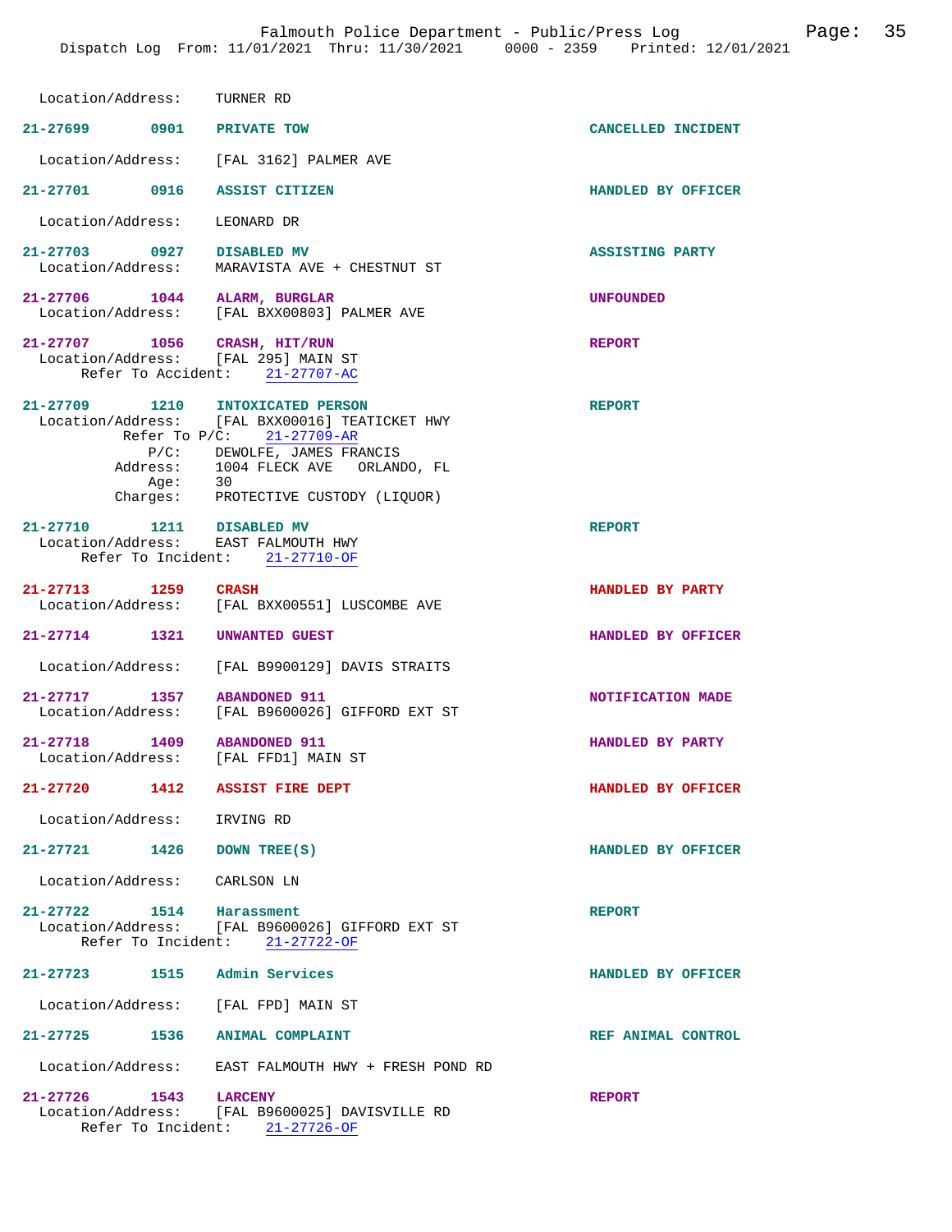Location/Address: TURNER RD

**21-27699 0901 PRIVATE TOW** — CANCELLED INCIDENT
Location/Address: [FAL 3162] PALMER AVE

**21-27701 0916 ASSIST CITIZEN** — HANDLED BY OFFICER
Location/Address: LEONARD DR

**21-27703 0927 DISABLED MV** — ASSISTING PARTY
Location/Address: MARAVISTA AVE + CHESTNUT ST

**21-27706 1044 ALARM, BURGLAR** — UNFOUNDED
Location/Address: [FAL BXX00803] PALMER AVE

**21-27707 1056 CRASH, HIT/RUN** — REPORT
Location/Address: [FAL 295] MAIN ST
Refer To Accident: 21-27707-AC

**21-27709 1210 INTOXICATED PERSON** — REPORT
Location/Address: [FAL BXX00016] TEATICKET HWY
Refer To P/C: 21-27709-AR
P/C: DEWOLFE, JAMES FRANCIS
Address: 1004 FLECK AVE ORLANDO, FL
Age: 30
Charges: PROTECTIVE CUSTODY (LIQUOR)

**21-27710 1211 DISABLED MV** — REPORT
Location/Address: EAST FALMOUTH HWY
Refer To Incident: 21-27710-OF

**21-27713 1259 CRASH** — HANDLED BY PARTY
Location/Address: [FAL BXX00551] LUSCOMBE AVE

**21-27714 1321 UNWANTED GUEST** — HANDLED BY OFFICER
Location/Address: [FAL B9900129] DAVIS STRAITS

**21-27717 1357 ABANDONED 911** — NOTIFICATION MADE
Location/Address: [FAL B9600026] GIFFORD EXT ST

**21-27718 1409 ABANDONED 911** — HANDLED BY PARTY
Location/Address: [FAL FFD1] MAIN ST

**21-27720 1412 ASSIST FIRE DEPT** — HANDLED BY OFFICER
Location/Address: IRVING RD

**21-27721 1426 DOWN TREE(S)** — HANDLED BY OFFICER
Location/Address: CARLSON LN

**21-27722 1514 Harassment** — REPORT
Location/Address: [FAL B9600026] GIFFORD EXT ST
Refer To Incident: 21-27722-OF

**21-27723 1515 Admin Services** — HANDLED BY OFFICER
Location/Address: [FAL FPD] MAIN ST

**21-27725 1536 ANIMAL COMPLAINT** — REF ANIMAL CONTROL
Location/Address: EAST FALMOUTH HWY + FRESH POND RD

**21-27726 1543 LARCENY** — REPORT
Location/Address: [FAL B9600025] DAVISVILLE RD
Refer To Incident: 21-27726-OF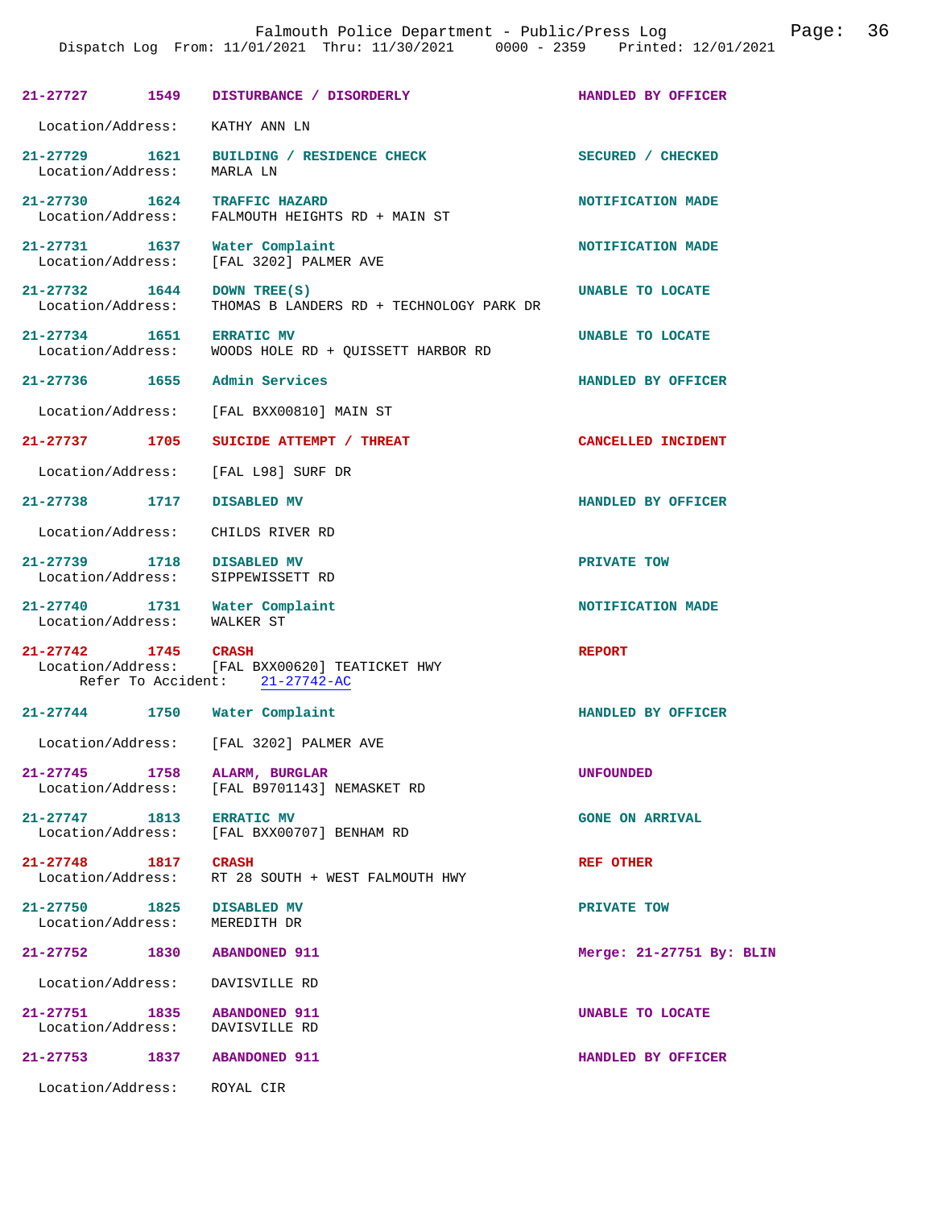| Incident | Time | Call Type | Disposition |
|---|---|---|---|
| 21-27727 | 1549 | DISTURBANCE / DISORDERLY | HANDLED BY OFFICER |
| Location/Address: KATHY ANN LN | | | |
| 21-27729 | 1621 | BUILDING / RESIDENCE CHECK | SECURED / CHECKED |
| Location/Address: MARLA LN | | | |
| 21-27730 | 1624 | TRAFFIC HAZARD | NOTIFICATION MADE |
| Location/Address: FALMOUTH HEIGHTS RD + MAIN ST | | | |
| 21-27731 | 1637 | Water Complaint | NOTIFICATION MADE |
| Location/Address: [FAL 3202] PALMER AVE | | | |
| 21-27732 | 1644 | DOWN TREE(S) | UNABLE TO LOCATE |
| Location/Address: THOMAS B LANDERS RD + TECHNOLOGY PARK DR | | | |
| 21-27734 | 1651 | ERRATIC MV | UNABLE TO LOCATE |
| Location/Address: WOODS HOLE RD + QUISSETT HARBOR RD | | | |
| 21-27736 | 1655 | Admin Services | HANDLED BY OFFICER |
| Location/Address: [FAL BXX00810] MAIN ST | | | |
| 21-27737 | 1705 | SUICIDE ATTEMPT / THREAT | CANCELLED INCIDENT |
| Location/Address: [FAL L98] SURF DR | | | |
| 21-27738 | 1717 | DISABLED MV | HANDLED BY OFFICER |
| Location/Address: CHILDS RIVER RD | | | |
| 21-27739 | 1718 | DISABLED MV | PRIVATE TOW |
| Location/Address: SIPPEWISSETT RD | | | |
| 21-27740 | 1731 | Water Complaint | NOTIFICATION MADE |
| Location/Address: WALKER ST | | | |
| 21-27742 | 1745 | CRASH | REPORT |
| Location/Address: [FAL BXX00620] TEATICKET HWY; Refer To Accident: 21-27742-AC | | | |
| 21-27744 | 1750 | Water Complaint | HANDLED BY OFFICER |
| Location/Address: [FAL 3202] PALMER AVE | | | |
| 21-27745 | 1758 | ALARM, BURGLAR | UNFOUNDED |
| Location/Address: [FAL B9701143] NEMASKET RD | | | |
| 21-27747 | 1813 | ERRATIC MV | GONE ON ARRIVAL |
| Location/Address: [FAL BXX00707] BENHAM RD | | | |
| 21-27748 | 1817 | CRASH | REF OTHER |
| Location/Address: RT 28 SOUTH + WEST FALMOUTH HWY | | | |
| 21-27750 | 1825 | DISABLED MV | PRIVATE TOW |
| Location/Address: MEREDITH DR | | | |
| 21-27752 | 1830 | ABANDONED 911 | Merge: 21-27751 By: BLIN |
| Location/Address: DAVISVILLE RD | | | |
| 21-27751 | 1835 | ABANDONED 911 | UNABLE TO LOCATE |
| Location/Address: DAVISVILLE RD | | | |
| 21-27753 | 1837 | ABANDONED 911 | HANDLED BY OFFICER |
| Location/Address: ROYAL CIR | | | |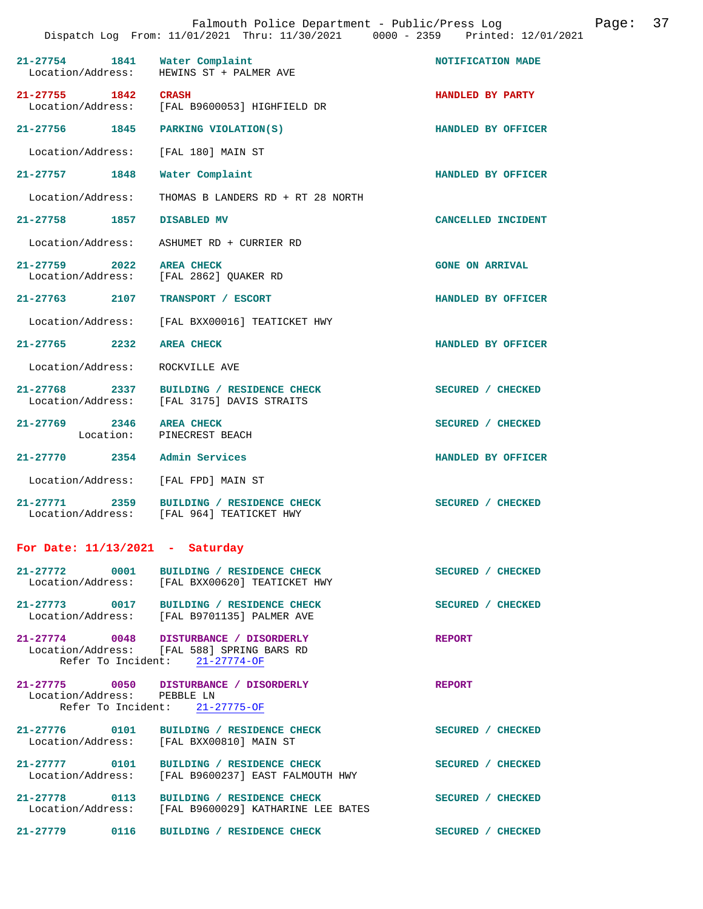Falmouth Police Department - Public/Press Log
Dispatch Log From: 11/01/2021 Thru: 11/30/2021 0000 - 2359 Printed: 12/01/2021

**21-27754** 1841 **Water Complaint** — NOTIFICATION MADE
Location/Address: HEWINS ST + PALMER AVE

**21-27755** 1842 **CRASH** — HANDLED BY PARTY
Location/Address: [FAL B9600053] HIGHFIELD DR

**21-27756** 1845 **PARKING VIOLATION(S)** — HANDLED BY OFFICER
Location/Address: [FAL 180] MAIN ST

**21-27757** 1848 **Water Complaint** — HANDLED BY OFFICER
Location/Address: THOMAS B LANDERS RD + RT 28 NORTH

**21-27758** 1857 **DISABLED MV** — CANCELLED INCIDENT
Location/Address: ASHUMET RD + CURRIER RD

**21-27759** 2022 **AREA CHECK** — GONE ON ARRIVAL
Location/Address: [FAL 2862] QUAKER RD

**21-27763** 2107 **TRANSPORT / ESCORT** — HANDLED BY OFFICER
Location/Address: [FAL BXX00016] TEATICKET HWY

**21-27765** 2232 **AREA CHECK** — HANDLED BY OFFICER
Location/Address: ROCKVILLE AVE

**21-27768** 2337 **BUILDING / RESIDENCE CHECK** — SECURED / CHECKED
Location/Address: [FAL 3175] DAVIS STRAITS

**21-27769** 2346 **AREA CHECK** — SECURED / CHECKED
Location: PINECREST BEACH

**21-27770** 2354 **Admin Services** — HANDLED BY OFFICER
Location/Address: [FAL FPD] MAIN ST

**21-27771** 2359 **BUILDING / RESIDENCE CHECK** — SECURED / CHECKED
Location/Address: [FAL 964] TEATICKET HWY

## For Date: 11/13/2021 - Saturday

**21-27772** 0001 **BUILDING / RESIDENCE CHECK** — SECURED / CHECKED
Location/Address: [FAL BXX00620] TEATICKET HWY

**21-27773** 0017 **BUILDING / RESIDENCE CHECK** — SECURED / CHECKED
Location/Address: [FAL B9701135] PALMER AVE

**21-27774** 0048 **DISTURBANCE / DISORDERLY** — REPORT
Location/Address: [FAL 588] SPRING BARS RD
Refer To Incident: 21-27774-OF

**21-27775** 0050 **DISTURBANCE / DISORDERLY** — REPORT
Location/Address: PEBBLE LN
Refer To Incident: 21-27775-OF

**21-27776** 0101 **BUILDING / RESIDENCE CHECK** — SECURED / CHECKED
Location/Address: [FAL BXX00810] MAIN ST

**21-27777** 0101 **BUILDING / RESIDENCE CHECK** — SECURED / CHECKED
Location/Address: [FAL B9600237] EAST FALMOUTH HWY

**21-27778** 0113 **BUILDING / RESIDENCE CHECK** — SECURED / CHECKED
Location/Address: [FAL B9600029] KATHARINE LEE BATES

**21-27779** 0116 **BUILDING / RESIDENCE CHECK** — SECURED / CHECKED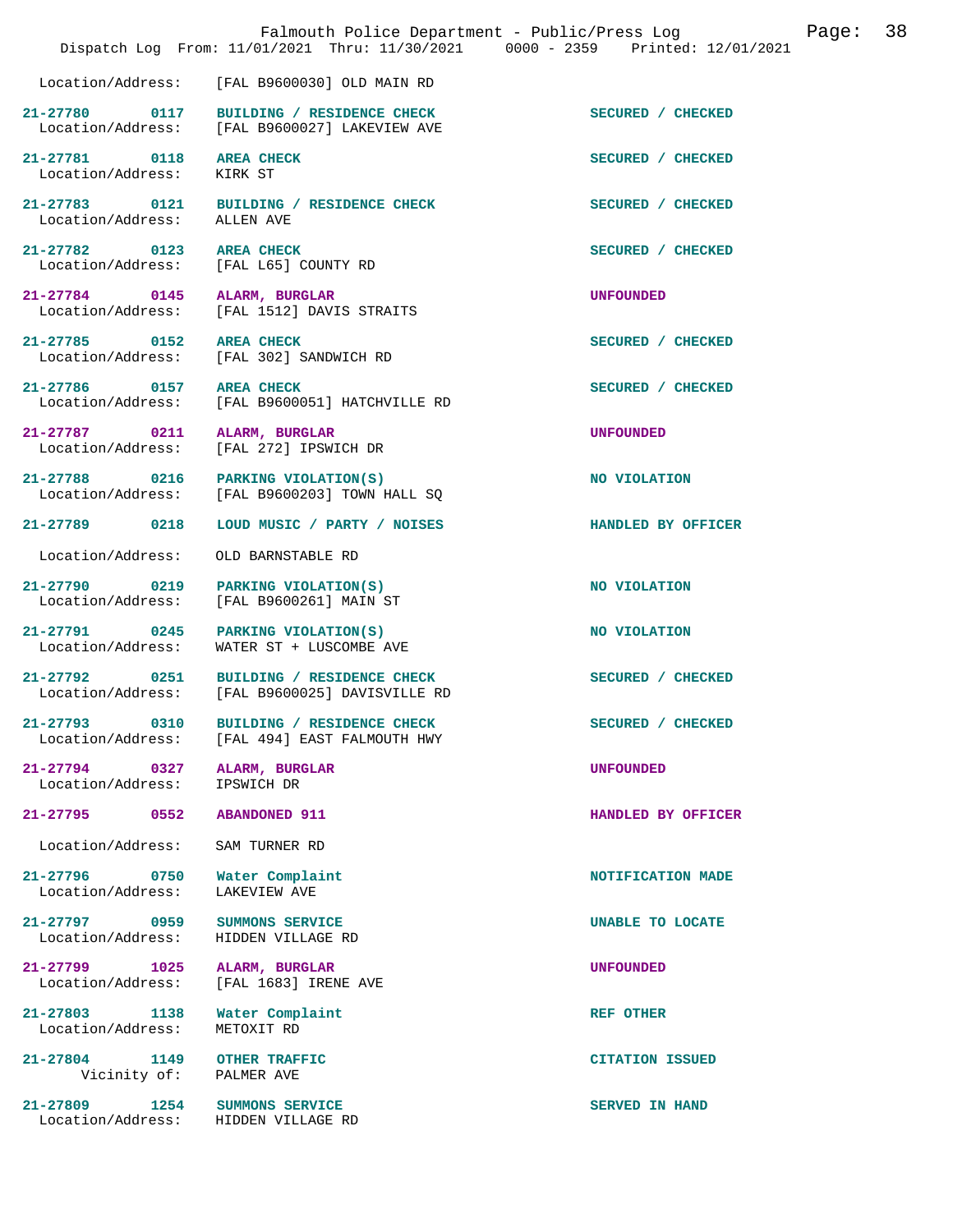Location/Address: [FAL B9600030] OLD MAIN RD

| Call # | Time | Call Type | Disposition |
|---|---|---|---|
| 21-27780 | 0117 | BUILDING / RESIDENCE CHECK | SECURED / CHECKED |
| Location/Address: | | [FAL B9600027] LAKEVIEW AVE | |
| 21-27781 | 0118 | AREA CHECK | SECURED / CHECKED |
| Location/Address: | | KIRK ST | |
| 21-27783 | 0121 | BUILDING / RESIDENCE CHECK | SECURED / CHECKED |
| Location/Address: | | ALLEN AVE | |
| 21-27782 | 0123 | AREA CHECK | SECURED / CHECKED |
| Location/Address: | | [FAL L65] COUNTY RD | |
| 21-27784 | 0145 | ALARM, BURGLAR | UNFOUNDED |
| Location/Address: | | [FAL 1512] DAVIS STRAITS | |
| 21-27785 | 0152 | AREA CHECK | SECURED / CHECKED |
| Location/Address: | | [FAL 302] SANDWICH RD | |
| 21-27786 | 0157 | AREA CHECK | SECURED / CHECKED |
| Location/Address: | | [FAL B9600051] HATCHVILLE RD | |
| 21-27787 | 0211 | ALARM, BURGLAR | UNFOUNDED |
| Location/Address: | | [FAL 272] IPSWICH DR | |
| 21-27788 | 0216 | PARKING VIOLATION(S) | NO VIOLATION |
| Location/Address: | | [FAL B9600203] TOWN HALL SQ | |
| 21-27789 | 0218 | LOUD MUSIC / PARTY / NOISES | HANDLED BY OFFICER |
| Location/Address: | | OLD BARNSTABLE RD | |
| 21-27790 | 0219 | PARKING VIOLATION(S) | NO VIOLATION |
| Location/Address: | | [FAL B9600261] MAIN ST | |
| 21-27791 | 0245 | PARKING VIOLATION(S) | NO VIOLATION |
| Location/Address: | | WATER ST + LUSCOMBE AVE | |
| 21-27792 | 0251 | BUILDING / RESIDENCE CHECK | SECURED / CHECKED |
| Location/Address: | | [FAL B9600025] DAVISVILLE RD | |
| 21-27793 | 0310 | BUILDING / RESIDENCE CHECK | SECURED / CHECKED |
| Location/Address: | | [FAL 494] EAST FALMOUTH HWY | |
| 21-27794 | 0327 | ALARM, BURGLAR | UNFOUNDED |
| Location/Address: | | IPSWICH DR | |
| 21-27795 | 0552 | ABANDONED 911 | HANDLED BY OFFICER |
| Location/Address: | | SAM TURNER RD | |
| 21-27796 | 0750 | Water Complaint | NOTIFICATION MADE |
| Location/Address: | | LAKEVIEW AVE | |
| 21-27797 | 0959 | SUMMONS SERVICE | UNABLE TO LOCATE |
| Location/Address: | | HIDDEN VILLAGE RD | |
| 21-27799 | 1025 | ALARM, BURGLAR | UNFOUNDED |
| Location/Address: | | [FAL 1683] IRENE AVE | |
| 21-27803 | 1138 | Water Complaint | REF OTHER |
| Location/Address: | | METOXIT RD | |
| 21-27804 | 1149 | OTHER TRAFFIC | CITATION ISSUED |
| Vicinity of: | | PALMER AVE | |
| 21-27809 | 1254 | SUMMONS SERVICE | SERVED IN HAND |
| Location/Address: | | HIDDEN VILLAGE RD | |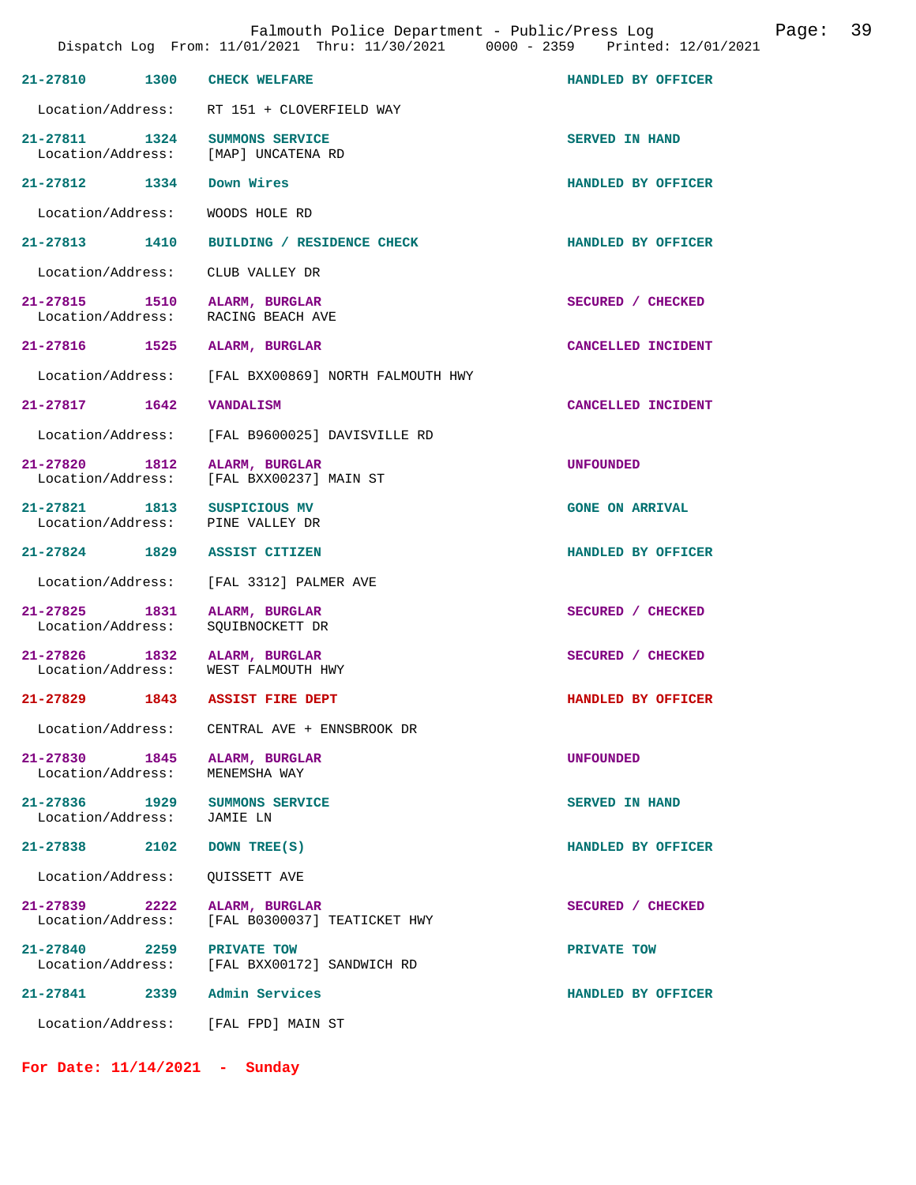| Incident # | Time | Call Type | Disposition |
|---|---|---|---|
| 21-27810 | 1300 | CHECK WELFARE | HANDLED BY OFFICER |
| Location/Address: | | RT 151 + CLOVERFIELD WAY | |
| 21-27811 | 1324 | SUMMONS SERVICE | SERVED IN HAND |
| Location/Address: | | [MAP] UNCATENA RD | |
| 21-27812 | 1334 | Down Wires | HANDLED BY OFFICER |
| Location/Address: | | WOODS HOLE RD | |
| 21-27813 | 1410 | BUILDING / RESIDENCE CHECK | HANDLED BY OFFICER |
| Location/Address: | | CLUB VALLEY DR | |
| 21-27815 | 1510 | ALARM, BURGLAR | SECURED / CHECKED |
| Location/Address: | | RACING BEACH AVE | |
| 21-27816 | 1525 | ALARM, BURGLAR | CANCELLED INCIDENT |
| Location/Address: | | [FAL BXX00869] NORTH FALMOUTH HWY | |
| 21-27817 | 1642 | VANDALISM | CANCELLED INCIDENT |
| Location/Address: | | [FAL B9600025] DAVISVILLE RD | |
| 21-27820 | 1812 | ALARM, BURGLAR | UNFOUNDED |
| Location/Address: | | [FAL BXX00237] MAIN ST | |
| 21-27821 | 1813 | SUSPICIOUS MV | GONE ON ARRIVAL |
| Location/Address: | | PINE VALLEY DR | |
| 21-27824 | 1829 | ASSIST CITIZEN | HANDLED BY OFFICER |
| Location/Address: | | [FAL 3312] PALMER AVE | |
| 21-27825 | 1831 | ALARM, BURGLAR | SECURED / CHECKED |
| Location/Address: | | SQUIBNOCKETT DR | |
| 21-27826 | 1832 | ALARM, BURGLAR | SECURED / CHECKED |
| Location/Address: | | WEST FALMOUTH HWY | |
| 21-27829 | 1843 | ASSIST FIRE DEPT | HANDLED BY OFFICER |
| Location/Address: | | CENTRAL AVE + ENNSBROOK DR | |
| 21-27830 | 1845 | ALARM, BURGLAR | UNFOUNDED |
| Location/Address: | | MENEMSHA WAY | |
| 21-27836 | 1929 | SUMMONS SERVICE | SERVED IN HAND |
| Location/Address: | | JAMIE LN | |
| 21-27838 | 2102 | DOWN TREE(S) | HANDLED BY OFFICER |
| Location/Address: | | QUISSETT AVE | |
| 21-27839 | 2222 | ALARM, BURGLAR | SECURED / CHECKED |
| Location/Address: | | [FAL B0300037] TEATICKET HWY | |
| 21-27840 | 2259 | PRIVATE TOW | PRIVATE TOW |
| Location/Address: | | [FAL BXX00172] SANDWICH RD | |
| 21-27841 | 2339 | Admin Services | HANDLED BY OFFICER |
| Location/Address: | | [FAL FPD] MAIN ST | |

**For Date: 11/14/2021 - Sunday**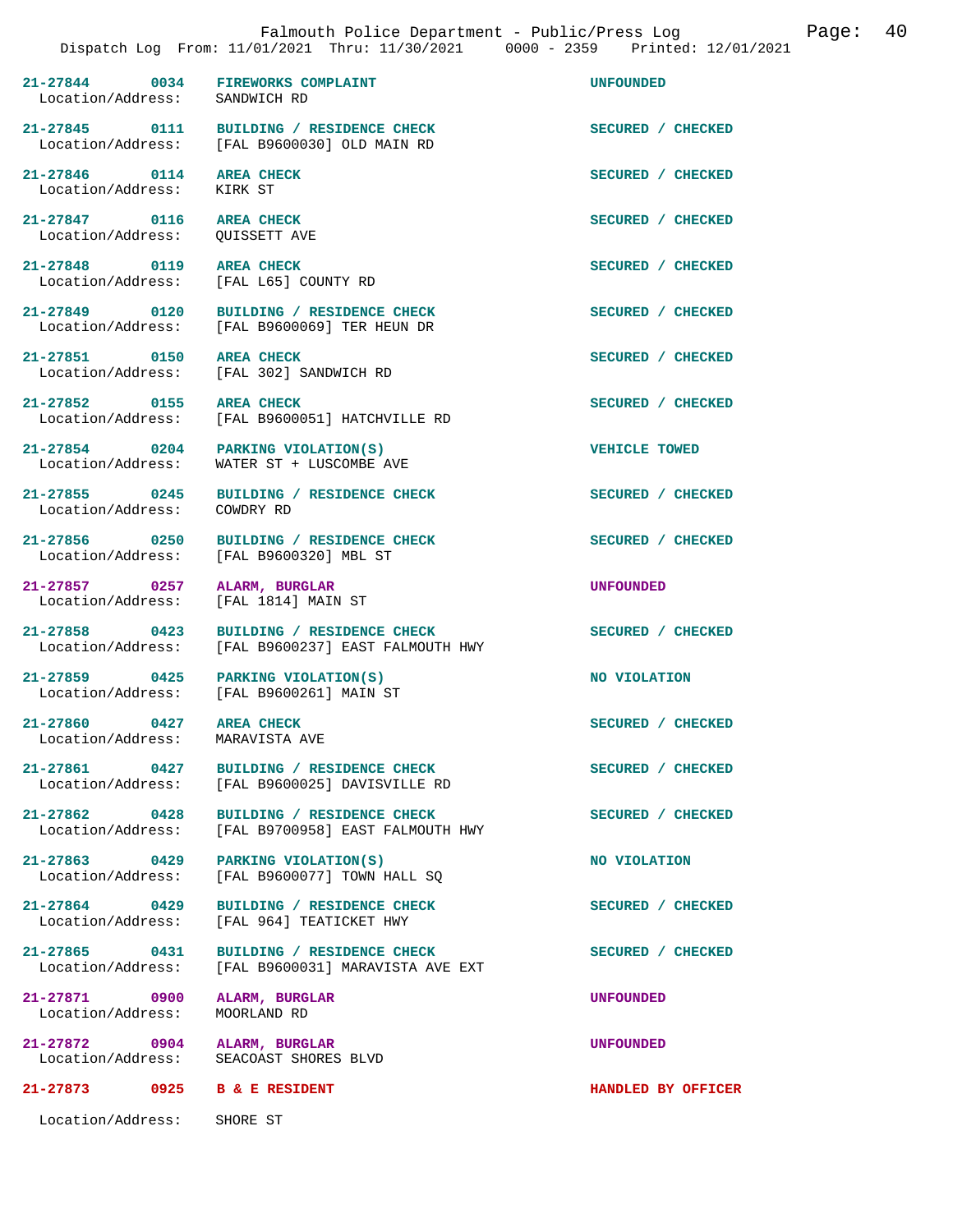| Call Number | Time | Call Type | Disposition |
|---|---|---|---|
| 21-27844 | 0034 | FIREWORKS COMPLAINT | UNFOUNDED |
| Location/Address: | | SANDWICH RD | |
| 21-27845 | 0111 | BUILDING / RESIDENCE CHECK | SECURED / CHECKED |
| Location/Address: | | [FAL B9600030] OLD MAIN RD | |
| 21-27846 | 0114 | AREA CHECK | SECURED / CHECKED |
| Location/Address: | | KIRK ST | |
| 21-27847 | 0116 | AREA CHECK | SECURED / CHECKED |
| Location/Address: | | QUISSETT AVE | |
| 21-27848 | 0119 | AREA CHECK | SECURED / CHECKED |
| Location/Address: | | [FAL L65] COUNTY RD | |
| 21-27849 | 0120 | BUILDING / RESIDENCE CHECK | SECURED / CHECKED |
| Location/Address: | | [FAL B9600069] TER HEUN DR | |
| 21-27851 | 0150 | AREA CHECK | SECURED / CHECKED |
| Location/Address: | | [FAL 302] SANDWICH RD | |
| 21-27852 | 0155 | AREA CHECK | SECURED / CHECKED |
| Location/Address: | | [FAL B9600051] HATCHVILLE RD | |
| 21-27854 | 0204 | PARKING VIOLATION(S) | VEHICLE TOWED |
| Location/Address: | | WATER ST + LUSCOMBE AVE | |
| 21-27855 | 0245 | BUILDING / RESIDENCE CHECK | SECURED / CHECKED |
| Location/Address: | | COWDRY RD | |
| 21-27856 | 0250 | BUILDING / RESIDENCE CHECK | SECURED / CHECKED |
| Location/Address: | | [FAL B9600320] MBL ST | |
| 21-27857 | 0257 | ALARM, BURGLAR | UNFOUNDED |
| Location/Address: | | [FAL 1814] MAIN ST | |
| 21-27858 | 0423 | BUILDING / RESIDENCE CHECK | SECURED / CHECKED |
| Location/Address: | | [FAL B9600237] EAST FALMOUTH HWY | |
| 21-27859 | 0425 | PARKING VIOLATION(S) | NO VIOLATION |
| Location/Address: | | [FAL B9600261] MAIN ST | |
| 21-27860 | 0427 | AREA CHECK | SECURED / CHECKED |
| Location/Address: | | MARAVISTA AVE | |
| 21-27861 | 0427 | BUILDING / RESIDENCE CHECK | SECURED / CHECKED |
| Location/Address: | | [FAL B9600025] DAVISVILLE RD | |
| 21-27862 | 0428 | BUILDING / RESIDENCE CHECK | SECURED / CHECKED |
| Location/Address: | | [FAL B9700958] EAST FALMOUTH HWY | |
| 21-27863 | 0429 | PARKING VIOLATION(S) | NO VIOLATION |
| Location/Address: | | [FAL B9600077] TOWN HALL SQ | |
| 21-27864 | 0429 | BUILDING / RESIDENCE CHECK | SECURED / CHECKED |
| Location/Address: | | [FAL 964] TEATICKET HWY | |
| 21-27865 | 0431 | BUILDING / RESIDENCE CHECK | SECURED / CHECKED |
| Location/Address: | | [FAL B9600031] MARAVISTA AVE EXT | |
| 21-27871 | 0900 | ALARM, BURGLAR | UNFOUNDED |
| Location/Address: | | MOORLAND RD | |
| 21-27872 | 0904 | ALARM, BURGLAR | UNFOUNDED |
| Location/Address: | | SEACOAST SHORES BLVD | |
| 21-27873 | 0925 | B & E RESIDENT | HANDLED BY OFFICER |
| Location/Address: | | SHORE ST | |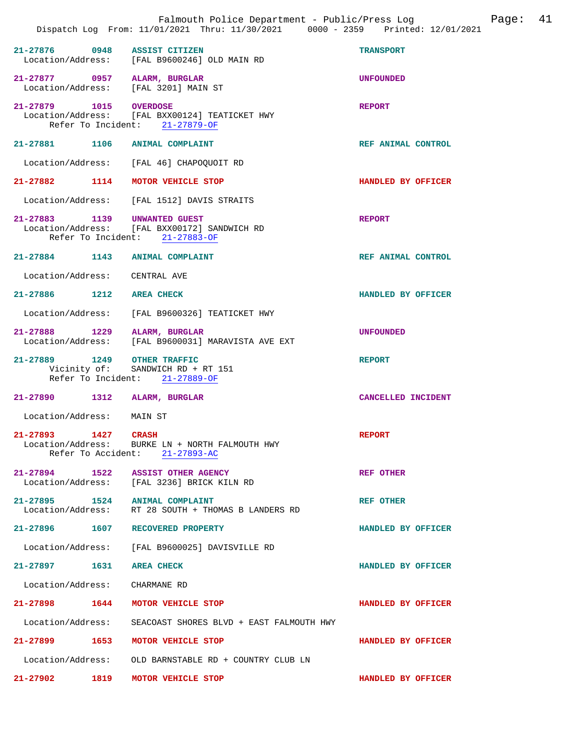21-27876 0948 ASSIST CITIZEN TRANSPORT
Location/Address: [FAL B9600246] OLD MAIN RD

21-27877 0957 ALARM, BURGLAR UNFOUNDED
Location/Address: [FAL 3201] MAIN ST

21-27879 1015 OVERDOSE REPORT
Location/Address: [FAL BXX00124] TEATICKET HWY
Refer To Incident: 21-27879-OF

21-27881 1106 ANIMAL COMPLAINT REF ANIMAL CONTROL
Location/Address: [FAL 46] CHAPOQUOIT RD

21-27882 1114 MOTOR VEHICLE STOP HANDLED BY OFFICER
Location/Address: [FAL 1512] DAVIS STRAITS

21-27883 1139 UNWANTED GUEST REPORT
Location/Address: [FAL BXX00172] SANDWICH RD
Refer To Incident: 21-27883-OF

21-27884 1143 ANIMAL COMPLAINT REF ANIMAL CONTROL
Location/Address: CENTRAL AVE

21-27886 1212 AREA CHECK HANDLED BY OFFICER
Location/Address: [FAL B9600326] TEATICKET HWY

21-27888 1229 ALARM, BURGLAR UNFOUNDED
Location/Address: [FAL B9600031] MARAVISTA AVE EXT

21-27889 1249 OTHER TRAFFIC REPORT
Vicinity of: SANDWICH RD + RT 151
Refer To Incident: 21-27889-OF

21-27890 1312 ALARM, BURGLAR CANCELLED INCIDENT
Location/Address: MAIN ST

21-27893 1427 CRASH REPORT
Location/Address: BURKE LN + NORTH FALMOUTH HWY
Refer To Accident: 21-27893-AC

21-27894 1522 ASSIST OTHER AGENCY REF OTHER
Location/Address: [FAL 3236] BRICK KILN RD

21-27895 1524 ANIMAL COMPLAINT REF OTHER
Location/Address: RT 28 SOUTH + THOMAS B LANDERS RD

21-27896 1607 RECOVERED PROPERTY HANDLED BY OFFICER
Location/Address: [FAL B9600025] DAVISVILLE RD

21-27897 1631 AREA CHECK HANDLED BY OFFICER
Location/Address: CHARMANE RD

21-27898 1644 MOTOR VEHICLE STOP HANDLED BY OFFICER
Location/Address: SEACOAST SHORES BLVD + EAST FALMOUTH HWY

21-27899 1653 MOTOR VEHICLE STOP HANDLED BY OFFICER
Location/Address: OLD BARNSTABLE RD + COUNTRY CLUB LN

21-27902 1819 MOTOR VEHICLE STOP HANDLED BY OFFICER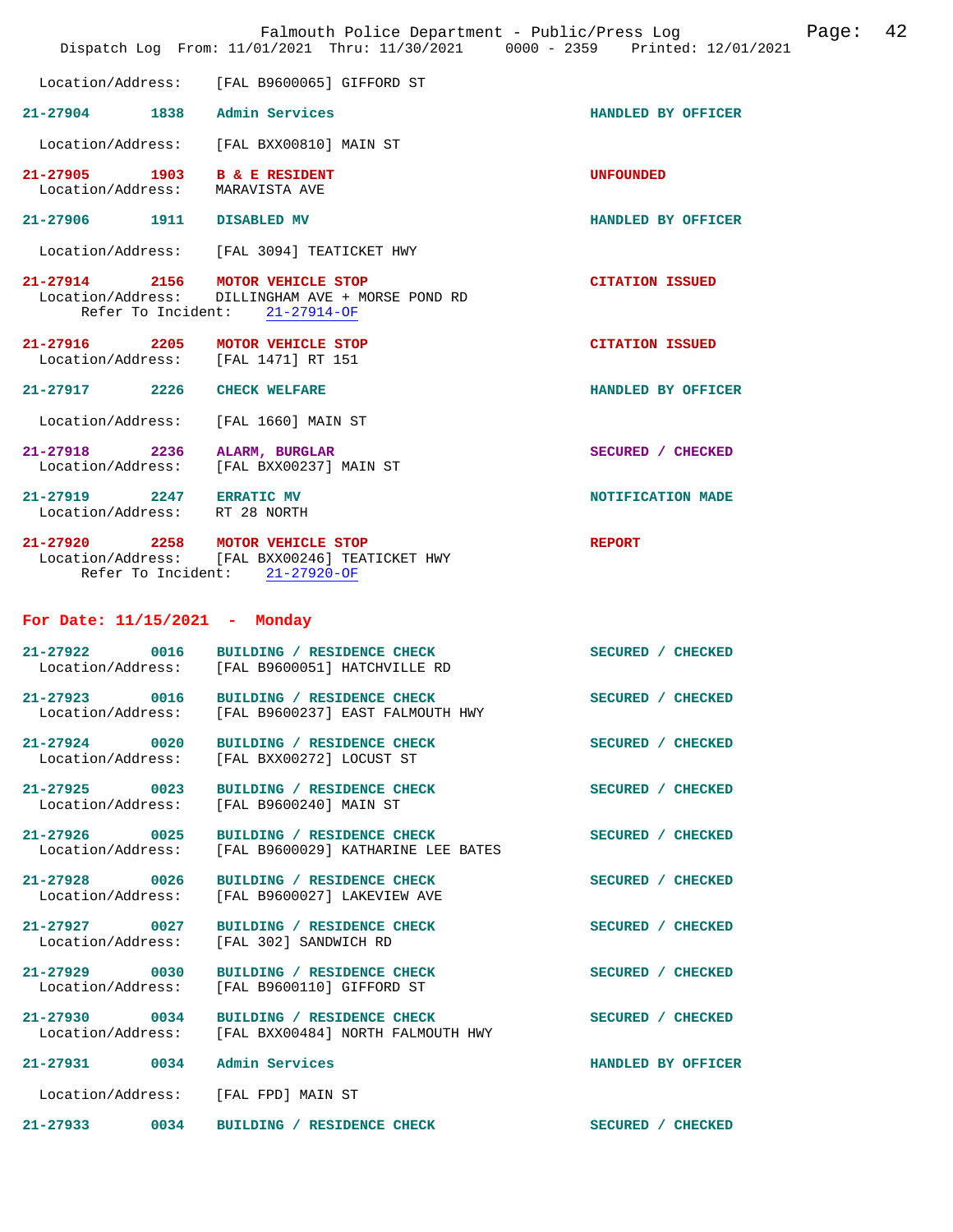Location/Address: [FAL B9600065] GIFFORD ST

**21-27904** 1838 Admin Services — HANDLED BY OFFICER
Location/Address: [FAL BXX00810] MAIN ST

**21-27905** 1903 B & E RESIDENT — UNFOUNDED
Location/Address: MARAVISTA AVE

**21-27906** 1911 DISABLED MV — HANDLED BY OFFICER
Location/Address: [FAL 3094] TEATICKET HWY

**21-27914** 2156 MOTOR VEHICLE STOP — CITATION ISSUED
Location/Address: DILLINGHAM AVE + MORSE POND RD
Refer To Incident: 21-27914-OF

**21-27916** 2205 MOTOR VEHICLE STOP — CITATION ISSUED
Location/Address: [FAL 1471] RT 151

**21-27917** 2226 CHECK WELFARE — HANDLED BY OFFICER
Location/Address: [FAL 1660] MAIN ST

**21-27918** 2236 ALARM, BURGLAR — SECURED / CHECKED
Location/Address: [FAL BXX00237] MAIN ST

**21-27919** 2247 ERRATIC MV — NOTIFICATION MADE
Location/Address: RT 28 NORTH

**21-27920** 2258 MOTOR VEHICLE STOP — REPORT
Location/Address: [FAL BXX00246] TEATICKET HWY
Refer To Incident: 21-27920-OF

## For Date: 11/15/2021 - Monday

**21-27922** 0016 BUILDING / RESIDENCE CHECK — SECURED / CHECKED
Location/Address: [FAL B9600051] HATCHVILLE RD

**21-27923** 0016 BUILDING / RESIDENCE CHECK — SECURED / CHECKED
Location/Address: [FAL B9600237] EAST FALMOUTH HWY

**21-27924** 0020 BUILDING / RESIDENCE CHECK — SECURED / CHECKED
Location/Address: [FAL BXX00272] LOCUST ST

**21-27925** 0023 BUILDING / RESIDENCE CHECK — SECURED / CHECKED
Location/Address: [FAL B9600240] MAIN ST

**21-27926** 0025 BUILDING / RESIDENCE CHECK — SECURED / CHECKED
Location/Address: [FAL B9600029] KATHARINE LEE BATES

**21-27928** 0026 BUILDING / RESIDENCE CHECK — SECURED / CHECKED
Location/Address: [FAL B9600027] LAKEVIEW AVE

**21-27927** 0027 BUILDING / RESIDENCE CHECK — SECURED / CHECKED
Location/Address: [FAL 302] SANDWICH RD

**21-27929** 0030 BUILDING / RESIDENCE CHECK — SECURED / CHECKED
Location/Address: [FAL B9600110] GIFFORD ST

**21-27930** 0034 BUILDING / RESIDENCE CHECK — SECURED / CHECKED
Location/Address: [FAL BXX00484] NORTH FALMOUTH HWY

**21-27931** 0034 Admin Services — HANDLED BY OFFICER
Location/Address: [FAL FPD] MAIN ST

**21-27933** 0034 BUILDING / RESIDENCE CHECK — SECURED / CHECKED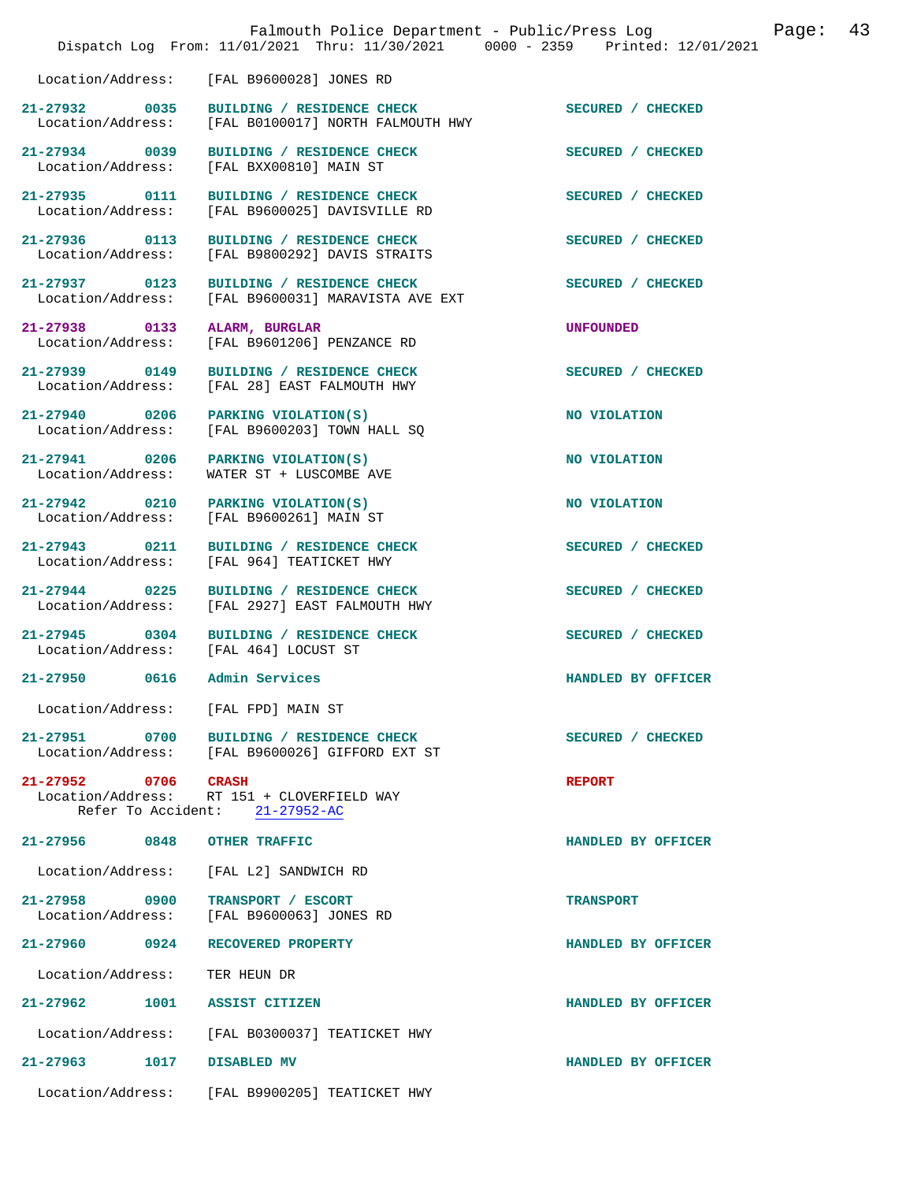Location/Address: [FAL B9600028] JONES RD

21-27932 0035 BUILDING / RESIDENCE CHECK SECURED / CHECKED
Location/Address: [FAL B0100017] NORTH FALMOUTH HWY

21-27934 0039 BUILDING / RESIDENCE CHECK SECURED / CHECKED
Location/Address: [FAL BXX00810] MAIN ST

21-27935 0111 BUILDING / RESIDENCE CHECK SECURED / CHECKED
Location/Address: [FAL B9600025] DAVISVILLE RD

21-27936 0113 BUILDING / RESIDENCE CHECK SECURED / CHECKED
Location/Address: [FAL B9800292] DAVIS STRAITS

21-27937 0123 BUILDING / RESIDENCE CHECK SECURED / CHECKED
Location/Address: [FAL B9600031] MARAVISTA AVE EXT

21-27938 0133 ALARM, BURGLAR UNFOUNDED
Location/Address: [FAL B9601206] PENZANCE RD

21-27939 0149 BUILDING / RESIDENCE CHECK SECURED / CHECKED
Location/Address: [FAL 28] EAST FALMOUTH HWY

21-27940 0206 PARKING VIOLATION(S) NO VIOLATION
Location/Address: [FAL B9600203] TOWN HALL SQ

21-27941 0206 PARKING VIOLATION(S) NO VIOLATION
Location/Address: WATER ST + LUSCOMBE AVE

21-27942 0210 PARKING VIOLATION(S) NO VIOLATION
Location/Address: [FAL B9600261] MAIN ST

21-27943 0211 BUILDING / RESIDENCE CHECK SECURED / CHECKED
Location/Address: [FAL 964] TEATICKET HWY

21-27944 0225 BUILDING / RESIDENCE CHECK SECURED / CHECKED
Location/Address: [FAL 2927] EAST FALMOUTH HWY

21-27945 0304 BUILDING / RESIDENCE CHECK SECURED / CHECKED
Location/Address: [FAL 464] LOCUST ST

21-27950 0616 Admin Services HANDLED BY OFFICER
Location/Address: [FAL FPD] MAIN ST

21-27951 0700 BUILDING / RESIDENCE CHECK SECURED / CHECKED
Location/Address: [FAL B9600026] GIFFORD EXT ST

21-27952 0706 CRASH REPORT
Location/Address: RT 151 + CLOVERFIELD WAY
Refer To Accident: 21-27952-AC

21-27956 0848 OTHER TRAFFIC HANDLED BY OFFICER
Location/Address: [FAL L2] SANDWICH RD

21-27958 0900 TRANSPORT / ESCORT TRANSPORT
Location/Address: [FAL B9600063] JONES RD

21-27960 0924 RECOVERED PROPERTY HANDLED BY OFFICER
Location/Address: TER HEUN DR

21-27962 1001 ASSIST CITIZEN HANDLED BY OFFICER
Location/Address: [FAL B0300037] TEATICKET HWY

21-27963 1017 DISABLED MV HANDLED BY OFFICER
Location/Address: [FAL B9900205] TEATICKET HWY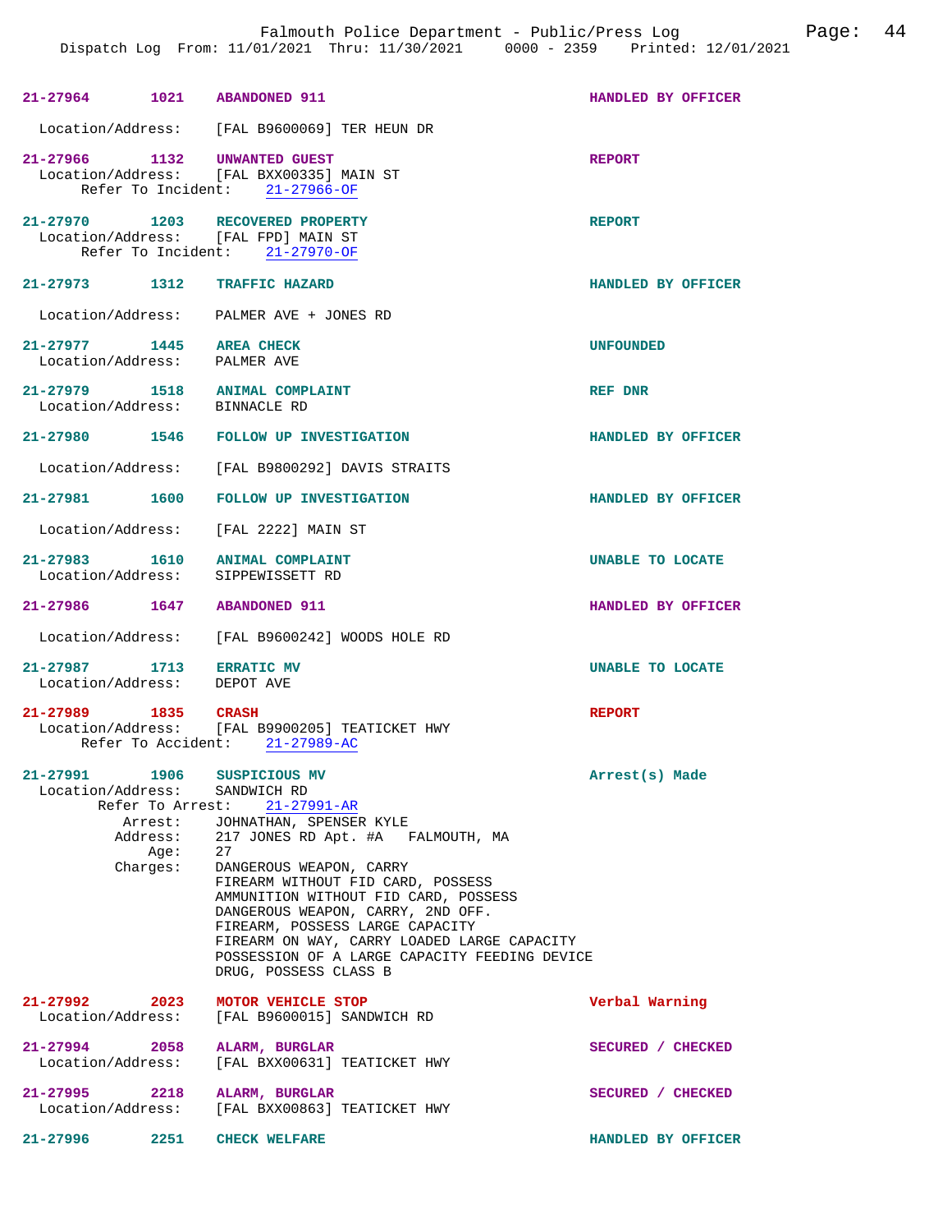**21-27964** 1021 **ABANDONED 911** HANDLED BY OFFICER

Location/Address: [FAL B9600069] TER HEUN DR

**21-27966** 1132 **UNWANTED GUEST** REPORT
Location/Address: [FAL BXX00335] MAIN ST
Refer To Incident: 21-27966-OF

**21-27970** 1203 **RECOVERED PROPERTY** REPORT
Location/Address: [FAL FPD] MAIN ST
Refer To Incident: 21-27970-OF

**21-27973** 1312 **TRAFFIC HAZARD** HANDLED BY OFFICER

Location/Address: PALMER AVE + JONES RD

**21-27977** 1445 **AREA CHECK** UNFOUNDED
Location/Address: PALMER AVE

**21-27979** 1518 **ANIMAL COMPLAINT** REF DNR
Location/Address: BINNACLE RD

**21-27980** 1546 **FOLLOW UP INVESTIGATION** HANDLED BY OFFICER

Location/Address: [FAL B9800292] DAVIS STRAITS

**21-27981** 1600 **FOLLOW UP INVESTIGATION** HANDLED BY OFFICER

Location/Address: [FAL 2222] MAIN ST

**21-27983** 1610 **ANIMAL COMPLAINT** UNABLE TO LOCATE
Location/Address: SIPPEWISSETT RD

**21-27986** 1647 **ABANDONED 911** HANDLED BY OFFICER

Location/Address: [FAL B9600242] WOODS HOLE RD

**21-27987** 1713 **ERRATIC MV** UNABLE TO LOCATE
Location/Address: DEPOT AVE

**21-27989** 1835 **CRASH** REPORT
Location/Address: [FAL B9900205] TEATICKET HWY
Refer To Accident: 21-27989-AC

**21-27991** 1906 **SUSPICIOUS MV** Arrest(s) Made
Location/Address: SANDWICH RD
Refer To Arrest: 21-27991-AR
Arrest: JOHNATHAN, SPENSER KYLE
Address: 217 JONES RD Apt. #A FALMOUTH, MA
Age: 27
Charges: DANGEROUS WEAPON, CARRY
FIREARM WITHOUT FID CARD, POSSESS
AMMUNITION WITHOUT FID CARD, POSSESS
DANGEROUS WEAPON, CARRY, 2ND OFF.
FIREARM, POSSESS LARGE CAPACITY
FIREARM ON WAY, CARRY LOADED LARGE CAPACITY
POSSESSION OF A LARGE CAPACITY FEEDING DEVICE
DRUG, POSSESS CLASS B

**21-27992** 2023 **MOTOR VEHICLE STOP** Verbal Warning
Location/Address: [FAL B9600015] SANDWICH RD

**21-27994** 2058 **ALARM, BURGLAR** SECURED / CHECKED
Location/Address: [FAL BXX00631] TEATICKET HWY

**21-27995** 2218 **ALARM, BURGLAR** SECURED / CHECKED
Location/Address: [FAL BXX00863] TEATICKET HWY

**21-27996** 2251 **CHECK WELFARE** HANDLED BY OFFICER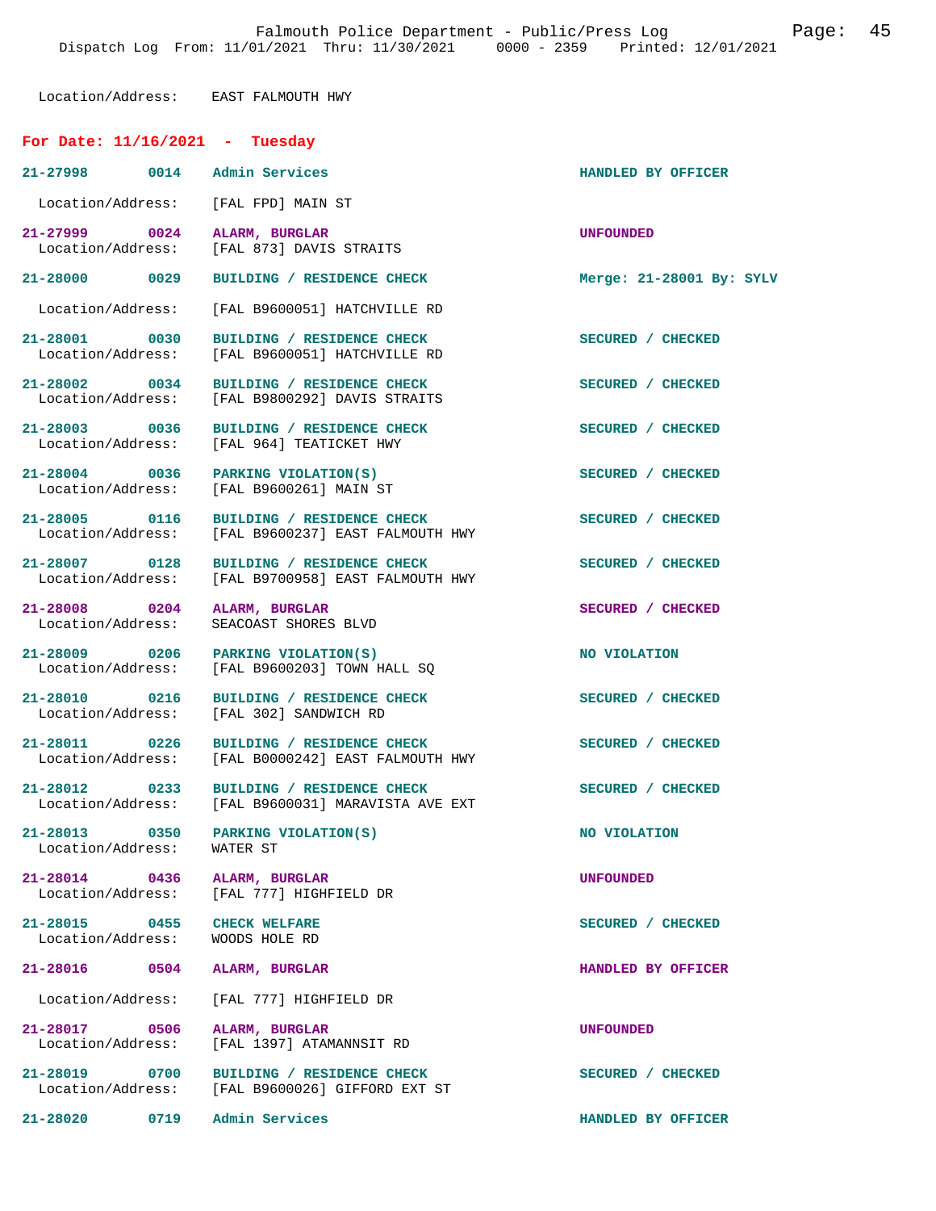Location/Address: EAST FALMOUTH HWY

## For Date: 11/16/2021 - Tuesday

| Call # | Time | Call Type | Disposition |
|---|---|---|---|
| 21-27998 | 0014 | Admin Services | HANDLED BY OFFICER |
| Location/Address: | | [FAL FPD] MAIN ST | |
| 21-27999 | 0024 | ALARM, BURGLAR | UNFOUNDED |
| Location/Address: | | [FAL 873] DAVIS STRAITS | |
| 21-28000 | 0029 | BUILDING / RESIDENCE CHECK | Merge: 21-28001 By: SYLV |
| Location/Address: | | [FAL B9600051] HATCHVILLE RD | |
| 21-28001 | 0030 | BUILDING / RESIDENCE CHECK | SECURED / CHECKED |
| Location/Address: | | [FAL B9600051] HATCHVILLE RD | |
| 21-28002 | 0034 | BUILDING / RESIDENCE CHECK | SECURED / CHECKED |
| Location/Address: | | [FAL B9800292] DAVIS STRAITS | |
| 21-28003 | 0036 | BUILDING / RESIDENCE CHECK | SECURED / CHECKED |
| Location/Address: | | [FAL 964] TEATICKET HWY | |
| 21-28004 | 0036 | PARKING VIOLATION(S) | SECURED / CHECKED |
| Location/Address: | | [FAL B9600261] MAIN ST | |
| 21-28005 | 0116 | BUILDING / RESIDENCE CHECK | SECURED / CHECKED |
| Location/Address: | | [FAL B9600237] EAST FALMOUTH HWY | |
| 21-28007 | 0128 | BUILDING / RESIDENCE CHECK | SECURED / CHECKED |
| Location/Address: | | [FAL B9700958] EAST FALMOUTH HWY | |
| 21-28008 | 0204 | ALARM, BURGLAR | SECURED / CHECKED |
| Location/Address: | | SEACOAST SHORES BLVD | |
| 21-28009 | 0206 | PARKING VIOLATION(S) | NO VIOLATION |
| Location/Address: | | [FAL B9600203] TOWN HALL SQ | |
| 21-28010 | 0216 | BUILDING / RESIDENCE CHECK | SECURED / CHECKED |
| Location/Address: | | [FAL 302] SANDWICH RD | |
| 21-28011 | 0226 | BUILDING / RESIDENCE CHECK | SECURED / CHECKED |
| Location/Address: | | [FAL B0000242] EAST FALMOUTH HWY | |
| 21-28012 | 0233 | BUILDING / RESIDENCE CHECK | SECURED / CHECKED |
| Location/Address: | | [FAL B9600031] MARAVISTA AVE EXT | |
| 21-28013 | 0350 | PARKING VIOLATION(S) | NO VIOLATION |
| Location/Address: | | WATER ST | |
| 21-28014 | 0436 | ALARM, BURGLAR | UNFOUNDED |
| Location/Address: | | [FAL 777] HIGHFIELD DR | |
| 21-28015 | 0455 | CHECK WELFARE | SECURED / CHECKED |
| Location/Address: | | WOODS HOLE RD | |
| 21-28016 | 0504 | ALARM, BURGLAR | HANDLED BY OFFICER |
| Location/Address: | | [FAL 777] HIGHFIELD DR | |
| 21-28017 | 0506 | ALARM, BURGLAR | UNFOUNDED |
| Location/Address: | | [FAL 1397] ATAMANNSIT RD | |
| 21-28019 | 0700 | BUILDING / RESIDENCE CHECK | SECURED / CHECKED |
| Location/Address: | | [FAL B9600026] GIFFORD EXT ST | |
| 21-28020 | 0719 | Admin Services | HANDLED BY OFFICER |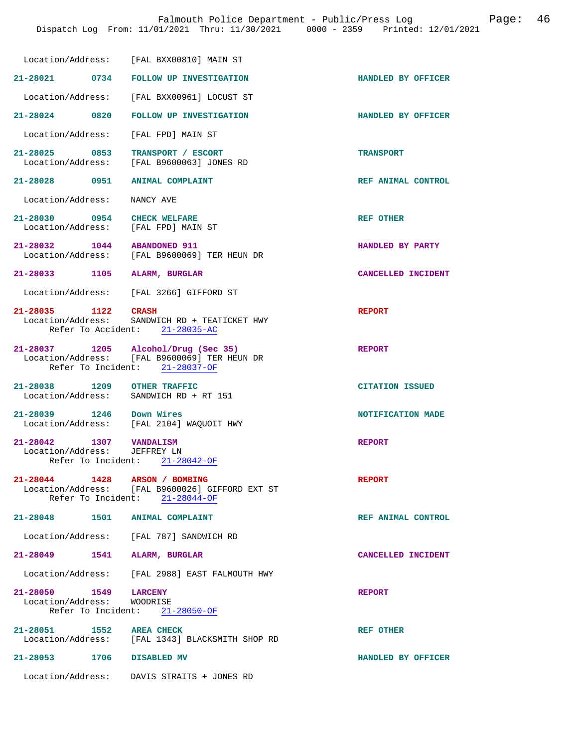Location/Address: [FAL BXX00810] MAIN ST

**21-28021 0734 FOLLOW UP INVESTIGATION** HANDLED BY OFFICER
Location/Address: [FAL BXX00961] LOCUST ST

**21-28024 0820 FOLLOW UP INVESTIGATION** HANDLED BY OFFICER
Location/Address: [FAL FPD] MAIN ST

**21-28025 0853 TRANSPORT / ESCORT** TRANSPORT
Location/Address: [FAL B9600063] JONES RD

**21-28028 0951 ANIMAL COMPLAINT** REF ANIMAL CONTROL
Location/Address: NANCY AVE

**21-28030 0954 CHECK WELFARE** REF OTHER
Location/Address: [FAL FPD] MAIN ST

**21-28032 1044 ABANDONED 911** HANDLED BY PARTY
Location/Address: [FAL B9600069] TER HEUN DR

**21-28033 1105 ALARM, BURGLAR** CANCELLED INCIDENT
Location/Address: [FAL 3266] GIFFORD ST

**21-28035 1122 CRASH** REPORT
Location/Address: SANDWICH RD + TEATICKET HWY
Refer To Accident: 21-28035-AC

**21-28037 1205 Alcohol/Drug (Sec 35)** REPORT
Location/Address: [FAL B9600069] TER HEUN DR
Refer To Incident: 21-28037-OF

**21-28038 1209 OTHER TRAFFIC** CITATION ISSUED
Location/Address: SANDWICH RD + RT 151

**21-28039 1246 Down Wires** NOTIFICATION MADE
Location/Address: [FAL 2104] WAQUOIT HWY

**21-28042 1307 VANDALISM** REPORT
Location/Address: JEFFREY LN
Refer To Incident: 21-28042-OF

**21-28044 1428 ARSON / BOMBING** REPORT
Location/Address: [FAL B9600026] GIFFORD EXT ST
Refer To Incident: 21-28044-OF

**21-28048 1501 ANIMAL COMPLAINT** REF ANIMAL CONTROL
Location/Address: [FAL 787] SANDWICH RD

**21-28049 1541 ALARM, BURGLAR** CANCELLED INCIDENT
Location/Address: [FAL 2988] EAST FALMOUTH HWY

**21-28050 1549 LARCENY** REPORT
Location/Address: WOODRISE
Refer To Incident: 21-28050-OF

**21-28051 1552 AREA CHECK** REF OTHER
Location/Address: [FAL 1343] BLACKSMITH SHOP RD

**21-28053 1706 DISABLED MV** HANDLED BY OFFICER
Location/Address: DAVIS STRAITS + JONES RD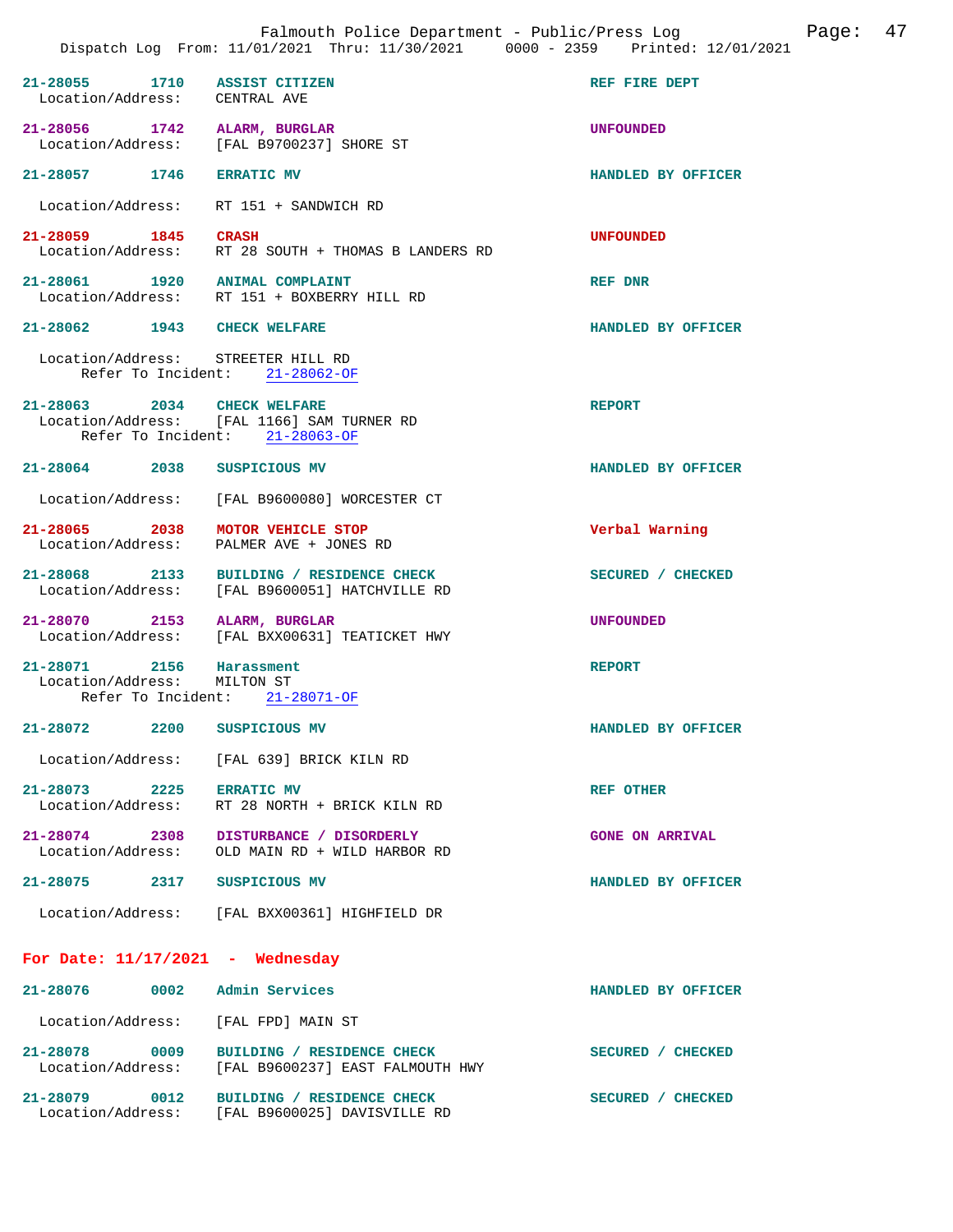| Incident | Time | Call Type | Disposition |
|---|---|---|---|
| 21-28055 | 1710 | ASSIST CITIZEN | REF FIRE DEPT |
| Location/Address: | | CENTRAL AVE | |
| 21-28056 | 1742 | ALARM, BURGLAR | UNFOUNDED |
| Location/Address: | | [FAL B9700237] SHORE ST | |
| 21-28057 | 1746 | ERRATIC MV | HANDLED BY OFFICER |
| Location/Address: | | RT 151 + SANDWICH RD | |
| 21-28059 | 1845 | CRASH | UNFOUNDED |
| Location/Address: | | RT 28 SOUTH + THOMAS B LANDERS RD | |
| 21-28061 | 1920 | ANIMAL COMPLAINT | REF DNR |
| Location/Address: | | RT 151 + BOXBERRY HILL RD | |
| 21-28062 | 1943 | CHECK WELFARE | HANDLED BY OFFICER |
| Location/Address: | | STREETER HILL RD | |
| Refer To Incident: | | 21-28062-OF | |
| 21-28063 | 2034 | CHECK WELFARE | REPORT |
| Location/Address: | | [FAL 1166] SAM TURNER RD | |
| Refer To Incident: | | 21-28063-OF | |
| 21-28064 | 2038 | SUSPICIOUS MV | HANDLED BY OFFICER |
| Location/Address: | | [FAL B9600080] WORCESTER CT | |
| 21-28065 | 2038 | MOTOR VEHICLE STOP | Verbal Warning |
| Location/Address: | | PALMER AVE + JONES RD | |
| 21-28068 | 2133 | BUILDING / RESIDENCE CHECK | SECURED / CHECKED |
| Location/Address: | | [FAL B9600051] HATCHVILLE RD | |
| 21-28070 | 2153 | ALARM, BURGLAR | UNFOUNDED |
| Location/Address: | | [FAL BXX00631] TEATICKET HWY | |
| 21-28071 | 2156 | Harassment | REPORT |
| Location/Address: | | MILTON ST | |
| Refer To Incident: | | 21-28071-OF | |
| 21-28072 | 2200 | SUSPICIOUS MV | HANDLED BY OFFICER |
| Location/Address: | | [FAL 639] BRICK KILN RD | |
| 21-28073 | 2225 | ERRATIC MV | REF OTHER |
| Location/Address: | | RT 28 NORTH + BRICK KILN RD | |
| 21-28074 | 2308 | DISTURBANCE / DISORDERLY | GONE ON ARRIVAL |
| Location/Address: | | OLD MAIN RD + WILD HARBOR RD | |
| 21-28075 | 2317 | SUSPICIOUS MV | HANDLED BY OFFICER |
| Location/Address: | | [FAL BXX00361] HIGHFIELD DR | |

## For Date: 11/17/2021 - Wednesday

| Incident | Time | Call Type | Disposition |
|---|---|---|---|
| 21-28076 | 0002 | Admin Services | HANDLED BY OFFICER |
| Location/Address: | | [FAL FPD] MAIN ST | |
| 21-28078 | 0009 | BUILDING / RESIDENCE CHECK | SECURED / CHECKED |
| Location/Address: | | [FAL B9600237] EAST FALMOUTH HWY | |
| 21-28079 | 0012 | BUILDING / RESIDENCE CHECK | SECURED / CHECKED |
| Location/Address: | | [FAL B9600025] DAVISVILLE RD | |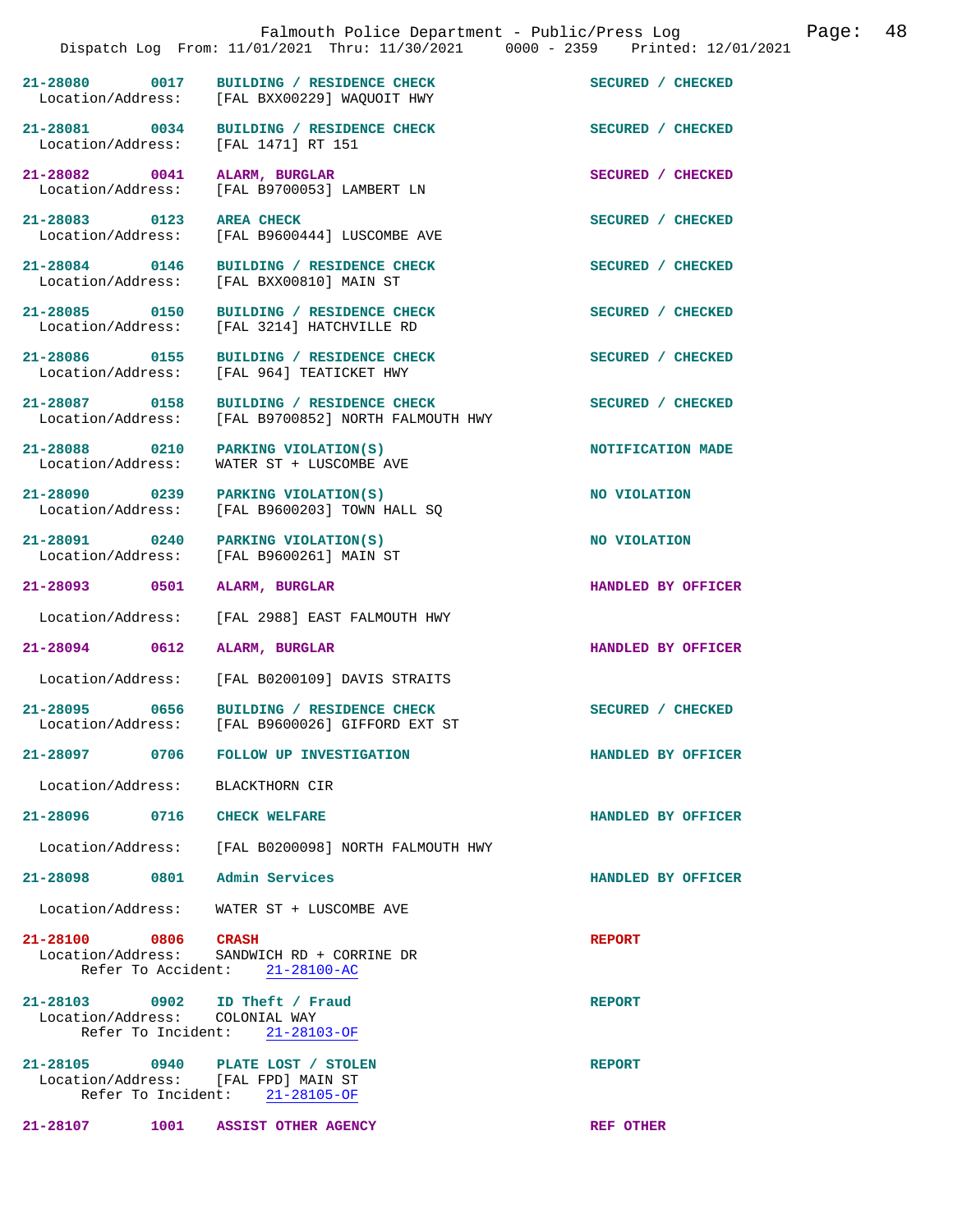| Call Number | Time | Call Reason | Action |
|---|---|---|---|
| 21-28080 | 0017 | BUILDING / RESIDENCE CHECK | SECURED / CHECKED |
| Location/Address: | | [FAL BXX00229] WAQUOIT HWY | |
| 21-28081 | 0034 | BUILDING / RESIDENCE CHECK | SECURED / CHECKED |
| Location/Address: | | [FAL 1471] RT 151 | |
| 21-28082 | 0041 | ALARM, BURGLAR | SECURED / CHECKED |
| Location/Address: | | [FAL B9700053] LAMBERT LN | |
| 21-28083 | 0123 | AREA CHECK | SECURED / CHECKED |
| Location/Address: | | [FAL B9600444] LUSCOMBE AVE | |
| 21-28084 | 0146 | BUILDING / RESIDENCE CHECK | SECURED / CHECKED |
| Location/Address: | | [FAL BXX00810] MAIN ST | |
| 21-28085 | 0150 | BUILDING / RESIDENCE CHECK | SECURED / CHECKED |
| Location/Address: | | [FAL 3214] HATCHVILLE RD | |
| 21-28086 | 0155 | BUILDING / RESIDENCE CHECK | SECURED / CHECKED |
| Location/Address: | | [FAL 964] TEATICKET HWY | |
| 21-28087 | 0158 | BUILDING / RESIDENCE CHECK | SECURED / CHECKED |
| Location/Address: | | [FAL B9700852] NORTH FALMOUTH HWY | |
| 21-28088 | 0210 | PARKING VIOLATION(S) | NOTIFICATION MADE |
| Location/Address: | | WATER ST + LUSCOMBE AVE | |
| 21-28090 | 0239 | PARKING VIOLATION(S) | NO VIOLATION |
| Location/Address: | | [FAL B9600203] TOWN HALL SQ | |
| 21-28091 | 0240 | PARKING VIOLATION(S) | NO VIOLATION |
| Location/Address: | | [FAL B9600261] MAIN ST | |
| 21-28093 | 0501 | ALARM, BURGLAR | HANDLED BY OFFICER |
| Location/Address: | | [FAL 2988] EAST FALMOUTH HWY | |
| 21-28094 | 0612 | ALARM, BURGLAR | HANDLED BY OFFICER |
| Location/Address: | | [FAL B0200109] DAVIS STRAITS | |
| 21-28095 | 0656 | BUILDING / RESIDENCE CHECK | SECURED / CHECKED |
| Location/Address: | | [FAL B9600026] GIFFORD EXT ST | |
| 21-28097 | 0706 | FOLLOW UP INVESTIGATION | HANDLED BY OFFICER |
| Location/Address: | | BLACKTHORN CIR | |
| 21-28096 | 0716 | CHECK WELFARE | HANDLED BY OFFICER |
| Location/Address: | | [FAL B0200098] NORTH FALMOUTH HWY | |
| 21-28098 | 0801 | Admin Services | HANDLED BY OFFICER |
| Location/Address: | | WATER ST + LUSCOMBE AVE | |
| 21-28100 | 0806 | CRASH | REPORT |
| Location/Address: | | SANDWICH RD + CORRINE DR | |
| Refer To Accident: | | 21-28100-AC | |
| 21-28103 | 0902 | ID Theft / Fraud | REPORT |
| Location/Address: | | COLONIAL WAY | |
| Refer To Incident: | | 21-28103-OF | |
| 21-28105 | 0940 | PLATE LOST / STOLEN | REPORT |
| Location/Address: | | [FAL FPD] MAIN ST | |
| Refer To Incident: | | 21-28105-OF | |
| 21-28107 | 1001 | ASSIST OTHER AGENCY | REF OTHER |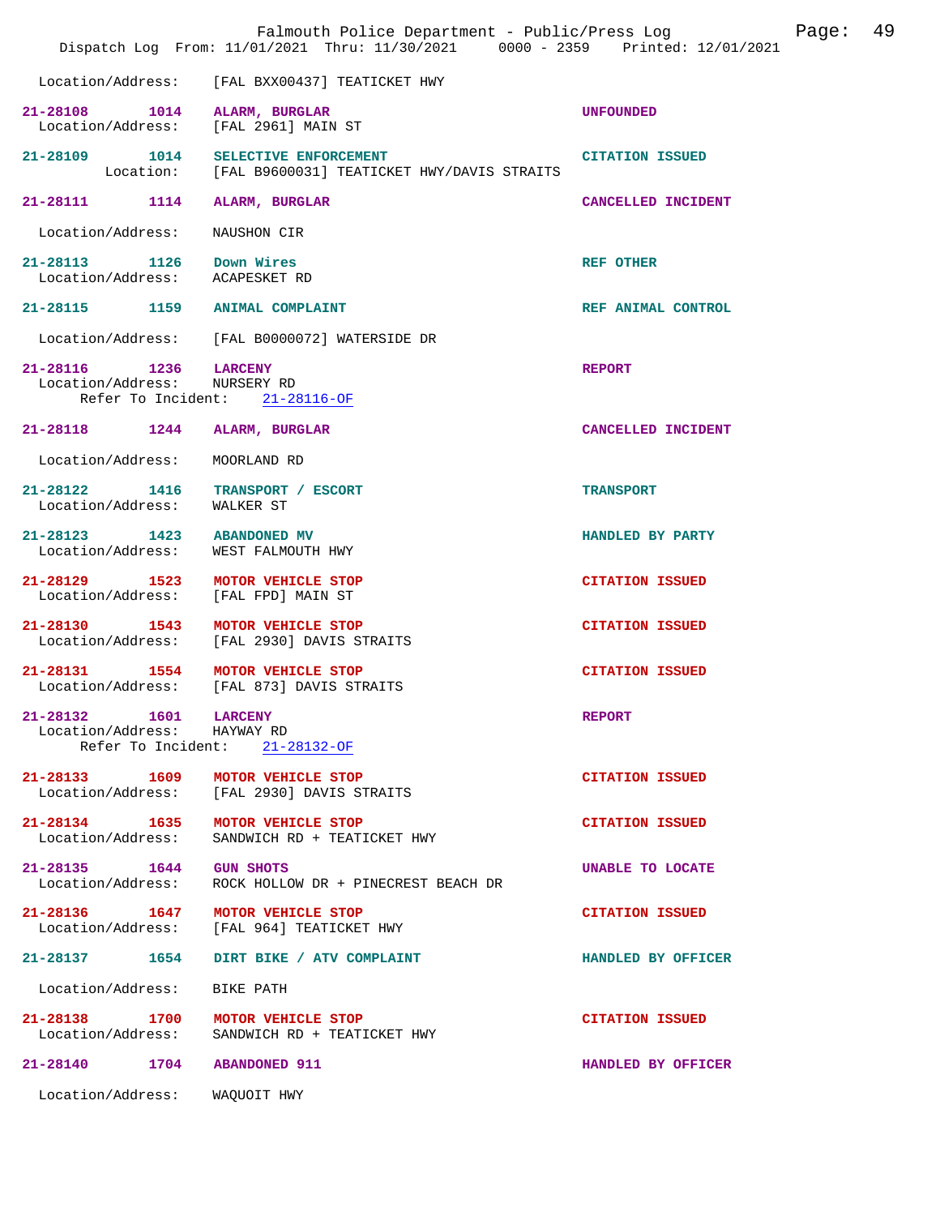Location/Address: [FAL BXX00437] TEATICKET HWY

| Incident | Time | Type | Disposition |
|---|---|---|---|
| 21-28108 | 1014 | ALARM, BURGLAR | UNFOUNDED |
| Location/Address: | | [FAL 2961] MAIN ST | |
| 21-28109 | 1014 | SELECTIVE ENFORCEMENT | CITATION ISSUED |
| Location: | | [FAL B9600031] TEATICKET HWY/DAVIS STRAITS | |
| 21-28111 | 1114 | ALARM, BURGLAR | CANCELLED INCIDENT |
| Location/Address: | | NAUSHON CIR | |
| 21-28113 | 1126 | Down Wires | REF OTHER |
| Location/Address: | | ACAPESKET RD | |
| 21-28115 | 1159 | ANIMAL COMPLAINT | REF ANIMAL CONTROL |
| Location/Address: | | [FAL B0000072] WATERSIDE DR | |
| 21-28116 | 1236 | LARCENY | REPORT |
| Location/Address: | | NURSERY RD | |
| Refer To Incident: | | 21-28116-OF | |
| 21-28118 | 1244 | ALARM, BURGLAR | CANCELLED INCIDENT |
| Location/Address: | | MOORLAND RD | |
| 21-28122 | 1416 | TRANSPORT / ESCORT | TRANSPORT |
| Location/Address: | | WALKER ST | |
| 21-28123 | 1423 | ABANDONED MV | HANDLED BY PARTY |
| Location/Address: | | WEST FALMOUTH HWY | |
| 21-28129 | 1523 | MOTOR VEHICLE STOP | CITATION ISSUED |
| Location/Address: | | [FAL FPD] MAIN ST | |
| 21-28130 | 1543 | MOTOR VEHICLE STOP | CITATION ISSUED |
| Location/Address: | | [FAL 2930] DAVIS STRAITS | |
| 21-28131 | 1554 | MOTOR VEHICLE STOP | CITATION ISSUED |
| Location/Address: | | [FAL 873] DAVIS STRAITS | |
| 21-28132 | 1601 | LARCENY | REPORT |
| Location/Address: | | HAYWAY RD | |
| Refer To Incident: | | 21-28132-OF | |
| 21-28133 | 1609 | MOTOR VEHICLE STOP | CITATION ISSUED |
| Location/Address: | | [FAL 2930] DAVIS STRAITS | |
| 21-28134 | 1635 | MOTOR VEHICLE STOP | CITATION ISSUED |
| Location/Address: | | SANDWICH RD + TEATICKET HWY | |
| 21-28135 | 1644 | GUN SHOTS | UNABLE TO LOCATE |
| Location/Address: | | ROCK HOLLOW DR + PINECREST BEACH DR | |
| 21-28136 | 1647 | MOTOR VEHICLE STOP | CITATION ISSUED |
| Location/Address: | | [FAL 964] TEATICKET HWY | |
| 21-28137 | 1654 | DIRT BIKE / ATV COMPLAINT | HANDLED BY OFFICER |
| Location/Address: | | BIKE PATH | |
| 21-28138 | 1700 | MOTOR VEHICLE STOP | CITATION ISSUED |
| Location/Address: | | SANDWICH RD + TEATICKET HWY | |
| 21-28140 | 1704 | ABANDONED 911 | HANDLED BY OFFICER |
| Location/Address: | | WAQUOIT HWY | |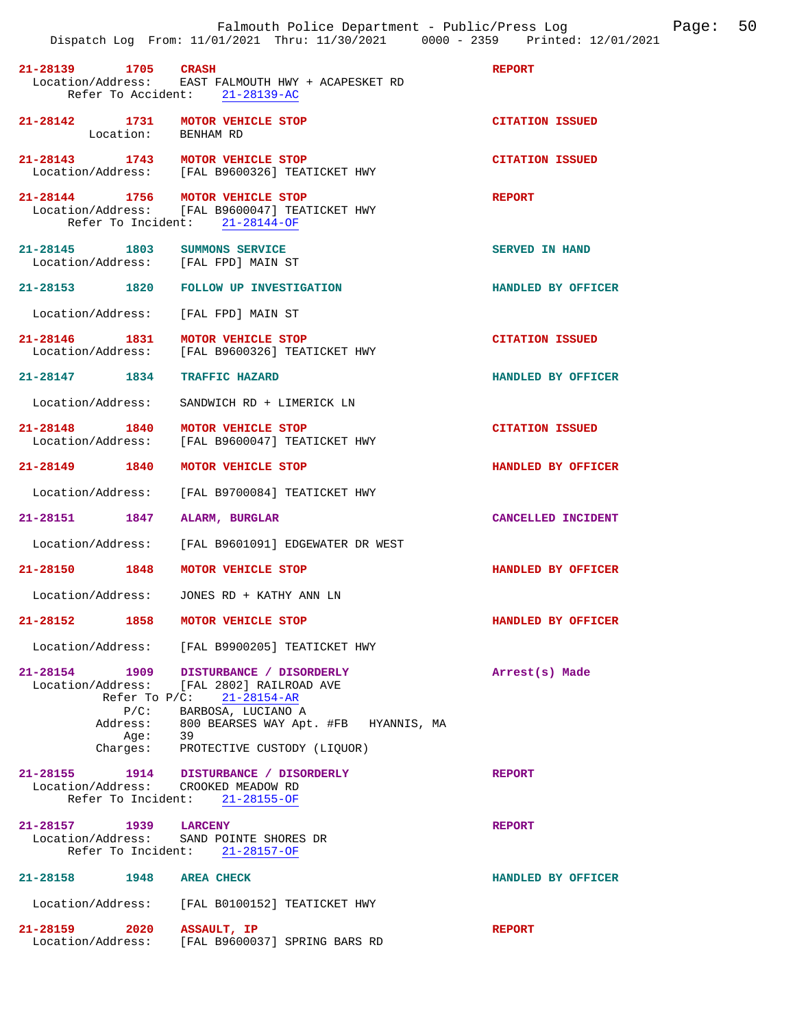**21-28139 1705 CRASH** — REPORT
Location/Address: EAST FALMOUTH HWY + ACAPESKET RD
Refer To Accident: 21-28139-AC

**21-28142 1731 MOTOR VEHICLE STOP** — CITATION ISSUED
Location: BENHAM RD

**21-28143 1743 MOTOR VEHICLE STOP** — CITATION ISSUED
Location/Address: [FAL B9600326] TEATICKET HWY

**21-28144 1756 MOTOR VEHICLE STOP** — REPORT
Location/Address: [FAL B9600047] TEATICKET HWY
Refer To Incident: 21-28144-OF

**21-28145 1803 SUMMONS SERVICE** — SERVED IN HAND
Location/Address: [FAL FPD] MAIN ST

**21-28153 1820 FOLLOW UP INVESTIGATION** — HANDLED BY OFFICER
Location/Address: [FAL FPD] MAIN ST

**21-28146 1831 MOTOR VEHICLE STOP** — CITATION ISSUED
Location/Address: [FAL B9600326] TEATICKET HWY

**21-28147 1834 TRAFFIC HAZARD** — HANDLED BY OFFICER
Location/Address: SANDWICH RD + LIMERICK LN

**21-28148 1840 MOTOR VEHICLE STOP** — CITATION ISSUED
Location/Address: [FAL B9600047] TEATICKET HWY

**21-28149 1840 MOTOR VEHICLE STOP** — HANDLED BY OFFICER
Location/Address: [FAL B9700084] TEATICKET HWY

**21-28151 1847 ALARM, BURGLAR** — CANCELLED INCIDENT
Location/Address: [FAL B9601091] EDGEWATER DR WEST

**21-28150 1848 MOTOR VEHICLE STOP** — HANDLED BY OFFICER
Location/Address: JONES RD + KATHY ANN LN

**21-28152 1858 MOTOR VEHICLE STOP** — HANDLED BY OFFICER
Location/Address: [FAL B9900205] TEATICKET HWY

**21-28154 1909 DISTURBANCE / DISORDERLY** — Arrest(s) Made
Location/Address: [FAL 2802] RAILROAD AVE
Refer To P/C: 21-28154-AR
P/C: BARBOSA, LUCIANO A
Address: 800 BEARSES WAY Apt. #FB HYANNIS, MA
Age: 39
Charges: PROTECTIVE CUSTODY (LIQUOR)

**21-28155 1914 DISTURBANCE / DISORDERLY** — REPORT
Location/Address: CROOKED MEADOW RD
Refer To Incident: 21-28155-OF

**21-28157 1939 LARCENY** — REPORT
Location/Address: SAND POINTE SHORES DR
Refer To Incident: 21-28157-OF

**21-28158 1948 AREA CHECK** — HANDLED BY OFFICER
Location/Address: [FAL B0100152] TEATICKET HWY

**21-28159 2020 ASSAULT, IP** — REPORT
Location/Address: [FAL B9600037] SPRING BARS RD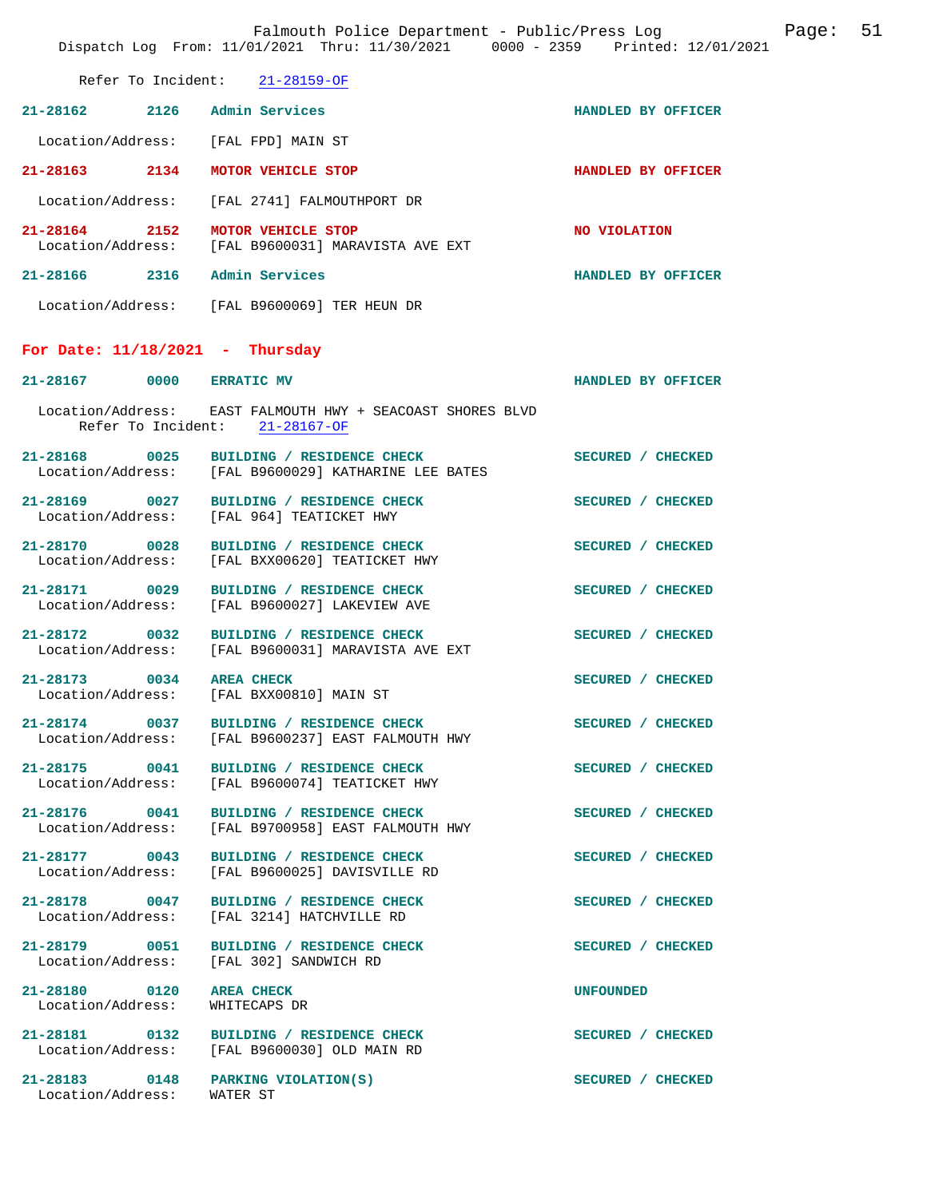Refer To Incident: 21-28159-OF

**21-28162 2126 Admin Services** HANDLED BY OFFICER

Location/Address: [FAL FPD] MAIN ST

**21-28163 2134 MOTOR VEHICLE STOP** HANDLED BY OFFICER

Location/Address: [FAL 2741] FALMOUTHPORT DR

**21-28164 2152 MOTOR VEHICLE STOP** NO VIOLATION
Location/Address: [FAL B9600031] MARAVISTA AVE EXT

**21-28166 2316 Admin Services** HANDLED BY OFFICER

Location/Address: [FAL B9600069] TER HEUN DR

## For Date: 11/18/2021 - Thursday

**21-28167 0000 ERRATIC MV** HANDLED BY OFFICER

Location/Address: EAST FALMOUTH HWY + SEACOAST SHORES BLVD
Refer To Incident: 21-28167-OF

**21-28168 0025 BUILDING / RESIDENCE CHECK** SECURED / CHECKED
Location/Address: [FAL B9600029] KATHARINE LEE BATES

**21-28169 0027 BUILDING / RESIDENCE CHECK** SECURED / CHECKED
Location/Address: [FAL 964] TEATICKET HWY

**21-28170 0028 BUILDING / RESIDENCE CHECK** SECURED / CHECKED
Location/Address: [FAL BXX00620] TEATICKET HWY

**21-28171 0029 BUILDING / RESIDENCE CHECK** SECURED / CHECKED
Location/Address: [FAL B9600027] LAKEVIEW AVE

**21-28172 0032 BUILDING / RESIDENCE CHECK** SECURED / CHECKED
Location/Address: [FAL B9600031] MARAVISTA AVE EXT

**21-28173 0034 AREA CHECK** SECURED / CHECKED
Location/Address: [FAL BXX00810] MAIN ST

**21-28174 0037 BUILDING / RESIDENCE CHECK** SECURED / CHECKED
Location/Address: [FAL B9600237] EAST FALMOUTH HWY

**21-28175 0041 BUILDING / RESIDENCE CHECK** SECURED / CHECKED
Location/Address: [FAL B9600074] TEATICKET HWY

**21-28176 0041 BUILDING / RESIDENCE CHECK** SECURED / CHECKED
Location/Address: [FAL B9700958] EAST FALMOUTH HWY

**21-28177 0043 BUILDING / RESIDENCE CHECK** SECURED / CHECKED
Location/Address: [FAL B9600025] DAVISVILLE RD

**21-28178 0047 BUILDING / RESIDENCE CHECK** SECURED / CHECKED
Location/Address: [FAL 3214] HATCHVILLE RD

**21-28179 0051 BUILDING / RESIDENCE CHECK** SECURED / CHECKED
Location/Address: [FAL 302] SANDWICH RD

**21-28180 0120 AREA CHECK** UNFOUNDED
Location/Address: WHITECAPS DR

**21-28181 0132 BUILDING / RESIDENCE CHECK** SECURED / CHECKED
Location/Address: [FAL B9600030] OLD MAIN RD

**21-28183 0148 PARKING VIOLATION(S)** SECURED / CHECKED
Location/Address: WATER ST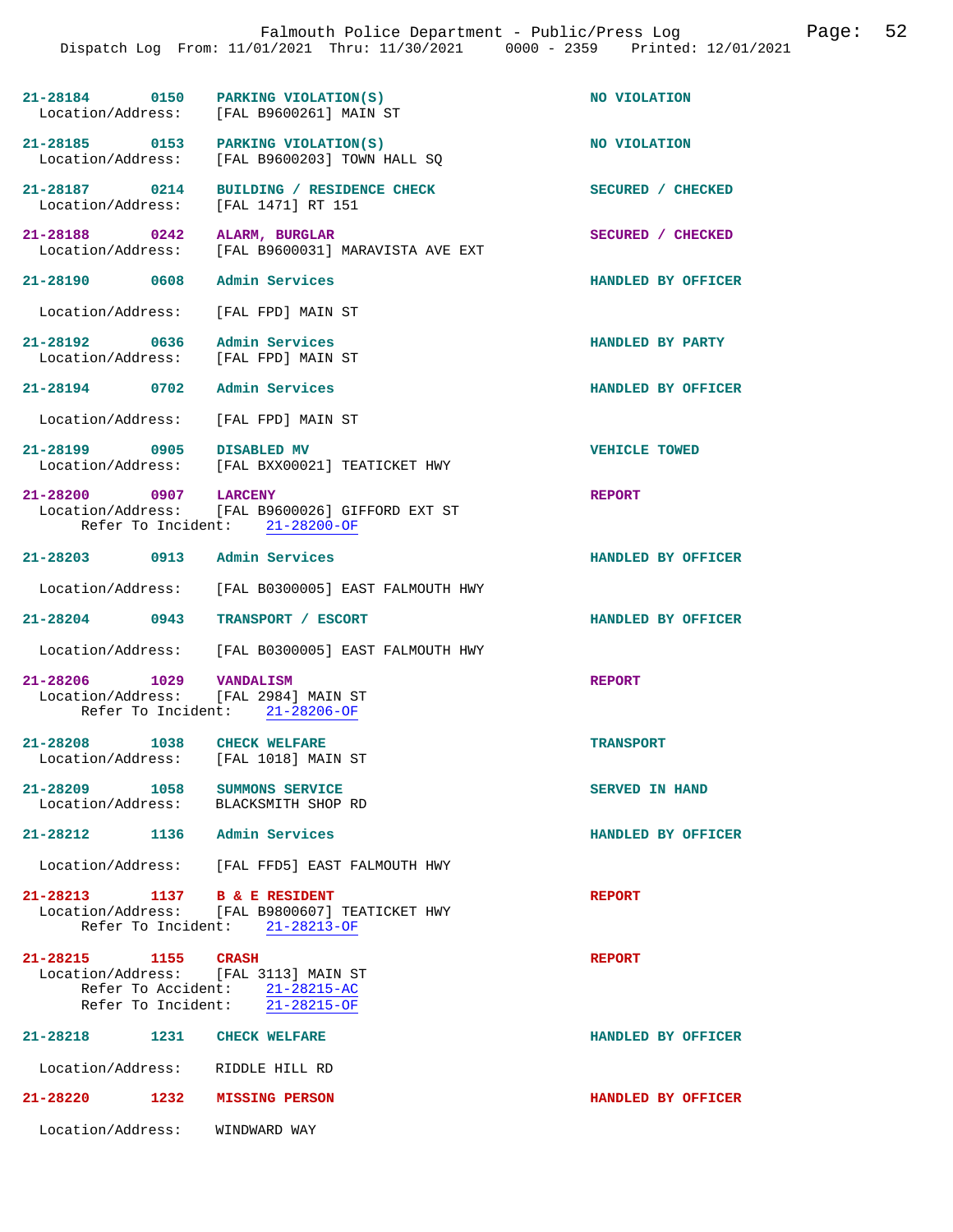Falmouth Police Department - Public/Press Log

Dispatch Log From: 11/01/2021 Thru: 11/30/2021 0000 - 2359 Printed: 12/01/2021

**21-28184 0150 PARKING VIOLATION(S)** — NO VIOLATION
Location/Address: [FAL B9600261] MAIN ST

**21-28185 0153 PARKING VIOLATION(S)** — NO VIOLATION
Location/Address: [FAL B9600203] TOWN HALL SQ

**21-28187 0214 BUILDING / RESIDENCE CHECK** — SECURED / CHECKED
Location/Address: [FAL 1471] RT 151

**21-28188 0242 ALARM, BURGLAR** — SECURED / CHECKED
Location/Address: [FAL B9600031] MARAVISTA AVE EXT

**21-28190 0608 Admin Services** — HANDLED BY OFFICER
Location/Address: [FAL FPD] MAIN ST

**21-28192 0636 Admin Services** — HANDLED BY PARTY
Location/Address: [FAL FPD] MAIN ST

**21-28194 0702 Admin Services** — HANDLED BY OFFICER
Location/Address: [FAL FPD] MAIN ST

**21-28199 0905 DISABLED MV** — VEHICLE TOWED
Location/Address: [FAL BXX00021] TEATICKET HWY

**21-28200 0907 LARCENY** — REPORT
Location/Address: [FAL B9600026] GIFFORD EXT ST
Refer To Incident: 21-28200-OF

**21-28203 0913 Admin Services** — HANDLED BY OFFICER
Location/Address: [FAL B0300005] EAST FALMOUTH HWY

**21-28204 0943 TRANSPORT / ESCORT** — HANDLED BY OFFICER
Location/Address: [FAL B0300005] EAST FALMOUTH HWY

**21-28206 1029 VANDALISM** — REPORT
Location/Address: [FAL 2984] MAIN ST
Refer To Incident: 21-28206-OF

**21-28208 1038 CHECK WELFARE** — TRANSPORT
Location/Address: [FAL 1018] MAIN ST

**21-28209 1058 SUMMONS SERVICE** — SERVED IN HAND
Location/Address: BLACKSMITH SHOP RD

**21-28212 1136 Admin Services** — HANDLED BY OFFICER
Location/Address: [FAL FFD5] EAST FALMOUTH HWY

**21-28213 1137 B & E RESIDENT** — REPORT
Location/Address: [FAL B9800607] TEATICKET HWY
Refer To Incident: 21-28213-OF

**21-28215 1155 CRASH** — REPORT
Location/Address: [FAL 3113] MAIN ST
Refer To Accident: 21-28215-AC
Refer To Incident: 21-28215-OF

**21-28218 1231 CHECK WELFARE** — HANDLED BY OFFICER
Location/Address: RIDDLE HILL RD

**21-28220 1232 MISSING PERSON** — HANDLED BY OFFICER
Location/Address: WINDWARD WAY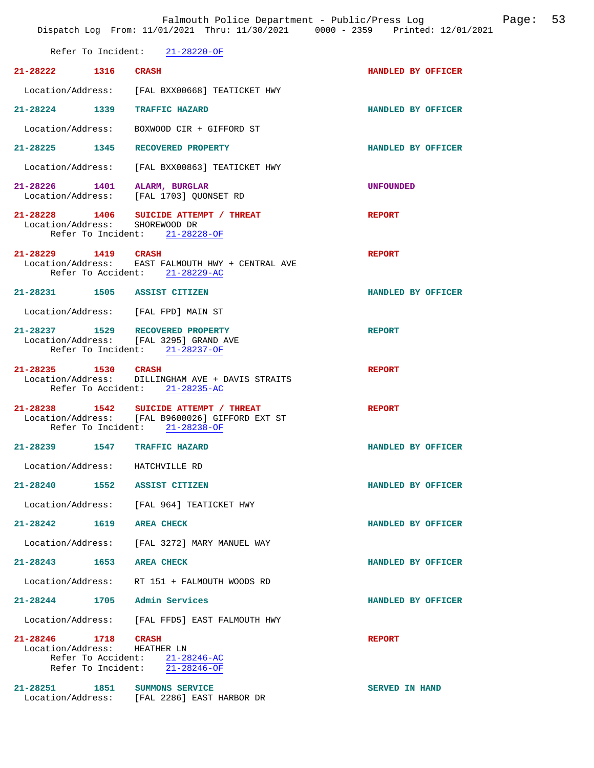Refer To Incident: 21-28220-OF

**21-28222 1316 CRASH** — HANDLED BY OFFICER
Location/Address: [FAL BXX00668] TEATICKET HWY

**21-28224 1339 TRAFFIC HAZARD** — HANDLED BY OFFICER
Location/Address: BOXWOOD CIR + GIFFORD ST

**21-28225 1345 RECOVERED PROPERTY** — HANDLED BY OFFICER
Location/Address: [FAL BXX00863] TEATICKET HWY

**21-28226 1401 ALARM, BURGLAR** — UNFOUNDED
Location/Address: [FAL 1703] QUONSET RD

**21-28228 1406 SUICIDE ATTEMPT / THREAT** — REPORT
Location/Address: SHOREWOOD DR
Refer To Incident: 21-28228-OF

**21-28229 1419 CRASH** — REPORT
Location/Address: EAST FALMOUTH HWY + CENTRAL AVE
Refer To Accident: 21-28229-AC

**21-28231 1505 ASSIST CITIZEN** — HANDLED BY OFFICER
Location/Address: [FAL FPD] MAIN ST

**21-28237 1529 RECOVERED PROPERTY** — REPORT
Location/Address: [FAL 3295] GRAND AVE
Refer To Incident: 21-28237-OF

**21-28235 1530 CRASH** — REPORT
Location/Address: DILLINGHAM AVE + DAVIS STRAITS
Refer To Accident: 21-28235-AC

**21-28238 1542 SUICIDE ATTEMPT / THREAT** — REPORT
Location/Address: [FAL B9600026] GIFFORD EXT ST
Refer To Incident: 21-28238-OF

**21-28239 1547 TRAFFIC HAZARD** — HANDLED BY OFFICER
Location/Address: HATCHVILLE RD

**21-28240 1552 ASSIST CITIZEN** — HANDLED BY OFFICER
Location/Address: [FAL 964] TEATICKET HWY

**21-28242 1619 AREA CHECK** — HANDLED BY OFFICER
Location/Address: [FAL 3272] MARY MANUEL WAY

**21-28243 1653 AREA CHECK** — HANDLED BY OFFICER
Location/Address: RT 151 + FALMOUTH WOODS RD

**21-28244 1705 Admin Services** — HANDLED BY OFFICER
Location/Address: [FAL FFD5] EAST FALMOUTH HWY

**21-28246 1718 CRASH** — REPORT
Location/Address: HEATHER LN
Refer To Accident: 21-28246-AC
Refer To Incident: 21-28246-OF

**21-28251 1851 SUMMONS SERVICE** — SERVED IN HAND
Location/Address: [FAL 2286] EAST HARBOR DR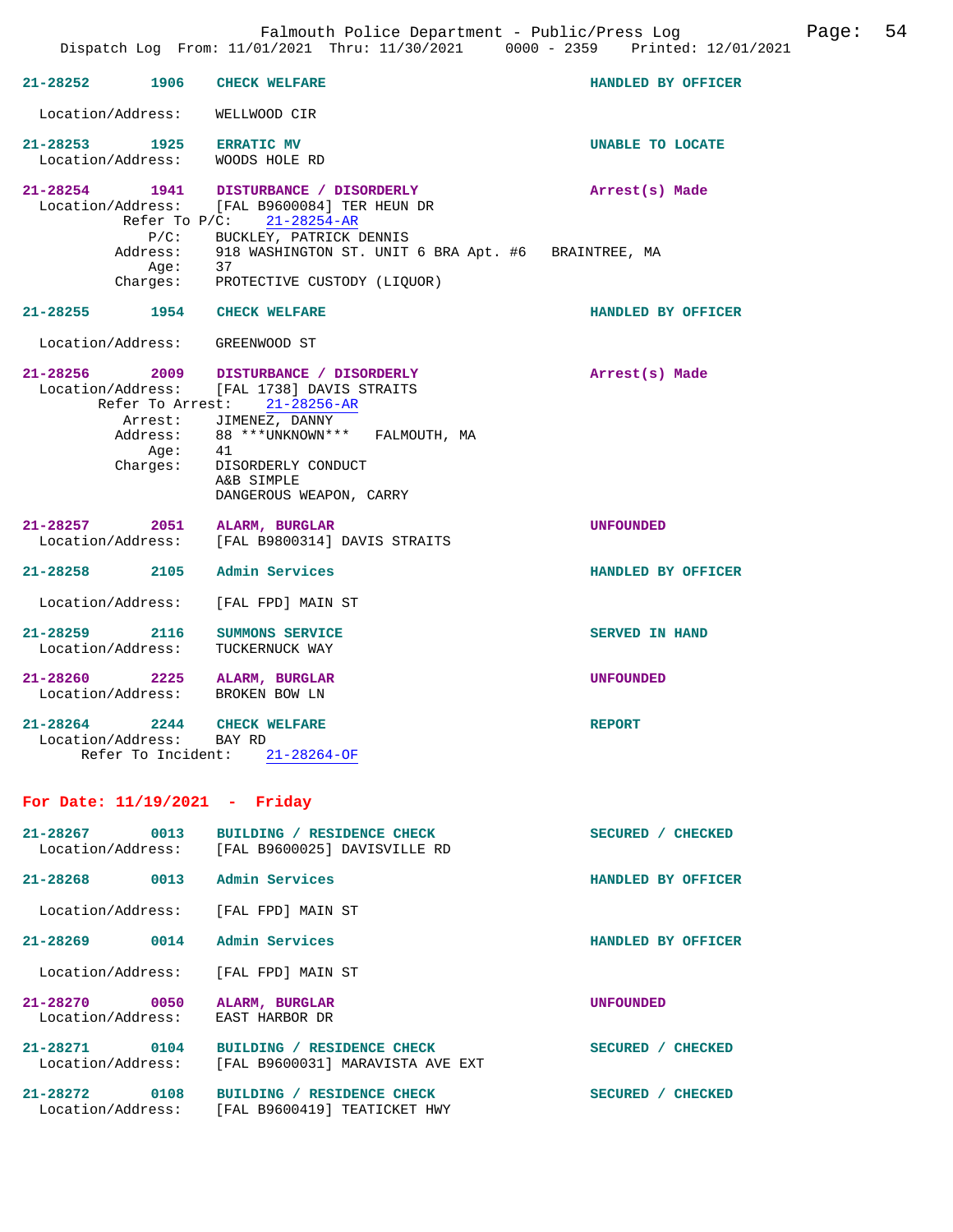21-28252 1906 CHECK WELFARE HANDLED BY OFFICER

Location/Address: WELLWOOD CIR

21-28253 1925 ERRATIC MV UNABLE TO LOCATE
Location/Address: WOODS HOLE RD

21-28254 1941 DISTURBANCE / DISORDERLY Arrest(s) Made
Location/Address: [FAL B9600084] TER HEUN DR
Refer To P/C: 21-28254-AR
P/C: BUCKLEY, PATRICK DENNIS
Address: 918 WASHINGTON ST. UNIT 6 BRA Apt. #6 BRAINTREE, MA
Age: 37
Charges: PROTECTIVE CUSTODY (LIQUOR)

21-28255 1954 CHECK WELFARE HANDLED BY OFFICER

Location/Address: GREENWOOD ST

21-28256 2009 DISTURBANCE / DISORDERLY Arrest(s) Made
Location/Address: [FAL 1738] DAVIS STRAITS
Refer To Arrest: 21-28256-AR
Arrest: JIMENEZ, DANNY
Address: 88 ***UNKNOWN*** FALMOUTH, MA
Age: 41
Charges: DISORDERLY CONDUCT
A&B SIMPLE
DANGEROUS WEAPON, CARRY

21-28257 2051 ALARM, BURGLAR UNFOUNDED
Location/Address: [FAL B9800314] DAVIS STRAITS

21-28258 2105 Admin Services HANDLED BY OFFICER

Location/Address: [FAL FPD] MAIN ST

21-28259 2116 SUMMONS SERVICE SERVED IN HAND
Location/Address: TUCKERNUCK WAY

21-28260 2225 ALARM, BURGLAR UNFOUNDED
Location/Address: BROKEN BOW LN

21-28264 2244 CHECK WELFARE REPORT
Location/Address: BAY RD
Refer To Incident: 21-28264-OF

## For Date: 11/19/2021 - Friday

21-28267 0013 BUILDING / RESIDENCE CHECK SECURED / CHECKED
Location/Address: [FAL B9600025] DAVISVILLE RD

21-28268 0013 Admin Services HANDLED BY OFFICER

Location/Address: [FAL FPD] MAIN ST

21-28269 0014 Admin Services HANDLED BY OFFICER

Location/Address: [FAL FPD] MAIN ST

21-28270 0050 ALARM, BURGLAR UNFOUNDED
Location/Address: EAST HARBOR DR

21-28271 0104 BUILDING / RESIDENCE CHECK SECURED / CHECKED
Location/Address: [FAL B9600031] MARAVISTA AVE EXT

21-28272 0108 BUILDING / RESIDENCE CHECK SECURED / CHECKED
Location/Address: [FAL B9600419] TEATICKET HWY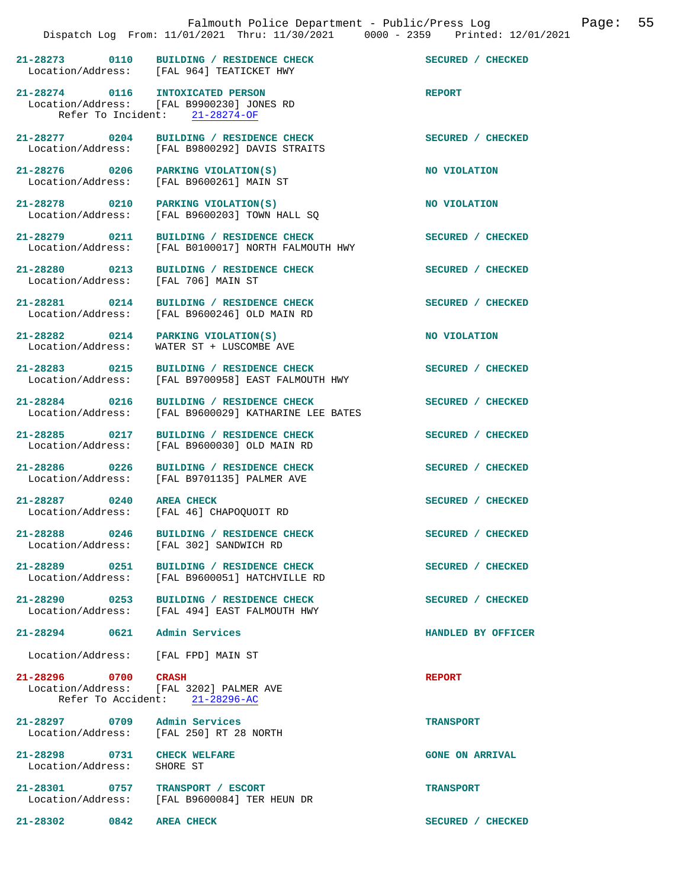Dispatch Log From: 11/01/2021 Thru: 11/30/2021 0000 - 2359 Printed: 12/01/2021

**21-28273** 0110 **BUILDING / RESIDENCE CHECK** — SECURED / CHECKED
Location/Address: [FAL 964] TEATICKET HWY

**21-28274** 0116 **INTOXICATED PERSON** — REPORT
Location/Address: [FAL B9900230] JONES RD
Refer To Incident: 21-28274-OF

**21-28277** 0204 **BUILDING / RESIDENCE CHECK** — SECURED / CHECKED
Location/Address: [FAL B9800292] DAVIS STRAITS

**21-28276** 0206 **PARKING VIOLATION(S)** — NO VIOLATION
Location/Address: [FAL B9600261] MAIN ST

**21-28278** 0210 **PARKING VIOLATION(S)** — NO VIOLATION
Location/Address: [FAL B9600203] TOWN HALL SQ

**21-28279** 0211 **BUILDING / RESIDENCE CHECK** — SECURED / CHECKED
Location/Address: [FAL B0100017] NORTH FALMOUTH HWY

**21-28280** 0213 **BUILDING / RESIDENCE CHECK** — SECURED / CHECKED
Location/Address: [FAL 706] MAIN ST

**21-28281** 0214 **BUILDING / RESIDENCE CHECK** — SECURED / CHECKED
Location/Address: [FAL B9600246] OLD MAIN RD

**21-28282** 0214 **PARKING VIOLATION(S)** — NO VIOLATION
Location/Address: WATER ST + LUSCOMBE AVE

**21-28283** 0215 **BUILDING / RESIDENCE CHECK** — SECURED / CHECKED
Location/Address: [FAL B9700958] EAST FALMOUTH HWY

**21-28284** 0216 **BUILDING / RESIDENCE CHECK** — SECURED / CHECKED
Location/Address: [FAL B9600029] KATHARINE LEE BATES

**21-28285** 0217 **BUILDING / RESIDENCE CHECK** — SECURED / CHECKED
Location/Address: [FAL B9600030] OLD MAIN RD

**21-28286** 0226 **BUILDING / RESIDENCE CHECK** — SECURED / CHECKED
Location/Address: [FAL B9701135] PALMER AVE

**21-28287** 0240 **AREA CHECK** — SECURED / CHECKED
Location/Address: [FAL 46] CHAPOQUOIT RD

**21-28288** 0246 **BUILDING / RESIDENCE CHECK** — SECURED / CHECKED
Location/Address: [FAL 302] SANDWICH RD

**21-28289** 0251 **BUILDING / RESIDENCE CHECK** — SECURED / CHECKED
Location/Address: [FAL B9600051] HATCHVILLE RD

**21-28290** 0253 **BUILDING / RESIDENCE CHECK** — SECURED / CHECKED
Location/Address: [FAL 494] EAST FALMOUTH HWY

**21-28294** 0621 **Admin Services** — HANDLED BY OFFICER
Location/Address: [FAL FPD] MAIN ST

**21-28296** 0700 **CRASH** — REPORT
Location/Address: [FAL 3202] PALMER AVE
Refer To Accident: 21-28296-AC

**21-28297** 0709 **Admin Services** — TRANSPORT
Location/Address: [FAL 250] RT 28 NORTH

**21-28298** 0731 **CHECK WELFARE** — GONE ON ARRIVAL
Location/Address: SHORE ST

**21-28301** 0757 **TRANSPORT / ESCORT** — TRANSPORT
Location/Address: [FAL B9600084] TER HEUN DR

**21-28302** 0842 **AREA CHECK** — SECURED / CHECKED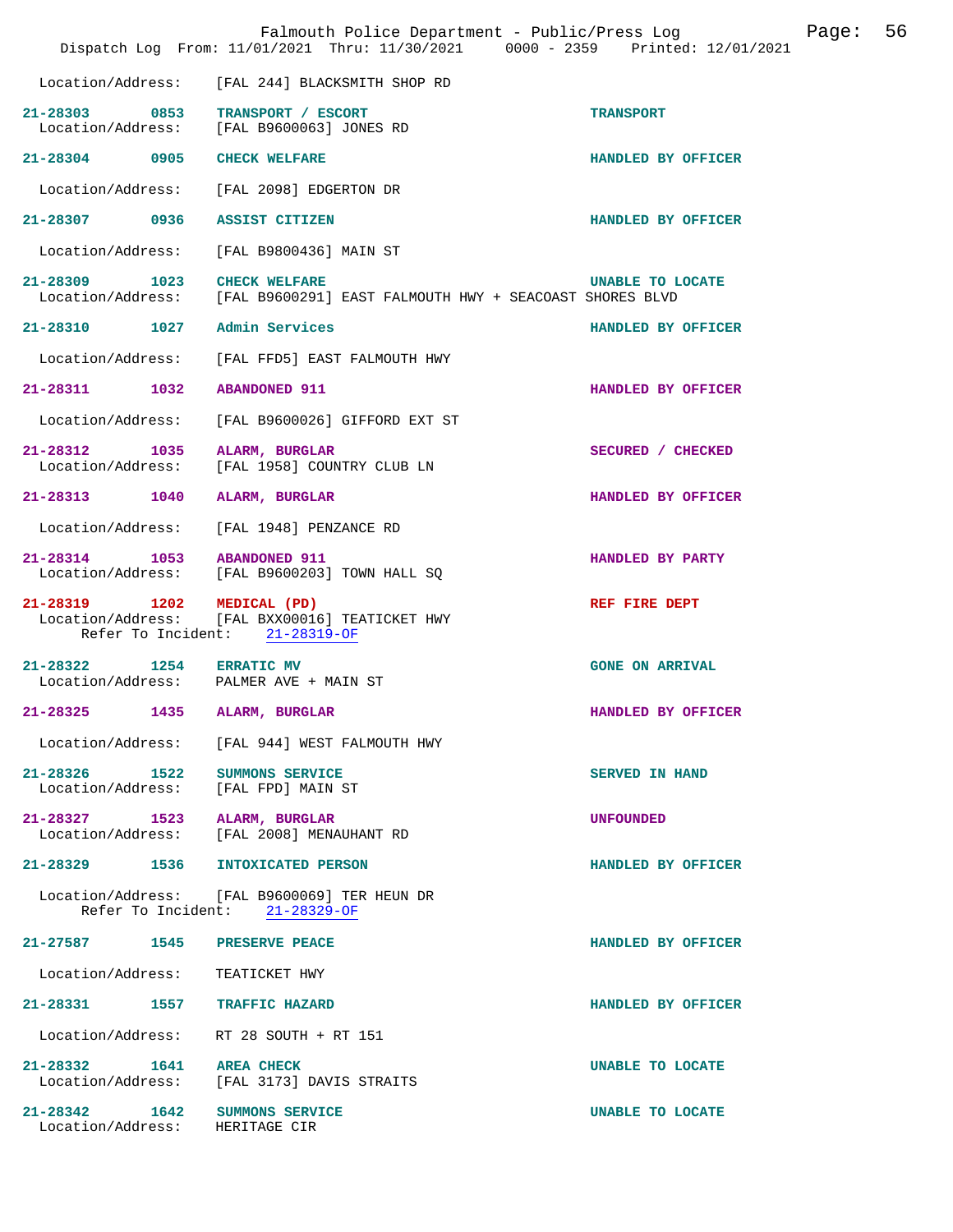Location/Address: [FAL 244] BLACKSMITH SHOP RD

21-28303 0853 TRANSPORT / ESCORT TRANSPORT
Location/Address: [FAL B9600063] JONES RD

21-28304 0905 CHECK WELFARE HANDLED BY OFFICER
Location/Address: [FAL 2098] EDGERTON DR

21-28307 0936 ASSIST CITIZEN HANDLED BY OFFICER
Location/Address: [FAL B9800436] MAIN ST

21-28309 1023 CHECK WELFARE UNABLE TO LOCATE
Location/Address: [FAL B9600291] EAST FALMOUTH HWY + SEACOAST SHORES BLVD

21-28310 1027 Admin Services HANDLED BY OFFICER
Location/Address: [FAL FFD5] EAST FALMOUTH HWY

21-28311 1032 ABANDONED 911 HANDLED BY OFFICER
Location/Address: [FAL B9600026] GIFFORD EXT ST

21-28312 1035 ALARM, BURGLAR SECURED / CHECKED
Location/Address: [FAL 1958] COUNTRY CLUB LN

21-28313 1040 ALARM, BURGLAR HANDLED BY OFFICER
Location/Address: [FAL 1948] PENZANCE RD

21-28314 1053 ABANDONED 911 HANDLED BY PARTY
Location/Address: [FAL B9600203] TOWN HALL SQ

21-28319 1202 MEDICAL (PD) REF FIRE DEPT
Location/Address: [FAL BXX00016] TEATICKET HWY
Refer To Incident: 21-28319-OF

21-28322 1254 ERRATIC MV GONE ON ARRIVAL
Location/Address: PALMER AVE + MAIN ST

21-28325 1435 ALARM, BURGLAR HANDLED BY OFFICER
Location/Address: [FAL 944] WEST FALMOUTH HWY

21-28326 1522 SUMMONS SERVICE SERVED IN HAND
Location/Address: [FAL FPD] MAIN ST

21-28327 1523 ALARM, BURGLAR UNFOUNDED
Location/Address: [FAL 2008] MENAUHANT RD

21-28329 1536 INTOXICATED PERSON HANDLED BY OFFICER
Location/Address: [FAL B9600069] TER HEUN DR
Refer To Incident: 21-28329-OF

21-27587 1545 PRESERVE PEACE HANDLED BY OFFICER
Location/Address: TEATICKET HWY

21-28331 1557 TRAFFIC HAZARD HANDLED BY OFFICER
Location/Address: RT 28 SOUTH + RT 151

21-28332 1641 AREA CHECK UNABLE TO LOCATE
Location/Address: [FAL 3173] DAVIS STRAITS

21-28342 1642 SUMMONS SERVICE UNABLE TO LOCATE
Location/Address: HERITAGE CIR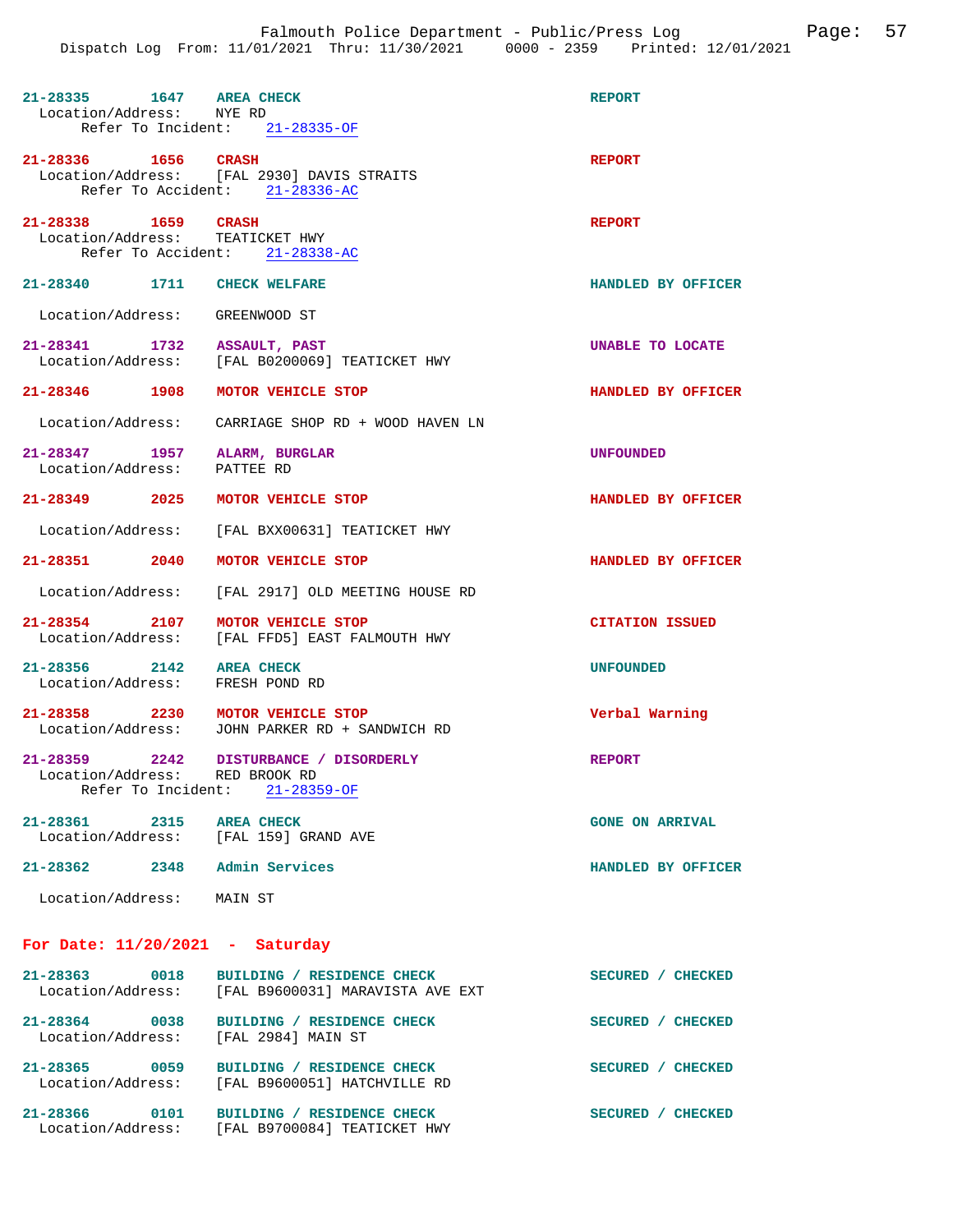**21-28335** 1647 **AREA CHECK** — REPORT
Location/Address: NYE RD
Refer To Incident: 21-28335-OF

**21-28336** 1656 **CRASH** — REPORT
Location/Address: [FAL 2930] DAVIS STRAITS
Refer To Accident: 21-28336-AC

**21-28338** 1659 **CRASH** — REPORT
Location/Address: TEATICKET HWY
Refer To Accident: 21-28338-AC

**21-28340** 1711 **CHECK WELFARE** — HANDLED BY OFFICER
Location/Address: GREENWOOD ST

**21-28341** 1732 **ASSAULT, PAST** — UNABLE TO LOCATE
Location/Address: [FAL B0200069] TEATICKET HWY

**21-28346** 1908 **MOTOR VEHICLE STOP** — HANDLED BY OFFICER
Location/Address: CARRIAGE SHOP RD + WOOD HAVEN LN

**21-28347** 1957 **ALARM, BURGLAR** — UNFOUNDED
Location/Address: PATTEE RD

**21-28349** 2025 **MOTOR VEHICLE STOP** — HANDLED BY OFFICER
Location/Address: [FAL BXX00631] TEATICKET HWY

**21-28351** 2040 **MOTOR VEHICLE STOP** — HANDLED BY OFFICER
Location/Address: [FAL 2917] OLD MEETING HOUSE RD

**21-28354** 2107 **MOTOR VEHICLE STOP** — CITATION ISSUED
Location/Address: [FAL FFD5] EAST FALMOUTH HWY

**21-28356** 2142 **AREA CHECK** — UNFOUNDED
Location/Address: FRESH POND RD

**21-28358** 2230 **MOTOR VEHICLE STOP** — Verbal Warning
Location/Address: JOHN PARKER RD + SANDWICH RD

**21-28359** 2242 **DISTURBANCE / DISORDERLY** — REPORT
Location/Address: RED BROOK RD
Refer To Incident: 21-28359-OF

**21-28361** 2315 **AREA CHECK** — GONE ON ARRIVAL
Location/Address: [FAL 159] GRAND AVE

**21-28362** 2348 **Admin Services** — HANDLED BY OFFICER
Location/Address: MAIN ST

## For Date: 11/20/2021 - Saturday

**21-28363** 0018 **BUILDING / RESIDENCE CHECK** — SECURED / CHECKED
Location/Address: [FAL B9600031] MARAVISTA AVE EXT

**21-28364** 0038 **BUILDING / RESIDENCE CHECK** — SECURED / CHECKED
Location/Address: [FAL 2984] MAIN ST

**21-28365** 0059 **BUILDING / RESIDENCE CHECK** — SECURED / CHECKED
Location/Address: [FAL B9600051] HATCHVILLE RD

**21-28366** 0101 **BUILDING / RESIDENCE CHECK** — SECURED / CHECKED
Location/Address: [FAL B9700084] TEATICKET HWY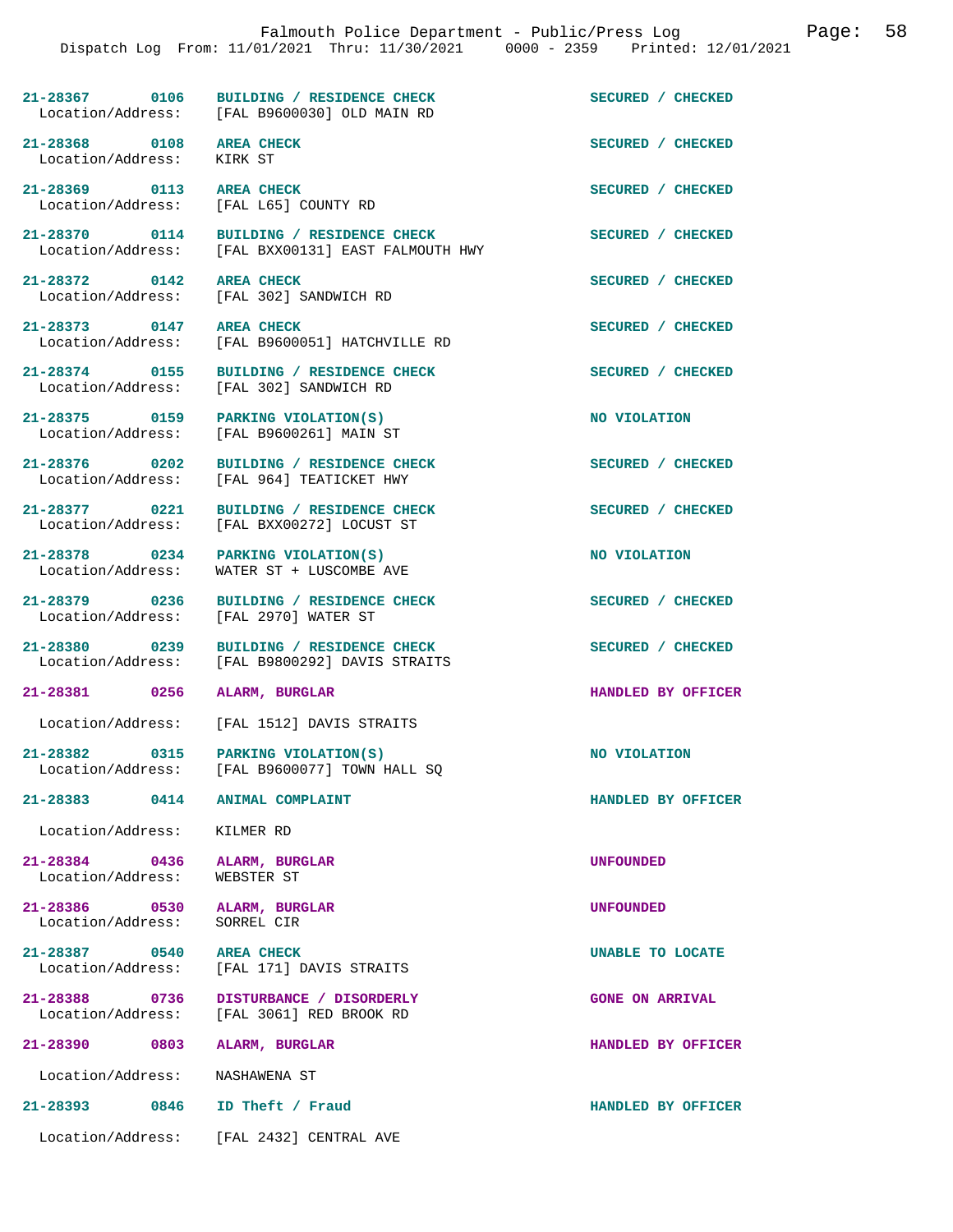Falmouth Police Department - Public/Press Log

Dispatch Log From: 11/01/2021 Thru: 11/30/2021 0000 - 2359 Printed: 12/01/2021

| Call No. | Time | Call Type | Disposition | Location/Address |
|---|---|---|---|---|
| 21-28367 | 0106 | BUILDING / RESIDENCE CHECK | SECURED / CHECKED | [FAL B9600030] OLD MAIN RD |
| 21-28368 | 0108 | AREA CHECK | SECURED / CHECKED | KIRK ST |
| 21-28369 | 0113 | AREA CHECK | SECURED / CHECKED | [FAL L65] COUNTY RD |
| 21-28370 | 0114 | BUILDING / RESIDENCE CHECK | SECURED / CHECKED | [FAL BXX00131] EAST FALMOUTH HWY |
| 21-28372 | 0142 | AREA CHECK | SECURED / CHECKED | [FAL 302] SANDWICH RD |
| 21-28373 | 0147 | AREA CHECK | SECURED / CHECKED | [FAL B9600051] HATCHVILLE RD |
| 21-28374 | 0155 | BUILDING / RESIDENCE CHECK | SECURED / CHECKED | [FAL 302] SANDWICH RD |
| 21-28375 | 0159 | PARKING VIOLATION(S) | NO VIOLATION | [FAL B9600261] MAIN ST |
| 21-28376 | 0202 | BUILDING / RESIDENCE CHECK | SECURED / CHECKED | [FAL 964] TEATICKET HWY |
| 21-28377 | 0221 | BUILDING / RESIDENCE CHECK | SECURED / CHECKED | [FAL BXX00272] LOCUST ST |
| 21-28378 | 0234 | PARKING VIOLATION(S) | NO VIOLATION | WATER ST + LUSCOMBE AVE |
| 21-28379 | 0236 | BUILDING / RESIDENCE CHECK | SECURED / CHECKED | [FAL 2970] WATER ST |
| 21-28380 | 0239 | BUILDING / RESIDENCE CHECK | SECURED / CHECKED | [FAL B9800292] DAVIS STRAITS |
| 21-28381 | 0256 | ALARM, BURGLAR | HANDLED BY OFFICER | [FAL 1512] DAVIS STRAITS |
| 21-28382 | 0315 | PARKING VIOLATION(S) | NO VIOLATION | [FAL B9600077] TOWN HALL SQ |
| 21-28383 | 0414 | ANIMAL COMPLAINT | HANDLED BY OFFICER | KILMER RD |
| 21-28384 | 0436 | ALARM, BURGLAR | UNFOUNDED | WEBSTER ST |
| 21-28386 | 0530 | ALARM, BURGLAR | UNFOUNDED | SORREL CIR |
| 21-28387 | 0540 | AREA CHECK | UNABLE TO LOCATE | [FAL 171] DAVIS STRAITS |
| 21-28388 | 0736 | DISTURBANCE / DISORDERLY | GONE ON ARRIVAL | [FAL 3061] RED BROOK RD |
| 21-28390 | 0803 | ALARM, BURGLAR | HANDLED BY OFFICER | NASHAWENA ST |
| 21-28393 | 0846 | ID Theft / Fraud | HANDLED BY OFFICER | [FAL 2432] CENTRAL AVE |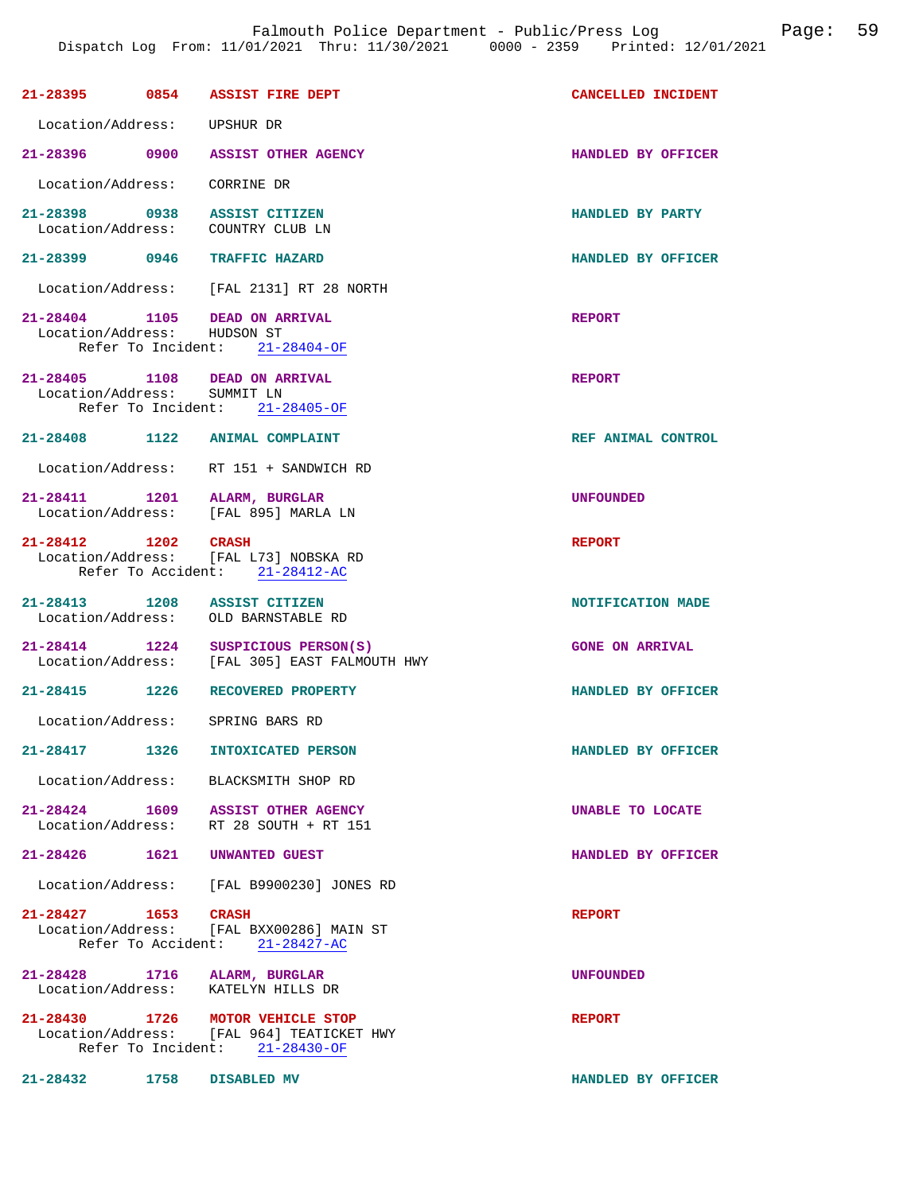| Incident | Time | Type | Disposition |
|---|---|---|---|
| 21-28395 | 0854 | ASSIST FIRE DEPT | CANCELLED INCIDENT |

Location/Address: UPSHUR DR

| Incident | Time | Type | Disposition |
|---|---|---|---|
| 21-28396 | 0900 | ASSIST OTHER AGENCY | HANDLED BY OFFICER |

Location/Address: CORRINE DR

| Incident | Time | Type | Disposition |
|---|---|---|---|
| 21-28398 | 0938 | ASSIST CITIZEN | HANDLED BY PARTY |

Location/Address: COUNTRY CLUB LN

| Incident | Time | Type | Disposition |
|---|---|---|---|
| 21-28399 | 0946 | TRAFFIC HAZARD | HANDLED BY OFFICER |

Location/Address: [FAL 2131] RT 28 NORTH

| Incident | Time | Type | Disposition |
|---|---|---|---|
| 21-28404 | 1105 | DEAD ON ARRIVAL | REPORT |

Location/Address: HUDSON ST
Refer To Incident: 21-28404-OF

| Incident | Time | Type | Disposition |
|---|---|---|---|
| 21-28405 | 1108 | DEAD ON ARRIVAL | REPORT |

Location/Address: SUMMIT LN
Refer To Incident: 21-28405-OF

| Incident | Time | Type | Disposition |
|---|---|---|---|
| 21-28408 | 1122 | ANIMAL COMPLAINT | REF ANIMAL CONTROL |

Location/Address: RT 151 + SANDWICH RD

| Incident | Time | Type | Disposition |
|---|---|---|---|
| 21-28411 | 1201 | ALARM, BURGLAR | UNFOUNDED |

Location/Address: [FAL 895] MARLA LN

| Incident | Time | Type | Disposition |
|---|---|---|---|
| 21-28412 | 1202 | CRASH | REPORT |

Location/Address: [FAL L73] NOBSKA RD
Refer To Accident: 21-28412-AC

| Incident | Time | Type | Disposition |
|---|---|---|---|
| 21-28413 | 1208 | ASSIST CITIZEN | NOTIFICATION MADE |

Location/Address: OLD BARNSTABLE RD

| Incident | Time | Type | Disposition |
|---|---|---|---|
| 21-28414 | 1224 | SUSPICIOUS PERSON(S) | GONE ON ARRIVAL |

Location/Address: [FAL 305] EAST FALMOUTH HWY

| Incident | Time | Type | Disposition |
|---|---|---|---|
| 21-28415 | 1226 | RECOVERED PROPERTY | HANDLED BY OFFICER |

Location/Address: SPRING BARS RD

| Incident | Time | Type | Disposition |
|---|---|---|---|
| 21-28417 | 1326 | INTOXICATED PERSON | HANDLED BY OFFICER |

Location/Address: BLACKSMITH SHOP RD

| Incident | Time | Type | Disposition |
|---|---|---|---|
| 21-28424 | 1609 | ASSIST OTHER AGENCY | UNABLE TO LOCATE |

Location/Address: RT 28 SOUTH + RT 151

| Incident | Time | Type | Disposition |
|---|---|---|---|
| 21-28426 | 1621 | UNWANTED GUEST | HANDLED BY OFFICER |

Location/Address: [FAL B9900230] JONES RD

| Incident | Time | Type | Disposition |
|---|---|---|---|
| 21-28427 | 1653 | CRASH | REPORT |

Location/Address: [FAL BXX00286] MAIN ST
Refer To Accident: 21-28427-AC

| Incident | Time | Type | Disposition |
|---|---|---|---|
| 21-28428 | 1716 | ALARM, BURGLAR | UNFOUNDED |

Location/Address: KATELYN HILLS DR

| Incident | Time | Type | Disposition |
|---|---|---|---|
| 21-28430 | 1726 | MOTOR VEHICLE STOP | REPORT |

Location/Address: [FAL 964] TEATICKET HWY
Refer To Incident: 21-28430-OF

| Incident | Time | Type | Disposition |
|---|---|---|---|
| 21-28432 | 1758 | DISABLED MV | HANDLED BY OFFICER |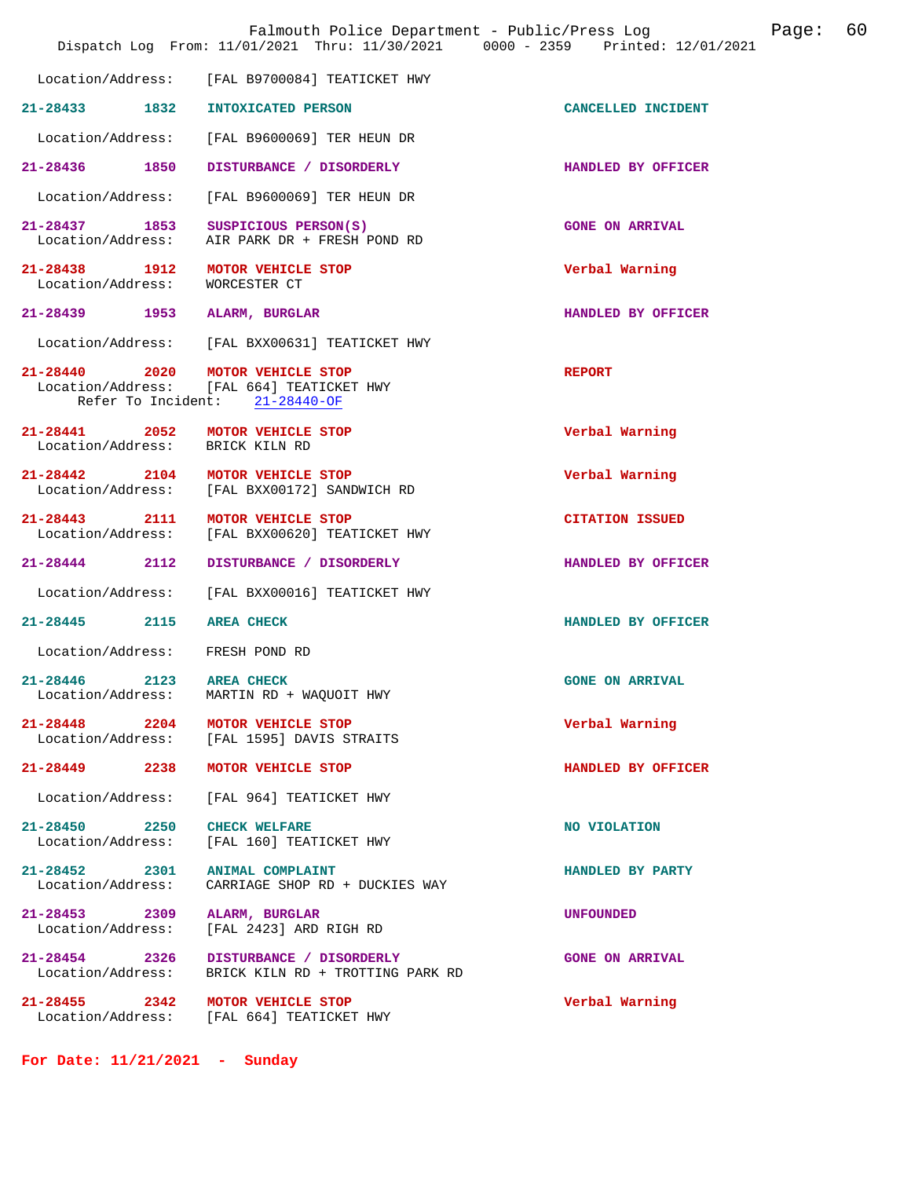Location/Address: [FAL B9700084] TEATICKET HWY

| Incident | Time | Type | Disposition |
|---|---|---|---|
| 21-28433 | 1832 | INTOXICATED PERSON | CANCELLED INCIDENT |

Location/Address: [FAL B9600069] TER HEUN DR

**21-28436** 1850 DISTURBANCE / DISORDERLY — HANDLED BY OFFICER
Location/Address: [FAL B9600069] TER HEUN DR

**21-28437** 1853 SUSPICIOUS PERSON(S) — GONE ON ARRIVAL
Location/Address: AIR PARK DR + FRESH POND RD

**21-28438** 1912 MOTOR VEHICLE STOP — Verbal Warning
Location/Address: WORCESTER CT

**21-28439** 1953 ALARM, BURGLAR — HANDLED BY OFFICER
Location/Address: [FAL BXX00631] TEATICKET HWY

**21-28440** 2020 MOTOR VEHICLE STOP — REPORT
Location/Address: [FAL 664] TEATICKET HWY
Refer To Incident: 21-28440-OF

**21-28441** 2052 MOTOR VEHICLE STOP — Verbal Warning
Location/Address: BRICK KILN RD

**21-28442** 2104 MOTOR VEHICLE STOP — Verbal Warning
Location/Address: [FAL BXX00172] SANDWICH RD

**21-28443** 2111 MOTOR VEHICLE STOP — CITATION ISSUED
Location/Address: [FAL BXX00620] TEATICKET HWY

**21-28444** 2112 DISTURBANCE / DISORDERLY — HANDLED BY OFFICER
Location/Address: [FAL BXX00016] TEATICKET HWY

**21-28445** 2115 AREA CHECK — HANDLED BY OFFICER
Location/Address: FRESH POND RD

**21-28446** 2123 AREA CHECK — GONE ON ARRIVAL
Location/Address: MARTIN RD + WAQUOIT HWY

**21-28448** 2204 MOTOR VEHICLE STOP — Verbal Warning
Location/Address: [FAL 1595] DAVIS STRAITS

**21-28449** 2238 MOTOR VEHICLE STOP — HANDLED BY OFFICER
Location/Address: [FAL 964] TEATICKET HWY

**21-28450** 2250 CHECK WELFARE — NO VIOLATION
Location/Address: [FAL 160] TEATICKET HWY

**21-28452** 2301 ANIMAL COMPLAINT — HANDLED BY PARTY
Location/Address: CARRIAGE SHOP RD + DUCKIES WAY

**21-28453** 2309 ALARM, BURGLAR — UNFOUNDED
Location/Address: [FAL 2423] ARD RIGH RD

**21-28454** 2326 DISTURBANCE / DISORDERLY — GONE ON ARRIVAL
Location/Address: BRICK KILN RD + TROTTING PARK RD

**21-28455** 2342 MOTOR VEHICLE STOP — Verbal Warning
Location/Address: [FAL 664] TEATICKET HWY

## For Date: 11/21/2021 - Sunday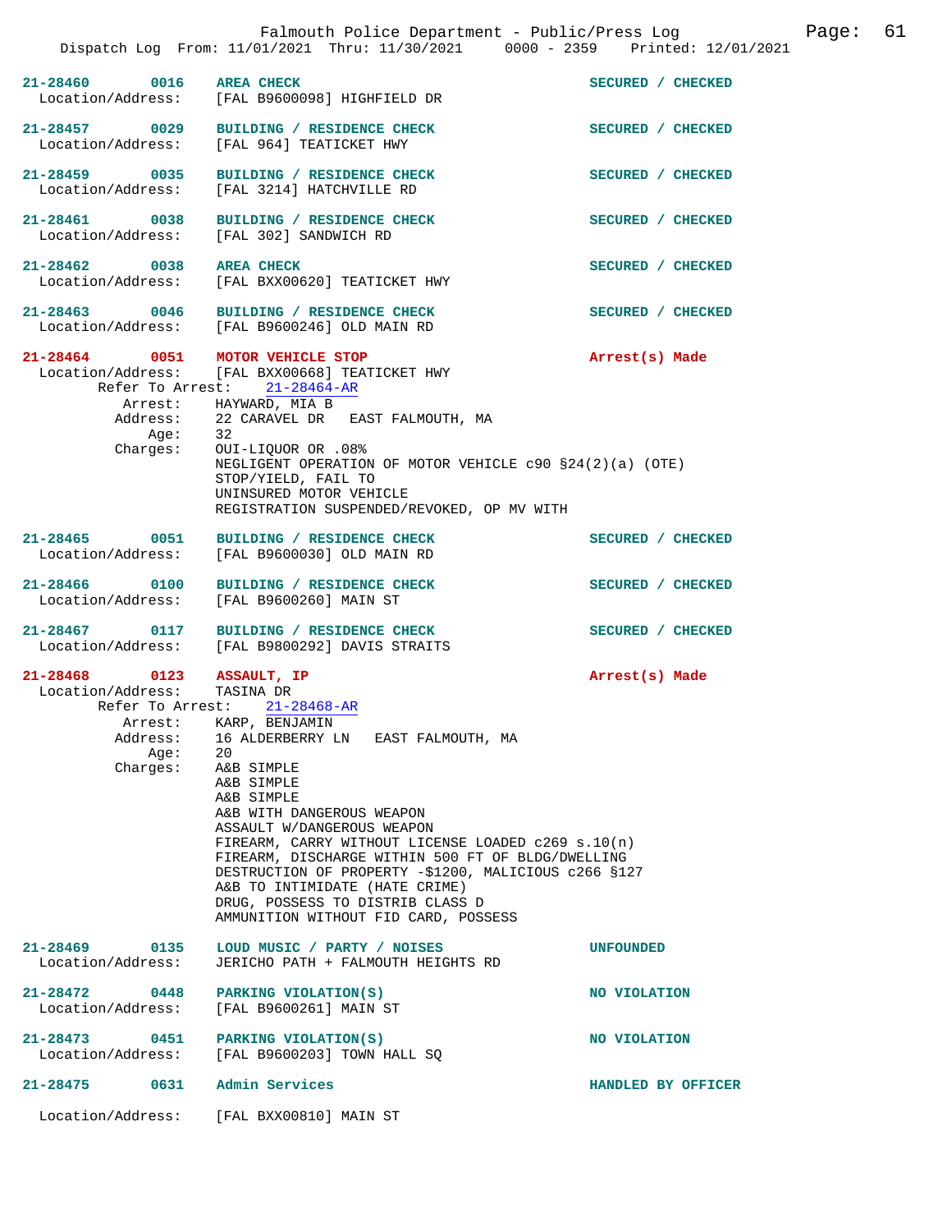**21-28460** 0016 **AREA CHECK** — SECURED / CHECKED
Location/Address: [FAL B9600098] HIGHFIELD DR

**21-28457** 0029 **BUILDING / RESIDENCE CHECK** — SECURED / CHECKED
Location/Address: [FAL 964] TEATICKET HWY

**21-28459** 0035 **BUILDING / RESIDENCE CHECK** — SECURED / CHECKED
Location/Address: [FAL 3214] HATCHVILLE RD

**21-28461** 0038 **BUILDING / RESIDENCE CHECK** — SECURED / CHECKED
Location/Address: [FAL 302] SANDWICH RD

**21-28462** 0038 **AREA CHECK** — SECURED / CHECKED
Location/Address: [FAL BXX00620] TEATICKET HWY

**21-28463** 0046 **BUILDING / RESIDENCE CHECK** — SECURED / CHECKED
Location/Address: [FAL B9600246] OLD MAIN RD

**21-28464** 0051 **MOTOR VEHICLE STOP** — Arrest(s) Made
Location/Address: [FAL BXX00668] TEATICKET HWY
Refer To Arrest: 21-28464-AR
Arrest: HAYWARD, MIA B
Address: 22 CARAVEL DR EAST FALMOUTH, MA
Age: 32
Charges:
- OUI-LIQUOR OR .08%
- NEGLIGENT OPERATION OF MOTOR VEHICLE c90 §24(2)(a) (OTE)
- STOP/YIELD, FAIL TO
- UNINSURED MOTOR VEHICLE
- REGISTRATION SUSPENDED/REVOKED, OP MV WITH

**21-28465** 0051 **BUILDING / RESIDENCE CHECK** — SECURED / CHECKED
Location/Address: [FAL B9600030] OLD MAIN RD

**21-28466** 0100 **BUILDING / RESIDENCE CHECK** — SECURED / CHECKED
Location/Address: [FAL B9600260] MAIN ST

**21-28467** 0117 **BUILDING / RESIDENCE CHECK** — SECURED / CHECKED
Location/Address: [FAL B9800292] DAVIS STRAITS

**21-28468** 0123 **ASSAULT, IP** — Arrest(s) Made
Location/Address: TASINA DR
Refer To Arrest: 21-28468-AR
Arrest: KARP, BENJAMIN
Address: 16 ALDERBERRY LN EAST FALMOUTH, MA
Age: 20
Charges:
- A&B SIMPLE
- A&B SIMPLE
- A&B SIMPLE
- A&B WITH DANGEROUS WEAPON
- ASSAULT W/DANGEROUS WEAPON
- FIREARM, CARRY WITHOUT LICENSE LOADED c269 s.10(n)
- FIREARM, DISCHARGE WITHIN 500 FT OF BLDG/DWELLING
- DESTRUCTION OF PROPERTY -$1200, MALICIOUS c266 §127
- A&B TO INTIMIDATE (HATE CRIME)
- DRUG, POSSESS TO DISTRIB CLASS D
- AMMUNITION WITHOUT FID CARD, POSSESS

**21-28469** 0135 **LOUD MUSIC / PARTY / NOISES** — UNFOUNDED
Location/Address: JERICHO PATH + FALMOUTH HEIGHTS RD

**21-28472** 0448 **PARKING VIOLATION(S)** — NO VIOLATION
Location/Address: [FAL B9600261] MAIN ST

**21-28473** 0451 **PARKING VIOLATION(S)** — NO VIOLATION
Location/Address: [FAL B9600203] TOWN HALL SQ

**21-28475** 0631 **Admin Services** — HANDLED BY OFFICER
Location/Address: [FAL BXX00810] MAIN ST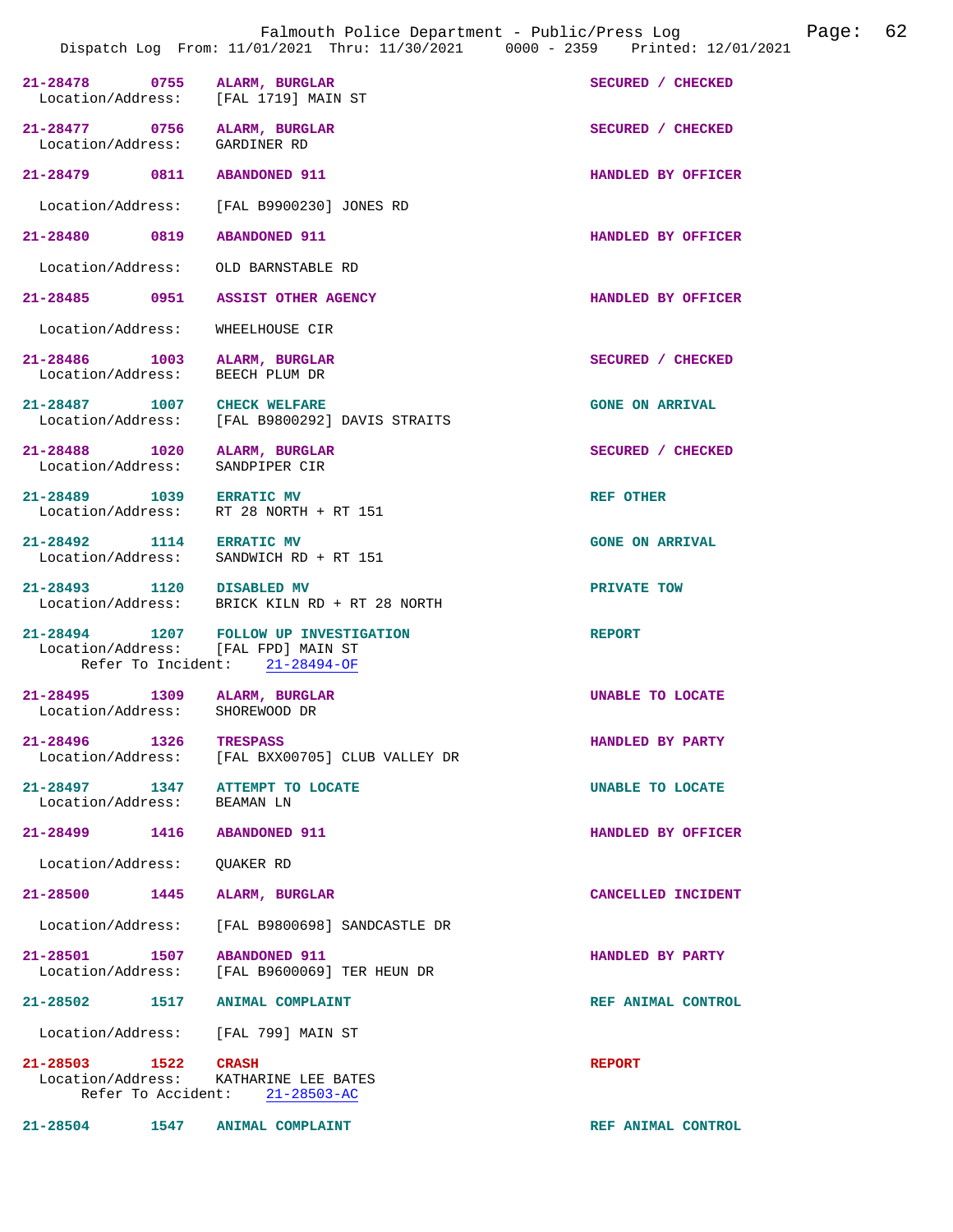Dispatch Log From: 11/01/2021 Thru: 11/30/2021 0000 - 2359 Printed: 12/01/2021

```
21-28478      0755    ALARM, BURGLAR                              SECURED / CHECKED
  Location/Address:   [FAL 1719] MAIN ST

21-28477      0756    ALARM, BURGLAR                              SECURED / CHECKED
  Location/Address:   GARDINER RD

21-28479      0811    ABANDONED 911                               HANDLED BY OFFICER

  Location/Address:   [FAL B9900230] JONES RD

21-28480      0819    ABANDONED 911                               HANDLED BY OFFICER

  Location/Address:   OLD BARNSTABLE RD

21-28485      0951    ASSIST OTHER AGENCY                         HANDLED BY OFFICER

  Location/Address:   WHEELHOUSE CIR

21-28486      1003    ALARM, BURGLAR                              SECURED / CHECKED
  Location/Address:   BEECH PLUM DR

21-28487      1007    CHECK WELFARE                               GONE ON ARRIVAL
  Location/Address:   [FAL B9800292] DAVIS STRAITS

21-28488      1020    ALARM, BURGLAR                              SECURED / CHECKED
  Location/Address:   SANDPIPER CIR

21-28489      1039    ERRATIC MV                                  REF OTHER
  Location/Address:   RT 28 NORTH + RT 151

21-28492      1114    ERRATIC MV                                  GONE ON ARRIVAL
  Location/Address:   SANDWICH RD + RT 151

21-28493      1120    DISABLED MV                                 PRIVATE TOW
  Location/Address:   BRICK KILN RD + RT 28 NORTH

21-28494      1207    FOLLOW UP INVESTIGATION                     REPORT
  Location/Address:   [FAL FPD] MAIN ST
      Refer To Incident:    21-28494-OF

21-28495      1309    ALARM, BURGLAR                              UNABLE TO LOCATE
  Location/Address:   SHOREWOOD DR

21-28496      1326    TRESPASS                                    HANDLED BY PARTY
  Location/Address:   [FAL BXX00705] CLUB VALLEY DR

21-28497      1347    ATTEMPT TO LOCATE                           UNABLE TO LOCATE
  Location/Address:   BEAMAN LN

21-28499      1416    ABANDONED 911                               HANDLED BY OFFICER

  Location/Address:   QUAKER RD

21-28500      1445    ALARM, BURGLAR                              CANCELLED INCIDENT

  Location/Address:   [FAL B9800698] SANDCASTLE DR

21-28501      1507    ABANDONED 911                               HANDLED BY PARTY
  Location/Address:   [FAL B9600069] TER HEUN DR

21-28502      1517    ANIMAL COMPLAINT                            REF ANIMAL CONTROL

  Location/Address:   [FAL 799] MAIN ST

21-28503      1522    CRASH                                       REPORT
  Location/Address:   KATHARINE LEE BATES
      Refer To Accident:    21-28503-AC

21-28504      1547    ANIMAL COMPLAINT                            REF ANIMAL CONTROL
```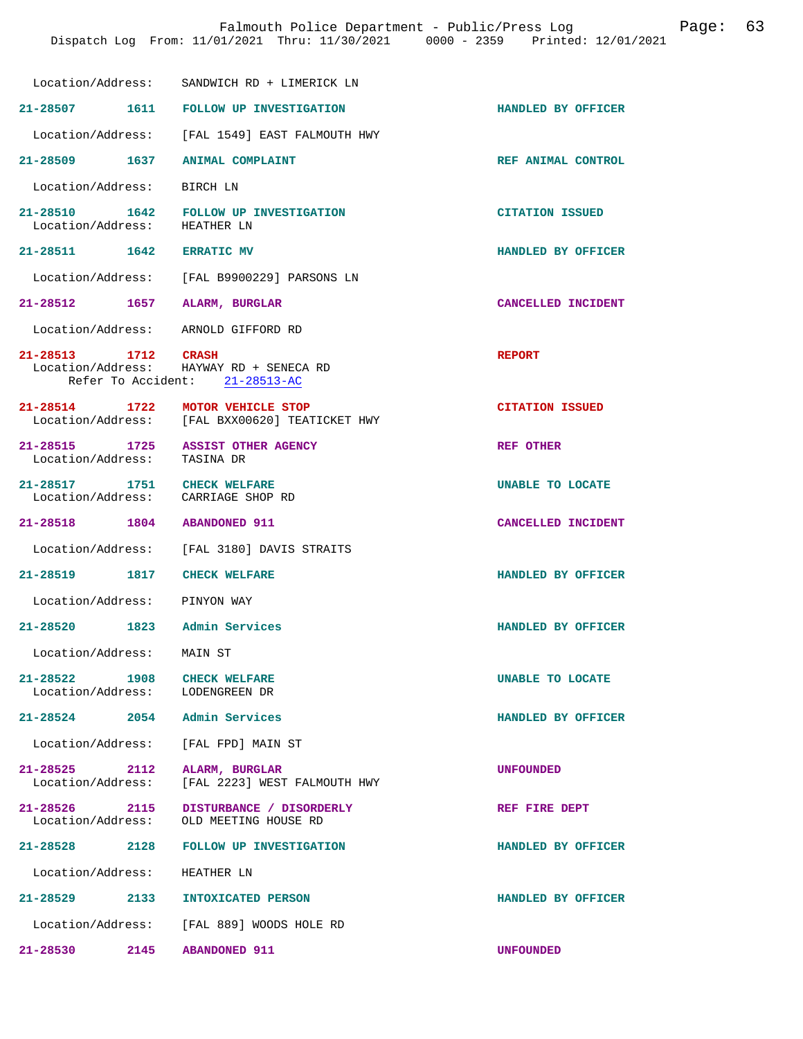Location/Address: SANDWICH RD + LIMERICK LN

**21-28507 1611 FOLLOW UP INVESTIGATION** — HANDLED BY OFFICER

Location/Address: [FAL 1549] EAST FALMOUTH HWY

**21-28509 1637 ANIMAL COMPLAINT** — REF ANIMAL CONTROL

Location/Address: BIRCH LN

**21-28510 1642 FOLLOW UP INVESTIGATION** — CITATION ISSUED

Location/Address: HEATHER LN

**21-28511 1642 ERRATIC MV** — HANDLED BY OFFICER

Location/Address: [FAL B9900229] PARSONS LN

**21-28512 1657 ALARM, BURGLAR** — CANCELLED INCIDENT

Location/Address: ARNOLD GIFFORD RD

**21-28513 1712 CRASH** — REPORT

Location/Address: HAYWAY RD + SENECA RD
Refer To Accident: 21-28513-AC

**21-28514 1722 MOTOR VEHICLE STOP** — CITATION ISSUED

Location/Address: [FAL BXX00620] TEATICKET HWY

**21-28515 1725 ASSIST OTHER AGENCY** — REF OTHER

Location/Address: TASINA DR

**21-28517 1751 CHECK WELFARE** — UNABLE TO LOCATE

Location/Address: CARRIAGE SHOP RD

**21-28518 1804 ABANDONED 911** — CANCELLED INCIDENT

Location/Address: [FAL 3180] DAVIS STRAITS

**21-28519 1817 CHECK WELFARE** — HANDLED BY OFFICER

Location/Address: PINYON WAY

**21-28520 1823 Admin Services** — HANDLED BY OFFICER

Location/Address: MAIN ST

**21-28522 1908 CHECK WELFARE** — UNABLE TO LOCATE

Location/Address: LODENGREEN DR

**21-28524 2054 Admin Services** — HANDLED BY OFFICER

Location/Address: [FAL FPD] MAIN ST

**21-28525 2112 ALARM, BURGLAR** — UNFOUNDED

Location/Address: [FAL 2223] WEST FALMOUTH HWY

**21-28526 2115 DISTURBANCE / DISORDERLY** — REF FIRE DEPT

Location/Address: OLD MEETING HOUSE RD

**21-28528 2128 FOLLOW UP INVESTIGATION** — HANDLED BY OFFICER

Location/Address: HEATHER LN

**21-28529 2133 INTOXICATED PERSON** — HANDLED BY OFFICER

Location/Address: [FAL 889] WOODS HOLE RD

**21-28530 2145 ABANDONED 911** — UNFOUNDED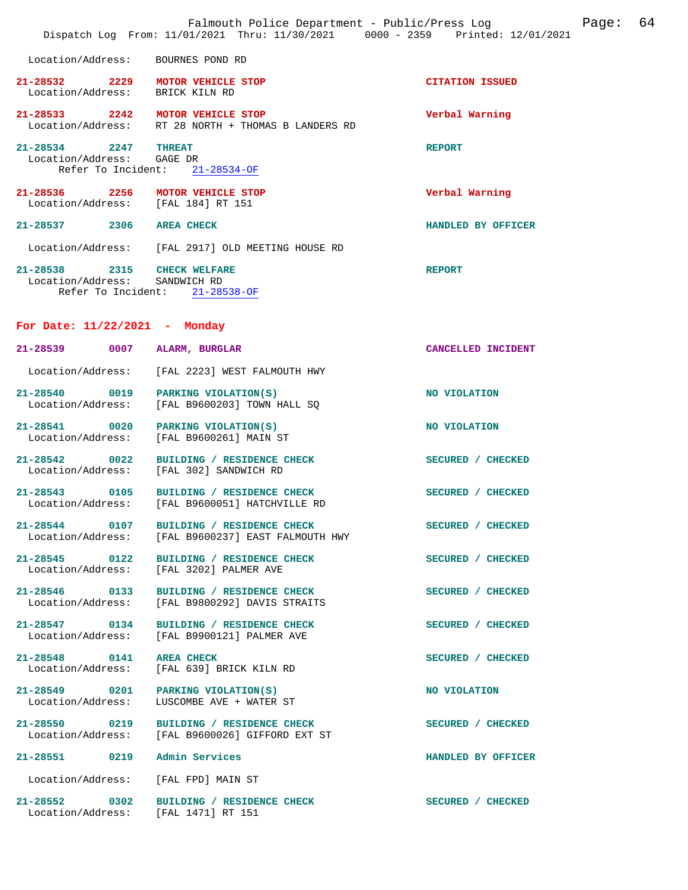Location/Address: BOURNES POND RD

**21-28532** 2229 **MOTOR VEHICLE STOP** — **CITATION ISSUED**
Location/Address: BRICK KILN RD

**21-28533** 2242 **MOTOR VEHICLE STOP** — **Verbal Warning**
Location/Address: RT 28 NORTH + THOMAS B LANDERS RD

**21-28534** 2247 **THREAT** — **REPORT**
Location/Address: GAGE DR
Refer To Incident: 21-28534-OF

**21-28536** 2256 **MOTOR VEHICLE STOP** — **Verbal Warning**
Location/Address: [FAL 184] RT 151

**21-28537** 2306 **AREA CHECK** — **HANDLED BY OFFICER**
Location/Address: [FAL 2917] OLD MEETING HOUSE RD

**21-28538** 2315 **CHECK WELFARE** — **REPORT**
Location/Address: SANDWICH RD
Refer To Incident: 21-28538-OF

## For Date: 11/22/2021 - Monday

**21-28539** 0007 **ALARM, BURGLAR** — **CANCELLED INCIDENT**
Location/Address: [FAL 2223] WEST FALMOUTH HWY

**21-28540** 0019 **PARKING VIOLATION(S)** — **NO VIOLATION**
Location/Address: [FAL B9600203] TOWN HALL SQ

**21-28541** 0020 **PARKING VIOLATION(S)** — **NO VIOLATION**
Location/Address: [FAL B9600261] MAIN ST

**21-28542** 0022 **BUILDING / RESIDENCE CHECK** — **SECURED / CHECKED**
Location/Address: [FAL 302] SANDWICH RD

**21-28543** 0105 **BUILDING / RESIDENCE CHECK** — **SECURED / CHECKED**
Location/Address: [FAL B9600051] HATCHVILLE RD

**21-28544** 0107 **BUILDING / RESIDENCE CHECK** — **SECURED / CHECKED**
Location/Address: [FAL B9600237] EAST FALMOUTH HWY

**21-28545** 0122 **BUILDING / RESIDENCE CHECK** — **SECURED / CHECKED**
Location/Address: [FAL 3202] PALMER AVE

**21-28546** 0133 **BUILDING / RESIDENCE CHECK** — **SECURED / CHECKED**
Location/Address: [FAL B9800292] DAVIS STRAITS

**21-28547** 0134 **BUILDING / RESIDENCE CHECK** — **SECURED / CHECKED**
Location/Address: [FAL B9900121] PALMER AVE

**21-28548** 0141 **AREA CHECK** — **SECURED / CHECKED**
Location/Address: [FAL 639] BRICK KILN RD

**21-28549** 0201 **PARKING VIOLATION(S)** — **NO VIOLATION**
Location/Address: LUSCOMBE AVE + WATER ST

**21-28550** 0219 **BUILDING / RESIDENCE CHECK** — **SECURED / CHECKED**
Location/Address: [FAL B9600026] GIFFORD EXT ST

**21-28551** 0219 **Admin Services** — **HANDLED BY OFFICER**
Location/Address: [FAL FPD] MAIN ST

**21-28552** 0302 **BUILDING / RESIDENCE CHECK** — **SECURED / CHECKED**
Location/Address: [FAL 1471] RT 151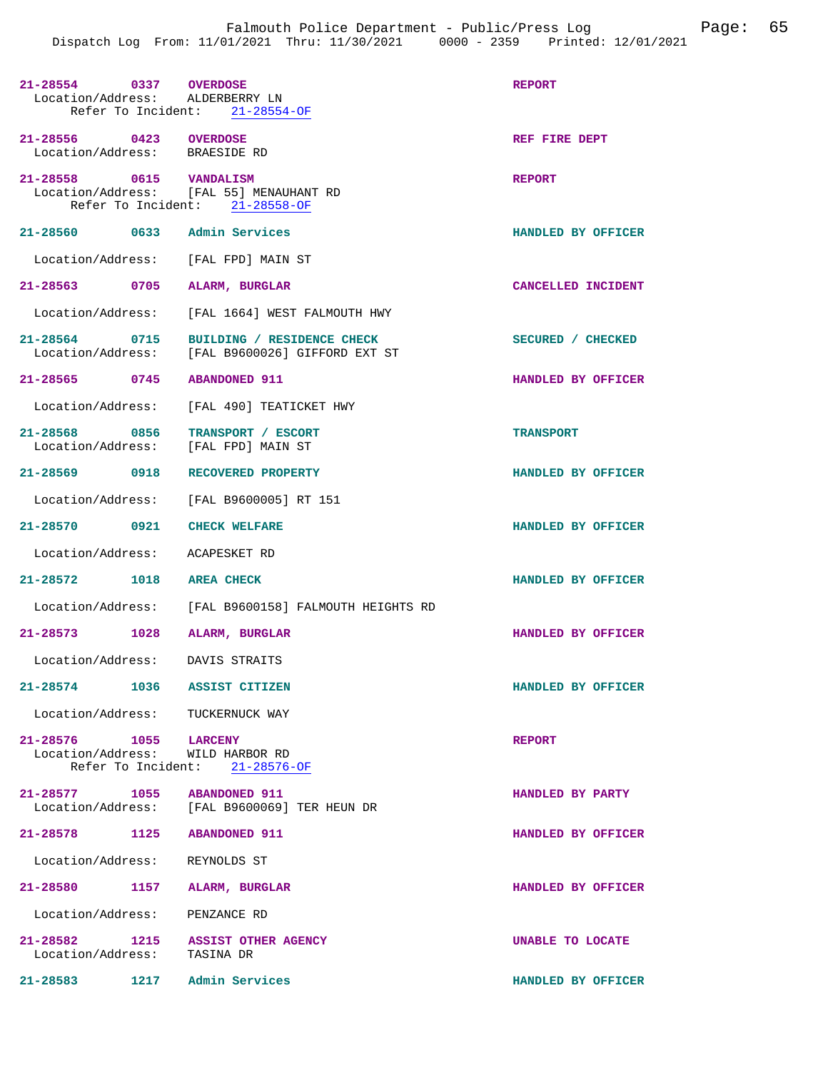21-28554 0337 OVERDOSE REPORT
Location/Address: ALDERBERRY LN
Refer To Incident: 21-28554-OF

21-28556 0423 OVERDOSE REF FIRE DEPT
Location/Address: BRAESIDE RD

21-28558 0615 VANDALISM REPORT
Location/Address: [FAL 55] MENAUHANT RD
Refer To Incident: 21-28558-OF

21-28560 0633 Admin Services HANDLED BY OFFICER
Location/Address: [FAL FPD] MAIN ST

21-28563 0705 ALARM, BURGLAR CANCELLED INCIDENT
Location/Address: [FAL 1664] WEST FALMOUTH HWY

21-28564 0715 BUILDING / RESIDENCE CHECK SECURED / CHECKED
Location/Address: [FAL B9600026] GIFFORD EXT ST

21-28565 0745 ABANDONED 911 HANDLED BY OFFICER
Location/Address: [FAL 490] TEATICKET HWY

21-28568 0856 TRANSPORT / ESCORT TRANSPORT
Location/Address: [FAL FPD] MAIN ST

21-28569 0918 RECOVERED PROPERTY HANDLED BY OFFICER
Location/Address: [FAL B9600005] RT 151

21-28570 0921 CHECK WELFARE HANDLED BY OFFICER
Location/Address: ACAPESKET RD

21-28572 1018 AREA CHECK HANDLED BY OFFICER
Location/Address: [FAL B9600158] FALMOUTH HEIGHTS RD

21-28573 1028 ALARM, BURGLAR HANDLED BY OFFICER
Location/Address: DAVIS STRAITS

21-28574 1036 ASSIST CITIZEN HANDLED BY OFFICER
Location/Address: TUCKERNUCK WAY

21-28576 1055 LARCENY REPORT
Location/Address: WILD HARBOR RD
Refer To Incident: 21-28576-OF

21-28577 1055 ABANDONED 911 HANDLED BY PARTY
Location/Address: [FAL B9600069] TER HEUN DR

21-28578 1125 ABANDONED 911 HANDLED BY OFFICER
Location/Address: REYNOLDS ST

21-28580 1157 ALARM, BURGLAR HANDLED BY OFFICER
Location/Address: PENZANCE RD

21-28582 1215 ASSIST OTHER AGENCY UNABLE TO LOCATE
Location/Address: TASINA DR

21-28583 1217 Admin Services HANDLED BY OFFICER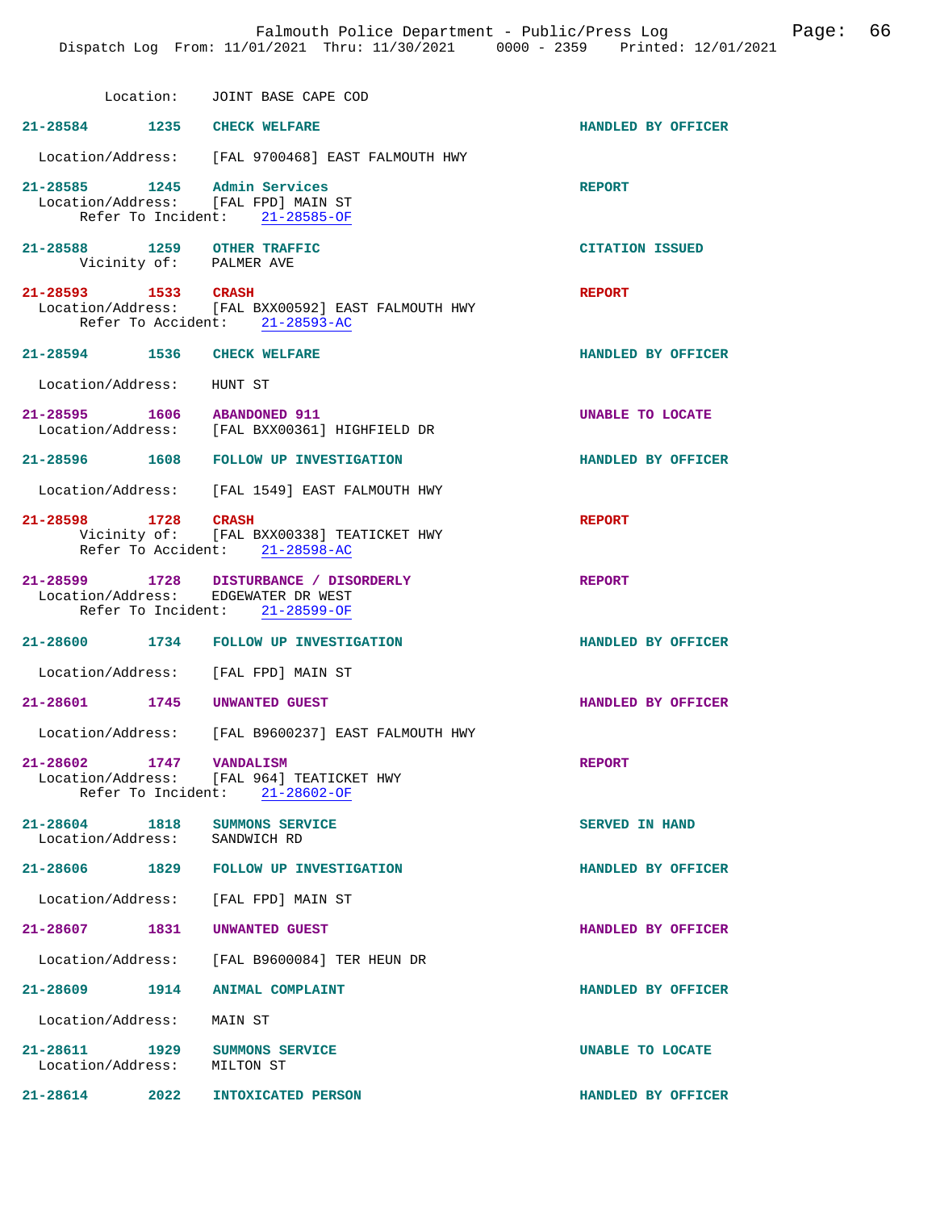Location: JOINT BASE CAPE COD

**21-28584 1235 CHECK WELFARE** — HANDLED BY OFFICER

Location/Address: [FAL 9700468] EAST FALMOUTH HWY

**21-28585 1245 Admin Services** — REPORT
Location/Address: [FAL FPD] MAIN ST
Refer To Incident: 21-28585-OF

**21-28588 1259 OTHER TRAFFIC** — CITATION ISSUED
Vicinity of: PALMER AVE

**21-28593 1533 CRASH** — REPORT
Location/Address: [FAL BXX00592] EAST FALMOUTH HWY
Refer To Accident: 21-28593-AC

**21-28594 1536 CHECK WELFARE** — HANDLED BY OFFICER

Location/Address: HUNT ST

**21-28595 1606 ABANDONED 911** — UNABLE TO LOCATE
Location/Address: [FAL BXX00361] HIGHFIELD DR

**21-28596 1608 FOLLOW UP INVESTIGATION** — HANDLED BY OFFICER

Location/Address: [FAL 1549] EAST FALMOUTH HWY

**21-28598 1728 CRASH** — REPORT
Vicinity of: [FAL BXX00338] TEATICKET HWY
Refer To Accident: 21-28598-AC

**21-28599 1728 DISTURBANCE / DISORDERLY** — REPORT
Location/Address: EDGEWATER DR WEST
Refer To Incident: 21-28599-OF

**21-28600 1734 FOLLOW UP INVESTIGATION** — HANDLED BY OFFICER

Location/Address: [FAL FPD] MAIN ST

**21-28601 1745 UNWANTED GUEST** — HANDLED BY OFFICER

Location/Address: [FAL B9600237] EAST FALMOUTH HWY

**21-28602 1747 VANDALISM** — REPORT
Location/Address: [FAL 964] TEATICKET HWY
Refer To Incident: 21-28602-OF

**21-28604 1818 SUMMONS SERVICE** — SERVED IN HAND
Location/Address: SANDWICH RD

**21-28606 1829 FOLLOW UP INVESTIGATION** — HANDLED BY OFFICER

Location/Address: [FAL FPD] MAIN ST

**21-28607 1831 UNWANTED GUEST** — HANDLED BY OFFICER

Location/Address: [FAL B9600084] TER HEUN DR

**21-28609 1914 ANIMAL COMPLAINT** — HANDLED BY OFFICER

Location/Address: MAIN ST

**21-28611 1929 SUMMONS SERVICE** — UNABLE TO LOCATE
Location/Address: MILTON ST

**21-28614 2022 INTOXICATED PERSON** — HANDLED BY OFFICER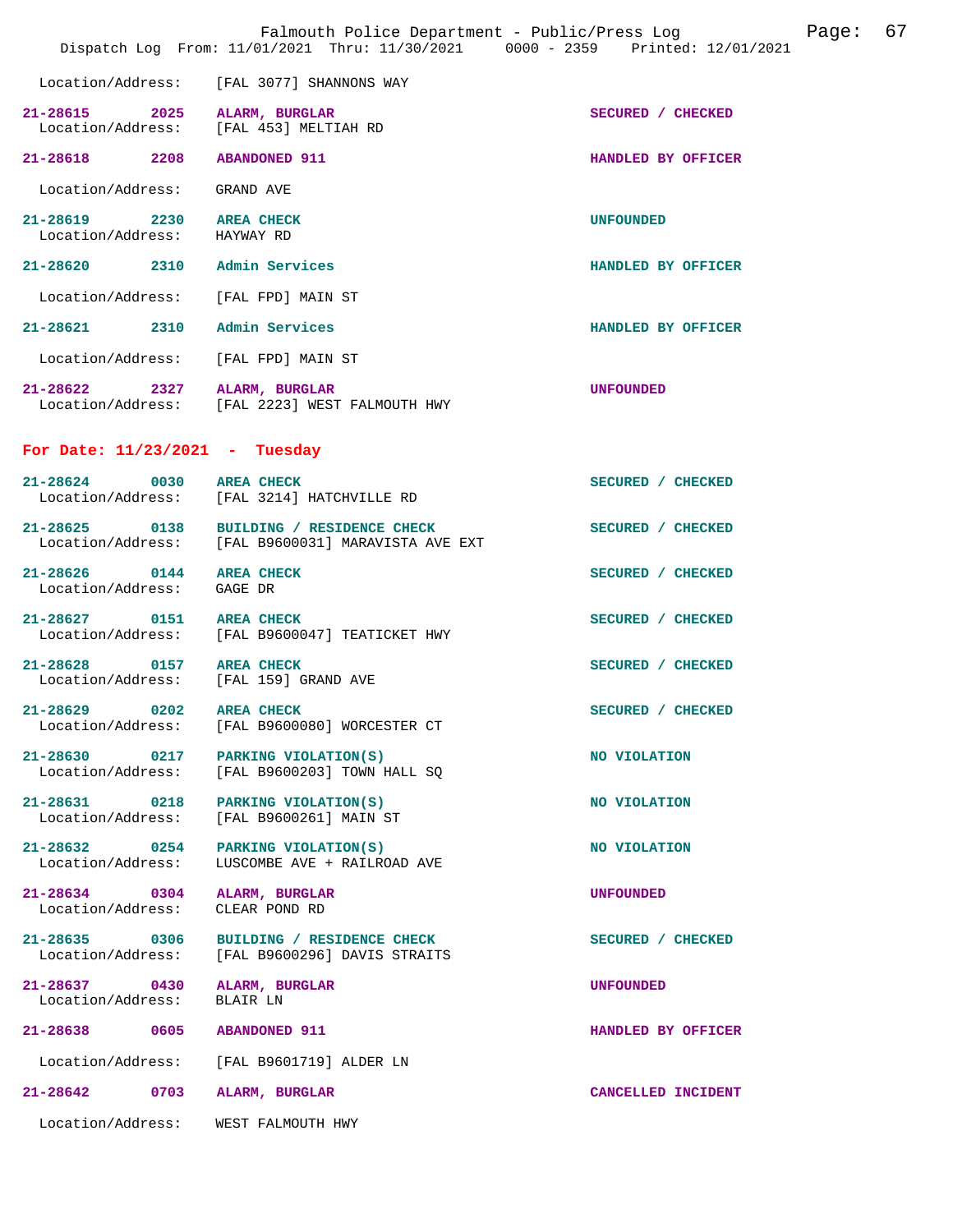Location/Address: [FAL 3077] SHANNONS WAY

**21-28615** 2025 **ALARM, BURGLAR** **SECURED / CHECKED**
Location/Address: [FAL 453] MELTIAH RD

**21-28618** 2208 **ABANDONED 911** **HANDLED BY OFFICER**
Location/Address: GRAND AVE

**21-28619** 2230 **AREA CHECK** **UNFOUNDED**
Location/Address: HAYWAY RD

**21-28620** 2310 **Admin Services** **HANDLED BY OFFICER**
Location/Address: [FAL FPD] MAIN ST

**21-28621** 2310 **Admin Services** **HANDLED BY OFFICER**
Location/Address: [FAL FPD] MAIN ST

**21-28622** 2327 **ALARM, BURGLAR** **UNFOUNDED**
Location/Address: [FAL 2223] WEST FALMOUTH HWY

## For Date: 11/23/2021 - Tuesday

**21-28624** 0030 **AREA CHECK** **SECURED / CHECKED**
Location/Address: [FAL 3214] HATCHVILLE RD

**21-28625** 0138 **BUILDING / RESIDENCE CHECK** **SECURED / CHECKED**
Location/Address: [FAL B9600031] MARAVISTA AVE EXT

**21-28626** 0144 **AREA CHECK** **SECURED / CHECKED**
Location/Address: GAGE DR

**21-28627** 0151 **AREA CHECK** **SECURED / CHECKED**
Location/Address: [FAL B9600047] TEATICKET HWY

**21-28628** 0157 **AREA CHECK** **SECURED / CHECKED**
Location/Address: [FAL 159] GRAND AVE

**21-28629** 0202 **AREA CHECK** **SECURED / CHECKED**
Location/Address: [FAL B9600080] WORCESTER CT

**21-28630** 0217 **PARKING VIOLATION(S)** **NO VIOLATION**
Location/Address: [FAL B9600203] TOWN HALL SQ

**21-28631** 0218 **PARKING VIOLATION(S)** **NO VIOLATION**
Location/Address: [FAL B9600261] MAIN ST

**21-28632** 0254 **PARKING VIOLATION(S)** **NO VIOLATION**
Location/Address: LUSCOMBE AVE + RAILROAD AVE

**21-28634** 0304 **ALARM, BURGLAR** **UNFOUNDED**
Location/Address: CLEAR POND RD

**21-28635** 0306 **BUILDING / RESIDENCE CHECK** **SECURED / CHECKED**
Location/Address: [FAL B9600296] DAVIS STRAITS

**21-28637** 0430 **ALARM, BURGLAR** **UNFOUNDED**
Location/Address: BLAIR LN

**21-28638** 0605 **ABANDONED 911** **HANDLED BY OFFICER**
Location/Address: [FAL B9601719] ALDER LN

**21-28642** 0703 **ALARM, BURGLAR** **CANCELLED INCIDENT**
Location/Address: WEST FALMOUTH HWY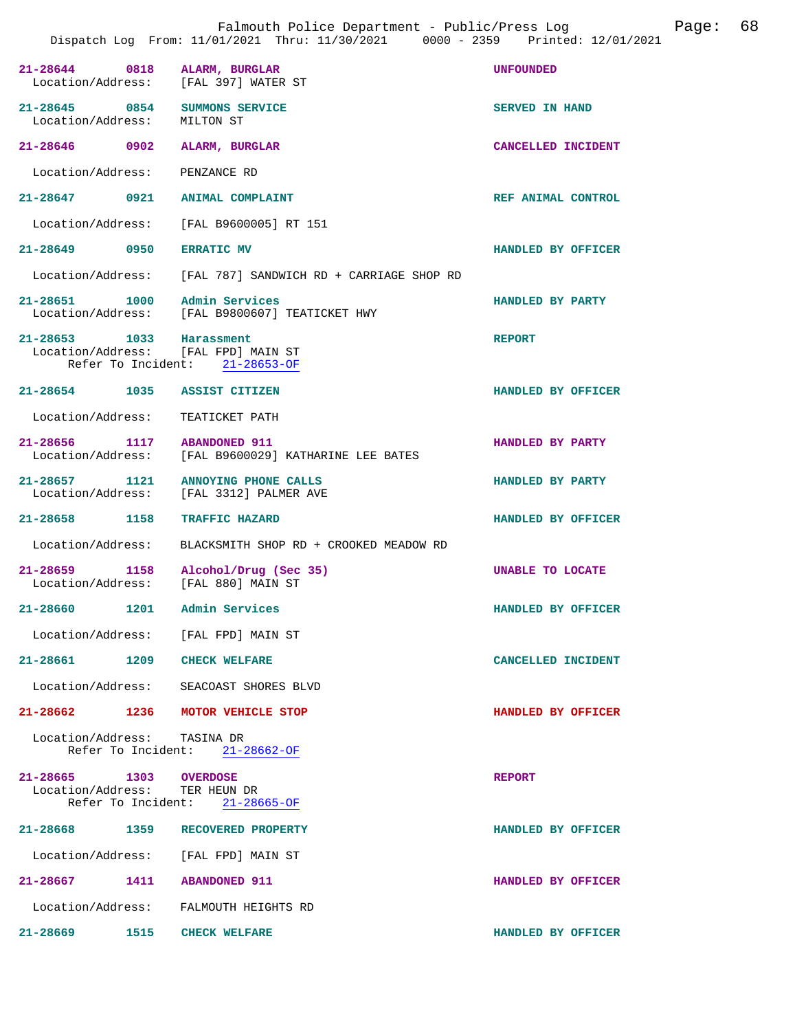Falmouth Police Department - Public/Press Log

Dispatch Log From: 11/01/2021 Thru: 11/30/2021 0000 - 2359 Printed: 12/01/2021

**21-28644 0818 ALARM, BURGLAR** — UNFOUNDED
Location/Address: [FAL 397] WATER ST

**21-28645 0854 SUMMONS SERVICE** — SERVED IN HAND
Location/Address: MILTON ST

**21-28646 0902 ALARM, BURGLAR** — CANCELLED INCIDENT
Location/Address: PENZANCE RD

**21-28647 0921 ANIMAL COMPLAINT** — REF ANIMAL CONTROL
Location/Address: [FAL B9600005] RT 151

**21-28649 0950 ERRATIC MV** — HANDLED BY OFFICER
Location/Address: [FAL 787] SANDWICH RD + CARRIAGE SHOP RD

**21-28651 1000 Admin Services** — HANDLED BY PARTY
Location/Address: [FAL B9800607] TEATICKET HWY

**21-28653 1033 Harassment** — REPORT
Location/Address: [FAL FPD] MAIN ST
Refer To Incident: 21-28653-OF

**21-28654 1035 ASSIST CITIZEN** — HANDLED BY OFFICER
Location/Address: TEATICKET PATH

**21-28656 1117 ABANDONED 911** — HANDLED BY PARTY
Location/Address: [FAL B9600029] KATHARINE LEE BATES

**21-28657 1121 ANNOYING PHONE CALLS** — HANDLED BY PARTY
Location/Address: [FAL 3312] PALMER AVE

**21-28658 1158 TRAFFIC HAZARD** — HANDLED BY OFFICER
Location/Address: BLACKSMITH SHOP RD + CROOKED MEADOW RD

**21-28659 1158 Alcohol/Drug (Sec 35)** — UNABLE TO LOCATE
Location/Address: [FAL 880] MAIN ST

**21-28660 1201 Admin Services** — HANDLED BY OFFICER
Location/Address: [FAL FPD] MAIN ST

**21-28661 1209 CHECK WELFARE** — CANCELLED INCIDENT
Location/Address: SEACOAST SHORES BLVD

**21-28662 1236 MOTOR VEHICLE STOP** — HANDLED BY OFFICER
Location/Address: TASINA DR
Refer To Incident: 21-28662-OF

**21-28665 1303 OVERDOSE** — REPORT
Location/Address: TER HEUN DR
Refer To Incident: 21-28665-OF

**21-28668 1359 RECOVERED PROPERTY** — HANDLED BY OFFICER
Location/Address: [FAL FPD] MAIN ST

**21-28667 1411 ABANDONED 911** — HANDLED BY OFFICER
Location/Address: FALMOUTH HEIGHTS RD

**21-28669 1515 CHECK WELFARE** — HANDLED BY OFFICER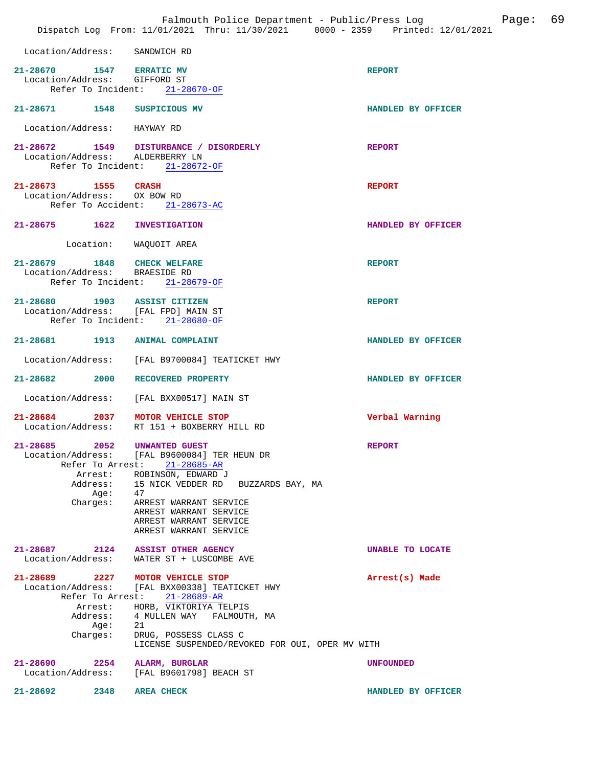Location/Address: SANDWICH RD

**21-28670** 1547 **ERRATIC MV** — REPORT
Location/Address: GIFFORD ST
Refer To Incident: 21-28670-OF

**21-28671** 1548 **SUSPICIOUS MV** — HANDLED BY OFFICER
Location/Address: HAYWAY RD

**21-28672** 1549 **DISTURBANCE / DISORDERLY** — REPORT
Location/Address: ALDERBERRY LN
Refer To Incident: 21-28672-OF

**21-28673** 1555 **CRASH** — REPORT
Location/Address: OX BOW RD
Refer To Accident: 21-28673-AC

**21-28675** 1622 **INVESTIGATION** — HANDLED BY OFFICER
Location: WAQUOIT AREA

**21-28679** 1848 **CHECK WELFARE** — REPORT
Location/Address: BRAESIDE RD
Refer To Incident: 21-28679-OF

**21-28680** 1903 **ASSIST CITIZEN** — REPORT
Location/Address: [FAL FPD] MAIN ST
Refer To Incident: 21-28680-OF

**21-28681** 1913 **ANIMAL COMPLAINT** — HANDLED BY OFFICER
Location/Address: [FAL B9700084] TEATICKET HWY

**21-28682** 2000 **RECOVERED PROPERTY** — HANDLED BY OFFICER
Location/Address: [FAL BXX00517] MAIN ST

**21-28684** 2037 **MOTOR VEHICLE STOP** — Verbal Warning
Location/Address: RT 151 + BOXBERRY HILL RD

**21-28685** 2052 **UNWANTED GUEST** — REPORT
Location/Address: [FAL B9600084] TER HEUN DR
Refer To Arrest: 21-28685-AR
Arrest: ROBINSON, EDWARD J
Address: 15 NICK VEDDER RD BUZZARDS BAY, MA
Age: 47
Charges: ARREST WARRANT SERVICE
ARREST WARRANT SERVICE
ARREST WARRANT SERVICE
ARREST WARRANT SERVICE

**21-28687** 2124 **ASSIST OTHER AGENCY** — UNABLE TO LOCATE
Location/Address: WATER ST + LUSCOMBE AVE

**21-28689** 2227 **MOTOR VEHICLE STOP** — Arrest(s) Made
Location/Address: [FAL BXX00338] TEATICKET HWY
Refer To Arrest: 21-28689-AR
Arrest: HORB, VIKTORIYA TELPIS
Address: 4 MULLEN WAY FALMOUTH, MA
Age: 21
Charges: DRUG, POSSESS CLASS C
LICENSE SUSPENDED/REVOKED FOR OUI, OPER MV WITH

**21-28690** 2254 **ALARM, BURGLAR** — UNFOUNDED
Location/Address: [FAL B9601798] BEACH ST

**21-28692** 2348 **AREA CHECK** — HANDLED BY OFFICER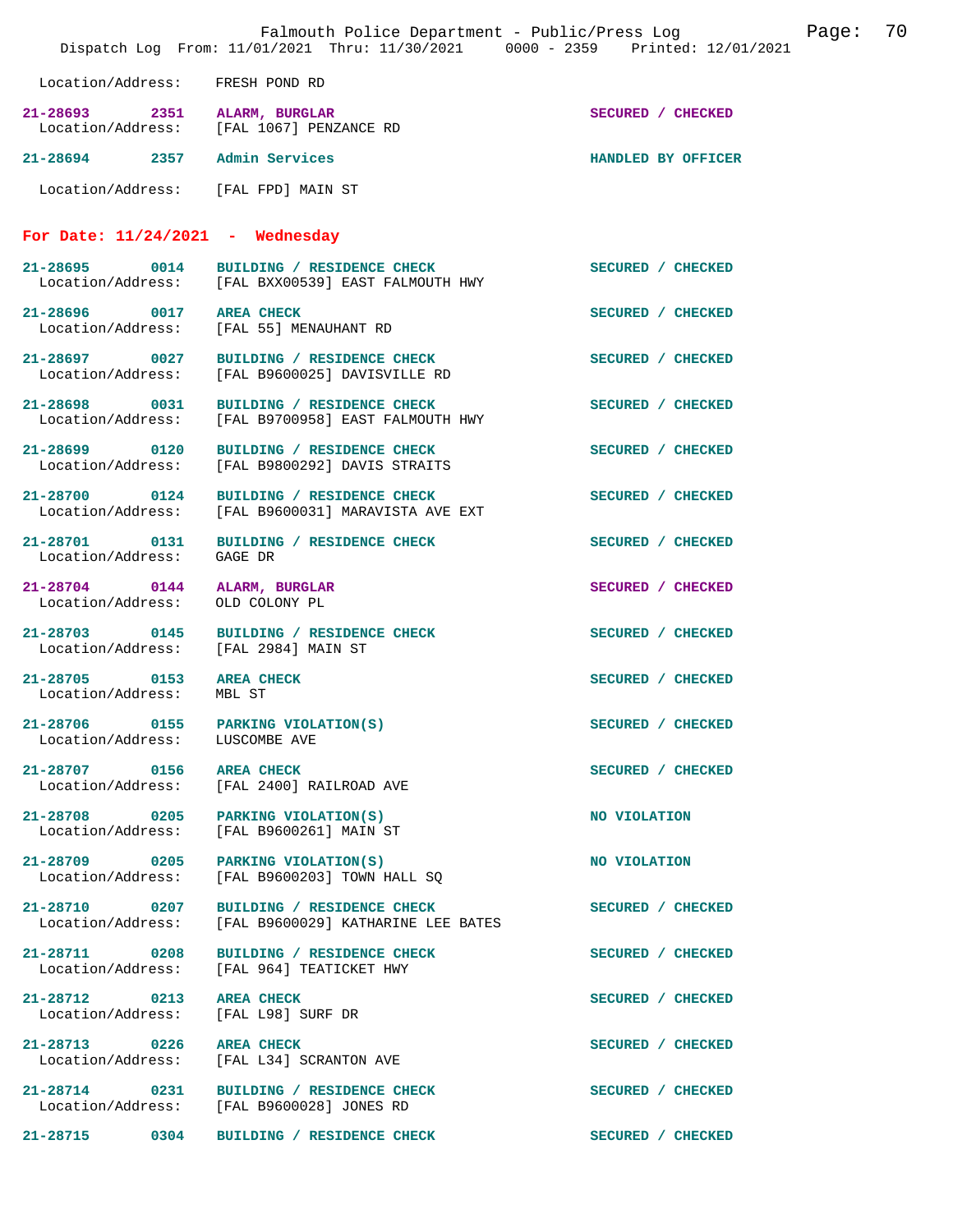Location/Address: FRESH POND RD

**21-28693** 2351 **ALARM, BURGLAR** SECURED / CHECKED
Location/Address: [FAL 1067] PENZANCE RD

**21-28694** 2357 **Admin Services** HANDLED BY OFFICER
Location/Address: [FAL FPD] MAIN ST

## For Date: 11/24/2021 - Wednesday

**21-28695** 0014 **BUILDING / RESIDENCE CHECK** SECURED / CHECKED
Location/Address: [FAL BXX00539] EAST FALMOUTH HWY

**21-28696** 0017 **AREA CHECK** SECURED / CHECKED
Location/Address: [FAL 55] MENAUHANT RD

**21-28697** 0027 **BUILDING / RESIDENCE CHECK** SECURED / CHECKED
Location/Address: [FAL B9600025] DAVISVILLE RD

**21-28698** 0031 **BUILDING / RESIDENCE CHECK** SECURED / CHECKED
Location/Address: [FAL B9700958] EAST FALMOUTH HWY

**21-28699** 0120 **BUILDING / RESIDENCE CHECK** SECURED / CHECKED
Location/Address: [FAL B9800292] DAVIS STRAITS

**21-28700** 0124 **BUILDING / RESIDENCE CHECK** SECURED / CHECKED
Location/Address: [FAL B9600031] MARAVISTA AVE EXT

**21-28701** 0131 **BUILDING / RESIDENCE CHECK** SECURED / CHECKED
Location/Address: GAGE DR

**21-28704** 0144 **ALARM, BURGLAR** SECURED / CHECKED
Location/Address: OLD COLONY PL

**21-28703** 0145 **BUILDING / RESIDENCE CHECK** SECURED / CHECKED
Location/Address: [FAL 2984] MAIN ST

**21-28705** 0153 **AREA CHECK** SECURED / CHECKED
Location/Address: MBL ST

**21-28706** 0155 **PARKING VIOLATION(S)** SECURED / CHECKED
Location/Address: LUSCOMBE AVE

**21-28707** 0156 **AREA CHECK** SECURED / CHECKED
Location/Address: [FAL 2400] RAILROAD AVE

**21-28708** 0205 **PARKING VIOLATION(S)** NO VIOLATION
Location/Address: [FAL B9600261] MAIN ST

**21-28709** 0205 **PARKING VIOLATION(S)** NO VIOLATION
Location/Address: [FAL B9600203] TOWN HALL SQ

**21-28710** 0207 **BUILDING / RESIDENCE CHECK** SECURED / CHECKED
Location/Address: [FAL B9600029] KATHARINE LEE BATES

**21-28711** 0208 **BUILDING / RESIDENCE CHECK** SECURED / CHECKED
Location/Address: [FAL 964] TEATICKET HWY

**21-28712** 0213 **AREA CHECK** SECURED / CHECKED
Location/Address: [FAL L98] SURF DR

**21-28713** 0226 **AREA CHECK** SECURED / CHECKED
Location/Address: [FAL L34] SCRANTON AVE

**21-28714** 0231 **BUILDING / RESIDENCE CHECK** SECURED / CHECKED
Location/Address: [FAL B9600028] JONES RD

**21-28715** 0304 **BUILDING / RESIDENCE CHECK** SECURED / CHECKED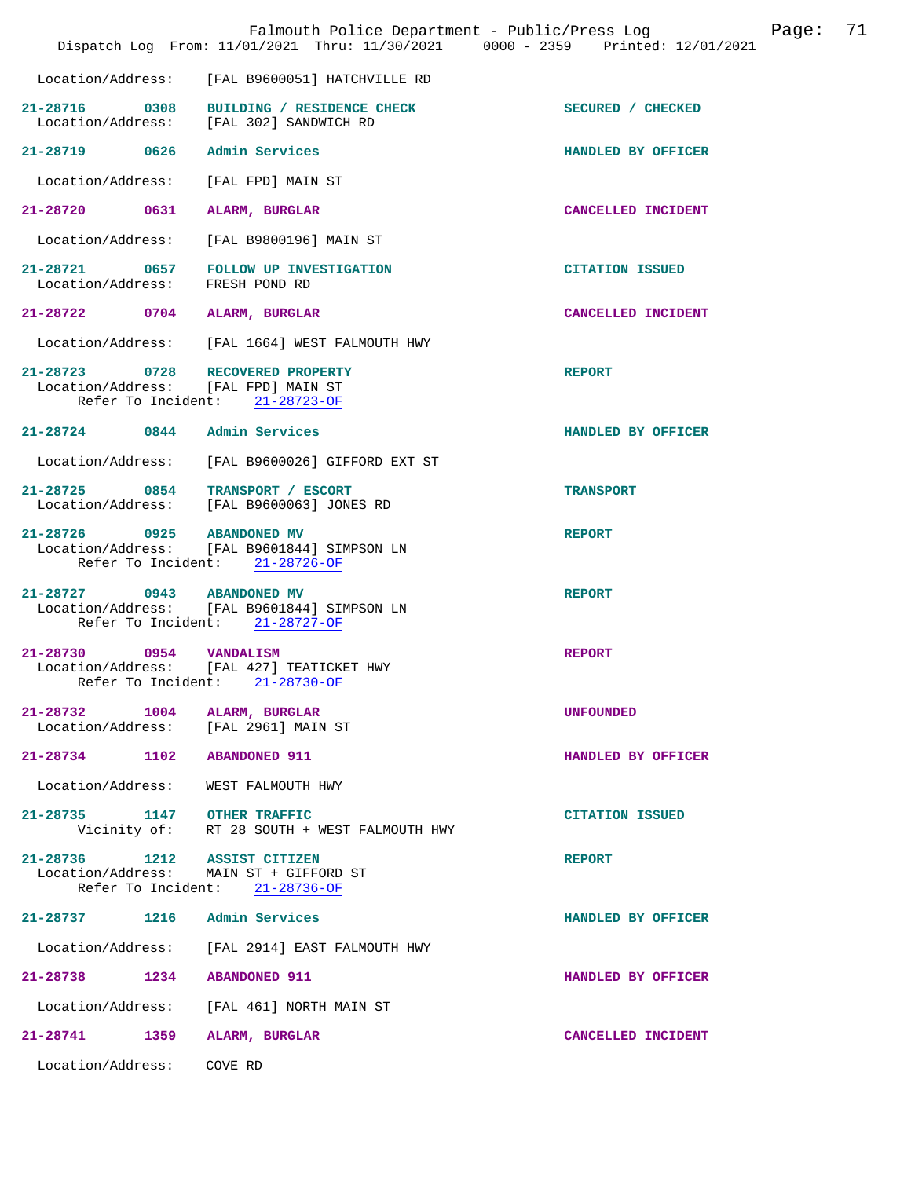Location/Address: [FAL B9600051] HATCHVILLE RD

**21-28716 0308 BUILDING / RESIDENCE CHECK** — SECURED / CHECKED
Location/Address: [FAL 302] SANDWICH RD

**21-28719 0626 Admin Services** — HANDLED BY OFFICER
Location/Address: [FAL FPD] MAIN ST

**21-28720 0631 ALARM, BURGLAR** — CANCELLED INCIDENT
Location/Address: [FAL B9800196] MAIN ST

**21-28721 0657 FOLLOW UP INVESTIGATION** — CITATION ISSUED
Location/Address: FRESH POND RD

**21-28722 0704 ALARM, BURGLAR** — CANCELLED INCIDENT
Location/Address: [FAL 1664] WEST FALMOUTH HWY

**21-28723 0728 RECOVERED PROPERTY** — REPORT
Location/Address: [FAL FPD] MAIN ST
Refer To Incident: 21-28723-OF

**21-28724 0844 Admin Services** — HANDLED BY OFFICER
Location/Address: [FAL B9600026] GIFFORD EXT ST

**21-28725 0854 TRANSPORT / ESCORT** — TRANSPORT
Location/Address: [FAL B9600063] JONES RD

**21-28726 0925 ABANDONED MV** — REPORT
Location/Address: [FAL B9601844] SIMPSON LN
Refer To Incident: 21-28726-OF

**21-28727 0943 ABANDONED MV** — REPORT
Location/Address: [FAL B9601844] SIMPSON LN
Refer To Incident: 21-28727-OF

**21-28730 0954 VANDALISM** — REPORT
Location/Address: [FAL 427] TEATICKET HWY
Refer To Incident: 21-28730-OF

**21-28732 1004 ALARM, BURGLAR** — UNFOUNDED
Location/Address: [FAL 2961] MAIN ST

**21-28734 1102 ABANDONED 911** — HANDLED BY OFFICER
Location/Address: WEST FALMOUTH HWY

**21-28735 1147 OTHER TRAFFIC** — CITATION ISSUED
Vicinity of: RT 28 SOUTH + WEST FALMOUTH HWY

**21-28736 1212 ASSIST CITIZEN** — REPORT
Location/Address: MAIN ST + GIFFORD ST
Refer To Incident: 21-28736-OF

**21-28737 1216 Admin Services** — HANDLED BY OFFICER
Location/Address: [FAL 2914] EAST FALMOUTH HWY

**21-28738 1234 ABANDONED 911** — HANDLED BY OFFICER
Location/Address: [FAL 461] NORTH MAIN ST

**21-28741 1359 ALARM, BURGLAR** — CANCELLED INCIDENT
Location/Address: COVE RD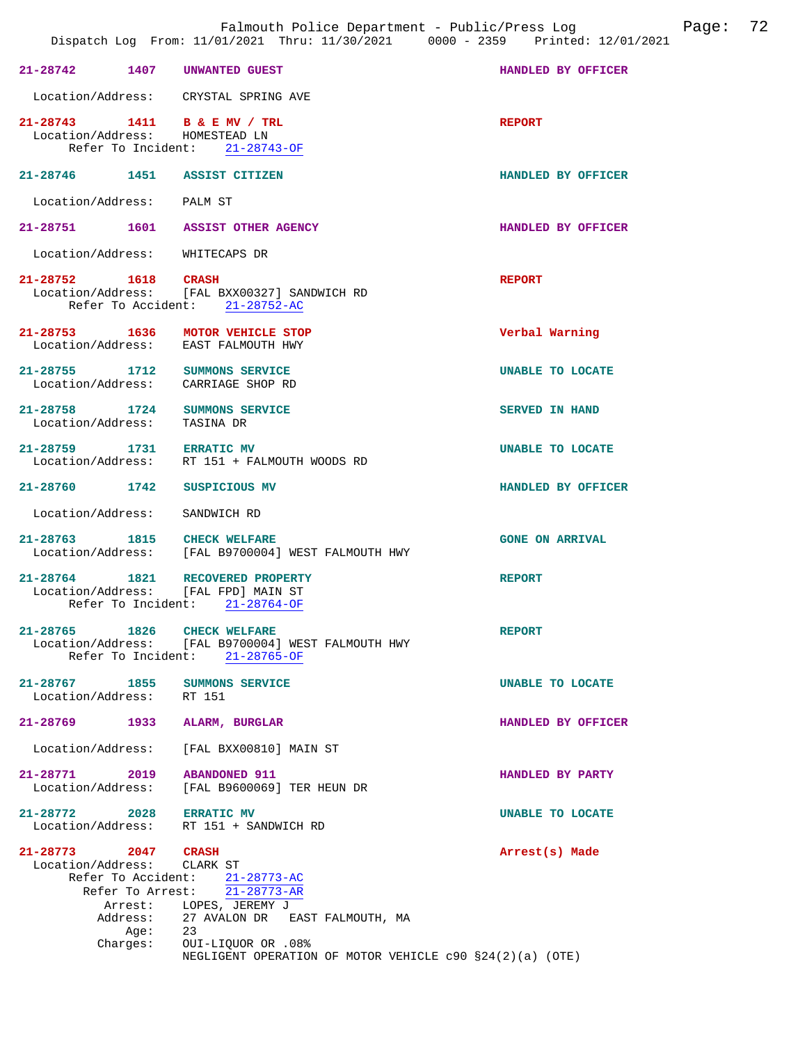**21-28742 1407 UNWANTED GUEST** — HANDLED BY OFFICER

Location/Address: CRYSTAL SPRING AVE

**21-28743 1411 B & E MV / TRL** — REPORT

Location/Address: HOMESTEAD LN
Refer To Incident: 21-28743-OF

**21-28746 1451 ASSIST CITIZEN** — HANDLED BY OFFICER

Location/Address: PALM ST

**21-28751 1601 ASSIST OTHER AGENCY** — HANDLED BY OFFICER

Location/Address: WHITECAPS DR

**21-28752 1618 CRASH** — REPORT

Location/Address: [FAL BXX00327] SANDWICH RD
Refer To Accident: 21-28752-AC

**21-28753 1636 MOTOR VEHICLE STOP** — Verbal Warning

Location/Address: EAST FALMOUTH HWY

**21-28755 1712 SUMMONS SERVICE** — UNABLE TO LOCATE

Location/Address: CARRIAGE SHOP RD

**21-28758 1724 SUMMONS SERVICE** — SERVED IN HAND

Location/Address: TASINA DR

**21-28759 1731 ERRATIC MV** — UNABLE TO LOCATE

Location/Address: RT 151 + FALMOUTH WOODS RD

**21-28760 1742 SUSPICIOUS MV** — HANDLED BY OFFICER

Location/Address: SANDWICH RD

**21-28763 1815 CHECK WELFARE** — GONE ON ARRIVAL

Location/Address: [FAL B9700004] WEST FALMOUTH HWY

**21-28764 1821 RECOVERED PROPERTY** — REPORT

Location/Address: [FAL FPD] MAIN ST
Refer To Incident: 21-28764-OF

**21-28765 1826 CHECK WELFARE** — REPORT

Location/Address: [FAL B9700004] WEST FALMOUTH HWY
Refer To Incident: 21-28765-OF

**21-28767 1855 SUMMONS SERVICE** — UNABLE TO LOCATE

Location/Address: RT 151

**21-28769 1933 ALARM, BURGLAR** — HANDLED BY OFFICER

Location/Address: [FAL BXX00810] MAIN ST

**21-28771 2019 ABANDONED 911** — HANDLED BY PARTY

Location/Address: [FAL B9600069] TER HEUN DR

**21-28772 2028 ERRATIC MV** — UNABLE TO LOCATE

Location/Address: RT 151 + SANDWICH RD

**21-28773 2047 CRASH** — Arrest(s) Made

Location/Address: CLARK ST
Refer To Accident: 21-28773-AC
Refer To Arrest: 21-28773-AR
Arrest: LOPES, JEREMY J
Address: 27 AVALON DR EAST FALMOUTH, MA
Age: 23
Charges: OUI-LIQUOR OR .08%
NEGLIGENT OPERATION OF MOTOR VEHICLE c90 §24(2)(a) (OTE)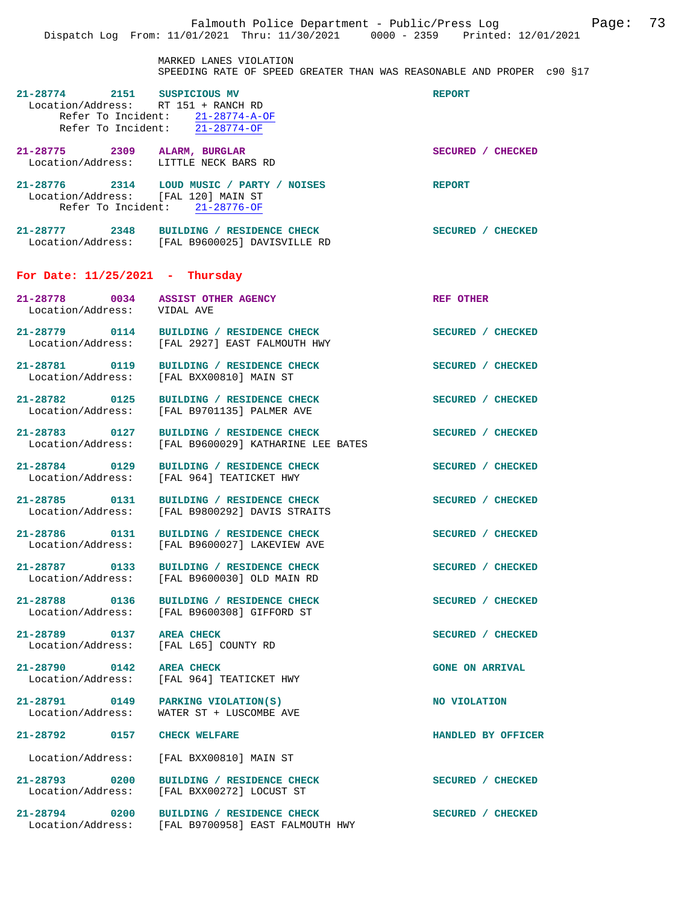MARKED LANES VIOLATION
SPEEDING RATE OF SPEED GREATER THAN WAS REASONABLE AND PROPER c90 §17

**21-28774 2151 SUSPICIOUS MV** — REPORT
Location/Address: RT 151 + RANCH RD
Refer To Incident: 21-28774-A-OF
Refer To Incident: 21-28774-OF

**21-28775 2309 ALARM, BURGLAR** — SECURED / CHECKED
Location/Address: LITTLE NECK BARS RD

**21-28776 2314 LOUD MUSIC / PARTY / NOISES** — REPORT
Location/Address: [FAL 120] MAIN ST
Refer To Incident: 21-28776-OF

**21-28777 2348 BUILDING / RESIDENCE CHECK** — SECURED / CHECKED
Location/Address: [FAL B9600025] DAVISVILLE RD

## For Date: 11/25/2021 - Thursday

**21-28778 0034 ASSIST OTHER AGENCY** — REF OTHER
Location/Address: VIDAL AVE

**21-28779 0114 BUILDING / RESIDENCE CHECK** — SECURED / CHECKED
Location/Address: [FAL 2927] EAST FALMOUTH HWY

**21-28781 0119 BUILDING / RESIDENCE CHECK** — SECURED / CHECKED
Location/Address: [FAL BXX00810] MAIN ST

**21-28782 0125 BUILDING / RESIDENCE CHECK** — SECURED / CHECKED
Location/Address: [FAL B9701135] PALMER AVE

**21-28783 0127 BUILDING / RESIDENCE CHECK** — SECURED / CHECKED
Location/Address: [FAL B9600029] KATHARINE LEE BATES

**21-28784 0129 BUILDING / RESIDENCE CHECK** — SECURED / CHECKED
Location/Address: [FAL 964] TEATICKET HWY

**21-28785 0131 BUILDING / RESIDENCE CHECK** — SECURED / CHECKED
Location/Address: [FAL B9800292] DAVIS STRAITS

**21-28786 0131 BUILDING / RESIDENCE CHECK** — SECURED / CHECKED
Location/Address: [FAL B9600027] LAKEVIEW AVE

**21-28787 0133 BUILDING / RESIDENCE CHECK** — SECURED / CHECKED
Location/Address: [FAL B9600030] OLD MAIN RD

**21-28788 0136 BUILDING / RESIDENCE CHECK** — SECURED / CHECKED
Location/Address: [FAL B9600308] GIFFORD ST

**21-28789 0137 AREA CHECK** — SECURED / CHECKED
Location/Address: [FAL L65] COUNTY RD

**21-28790 0142 AREA CHECK** — GONE ON ARRIVAL
Location/Address: [FAL 964] TEATICKET HWY

**21-28791 0149 PARKING VIOLATION(S)** — NO VIOLATION
Location/Address: WATER ST + LUSCOMBE AVE

**21-28792 0157 CHECK WELFARE** — HANDLED BY OFFICER
Location/Address: [FAL BXX00810] MAIN ST

**21-28793 0200 BUILDING / RESIDENCE CHECK** — SECURED / CHECKED
Location/Address: [FAL BXX00272] LOCUST ST

**21-28794 0200 BUILDING / RESIDENCE CHECK** — SECURED / CHECKED
Location/Address: [FAL B9700958] EAST FALMOUTH HWY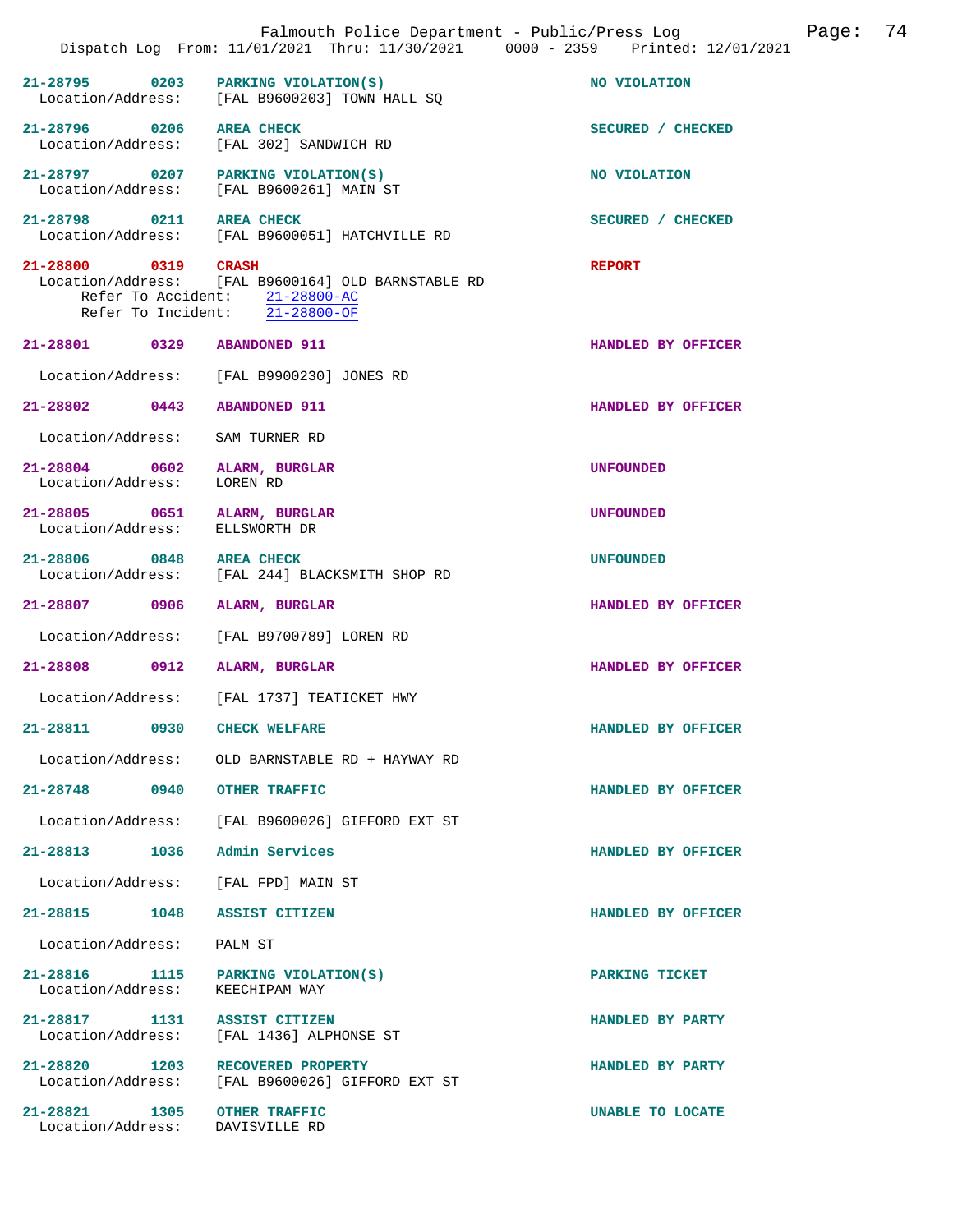Dispatch Log From: 11/01/2021 Thru: 11/30/2021 0000 - 2359 Printed: 12/01/2021

| Call Number | Time | Call Reason | Action |
|---|---|---|---|
| 21-28795 | 0203 | PARKING VIOLATION(S) | NO VIOLATION |
| Location/Address: | | [FAL B9600203] TOWN HALL SQ | |
| 21-28796 | 0206 | AREA CHECK | SECURED / CHECKED |
| Location/Address: | | [FAL 302] SANDWICH RD | |
| 21-28797 | 0207 | PARKING VIOLATION(S) | NO VIOLATION |
| Location/Address: | | [FAL B9600261] MAIN ST | |
| 21-28798 | 0211 | AREA CHECK | SECURED / CHECKED |
| Location/Address: | | [FAL B9600051] HATCHVILLE RD | |
| 21-28800 | 0319 | CRASH | REPORT |
| Location/Address: | | [FAL B9600164] OLD BARNSTABLE RD | |
| Refer To Accident: | | 21-28800-AC | |
| Refer To Incident: | | 21-28800-OF | |
| 21-28801 | 0329 | ABANDONED 911 | HANDLED BY OFFICER |
| Location/Address: | | [FAL B9900230] JONES RD | |
| 21-28802 | 0443 | ABANDONED 911 | HANDLED BY OFFICER |
| Location/Address: | | SAM TURNER RD | |
| 21-28804 | 0602 | ALARM, BURGLAR | UNFOUNDED |
| Location/Address: | | LOREN RD | |
| 21-28805 | 0651 | ALARM, BURGLAR | UNFOUNDED |
| Location/Address: | | ELLSWORTH DR | |
| 21-28806 | 0848 | AREA CHECK | UNFOUNDED |
| Location/Address: | | [FAL 244] BLACKSMITH SHOP RD | |
| 21-28807 | 0906 | ALARM, BURGLAR | HANDLED BY OFFICER |
| Location/Address: | | [FAL B9700789] LOREN RD | |
| 21-28808 | 0912 | ALARM, BURGLAR | HANDLED BY OFFICER |
| Location/Address: | | [FAL 1737] TEATICKET HWY | |
| 21-28811 | 0930 | CHECK WELFARE | HANDLED BY OFFICER |
| Location/Address: | | OLD BARNSTABLE RD + HAYWAY RD | |
| 21-28748 | 0940 | OTHER TRAFFIC | HANDLED BY OFFICER |
| Location/Address: | | [FAL B9600026] GIFFORD EXT ST | |
| 21-28813 | 1036 | Admin Services | HANDLED BY OFFICER |
| Location/Address: | | [FAL FPD] MAIN ST | |
| 21-28815 | 1048 | ASSIST CITIZEN | HANDLED BY OFFICER |
| Location/Address: | | PALM ST | |
| 21-28816 | 1115 | PARKING VIOLATION(S) | PARKING TICKET |
| Location/Address: | | KEECHIPAM WAY | |
| 21-28817 | 1131 | ASSIST CITIZEN | HANDLED BY PARTY |
| Location/Address: | | [FAL 1436] ALPHONSE ST | |
| 21-28820 | 1203 | RECOVERED PROPERTY | HANDLED BY PARTY |
| Location/Address: | | [FAL B9600026] GIFFORD EXT ST | |
| 21-28821 | 1305 | OTHER TRAFFIC | UNABLE TO LOCATE |
| Location/Address: | | DAVISVILLE RD | |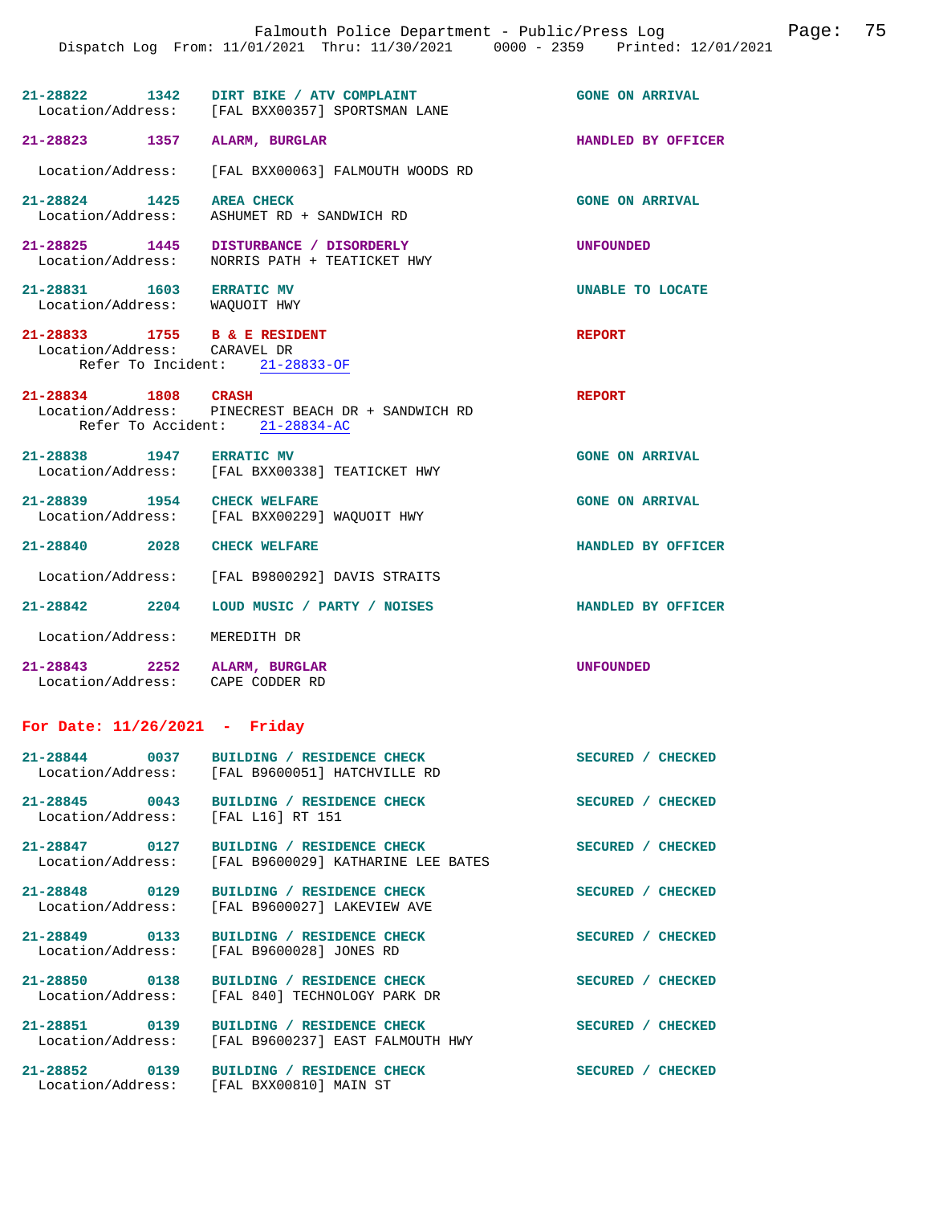21-28822 1342 DIRT BIKE / ATV COMPLAINT GONE ON ARRIVAL
Location/Address: [FAL BXX00357] SPORTSMAN LANE

21-28823 1357 ALARM, BURGLAR HANDLED BY OFFICER
Location/Address: [FAL BXX00063] FALMOUTH WOODS RD

21-28824 1425 AREA CHECK GONE ON ARRIVAL
Location/Address: ASHUMET RD + SANDWICH RD

21-28825 1445 DISTURBANCE / DISORDERLY UNFOUNDED
Location/Address: NORRIS PATH + TEATICKET HWY

21-28831 1603 ERRATIC MV UNABLE TO LOCATE
Location/Address: WAQUOIT HWY

21-28833 1755 B & E RESIDENT REPORT
Location/Address: CARAVEL DR
Refer To Incident: 21-28833-OF

21-28834 1808 CRASH REPORT
Location/Address: PINECREST BEACH DR + SANDWICH RD
Refer To Accident: 21-28834-AC

21-28838 1947 ERRATIC MV GONE ON ARRIVAL
Location/Address: [FAL BXX00338] TEATICKET HWY

21-28839 1954 CHECK WELFARE GONE ON ARRIVAL
Location/Address: [FAL BXX00229] WAQUOIT HWY

21-28840 2028 CHECK WELFARE HANDLED BY OFFICER
Location/Address: [FAL B9800292] DAVIS STRAITS

21-28842 2204 LOUD MUSIC / PARTY / NOISES HANDLED BY OFFICER
Location/Address: MEREDITH DR

21-28843 2252 ALARM, BURGLAR UNFOUNDED
Location/Address: CAPE CODDER RD

## For Date: 11/26/2021 - Friday

21-28844 0037 BUILDING / RESIDENCE CHECK SECURED / CHECKED
Location/Address: [FAL B9600051] HATCHVILLE RD

21-28845 0043 BUILDING / RESIDENCE CHECK SECURED / CHECKED
Location/Address: [FAL L16] RT 151

21-28847 0127 BUILDING / RESIDENCE CHECK SECURED / CHECKED
Location/Address: [FAL B9600029] KATHARINE LEE BATES

21-28848 0129 BUILDING / RESIDENCE CHECK SECURED / CHECKED
Location/Address: [FAL B9600027] LAKEVIEW AVE

21-28849 0133 BUILDING / RESIDENCE CHECK SECURED / CHECKED
Location/Address: [FAL B9600028] JONES RD

21-28850 0138 BUILDING / RESIDENCE CHECK SECURED / CHECKED
Location/Address: [FAL 840] TECHNOLOGY PARK DR

21-28851 0139 BUILDING / RESIDENCE CHECK SECURED / CHECKED
Location/Address: [FAL B9600237] EAST FALMOUTH HWY

21-28852 0139 BUILDING / RESIDENCE CHECK SECURED / CHECKED
Location/Address: [FAL BXX00810] MAIN ST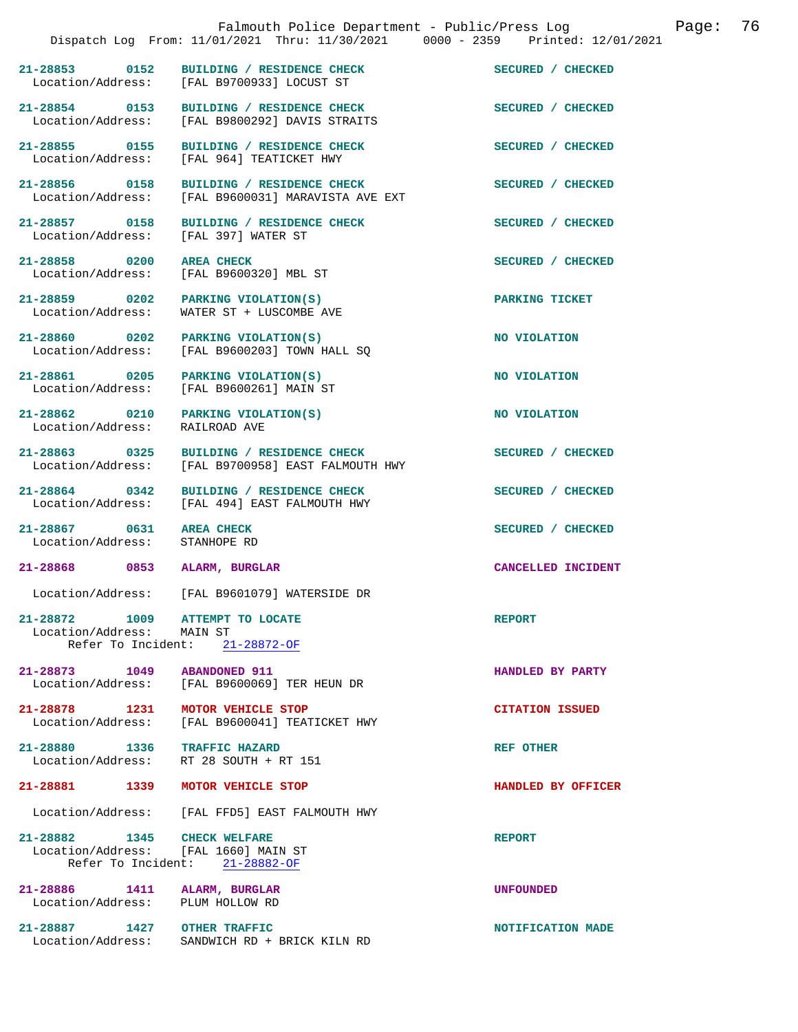| Incident | Time | Type | Disposition |
|---|---|---|---|
| 21-28853 | 0152 | BUILDING / RESIDENCE CHECK | SECURED / CHECKED |
| Location/Address: | | [FAL B9700933] LOCUST ST | |
| 21-28854 | 0153 | BUILDING / RESIDENCE CHECK | SECURED / CHECKED |
| Location/Address: | | [FAL B9800292] DAVIS STRAITS | |
| 21-28855 | 0155 | BUILDING / RESIDENCE CHECK | SECURED / CHECKED |
| Location/Address: | | [FAL 964] TEATICKET HWY | |
| 21-28856 | 0158 | BUILDING / RESIDENCE CHECK | SECURED / CHECKED |
| Location/Address: | | [FAL B9600031] MARAVISTA AVE EXT | |
| 21-28857 | 0158 | BUILDING / RESIDENCE CHECK | SECURED / CHECKED |
| Location/Address: | | [FAL 397] WATER ST | |
| 21-28858 | 0200 | AREA CHECK | SECURED / CHECKED |
| Location/Address: | | [FAL B9600320] MBL ST | |
| 21-28859 | 0202 | PARKING VIOLATION(S) | PARKING TICKET |
| Location/Address: | | WATER ST + LUSCOMBE AVE | |
| 21-28860 | 0202 | PARKING VIOLATION(S) | NO VIOLATION |
| Location/Address: | | [FAL B9600203] TOWN HALL SQ | |
| 21-28861 | 0205 | PARKING VIOLATION(S) | NO VIOLATION |
| Location/Address: | | [FAL B9600261] MAIN ST | |
| 21-28862 | 0210 | PARKING VIOLATION(S) | NO VIOLATION |
| Location/Address: | | RAILROAD AVE | |
| 21-28863 | 0325 | BUILDING / RESIDENCE CHECK | SECURED / CHECKED |
| Location/Address: | | [FAL B9700958] EAST FALMOUTH HWY | |
| 21-28864 | 0342 | BUILDING / RESIDENCE CHECK | SECURED / CHECKED |
| Location/Address: | | [FAL 494] EAST FALMOUTH HWY | |
| 21-28867 | 0631 | AREA CHECK | SECURED / CHECKED |
| Location/Address: | | STANHOPE RD | |
| 21-28868 | 0853 | ALARM, BURGLAR | CANCELLED INCIDENT |
| Location/Address: | | [FAL B9601079] WATERSIDE DR | |
| 21-28872 | 1009 | ATTEMPT TO LOCATE | REPORT |
| Location/Address: | | MAIN ST | |
| Refer To Incident: | | 21-28872-OF | |
| 21-28873 | 1049 | ABANDONED 911 | HANDLED BY PARTY |
| Location/Address: | | [FAL B9600069] TER HEUN DR | |
| 21-28878 | 1231 | MOTOR VEHICLE STOP | CITATION ISSUED |
| Location/Address: | | [FAL B9600041] TEATICKET HWY | |
| 21-28880 | 1336 | TRAFFIC HAZARD | REF OTHER |
| Location/Address: | | RT 28 SOUTH + RT 151 | |
| 21-28881 | 1339 | MOTOR VEHICLE STOP | HANDLED BY OFFICER |
| Location/Address: | | [FAL FFD5] EAST FALMOUTH HWY | |
| 21-28882 | 1345 | CHECK WELFARE | REPORT |
| Location/Address: | | [FAL 1660] MAIN ST | |
| Refer To Incident: | | 21-28882-OF | |
| 21-28886 | 1411 | ALARM, BURGLAR | UNFOUNDED |
| Location/Address: | | PLUM HOLLOW RD | |
| 21-28887 | 1427 | OTHER TRAFFIC | NOTIFICATION MADE |
| Location/Address: | | SANDWICH RD + BRICK KILN RD | |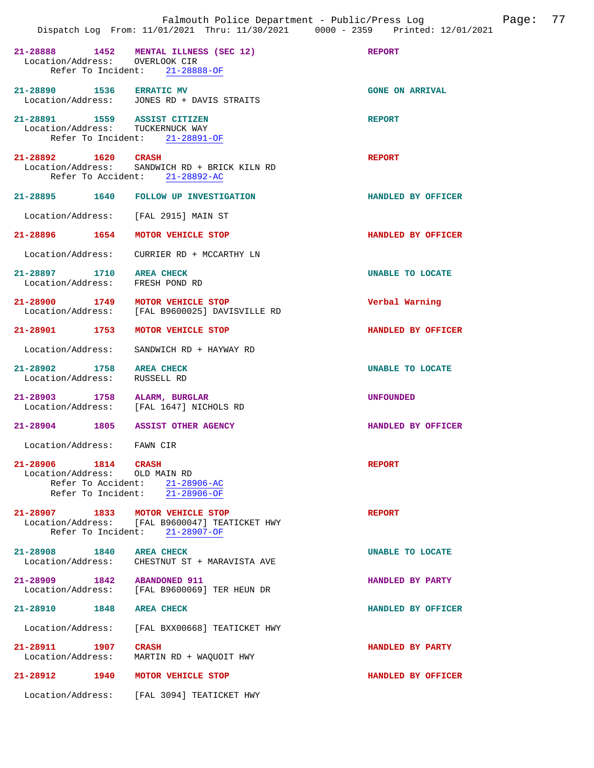**21-28888** 1452 **MENTAL ILLNESS (SEC 12)** REPORT
Location/Address: OVERLOOK CIR
Refer To Incident: 21-28888-OF

**21-28890** 1536 **ERRATIC MV** GONE ON ARRIVAL
Location/Address: JONES RD + DAVIS STRAITS

**21-28891** 1559 **ASSIST CITIZEN** REPORT
Location/Address: TUCKERNUCK WAY
Refer To Incident: 21-28891-OF

**21-28892** 1620 **CRASH** REPORT
Location/Address: SANDWICH RD + BRICK KILN RD
Refer To Accident: 21-28892-AC

**21-28895** 1640 **FOLLOW UP INVESTIGATION** HANDLED BY OFFICER
Location/Address: [FAL 2915] MAIN ST

**21-28896** 1654 **MOTOR VEHICLE STOP** HANDLED BY OFFICER
Location/Address: CURRIER RD + MCCARTHY LN

**21-28897** 1710 **AREA CHECK** UNABLE TO LOCATE
Location/Address: FRESH POND RD

**21-28900** 1749 **MOTOR VEHICLE STOP** Verbal Warning
Location/Address: [FAL B9600025] DAVISVILLE RD

**21-28901** 1753 **MOTOR VEHICLE STOP** HANDLED BY OFFICER
Location/Address: SANDWICH RD + HAYWAY RD

**21-28902** 1758 **AREA CHECK** UNABLE TO LOCATE
Location/Address: RUSSELL RD

**21-28903** 1758 **ALARM, BURGLAR** UNFOUNDED
Location/Address: [FAL 1647] NICHOLS RD

**21-28904** 1805 **ASSIST OTHER AGENCY** HANDLED BY OFFICER
Location/Address: FAWN CIR

**21-28906** 1814 **CRASH** REPORT
Location/Address: OLD MAIN RD
Refer To Accident: 21-28906-AC
Refer To Incident: 21-28906-OF

**21-28907** 1833 **MOTOR VEHICLE STOP** REPORT
Location/Address: [FAL B9600047] TEATICKET HWY
Refer To Incident: 21-28907-OF

**21-28908** 1840 **AREA CHECK** UNABLE TO LOCATE
Location/Address: CHESTNUT ST + MARAVISTA AVE

**21-28909** 1842 **ABANDONED 911** HANDLED BY PARTY
Location/Address: [FAL B9600069] TER HEUN DR

**21-28910** 1848 **AREA CHECK** HANDLED BY OFFICER
Location/Address: [FAL BXX00668] TEATICKET HWY

**21-28911** 1907 **CRASH** HANDLED BY PARTY
Location/Address: MARTIN RD + WAQUOIT HWY

**21-28912** 1940 **MOTOR VEHICLE STOP** HANDLED BY OFFICER
Location/Address: [FAL 3094] TEATICKET HWY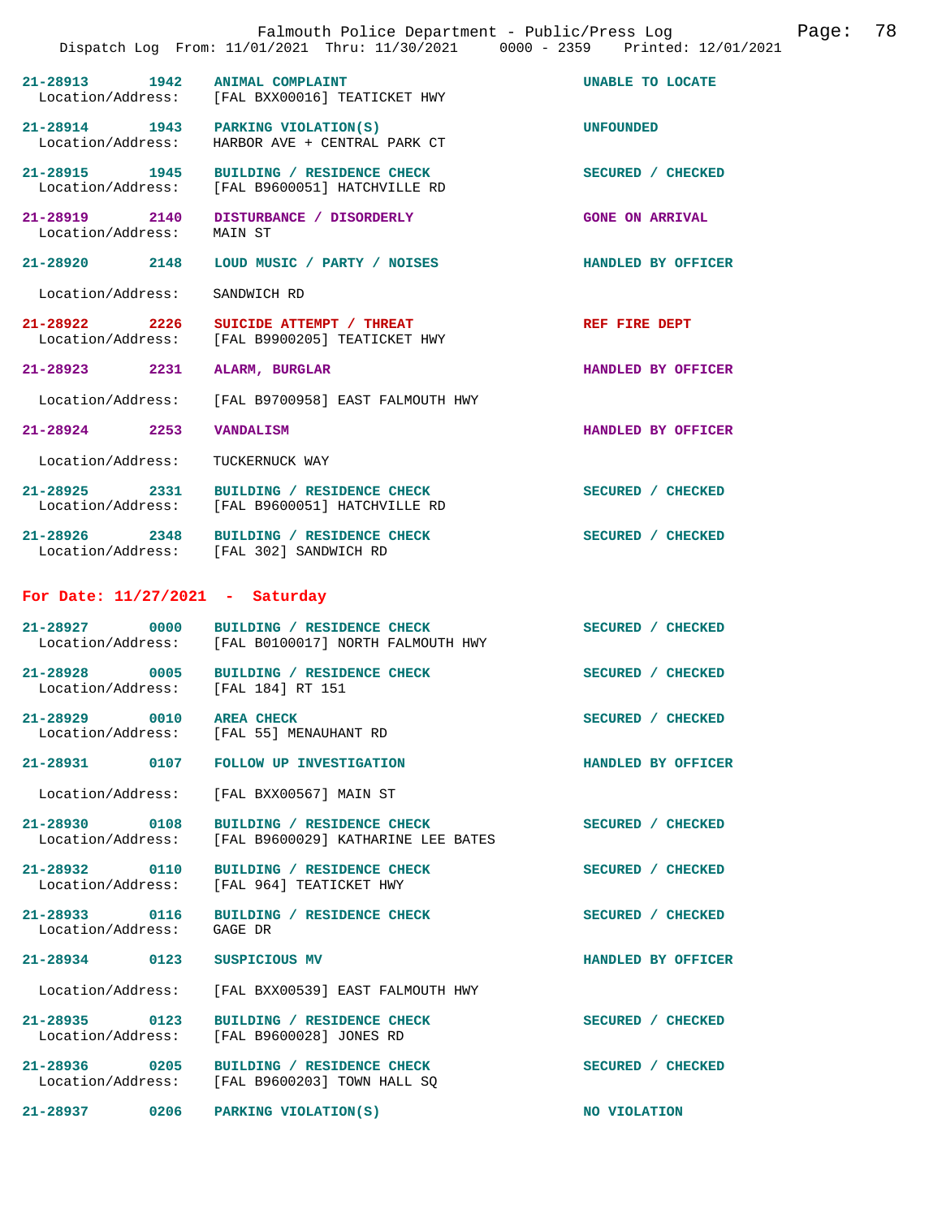21-28913 1942 ANIMAL COMPLAINT UNABLE TO LOCATE
Location/Address: [FAL BXX00016] TEATICKET HWY

21-28914 1943 PARKING VIOLATION(S) UNFOUNDED
Location/Address: HARBOR AVE + CENTRAL PARK CT

21-28915 1945 BUILDING / RESIDENCE CHECK SECURED / CHECKED
Location/Address: [FAL B9600051] HATCHVILLE RD

21-28919 2140 DISTURBANCE / DISORDERLY GONE ON ARRIVAL
Location/Address: MAIN ST

21-28920 2148 LOUD MUSIC / PARTY / NOISES HANDLED BY OFFICER
Location/Address: SANDWICH RD

21-28922 2226 SUICIDE ATTEMPT / THREAT REF FIRE DEPT
Location/Address: [FAL B9900205] TEATICKET HWY

21-28923 2231 ALARM, BURGLAR HANDLED BY OFFICER
Location/Address: [FAL B9700958] EAST FALMOUTH HWY

21-28924 2253 VANDALISM HANDLED BY OFFICER
Location/Address: TUCKERNUCK WAY

21-28925 2331 BUILDING / RESIDENCE CHECK SECURED / CHECKED
Location/Address: [FAL B9600051] HATCHVILLE RD

21-28926 2348 BUILDING / RESIDENCE CHECK SECURED / CHECKED
Location/Address: [FAL 302] SANDWICH RD

## For Date: 11/27/2021 - Saturday

21-28927 0000 BUILDING / RESIDENCE CHECK SECURED / CHECKED
Location/Address: [FAL B0100017] NORTH FALMOUTH HWY

21-28928 0005 BUILDING / RESIDENCE CHECK SECURED / CHECKED
Location/Address: [FAL 184] RT 151

21-28929 0010 AREA CHECK SECURED / CHECKED
Location/Address: [FAL 55] MENAUHANT RD

21-28931 0107 FOLLOW UP INVESTIGATION HANDLED BY OFFICER
Location/Address: [FAL BXX00567] MAIN ST

21-28930 0108 BUILDING / RESIDENCE CHECK SECURED / CHECKED
Location/Address: [FAL B9600029] KATHARINE LEE BATES

21-28932 0110 BUILDING / RESIDENCE CHECK SECURED / CHECKED
Location/Address: [FAL 964] TEATICKET HWY

21-28933 0116 BUILDING / RESIDENCE CHECK SECURED / CHECKED
Location/Address: GAGE DR

21-28934 0123 SUSPICIOUS MV HANDLED BY OFFICER
Location/Address: [FAL BXX00539] EAST FALMOUTH HWY

21-28935 0123 BUILDING / RESIDENCE CHECK SECURED / CHECKED
Location/Address: [FAL B9600028] JONES RD

21-28936 0205 BUILDING / RESIDENCE CHECK SECURED / CHECKED
Location/Address: [FAL B9600203] TOWN HALL SQ

21-28937 0206 PARKING VIOLATION(S) NO VIOLATION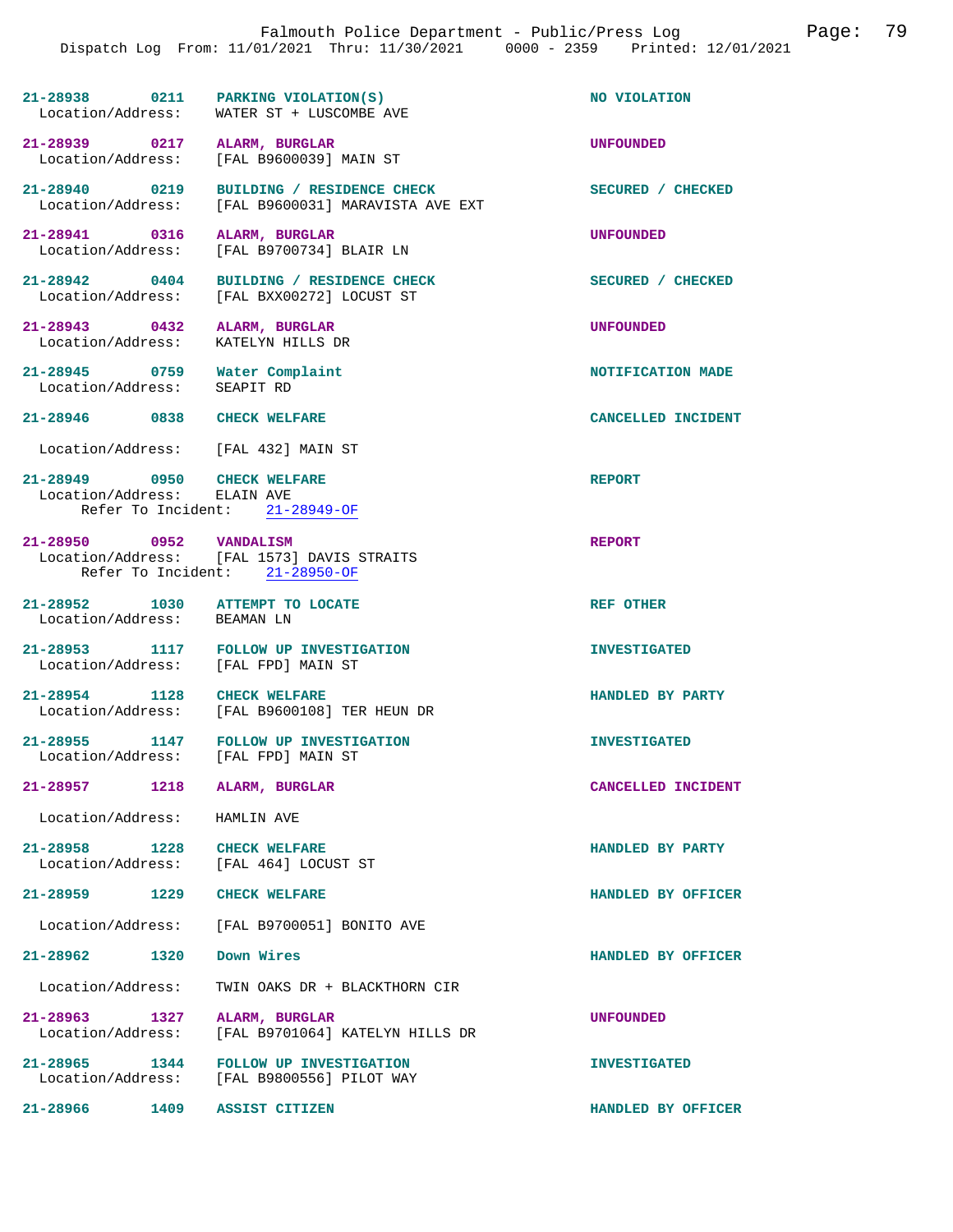**21-28938** **0211** **PARKING VIOLATION(S)** **NO VIOLATION**
Location/Address: WATER ST + LUSCOMBE AVE

**21-28939** **0217** **ALARM, BURGLAR** **UNFOUNDED**
Location/Address: [FAL B9600039] MAIN ST

**21-28940** **0219** **BUILDING / RESIDENCE CHECK** **SECURED / CHECKED**
Location/Address: [FAL B9600031] MARAVISTA AVE EXT

**21-28941** **0316** **ALARM, BURGLAR** **UNFOUNDED**
Location/Address: [FAL B9700734] BLAIR LN

**21-28942** **0404** **BUILDING / RESIDENCE CHECK** **SECURED / CHECKED**
Location/Address: [FAL BXX00272] LOCUST ST

**21-28943** **0432** **ALARM, BURGLAR** **UNFOUNDED**
Location/Address: KATELYN HILLS DR

**21-28945** **0759** **Water Complaint** **NOTIFICATION MADE**
Location/Address: SEAPIT RD

**21-28946** **0838** **CHECK WELFARE** **CANCELLED INCIDENT**
Location/Address: [FAL 432] MAIN ST

**21-28949** **0950** **CHECK WELFARE** **REPORT**
Location/Address: ELAIN AVE
Refer To Incident: 21-28949-OF

**21-28950** **0952** **VANDALISM** **REPORT**
Location/Address: [FAL 1573] DAVIS STRAITS
Refer To Incident: 21-28950-OF

**21-28952** **1030** **ATTEMPT TO LOCATE** **REF OTHER**
Location/Address: BEAMAN LN

**21-28953** **1117** **FOLLOW UP INVESTIGATION** **INVESTIGATED**
Location/Address: [FAL FPD] MAIN ST

**21-28954** **1128** **CHECK WELFARE** **HANDLED BY PARTY**
Location/Address: [FAL B9600108] TER HEUN DR

**21-28955** **1147** **FOLLOW UP INVESTIGATION** **INVESTIGATED**
Location/Address: [FAL FPD] MAIN ST

**21-28957** **1218** **ALARM, BURGLAR** **CANCELLED INCIDENT**
Location/Address: HAMLIN AVE

**21-28958** **1228** **CHECK WELFARE** **HANDLED BY PARTY**
Location/Address: [FAL 464] LOCUST ST

**21-28959** **1229** **CHECK WELFARE** **HANDLED BY OFFICER**
Location/Address: [FAL B9700051] BONITO AVE

**21-28962** **1320** **Down Wires** **HANDLED BY OFFICER**
Location/Address: TWIN OAKS DR + BLACKTHORN CIR

**21-28963** **1327** **ALARM, BURGLAR** **UNFOUNDED**
Location/Address: [FAL B9701064] KATELYN HILLS DR

**21-28965** **1344** **FOLLOW UP INVESTIGATION** **INVESTIGATED**
Location/Address: [FAL B9800556] PILOT WAY

**21-28966** **1409** **ASSIST CITIZEN** **HANDLED BY OFFICER**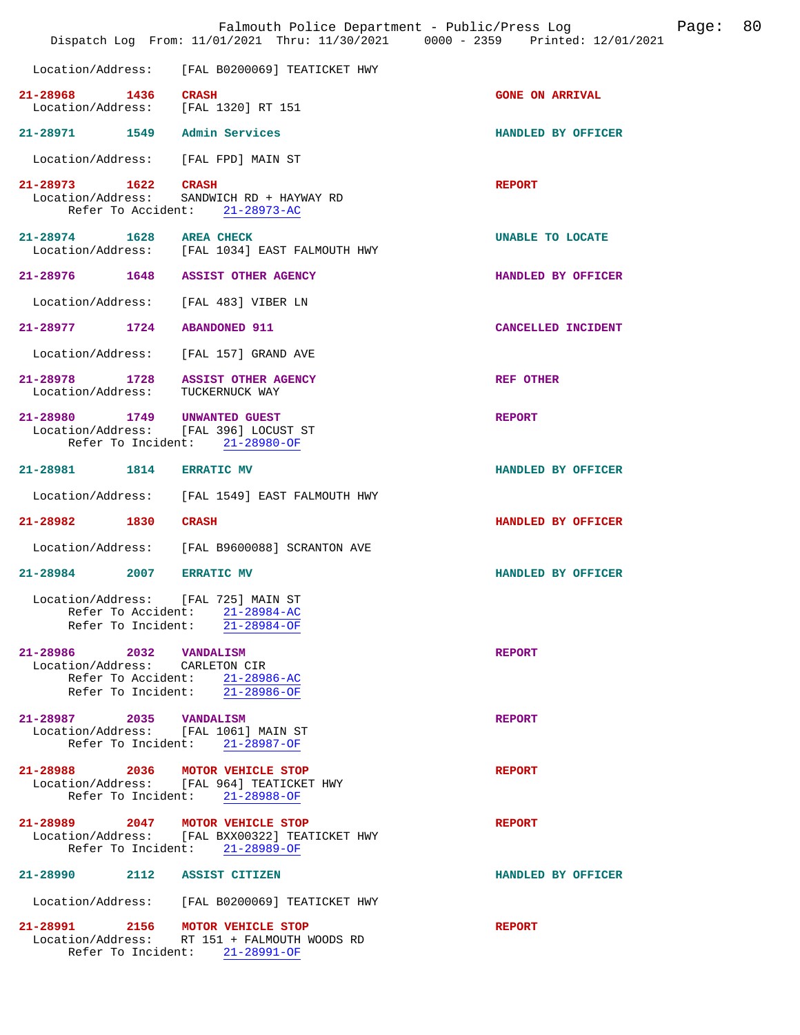Location/Address: [FAL B0200069] TEATICKET HWY

**21-28968 1436 CRASH** — GONE ON ARRIVAL
Location/Address: [FAL 1320] RT 151

**21-28971 1549 Admin Services** — HANDLED BY OFFICER
Location/Address: [FAL FPD] MAIN ST

**21-28973 1622 CRASH** — REPORT
Location/Address: SANDWICH RD + HAYWAY RD
Refer To Accident: 21-28973-AC

**21-28974 1628 AREA CHECK** — UNABLE TO LOCATE
Location/Address: [FAL 1034] EAST FALMOUTH HWY

**21-28976 1648 ASSIST OTHER AGENCY** — HANDLED BY OFFICER
Location/Address: [FAL 483] VIBER LN

**21-28977 1724 ABANDONED 911** — CANCELLED INCIDENT
Location/Address: [FAL 157] GRAND AVE

**21-28978 1728 ASSIST OTHER AGENCY** — REF OTHER
Location/Address: TUCKERNUCK WAY

**21-28980 1749 UNWANTED GUEST** — REPORT
Location/Address: [FAL 396] LOCUST ST
Refer To Incident: 21-28980-OF

**21-28981 1814 ERRATIC MV** — HANDLED BY OFFICER
Location/Address: [FAL 1549] EAST FALMOUTH HWY

**21-28982 1830 CRASH** — HANDLED BY OFFICER
Location/Address: [FAL B9600088] SCRANTON AVE

**21-28984 2007 ERRATIC MV** — HANDLED BY OFFICER
Location/Address: [FAL 725] MAIN ST
Refer To Accident: 21-28984-AC
Refer To Incident: 21-28984-OF

**21-28986 2032 VANDALISM** — REPORT
Location/Address: CARLETON CIR
Refer To Accident: 21-28986-AC
Refer To Incident: 21-28986-OF

**21-28987 2035 VANDALISM** — REPORT
Location/Address: [FAL 1061] MAIN ST
Refer To Incident: 21-28987-OF

**21-28988 2036 MOTOR VEHICLE STOP** — REPORT
Location/Address: [FAL 964] TEATICKET HWY
Refer To Incident: 21-28988-OF

**21-28989 2047 MOTOR VEHICLE STOP** — REPORT
Location/Address: [FAL BXX00322] TEATICKET HWY
Refer To Incident: 21-28989-OF

**21-28990 2112 ASSIST CITIZEN** — HANDLED BY OFFICER
Location/Address: [FAL B0200069] TEATICKET HWY

**21-28991 2156 MOTOR VEHICLE STOP** — REPORT
Location/Address: RT 151 + FALMOUTH WOODS RD
Refer To Incident: 21-28991-OF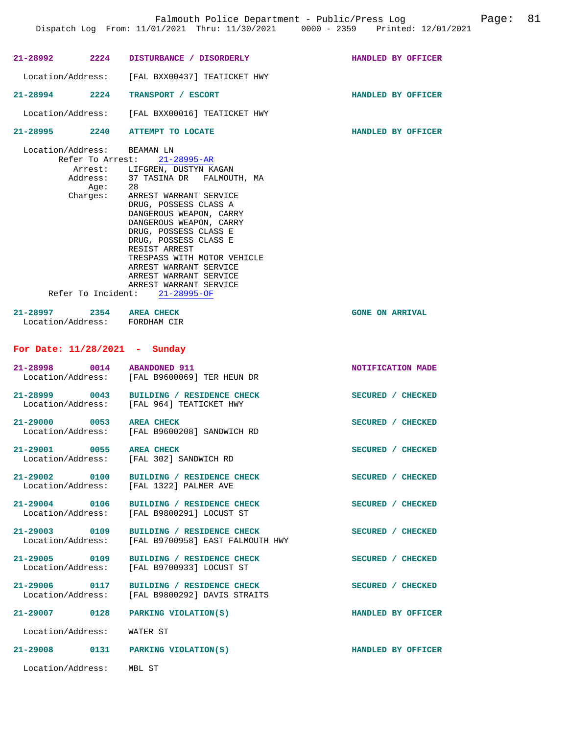**21-28992** 2224 **DISTURBANCE / DISORDERLY** HANDLED BY OFFICER

Location/Address: [FAL BXX00437] TEATICKET HWY

**21-28994** 2224 **TRANSPORT / ESCORT** HANDLED BY OFFICER

Location/Address: [FAL BXX00016] TEATICKET HWY

**21-28995** 2240 **ATTEMPT TO LOCATE** HANDLED BY OFFICER

Location/Address: BEAMAN LN
Refer To Arrest: 21-28995-AR
Arrest: LIFGREN, DUSTYN KAGAN
Address: 37 TASINA DR FALMOUTH, MA
Age: 28
Charges: ARREST WARRANT SERVICE
DRUG, POSSESS CLASS A
DANGEROUS WEAPON, CARRY
DANGEROUS WEAPON, CARRY
DRUG, POSSESS CLASS E
DRUG, POSSESS CLASS E
RESIST ARREST
TRESPASS WITH MOTOR VEHICLE
ARREST WARRANT SERVICE
ARREST WARRANT SERVICE
ARREST WARRANT SERVICE
Refer To Incident: 21-28995-OF

**21-28997** 2354 **AREA CHECK** GONE ON ARRIVAL
Location/Address: FORDHAM CIR

## For Date: 11/28/2021 - Sunday

**21-28998** 0014 **ABANDONED 911** NOTIFICATION MADE
Location/Address: [FAL B9600069] TER HEUN DR

**21-28999** 0043 **BUILDING / RESIDENCE CHECK** SECURED / CHECKED
Location/Address: [FAL 964] TEATICKET HWY

**21-29000** 0053 **AREA CHECK** SECURED / CHECKED
Location/Address: [FAL B9600208] SANDWICH RD

**21-29001** 0055 **AREA CHECK** SECURED / CHECKED
Location/Address: [FAL 302] SANDWICH RD

**21-29002** 0100 **BUILDING / RESIDENCE CHECK** SECURED / CHECKED
Location/Address: [FAL 1322] PALMER AVE

**21-29004** 0106 **BUILDING / RESIDENCE CHECK** SECURED / CHECKED
Location/Address: [FAL B9800291] LOCUST ST

**21-29003** 0109 **BUILDING / RESIDENCE CHECK** SECURED / CHECKED
Location/Address: [FAL B9700958] EAST FALMOUTH HWY

**21-29005** 0109 **BUILDING / RESIDENCE CHECK** SECURED / CHECKED
Location/Address: [FAL B9700933] LOCUST ST

**21-29006** 0117 **BUILDING / RESIDENCE CHECK** SECURED / CHECKED
Location/Address: [FAL B9800292] DAVIS STRAITS

**21-29007** 0128 **PARKING VIOLATION(S)** HANDLED BY OFFICER

Location/Address: WATER ST

**21-29008** 0131 **PARKING VIOLATION(S)** HANDLED BY OFFICER

Location/Address: MBL ST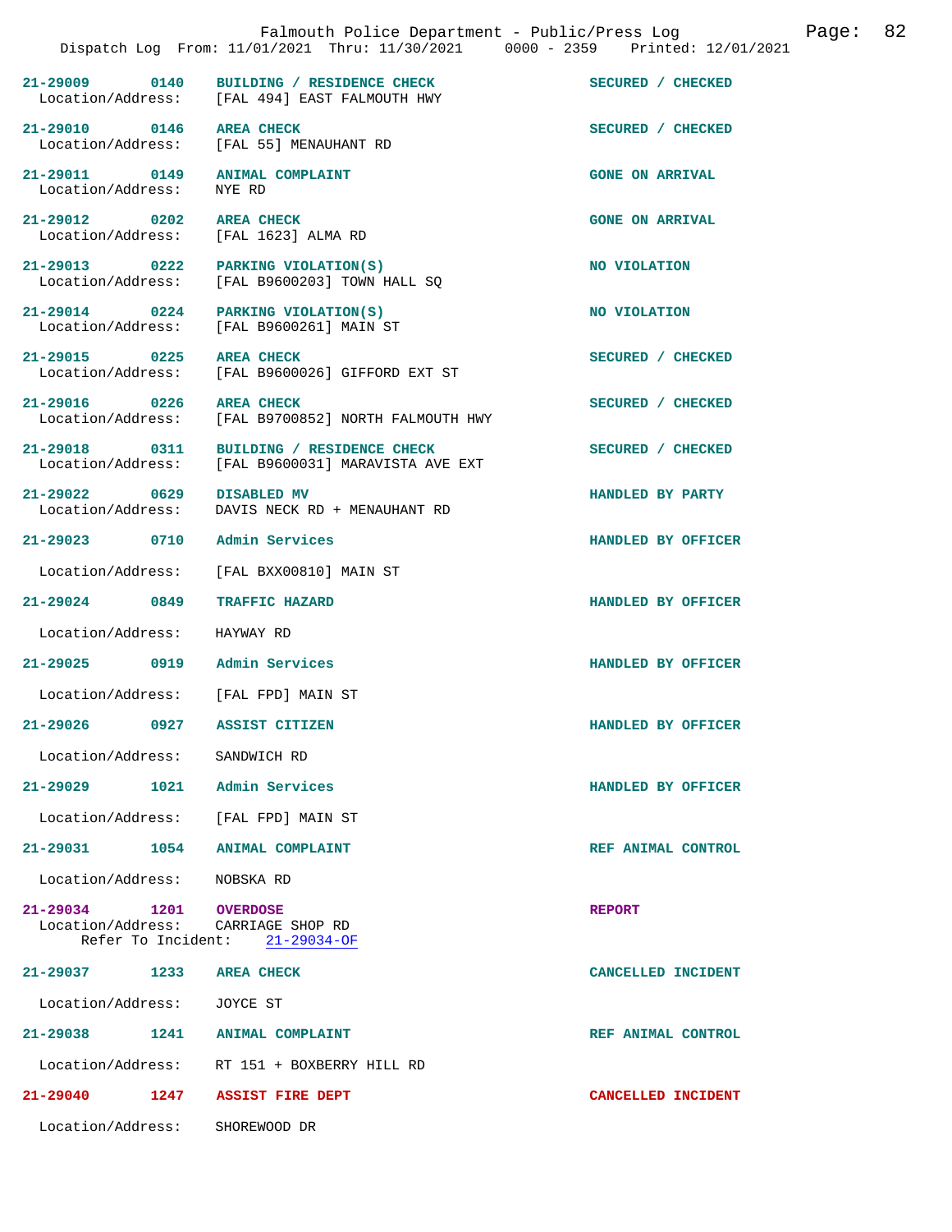Falmouth Police Department - Public/Press Log

Dispatch Log From: 11/01/2021 Thru: 11/30/2021 0000 - 2359 Printed: 12/01/2021

**21-29009 0140 BUILDING / RESIDENCE CHECK** — SECURED / CHECKED
Location/Address: [FAL 494] EAST FALMOUTH HWY

**21-29010 0146 AREA CHECK** — SECURED / CHECKED
Location/Address: [FAL 55] MENAUHANT RD

**21-29011 0149 ANIMAL COMPLAINT** — GONE ON ARRIVAL
Location/Address: NYE RD

**21-29012 0202 AREA CHECK** — GONE ON ARRIVAL
Location/Address: [FAL 1623] ALMA RD

**21-29013 0222 PARKING VIOLATION(S)** — NO VIOLATION
Location/Address: [FAL B9600203] TOWN HALL SQ

**21-29014 0224 PARKING VIOLATION(S)** — NO VIOLATION
Location/Address: [FAL B9600261] MAIN ST

**21-29015 0225 AREA CHECK** — SECURED / CHECKED
Location/Address: [FAL B9600026] GIFFORD EXT ST

**21-29016 0226 AREA CHECK** — SECURED / CHECKED
Location/Address: [FAL B9700852] NORTH FALMOUTH HWY

**21-29018 0311 BUILDING / RESIDENCE CHECK** — SECURED / CHECKED
Location/Address: [FAL B9600031] MARAVISTA AVE EXT

**21-29022 0629 DISABLED MV** — HANDLED BY PARTY
Location/Address: DAVIS NECK RD + MENAUHANT RD

**21-29023 0710 Admin Services** — HANDLED BY OFFICER
Location/Address: [FAL BXX00810] MAIN ST

**21-29024 0849 TRAFFIC HAZARD** — HANDLED BY OFFICER
Location/Address: HAYWAY RD

**21-29025 0919 Admin Services** — HANDLED BY OFFICER
Location/Address: [FAL FPD] MAIN ST

**21-29026 0927 ASSIST CITIZEN** — HANDLED BY OFFICER
Location/Address: SANDWICH RD

**21-29029 1021 Admin Services** — HANDLED BY OFFICER
Location/Address: [FAL FPD] MAIN ST

**21-29031 1054 ANIMAL COMPLAINT** — REF ANIMAL CONTROL
Location/Address: NOBSKA RD

**21-29034 1201 OVERDOSE** — REPORT
Location/Address: CARRIAGE SHOP RD
Refer To Incident: 21-29034-OF

**21-29037 1233 AREA CHECK** — CANCELLED INCIDENT
Location/Address: JOYCE ST

**21-29038 1241 ANIMAL COMPLAINT** — REF ANIMAL CONTROL
Location/Address: RT 151 + BOXBERRY HILL RD

**21-29040 1247 ASSIST FIRE DEPT** — CANCELLED INCIDENT
Location/Address: SHOREWOOD DR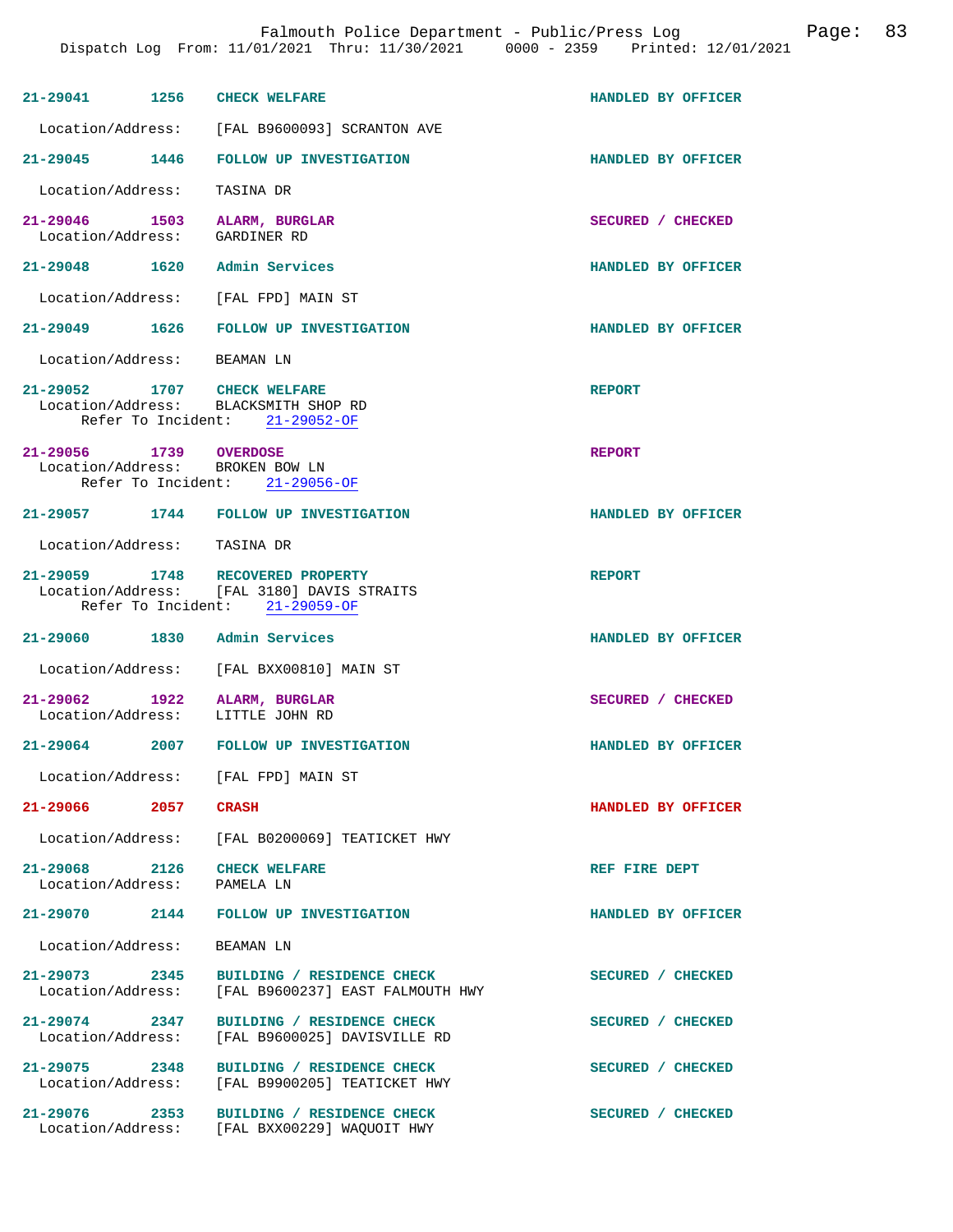| Call No. | Time | Call Type | Disposition |
| --- | --- | --- | --- |
| 21-29041 | 1256 | CHECK WELFARE | HANDLED BY OFFICER |

Location/Address: [FAL B9600093] SCRANTON AVE

| Call No. | Time | Call Type | Disposition |
| --- | --- | --- | --- |
| 21-29045 | 1446 | FOLLOW UP INVESTIGATION | HANDLED BY OFFICER |

Location/Address: TASINA DR

| Call No. | Time | Call Type | Disposition |
| --- | --- | --- | --- |
| 21-29046 | 1503 | ALARM, BURGLAR | SECURED / CHECKED |

Location/Address: GARDINER RD

| Call No. | Time | Call Type | Disposition |
| --- | --- | --- | --- |
| 21-29048 | 1620 | Admin Services | HANDLED BY OFFICER |

Location/Address: [FAL FPD] MAIN ST

| Call No. | Time | Call Type | Disposition |
| --- | --- | --- | --- |
| 21-29049 | 1626 | FOLLOW UP INVESTIGATION | HANDLED BY OFFICER |

Location/Address: BEAMAN LN

| Call No. | Time | Call Type | Disposition |
| --- | --- | --- | --- |
| 21-29052 | 1707 | CHECK WELFARE | REPORT |

Location/Address: BLACKSMITH SHOP RD
Refer To Incident: 21-29052-OF

| Call No. | Time | Call Type | Disposition |
| --- | --- | --- | --- |
| 21-29056 | 1739 | OVERDOSE | REPORT |

Location/Address: BROKEN BOW LN
Refer To Incident: 21-29056-OF

| Call No. | Time | Call Type | Disposition |
| --- | --- | --- | --- |
| 21-29057 | 1744 | FOLLOW UP INVESTIGATION | HANDLED BY OFFICER |

Location/Address: TASINA DR

| Call No. | Time | Call Type | Disposition |
| --- | --- | --- | --- |
| 21-29059 | 1748 | RECOVERED PROPERTY | REPORT |

Location/Address: [FAL 3180] DAVIS STRAITS
Refer To Incident: 21-29059-OF

| Call No. | Time | Call Type | Disposition |
| --- | --- | --- | --- |
| 21-29060 | 1830 | Admin Services | HANDLED BY OFFICER |

Location/Address: [FAL BXX00810] MAIN ST

| Call No. | Time | Call Type | Disposition |
| --- | --- | --- | --- |
| 21-29062 | 1922 | ALARM, BURGLAR | SECURED / CHECKED |

Location/Address: LITTLE JOHN RD

| Call No. | Time | Call Type | Disposition |
| --- | --- | --- | --- |
| 21-29064 | 2007 | FOLLOW UP INVESTIGATION | HANDLED BY OFFICER |

Location/Address: [FAL FPD] MAIN ST

| Call No. | Time | Call Type | Disposition |
| --- | --- | --- | --- |
| 21-29066 | 2057 | CRASH | HANDLED BY OFFICER |

Location/Address: [FAL B0200069] TEATICKET HWY

| Call No. | Time | Call Type | Disposition |
| --- | --- | --- | --- |
| 21-29068 | 2126 | CHECK WELFARE | REF FIRE DEPT |

Location/Address: PAMELA LN

| Call No. | Time | Call Type | Disposition |
| --- | --- | --- | --- |
| 21-29070 | 2144 | FOLLOW UP INVESTIGATION | HANDLED BY OFFICER |

Location/Address: BEAMAN LN

| Call No. | Time | Call Type | Disposition |
| --- | --- | --- | --- |
| 21-29073 | 2345 | BUILDING / RESIDENCE CHECK | SECURED / CHECKED |

Location/Address: [FAL B9600237] EAST FALMOUTH HWY

| Call No. | Time | Call Type | Disposition |
| --- | --- | --- | --- |
| 21-29074 | 2347 | BUILDING / RESIDENCE CHECK | SECURED / CHECKED |

Location/Address: [FAL B9600025] DAVISVILLE RD

| Call No. | Time | Call Type | Disposition |
| --- | --- | --- | --- |
| 21-29075 | 2348 | BUILDING / RESIDENCE CHECK | SECURED / CHECKED |

Location/Address: [FAL B9900205] TEATICKET HWY

| Call No. | Time | Call Type | Disposition |
| --- | --- | --- | --- |
| 21-29076 | 2353 | BUILDING / RESIDENCE CHECK | SECURED / CHECKED |

Location/Address: [FAL BXX00229] WAQUOIT HWY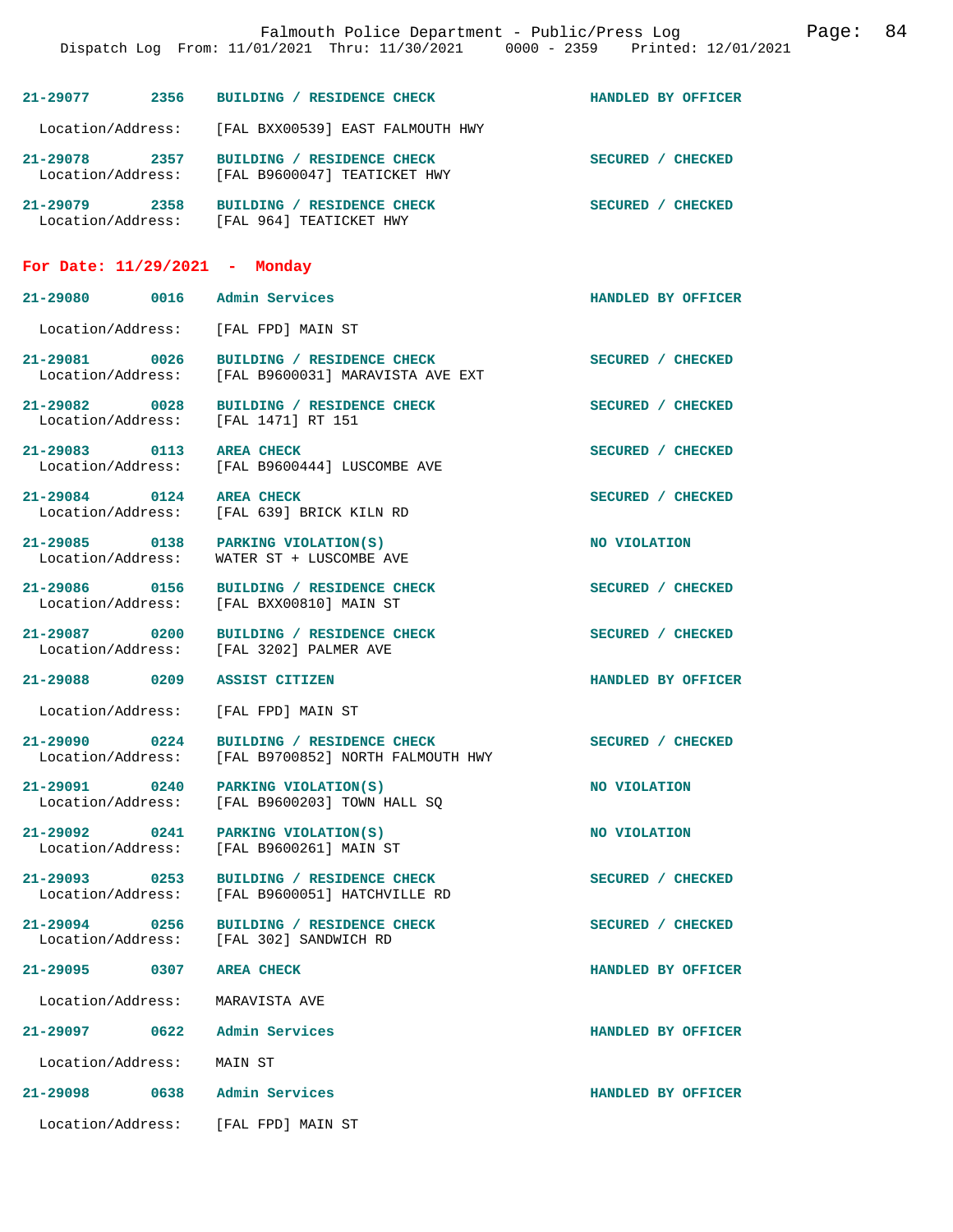21-29077 2356 BUILDING / RESIDENCE CHECK HANDLED BY OFFICER

Location/Address: [FAL BXX00539] EAST FALMOUTH HWY

21-29078 2357 BUILDING / RESIDENCE CHECK SECURED / CHECKED
Location/Address: [FAL B9600047] TEATICKET HWY

21-29079 2358 BUILDING / RESIDENCE CHECK SECURED / CHECKED
Location/Address: [FAL 964] TEATICKET HWY

## For Date: 11/29/2021 - Monday

21-29080 0016 Admin Services HANDLED BY OFFICER

Location/Address: [FAL FPD] MAIN ST

21-29081 0026 BUILDING / RESIDENCE CHECK SECURED / CHECKED
Location/Address: [FAL B9600031] MARAVISTA AVE EXT

21-29082 0028 BUILDING / RESIDENCE CHECK SECURED / CHECKED
Location/Address: [FAL 1471] RT 151

21-29083 0113 AREA CHECK SECURED / CHECKED
Location/Address: [FAL B9600444] LUSCOMBE AVE

21-29084 0124 AREA CHECK SECURED / CHECKED
Location/Address: [FAL 639] BRICK KILN RD

21-29085 0138 PARKING VIOLATION(S) NO VIOLATION
Location/Address: WATER ST + LUSCOMBE AVE

21-29086 0156 BUILDING / RESIDENCE CHECK SECURED / CHECKED
Location/Address: [FAL BXX00810] MAIN ST

21-29087 0200 BUILDING / RESIDENCE CHECK SECURED / CHECKED
Location/Address: [FAL 3202] PALMER AVE

21-29088 0209 ASSIST CITIZEN HANDLED BY OFFICER

Location/Address: [FAL FPD] MAIN ST

21-29090 0224 BUILDING / RESIDENCE CHECK SECURED / CHECKED
Location/Address: [FAL B9700852] NORTH FALMOUTH HWY

21-29091 0240 PARKING VIOLATION(S) NO VIOLATION
Location/Address: [FAL B9600203] TOWN HALL SQ

21-29092 0241 PARKING VIOLATION(S) NO VIOLATION
Location/Address: [FAL B9600261] MAIN ST

21-29093 0253 BUILDING / RESIDENCE CHECK SECURED / CHECKED
Location/Address: [FAL B9600051] HATCHVILLE RD

21-29094 0256 BUILDING / RESIDENCE CHECK SECURED / CHECKED
Location/Address: [FAL 302] SANDWICH RD

21-29095 0307 AREA CHECK HANDLED BY OFFICER

Location/Address: MARAVISTA AVE

21-29097 0622 Admin Services HANDLED BY OFFICER

Location/Address: MAIN ST

21-29098 0638 Admin Services HANDLED BY OFFICER

Location/Address: [FAL FPD] MAIN ST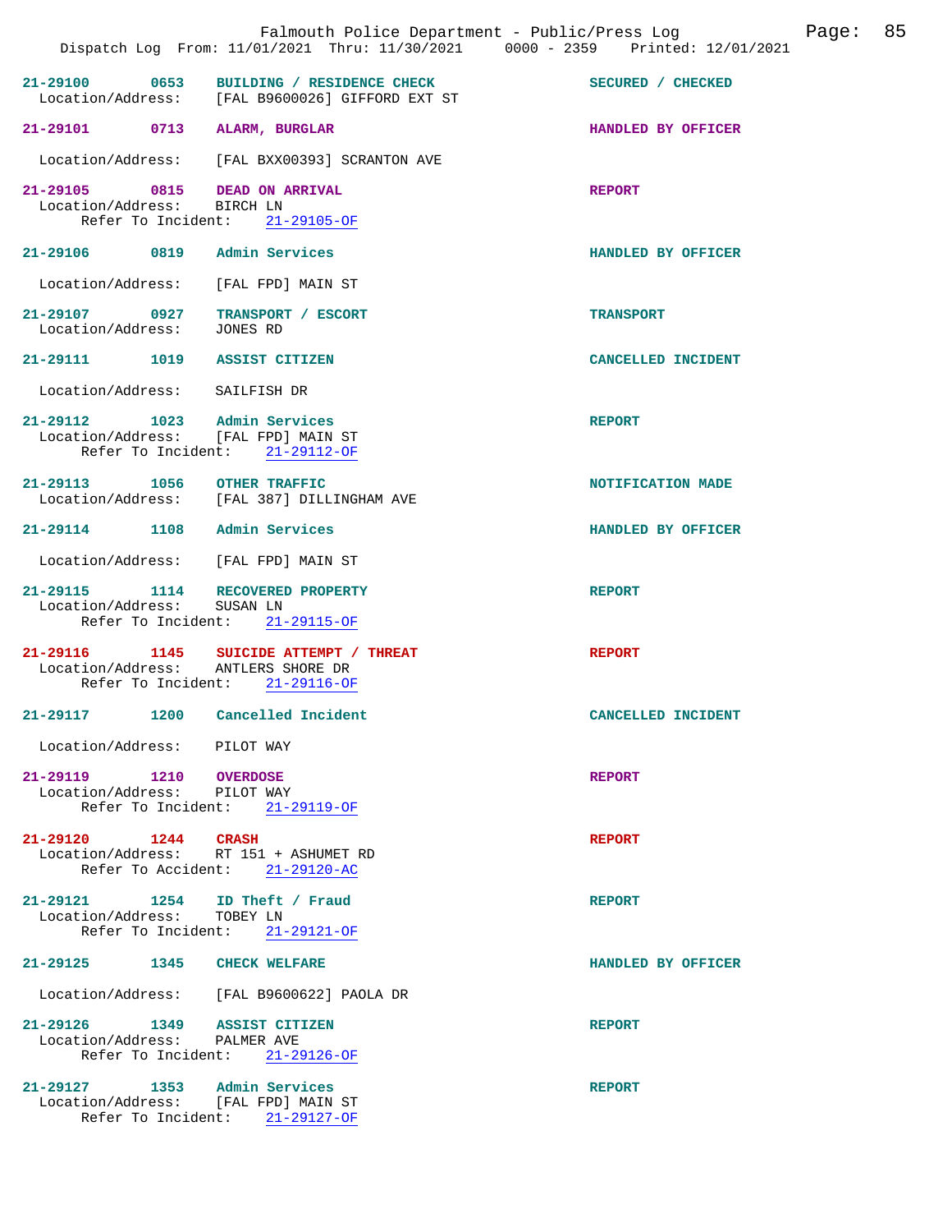21-29100 0653 BUILDING / RESIDENCE CHECK SECURED / CHECKED
Location/Address: [FAL B9600026] GIFFORD EXT ST

21-29101 0713 ALARM, BURGLAR HANDLED BY OFFICER
Location/Address: [FAL BXX00393] SCRANTON AVE

21-29105 0815 DEAD ON ARRIVAL REPORT
Location/Address: BIRCH LN
Refer To Incident: 21-29105-OF

21-29106 0819 Admin Services HANDLED BY OFFICER
Location/Address: [FAL FPD] MAIN ST

21-29107 0927 TRANSPORT / ESCORT TRANSPORT
Location/Address: JONES RD

21-29111 1019 ASSIST CITIZEN CANCELLED INCIDENT
Location/Address: SAILFISH DR

21-29112 1023 Admin Services REPORT
Location/Address: [FAL FPD] MAIN ST
Refer To Incident: 21-29112-OF

21-29113 1056 OTHER TRAFFIC NOTIFICATION MADE
Location/Address: [FAL 387] DILLINGHAM AVE

21-29114 1108 Admin Services HANDLED BY OFFICER
Location/Address: [FAL FPD] MAIN ST

21-29115 1114 RECOVERED PROPERTY REPORT
Location/Address: SUSAN LN
Refer To Incident: 21-29115-OF

21-29116 1145 SUICIDE ATTEMPT / THREAT REPORT
Location/Address: ANTLERS SHORE DR
Refer To Incident: 21-29116-OF

21-29117 1200 Cancelled Incident CANCELLED INCIDENT
Location/Address: PILOT WAY

21-29119 1210 OVERDOSE REPORT
Location/Address: PILOT WAY
Refer To Incident: 21-29119-OF

21-29120 1244 CRASH REPORT
Location/Address: RT 151 + ASHUMET RD
Refer To Accident: 21-29120-AC

21-29121 1254 ID Theft / Fraud REPORT
Location/Address: TOBEY LN
Refer To Incident: 21-29121-OF

21-29125 1345 CHECK WELFARE HANDLED BY OFFICER
Location/Address: [FAL B9600622] PAOLA DR

21-29126 1349 ASSIST CITIZEN REPORT
Location/Address: PALMER AVE
Refer To Incident: 21-29126-OF

21-29127 1353 Admin Services REPORT
Location/Address: [FAL FPD] MAIN ST
Refer To Incident: 21-29127-OF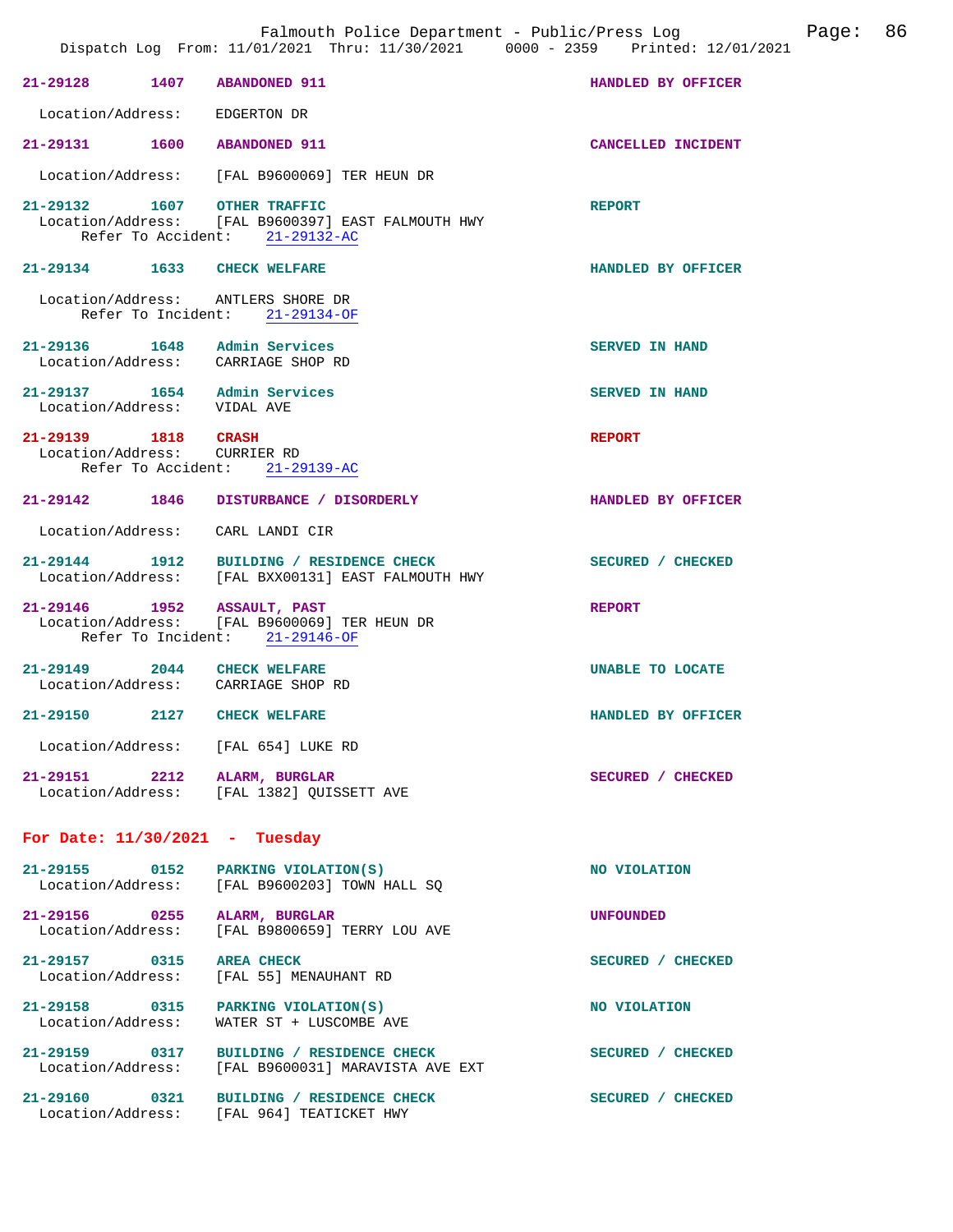21-29128 1407 ABANDONED 911 HANDLED BY OFFICER

Location/Address: EDGERTON DR

21-29131 1600 ABANDONED 911 CANCELLED INCIDENT

Location/Address: [FAL B9600069] TER HEUN DR

21-29132 1607 OTHER TRAFFIC REPORT
Location/Address: [FAL B9600397] EAST FALMOUTH HWY
Refer To Accident: 21-29132-AC

21-29134 1633 CHECK WELFARE HANDLED BY OFFICER

Location/Address: ANTLERS SHORE DR
Refer To Incident: 21-29134-OF

21-29136 1648 Admin Services SERVED IN HAND
Location/Address: CARRIAGE SHOP RD

21-29137 1654 Admin Services SERVED IN HAND
Location/Address: VIDAL AVE

21-29139 1818 CRASH REPORT
Location/Address: CURRIER RD
Refer To Accident: 21-29139-AC

21-29142 1846 DISTURBANCE / DISORDERLY HANDLED BY OFFICER

Location/Address: CARL LANDI CIR

21-29144 1912 BUILDING / RESIDENCE CHECK SECURED / CHECKED
Location/Address: [FAL BXX00131] EAST FALMOUTH HWY

21-29146 1952 ASSAULT, PAST REPORT
Location/Address: [FAL B9600069] TER HEUN DR
Refer To Incident: 21-29146-OF

21-29149 2044 CHECK WELFARE UNABLE TO LOCATE
Location/Address: CARRIAGE SHOP RD

21-29150 2127 CHECK WELFARE HANDLED BY OFFICER

Location/Address: [FAL 654] LUKE RD

21-29151 2212 ALARM, BURGLAR SECURED / CHECKED
Location/Address: [FAL 1382] QUISSETT AVE

## For Date: 11/30/2021 - Tuesday

21-29155 0152 PARKING VIOLATION(S) NO VIOLATION
Location/Address: [FAL B9600203] TOWN HALL SQ

21-29156 0255 ALARM, BURGLAR UNFOUNDED
Location/Address: [FAL B9800659] TERRY LOU AVE

21-29157 0315 AREA CHECK SECURED / CHECKED
Location/Address: [FAL 55] MENAUHANT RD

21-29158 0315 PARKING VIOLATION(S) NO VIOLATION
Location/Address: WATER ST + LUSCOMBE AVE

21-29159 0317 BUILDING / RESIDENCE CHECK SECURED / CHECKED
Location/Address: [FAL B9600031] MARAVISTA AVE EXT

21-29160 0321 BUILDING / RESIDENCE CHECK SECURED / CHECKED
Location/Address: [FAL 964] TEATICKET HWY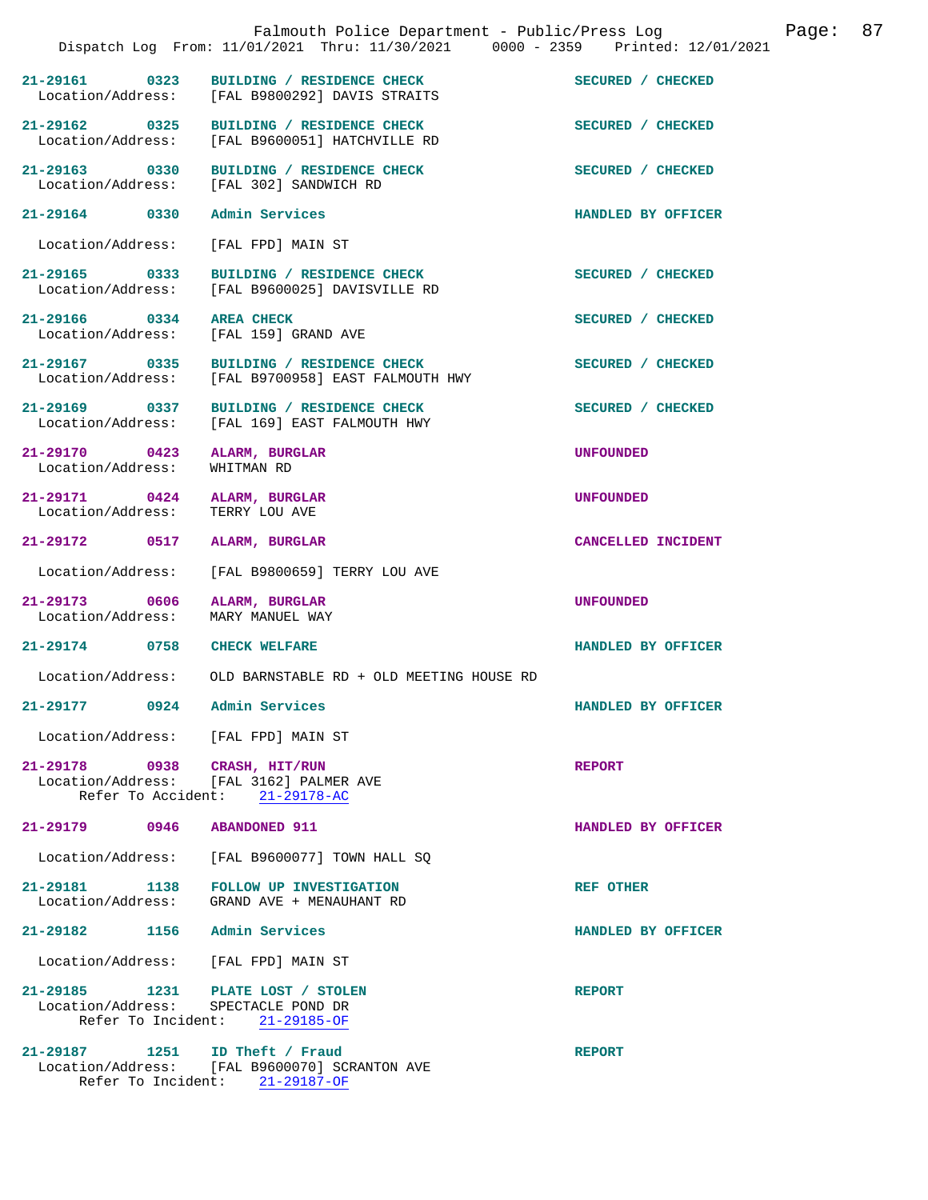| Incident | Time | Type | Disposition |
|---|---|---|---|
| 21-29161 | 0323 | BUILDING / RESIDENCE CHECK | SECURED / CHECKED |
| Location/Address: | | [FAL B9800292] DAVIS STRAITS | |
| 21-29162 | 0325 | BUILDING / RESIDENCE CHECK | SECURED / CHECKED |
| Location/Address: | | [FAL B9600051] HATCHVILLE RD | |
| 21-29163 | 0330 | BUILDING / RESIDENCE CHECK | SECURED / CHECKED |
| Location/Address: | | [FAL 302] SANDWICH RD | |
| 21-29164 | 0330 | Admin Services | HANDLED BY OFFICER |
| Location/Address: | | [FAL FPD] MAIN ST | |
| 21-29165 | 0333 | BUILDING / RESIDENCE CHECK | SECURED / CHECKED |
| Location/Address: | | [FAL B9600025] DAVISVILLE RD | |
| 21-29166 | 0334 | AREA CHECK | SECURED / CHECKED |
| Location/Address: | | [FAL 159] GRAND AVE | |
| 21-29167 | 0335 | BUILDING / RESIDENCE CHECK | SECURED / CHECKED |
| Location/Address: | | [FAL B9700958] EAST FALMOUTH HWY | |
| 21-29169 | 0337 | BUILDING / RESIDENCE CHECK | SECURED / CHECKED |
| Location/Address: | | [FAL 169] EAST FALMOUTH HWY | |
| 21-29170 | 0423 | ALARM, BURGLAR | UNFOUNDED |
| Location/Address: | | WHITMAN RD | |
| 21-29171 | 0424 | ALARM, BURGLAR | UNFOUNDED |
| Location/Address: | | TERRY LOU AVE | |
| 21-29172 | 0517 | ALARM, BURGLAR | CANCELLED INCIDENT |
| Location/Address: | | [FAL B9800659] TERRY LOU AVE | |
| 21-29173 | 0606 | ALARM, BURGLAR | UNFOUNDED |
| Location/Address: | | MARY MANUEL WAY | |
| 21-29174 | 0758 | CHECK WELFARE | HANDLED BY OFFICER |
| Location/Address: | | OLD BARNSTABLE RD + OLD MEETING HOUSE RD | |
| 21-29177 | 0924 | Admin Services | HANDLED BY OFFICER |
| Location/Address: | | [FAL FPD] MAIN ST | |
| 21-29178 | 0938 | CRASH, HIT/RUN | REPORT |
| Location/Address: | | [FAL 3162] PALMER AVE | |
| Refer To Accident: | | 21-29178-AC | |
| 21-29179 | 0946 | ABANDONED 911 | HANDLED BY OFFICER |
| Location/Address: | | [FAL B9600077] TOWN HALL SQ | |
| 21-29181 | 1138 | FOLLOW UP INVESTIGATION | REF OTHER |
| Location/Address: | | GRAND AVE + MENAUHANT RD | |
| 21-29182 | 1156 | Admin Services | HANDLED BY OFFICER |
| Location/Address: | | [FAL FPD] MAIN ST | |
| 21-29185 | 1231 | PLATE LOST / STOLEN | REPORT |
| Location/Address: | | SPECTACLE POND DR | |
| Refer To Incident: | | 21-29185-OF | |
| 21-29187 | 1251 | ID Theft / Fraud | REPORT |
| Location/Address: | | [FAL B9600070] SCRANTON AVE | |
| Refer To Incident: | | 21-29187-OF | |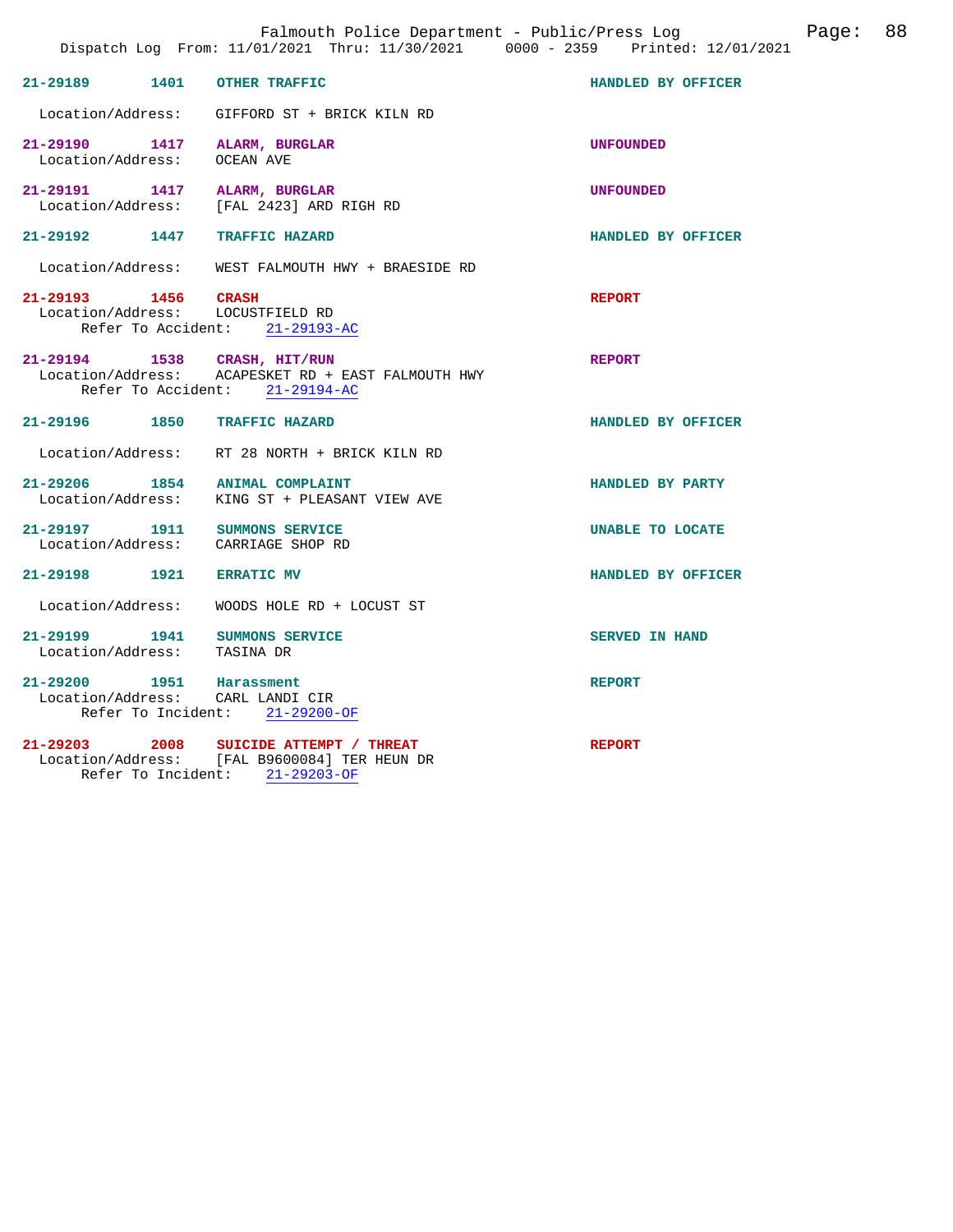**21-29189** **1401** **OTHER TRAFFIC** **HANDLED BY OFFICER**

Location/Address: GIFFORD ST + BRICK KILN RD

**21-29190** **1417** **ALARM, BURGLAR** **UNFOUNDED**
Location/Address: OCEAN AVE

**21-29191** **1417** **ALARM, BURGLAR** **UNFOUNDED**
Location/Address: [FAL 2423] ARD RIGH RD

**21-29192** **1447** **TRAFFIC HAZARD** **HANDLED BY OFFICER**

Location/Address: WEST FALMOUTH HWY + BRAESIDE RD

**21-29193** **1456** **CRASH** **REPORT**
Location/Address: LOCUSTFIELD RD
Refer To Accident: 21-29193-AC

**21-29194** **1538** **CRASH, HIT/RUN** **REPORT**
Location/Address: ACAPESKET RD + EAST FALMOUTH HWY
Refer To Accident: 21-29194-AC

**21-29196** **1850** **TRAFFIC HAZARD** **HANDLED BY OFFICER**

Location/Address: RT 28 NORTH + BRICK KILN RD

**21-29206** **1854** **ANIMAL COMPLAINT** **HANDLED BY PARTY**
Location/Address: KING ST + PLEASANT VIEW AVE

**21-29197** **1911** **SUMMONS SERVICE** **UNABLE TO LOCATE**
Location/Address: CARRIAGE SHOP RD

**21-29198** **1921** **ERRATIC MV** **HANDLED BY OFFICER**

Location/Address: WOODS HOLE RD + LOCUST ST

**21-29199** **1941** **SUMMONS SERVICE** **SERVED IN HAND**
Location/Address: TASINA DR

**21-29200** **1951** **Harassment** **REPORT**
Location/Address: CARL LANDI CIR
Refer To Incident: 21-29200-OF

**21-29203** **2008** **SUICIDE ATTEMPT / THREAT** **REPORT**
Location/Address: [FAL B9600084] TER HEUN DR
Refer To Incident: 21-29203-OF